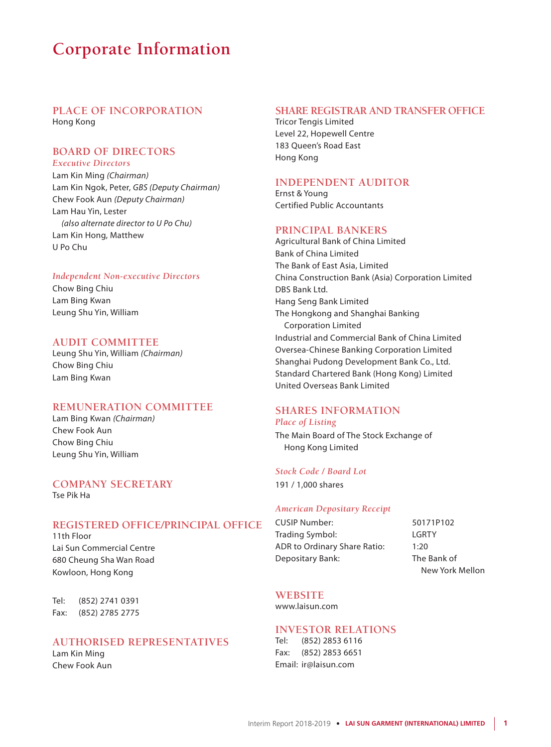# Corporate Information

## PLACE OF INCORPORATION

Hong Kong

## BOARD OF DIRECTORS

### *Executive Directors*

Lam Kin Ming *(Chairman)*
Lam Kin Ngok, Peter, *GBS (Deputy Chairman)*
Chew Fook Aun *(Deputy Chairman)*
Lam Hau Yin, Lester
*(also alternate director to U Po Chu)*
Lam Kin Hong, Matthew
U Po Chu

### *Independent Non-executive Directors*

Chow Bing Chiu
Lam Bing Kwan
Leung Shu Yin, William

## AUDIT COMMITTEE

Leung Shu Yin, William *(Chairman)*
Chow Bing Chiu
Lam Bing Kwan

## REMUNERATION COMMITTEE

Lam Bing Kwan *(Chairman)*
Chew Fook Aun
Chow Bing Chiu
Leung Shu Yin, William

## COMPANY SECRETARY

Tse Pik Ha

## REGISTERED OFFICE/PRINCIPAL OFFICE

11th Floor
Lai Sun Commercial Centre
680 Cheung Sha Wan Road
Kowloon, Hong Kong

Tel: (852) 2741 0391
Fax: (852) 2785 2775

## AUTHORISED REPRESENTATIVES

Lam Kin Ming
Chew Fook Aun

## SHARE REGISTRAR AND TRANSFER OFFICE

Tricor Tengis Limited
Level 22, Hopewell Centre
183 Queen's Road East
Hong Kong

## INDEPENDENT AUDITOR

Ernst & Young
Certified Public Accountants

## PRINCIPAL BANKERS

Agricultural Bank of China Limited
Bank of China Limited
The Bank of East Asia, Limited
China Construction Bank (Asia) Corporation Limited
DBS Bank Ltd.
Hang Seng Bank Limited
The Hongkong and Shanghai Banking Corporation Limited
Industrial and Commercial Bank of China Limited
Oversea-Chinese Banking Corporation Limited
Shanghai Pudong Development Bank Co., Ltd.
Standard Chartered Bank (Hong Kong) Limited
United Overseas Bank Limited

## SHARES INFORMATION

### *Place of Listing*

The Main Board of The Stock Exchange of Hong Kong Limited

### *Stock Code / Board Lot*

191 / 1,000 shares

### *American Depositary Receipt*

| | |
|---|---|
| CUSIP Number: | 50171P102 |
| Trading Symbol: | LGRTY |
| ADR to Ordinary Share Ratio: | 1:20 |
| Depositary Bank: | The Bank of New York Mellon |

## WEBSITE

www.laisun.com

## INVESTOR RELATIONS

Tel: (852) 2853 6116
Fax: (852) 2853 6651
Email: ir@laisun.com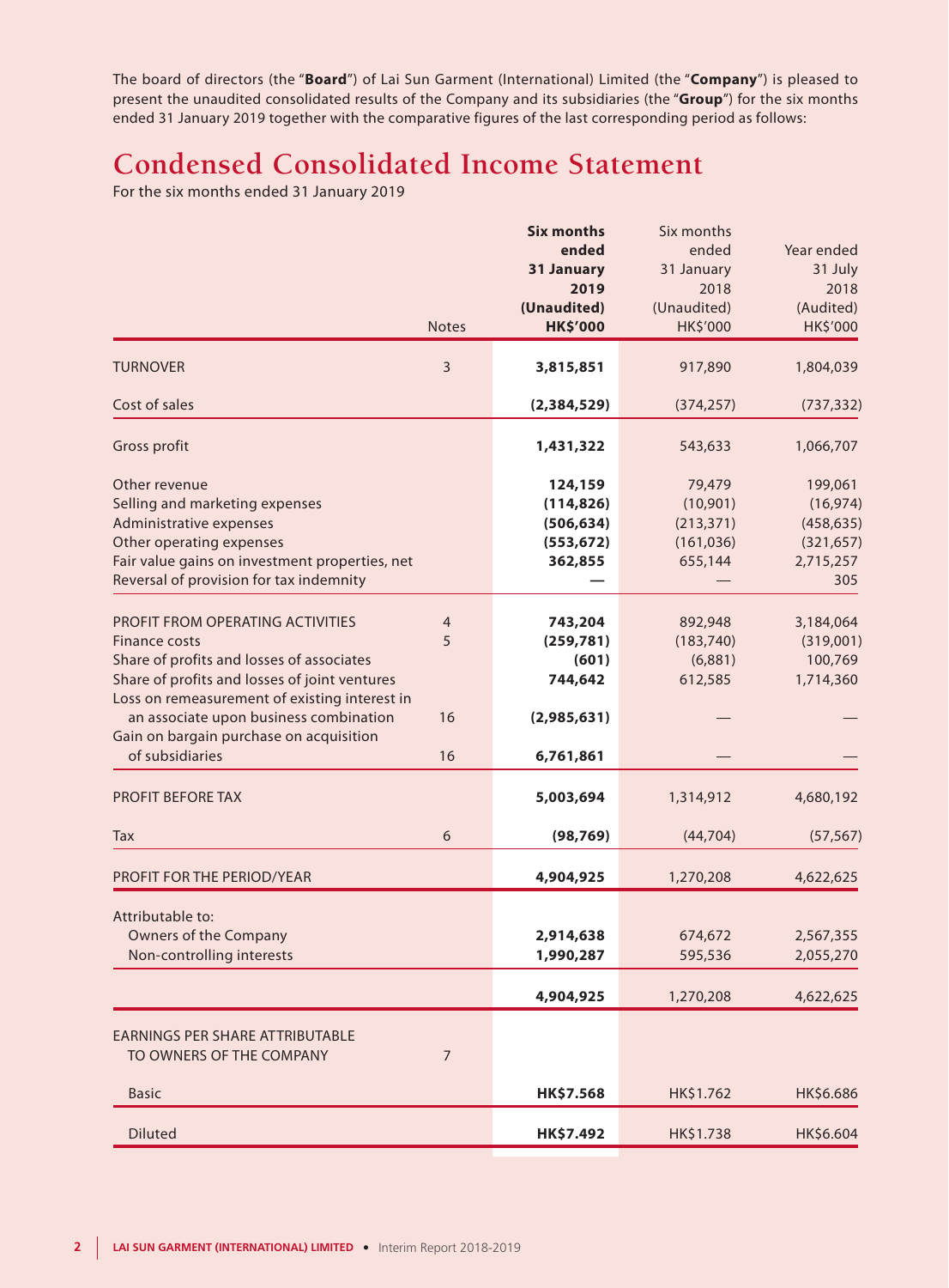The board of directors (the "**Board**") of Lai Sun Garment (International) Limited (the "**Company**") is pleased to present the unaudited consolidated results of the Company and its subsidiaries (the "**Group**") for the six months ended 31 January 2019 together with the comparative figures of the last corresponding period as follows:

# Condensed Consolidated Income Statement

For the six months ended 31 January 2019

| | Notes | **Six months ended 31 January 2019 (Unaudited) HK$'000** | Six months ended 31 January 2018 (Unaudited) HK$'000 | Year ended 31 July 2018 (Audited) HK$'000 |
|---|---|---|---|---|
| TURNOVER | 3 | **3,815,851** | 917,890 | 1,804,039 |
| Cost of sales | | **(2,384,529)** | (374,257) | (737,332) |
| Gross profit | | **1,431,322** | 543,633 | 1,066,707 |
| Other revenue | | **124,159** | 79,479 | 199,061 |
| Selling and marketing expenses | | **(114,826)** | (10,901) | (16,974) |
| Administrative expenses | | **(506,634)** | (213,371) | (458,635) |
| Other operating expenses | | **(553,672)** | (161,036) | (321,657) |
| Fair value gains on investment properties, net | | **362,855** | 655,144 | 2,715,257 |
| Reversal of provision for tax indemnity | | **—** | — | 305 |
| PROFIT FROM OPERATING ACTIVITIES | 4 | **743,204** | 892,948 | 3,184,064 |
| Finance costs | 5 | **(259,781)** | (183,740) | (319,001) |
| Share of profits and losses of associates | | **(601)** | (6,881) | 100,769 |
| Share of profits and losses of joint ventures | | **744,642** | 612,585 | 1,714,360 |
| Loss on remeasurement of existing interest in an associate upon business combination | 16 | **(2,985,631)** | — | — |
| Gain on bargain purchase on acquisition of subsidiaries | 16 | **6,761,861** | — | — |
| PROFIT BEFORE TAX | | **5,003,694** | 1,314,912 | 4,680,192 |
| Tax | 6 | **(98,769)** | (44,704) | (57,567) |
| PROFIT FOR THE PERIOD/YEAR | | **4,904,925** | 1,270,208 | 4,622,625 |
| Attributable to: | | | | |
| Owners of the Company | | **2,914,638** | 674,672 | 2,567,355 |
| Non-controlling interests | | **1,990,287** | 595,536 | 2,055,270 |
| | | **4,904,925** | 1,270,208 | 4,622,625 |
| EARNINGS PER SHARE ATTRIBUTABLE TO OWNERS OF THE COMPANY | 7 | | | |
| Basic | | **HK$7.568** | HK$1.762 | HK$6.686 |
| Diluted | | **HK$7.492** | HK$1.738 | HK$6.604 |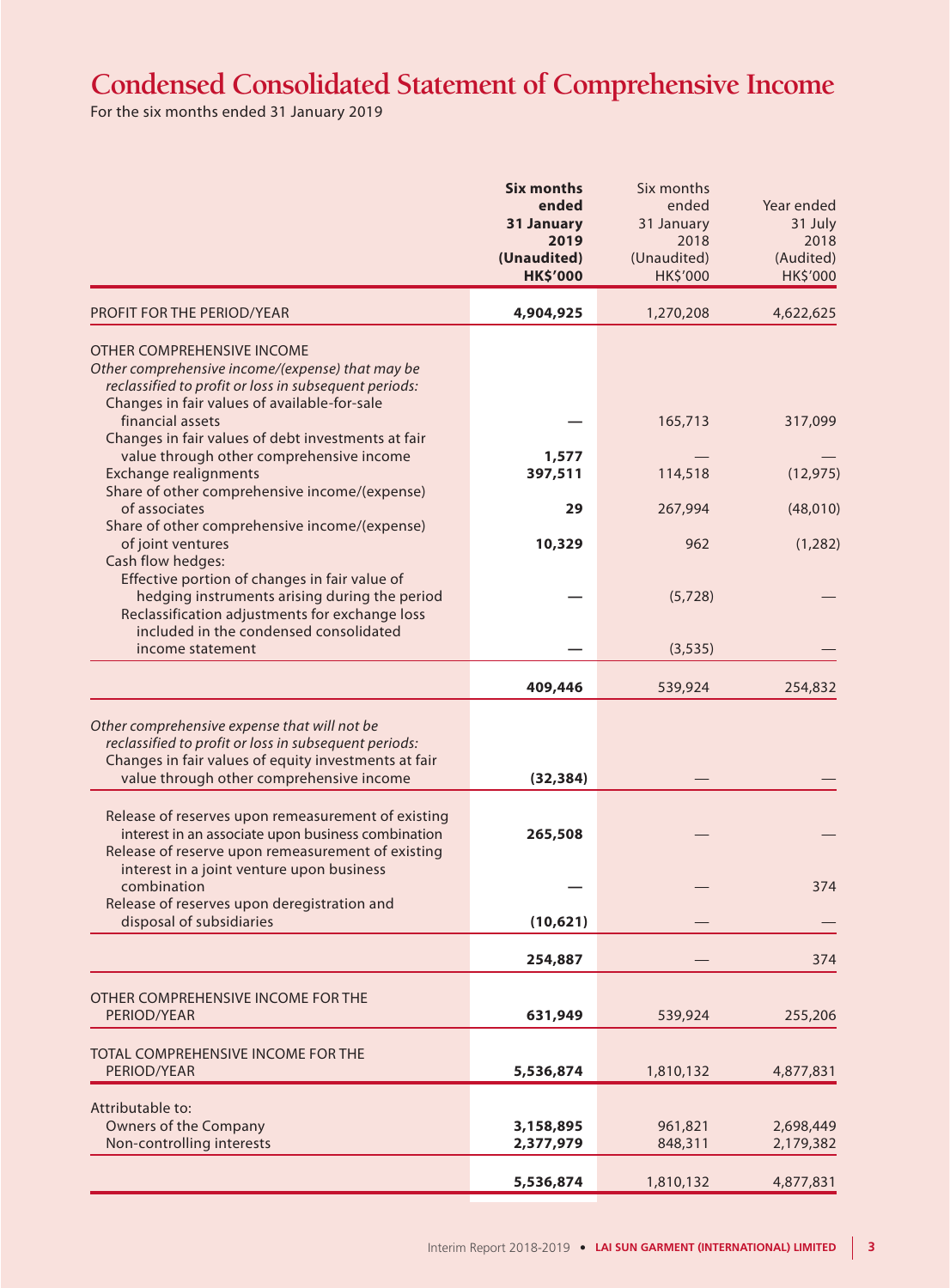# Condensed Consolidated Statement of Comprehensive Income

For the six months ended 31 January 2019

| | **Six months ended 31 January 2019 (Unaudited) HK$'000** | Six months ended 31 January 2018 (Unaudited) HK$'000 | Year ended 31 July 2018 (Audited) HK$'000 |
|---|---|---|---|
| PROFIT FOR THE PERIOD/YEAR | **4,904,925** | 1,270,208 | 4,622,625 |
| OTHER COMPREHENSIVE INCOME | | | |
| *Other comprehensive income/(expense) that may be reclassified to profit or loss in subsequent periods:* | | | |
| Changes in fair values of available-for-sale financial assets | **—** | 165,713 | 317,099 |
| Changes in fair values of debt investments at fair value through other comprehensive income | **1,577** | — | — |
| Exchange realignments | **397,511** | 114,518 | (12,975) |
| Share of other comprehensive income/(expense) of associates | **29** | 267,994 | (48,010) |
| Share of other comprehensive income/(expense) of joint ventures | **10,329** | 962 | (1,282) |
| Cash flow hedges: | | | |
| Effective portion of changes in fair value of hedging instruments arising during the period | **—** | (5,728) | — |
| Reclassification adjustments for exchange loss included in the condensed consolidated income statement | **—** | (3,535) | — |
| | **409,446** | 539,924 | 254,832 |
| *Other comprehensive expense that will not be reclassified to profit or loss in subsequent periods:* | | | |
| Changes in fair values of equity investments at fair value through other comprehensive income | **(32,384)** | — | — |
| Release of reserves upon remeasurement of existing interest in an associate upon business combination | **265,508** | — | — |
| Release of reserve upon remeasurement of existing interest in a joint venture upon business combination | **—** | — | 374 |
| Release of reserves upon deregistration and disposal of subsidiaries | **(10,621)** | — | — |
| | **254,887** | — | 374 |
| OTHER COMPREHENSIVE INCOME FOR THE PERIOD/YEAR | **631,949** | 539,924 | 255,206 |
| TOTAL COMPREHENSIVE INCOME FOR THE PERIOD/YEAR | **5,536,874** | 1,810,132 | 4,877,831 |
| Attributable to: | | | |
| Owners of the Company | **3,158,895** | 961,821 | 2,698,449 |
| Non-controlling interests | **2,377,979** | 848,311 | 2,179,382 |
| | **5,536,874** | 1,810,132 | 4,877,831 |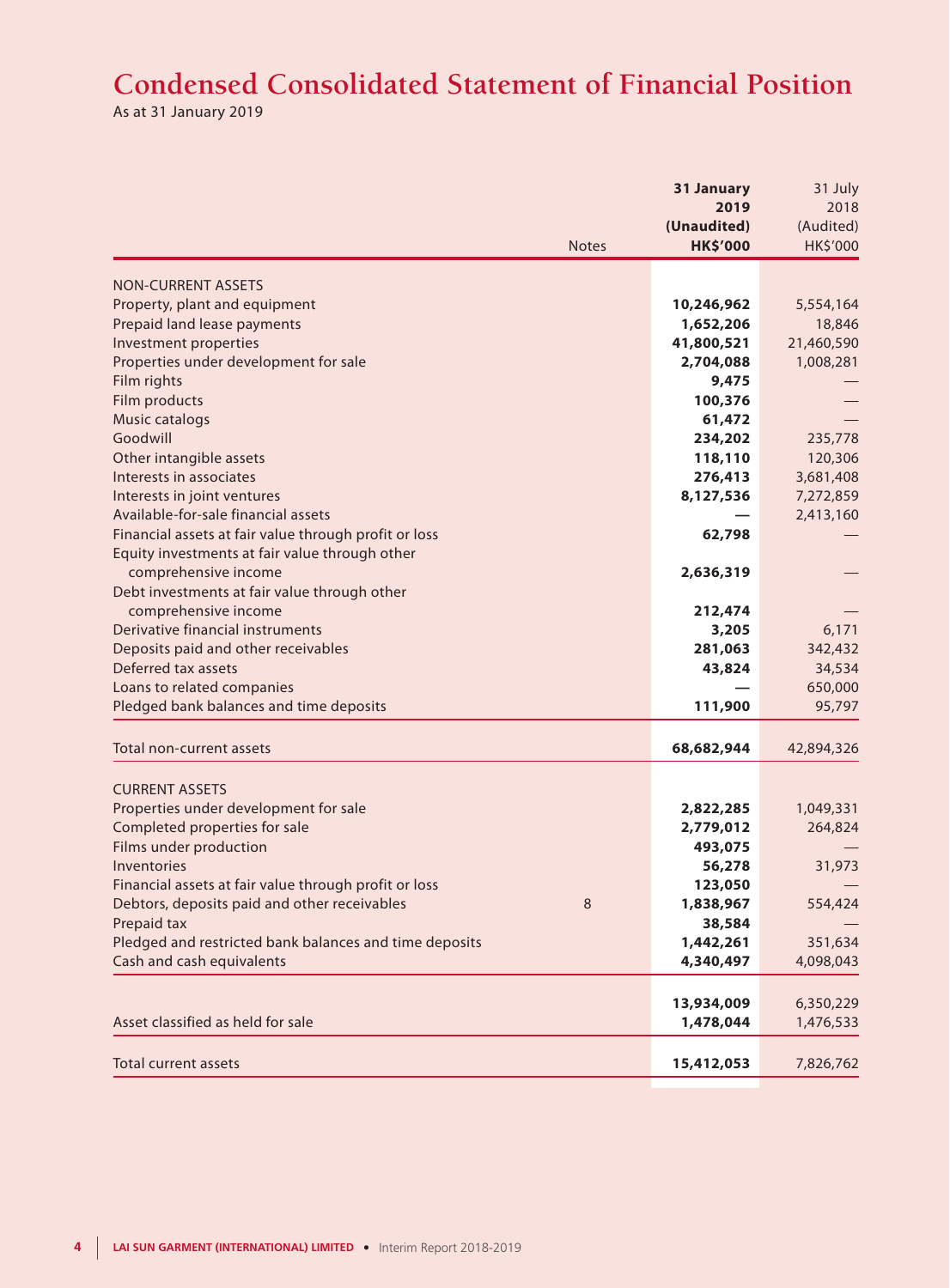# Condensed Consolidated Statement of Financial Position

As at 31 January 2019

| | Notes | 31 January 2019 (Unaudited) HK$'000 | 31 July 2018 (Audited) HK$'000 |
|---|---|---|---|
| NON-CURRENT ASSETS | | | |
| Property, plant and equipment | | **10,246,962** | 5,554,164 |
| Prepaid land lease payments | | **1,652,206** | 18,846 |
| Investment properties | | **41,800,521** | 21,460,590 |
| Properties under development for sale | | **2,704,088** | 1,008,281 |
| Film rights | | **9,475** | — |
| Film products | | **100,376** | — |
| Music catalogs | | **61,472** | — |
| Goodwill | | **234,202** | 235,778 |
| Other intangible assets | | **118,110** | 120,306 |
| Interests in associates | | **276,413** | 3,681,408 |
| Interests in joint ventures | | **8,127,536** | 7,272,859 |
| Available-for-sale financial assets | | **—** | 2,413,160 |
| Financial assets at fair value through profit or loss | | **62,798** | — |
| Equity investments at fair value through other comprehensive income | | **2,636,319** | — |
| Debt investments at fair value through other comprehensive income | | **212,474** | — |
| Derivative financial instruments | | **3,205** | 6,171 |
| Deposits paid and other receivables | | **281,063** | 342,432 |
| Deferred tax assets | | **43,824** | 34,534 |
| Loans to related companies | | **—** | 650,000 |
| Pledged bank balances and time deposits | | **111,900** | 95,797 |
| Total non-current assets | | **68,682,944** | 42,894,326 |
| CURRENT ASSETS | | | |
| Properties under development for sale | | **2,822,285** | 1,049,331 |
| Completed properties for sale | | **2,779,012** | 264,824 |
| Films under production | | **493,075** | — |
| Inventories | | **56,278** | 31,973 |
| Financial assets at fair value through profit or loss | | **123,050** | — |
| Debtors, deposits paid and other receivables | 8 | **1,838,967** | 554,424 |
| Prepaid tax | | **38,584** | — |
| Pledged and restricted bank balances and time deposits | | **1,442,261** | 351,634 |
| Cash and cash equivalents | | **4,340,497** | 4,098,043 |
| | | **13,934,009** | 6,350,229 |
| Asset classified as held for sale | | **1,478,044** | 1,476,533 |
| Total current assets | | **15,412,053** | 7,826,762 |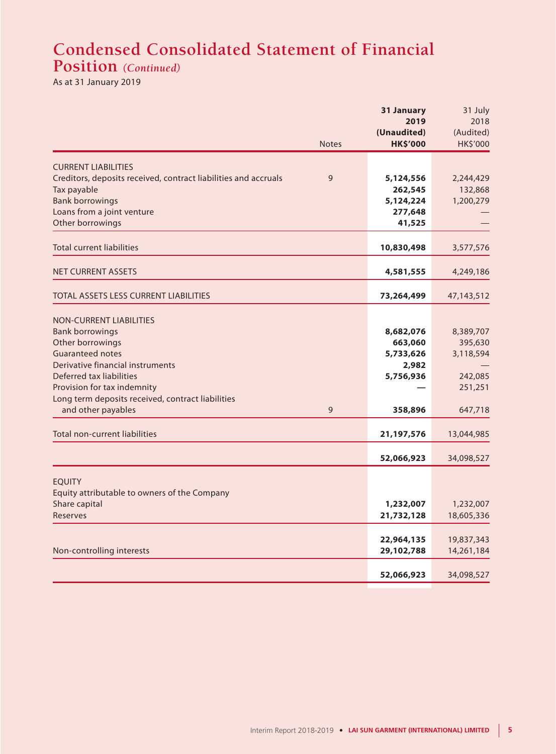# Condensed Consolidated Statement of Financial Position *(Continued)*

As at 31 January 2019

| | Notes | **31 January 2019 (Unaudited) HK$'000** | 31 July 2018 (Audited) HK$'000 |
|---|---|---|---|
| CURRENT LIABILITIES | | | |
| Creditors, deposits received, contract liabilities and accruals | 9 | **5,124,556** | 2,244,429 |
| Tax payable | | **262,545** | 132,868 |
| Bank borrowings | | **5,124,224** | 1,200,279 |
| Loans from a joint venture | | **277,648** | — |
| Other borrowings | | **41,525** | — |
| Total current liabilities | | **10,830,498** | 3,577,576 |
| NET CURRENT ASSETS | | **4,581,555** | 4,249,186 |
| TOTAL ASSETS LESS CURRENT LIABILITIES | | **73,264,499** | 47,143,512 |
| NON-CURRENT LIABILITIES | | | |
| Bank borrowings | | **8,682,076** | 8,389,707 |
| Other borrowings | | **663,060** | 395,630 |
| Guaranteed notes | | **5,733,626** | 3,118,594 |
| Derivative financial instruments | | **2,982** | — |
| Deferred tax liabilities | | **5,756,936** | 242,085 |
| Provision for tax indemnity | | **—** | 251,251 |
| Long term deposits received, contract liabilities and other payables | 9 | **358,896** | 647,718 |
| Total non-current liabilities | | **21,197,576** | 13,044,985 |
| | | **52,066,923** | 34,098,527 |
| EQUITY | | | |
| Equity attributable to owners of the Company | | | |
| Share capital | | **1,232,007** | 1,232,007 |
| Reserves | | **21,732,128** | 18,605,336 |
| | | **22,964,135** | 19,837,343 |
| Non-controlling interests | | **29,102,788** | 14,261,184 |
| | | **52,066,923** | 34,098,527 |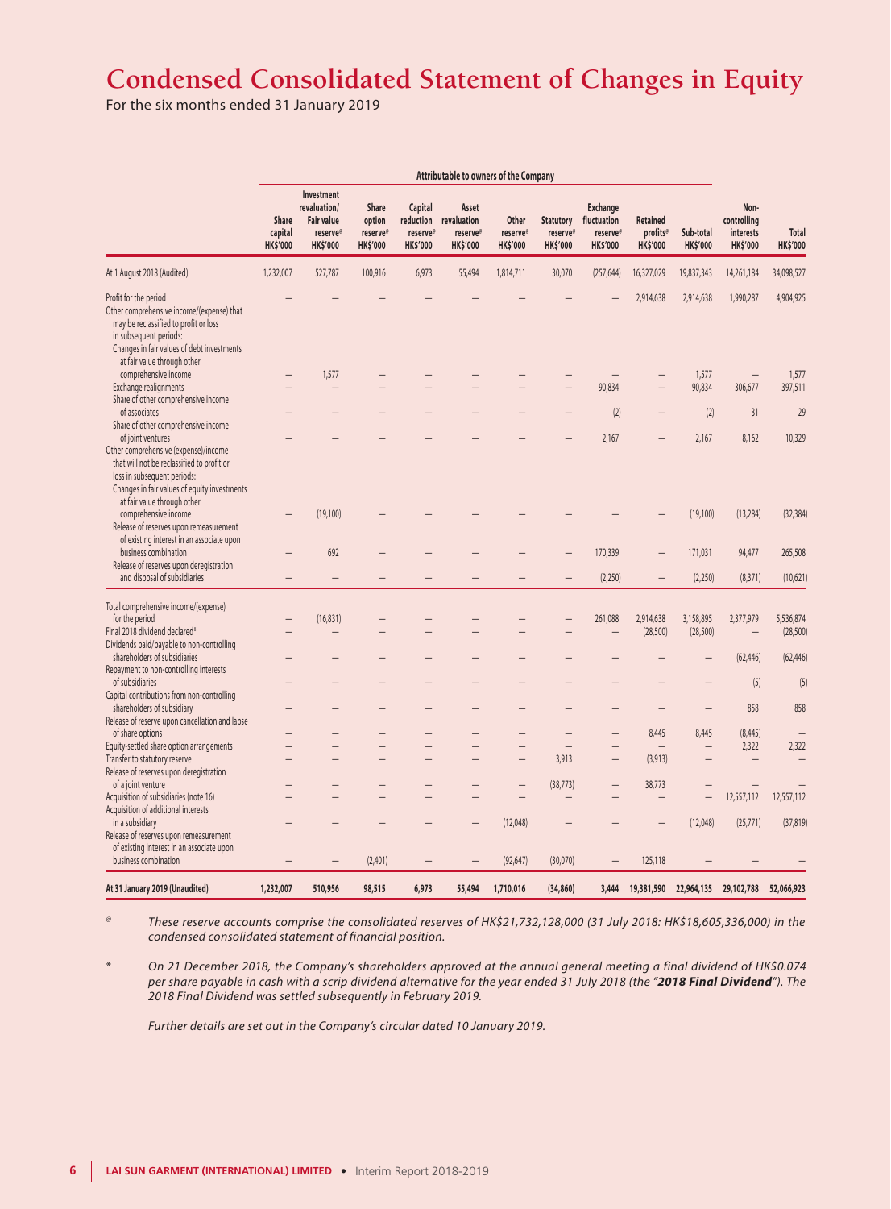# Condensed Consolidated Statement of Changes in Equity

For the six months ended 31 January 2019

| | Attributable to owners of the Company | | | | | | | | | | | |
|---|---|---|---|---|---|---|---|---|---|---|---|---|
| | Share capital HK$'000 | Investment revaluation/ Fair value reserve[@] HK$'000 | Share option reserve[@] HK$'000 | Capital reduction reserve[@] HK$'000 | Asset revaluation reserve[@] HK$'000 | Other reserve[@] HK$'000 | Statutory reserve[@] HK$'000 | Exchange fluctuation reserve[@] HK$'000 | Retained profits[@] HK$'000 | Sub-total HK$'000 | Non-controlling interests HK$'000 | Total HK$'000 |
| At 1 August 2018 (Audited) | 1,232,007 | 527,787 | 100,916 | 6,973 | 55,494 | 1,814,711 | 30,070 | (257,644) | 16,327,029 | 19,837,343 | 14,261,184 | 34,098,527 |
| Profit for the period | – | – | – | – | – | – | – | – | 2,914,638 | 2,914,638 | 1,990,287 | 4,904,925 |
| Other comprehensive income/(expense) that may be reclassified to profit or loss in subsequent periods: | | | | | | | | | | | | |
| Changes in fair values of debt investments at fair value through other comprehensive income | – | 1,577 | – | – | – | – | – | – | – | 1,577 | – | 1,577 |
| Exchange realignments | – | – | – | – | – | – | – | 90,834 | – | 90,834 | 306,677 | 397,511 |
| Share of other comprehensive income of associates | – | – | – | – | – | – | – | (2) | – | (2) | 31 | 29 |
| Share of other comprehensive income of joint ventures | – | – | – | – | – | – | – | 2,167 | – | 2,167 | 8,162 | 10,329 |
| Other comprehensive (expense)/income that will not be reclassified to profit or loss in subsequent periods: | | | | | | | | | | | | |
| Changes in fair values of equity investments at fair value through other comprehensive income | – | (19,100) | – | – | – | – | – | – | – | (19,100) | (13,284) | (32,384) |
| Release of reserves upon remeasurement of existing interest in an associate upon business combination | – | 692 | – | – | – | – | – | 170,339 | – | 171,031 | 94,477 | 265,508 |
| Release of reserves upon deregistration and disposal of subsidiaries | – | – | – | – | – | – | – | (2,250) | – | (2,250) | (8,371) | (10,621) |
| Total comprehensive income/(expense) for the period | – | (16,831) | – | – | – | – | – | 261,088 | 2,914,638 | 3,158,895 | 2,377,979 | 5,536,874 |
| Final 2018 dividend declared* | – | – | – | – | – | – | – | – | (28,500) | (28,500) | – | (28,500) |
| Dividends paid/payable to non-controlling shareholders of subsidiaries | – | – | – | – | – | – | – | – | – | – | (62,446) | (62,446) |
| Repayment to non-controlling interests of subsidiaries | – | – | – | – | – | – | – | – | – | – | (5) | (5) |
| Capital contributions from non-controlling shareholders of subsidiary | – | – | – | – | – | – | – | – | – | – | 858 | 858 |
| Release of reserve upon cancellation and lapse of share options | – | – | – | – | – | – | – | – | 8,445 | 8,445 | (8,445) | – |
| Equity-settled share option arrangements | – | – | – | – | – | – | – | – | – | – | 2,322 | 2,322 |
| Transfer to statutory reserve | – | – | – | – | – | – | 3,913 | – | (3,913) | – | – | – |
| Release of reserves upon deregistration of a joint venture | – | – | – | – | – | – | (38,773) | – | 38,773 | – | – | – |
| Acquisition of subsidiaries (note 16) | – | – | – | – | – | – | – | – | – | – | 12,557,112 | 12,557,112 |
| Acquisition of additional interests in a subsidiary | – | – | – | – | – | (12,048) | – | – | – | (12,048) | (25,771) | (37,819) |
| Release of reserves upon remeasurement of existing interest in an associate upon business combination | – | – | (2,401) | – | – | (92,647) | (30,070) | – | 125,118 | – | – | – |
| **At 31 January 2019 (Unaudited)** | **1,232,007** | **510,956** | **98,515** | **6,973** | **55,494** | **1,710,016** | **(34,860)** | **3,444** | **19,381,590** | **22,964,135** | **29,102,788** | **52,066,923** |

@ *These reserve accounts comprise the consolidated reserves of HK$21,732,128,000 (31 July 2018: HK$18,605,336,000) in the condensed consolidated statement of financial position.*

\* *On 21 December 2018, the Company's shareholders approved at the annual general meeting a final dividend of HK$0.074 per share payable in cash with a scrip dividend alternative for the year ended 31 July 2018 (the "**2018 Final Dividend**"). The 2018 Final Dividend was settled subsequently in February 2019.*

*Further details are set out in the Company's circular dated 10 January 2019.*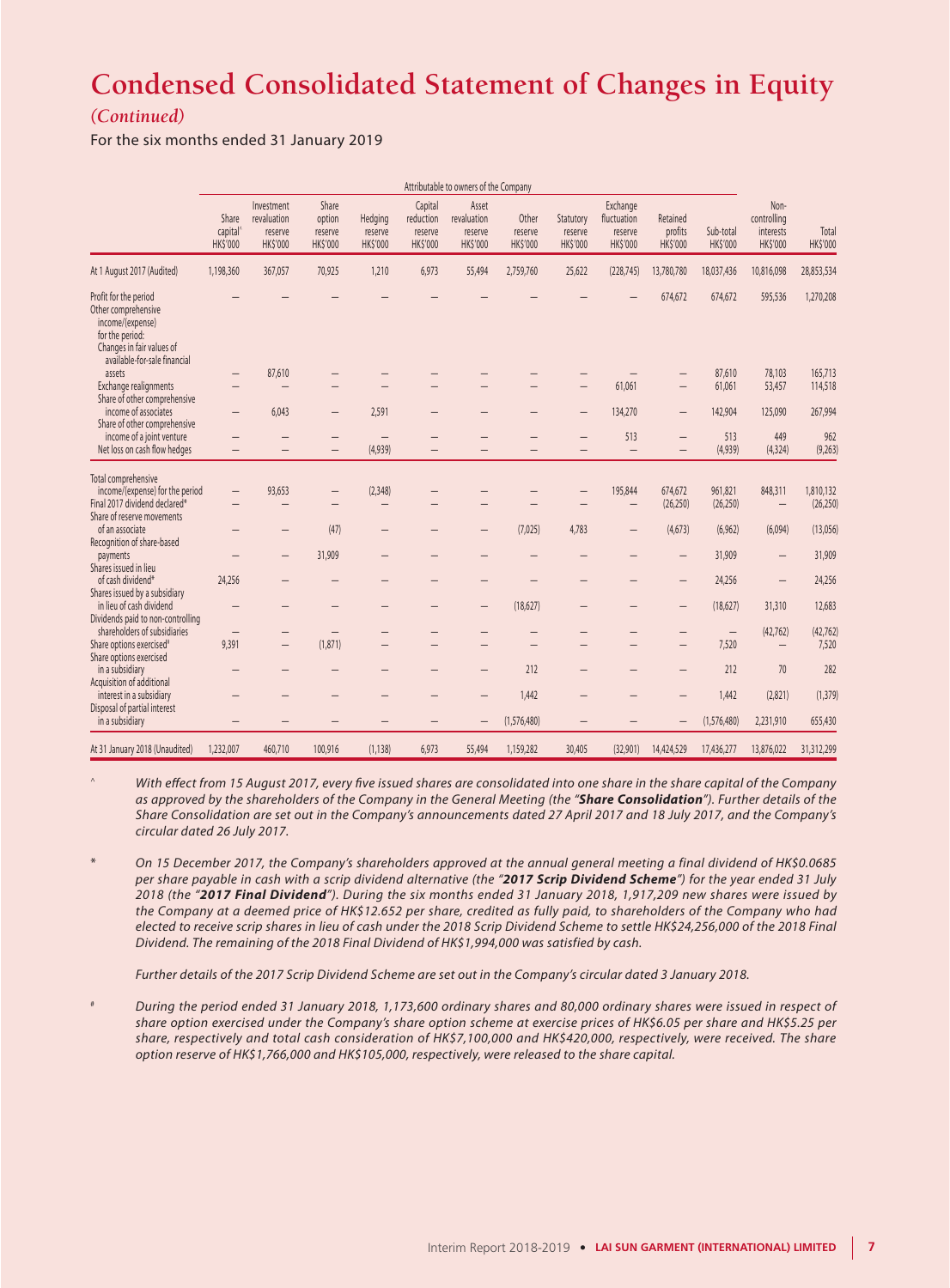# Condensed Consolidated Statement of Changes in Equity

*(Continued)*

For the six months ended 31 January 2019

| | Attributable to owners of the Company | | | | | | | | | | | | |
|---|---|---|---|---|---|---|---|---|---|---|---|---|---|
| | Share capital^ HK$'000 | Investment revaluation reserve HK$'000 | Share option reserve HK$'000 | Hedging reserve HK$'000 | Capital reduction reserve HK$'000 | Asset revaluation reserve HK$'000 | Other reserve HK$'000 | Statutory reserve HK$'000 | Exchange fluctuation reserve HK$'000 | Retained profits HK$'000 | Sub-total HK$'000 | Non-controlling interests HK$'000 | Total HK$'000 |
| At 1 August 2017 (Audited) | 1,198,360 | 367,057 | 70,925 | 1,210 | 6,973 | 55,494 | 2,759,760 | 25,622 | (228,745) | 13,780,780 | 18,037,436 | 10,816,098 | 28,853,534 |
| Profit for the period | — | — | — | — | — | — | — | — | — | 674,672 | 674,672 | 595,536 | 1,270,208 |
| Other comprehensive income/(expense) for the period: | | | | | | | | | | | | | |
| Changes in fair values of available-for-sale financial assets | — | 87,610 | — | — | — | — | — | — | — | — | 87,610 | 78,103 | 165,713 |
| Exchange realignments | — | — | — | — | — | — | — | — | 61,061 | — | 61,061 | 53,457 | 114,518 |
| Share of other comprehensive income of associates | — | 6,043 | — | 2,591 | — | — | — | — | 134,270 | — | 142,904 | 125,090 | 267,994 |
| Share of other comprehensive income of a joint venture | — | — | — | — | — | — | — | — | 513 | — | 513 | 449 | 962 |
| Net loss on cash flow hedges | — | — | — | (4,939) | — | — | — | — | — | — | (4,939) | (4,324) | (9,263) |
| Total comprehensive income/(expense) for the period | — | 93,653 | — | (2,348) | — | — | — | — | 195,844 | 674,672 | 961,821 | 848,311 | 1,810,132 |
| Final 2017 dividend declared* | — | — | — | — | — | — | — | — | — | (26,250) | (26,250) | — | (26,250) |
| Share of reserve movements of an associate | — | — | (47) | — | — | — | (7,025) | 4,783 | — | (4,673) | (6,962) | (6,094) | (13,056) |
| Recognition of share-based payments | — | — | 31,909 | — | — | — | — | — | — | — | 31,909 | — | 31,909 |
| Shares issued in lieu of cash dividend* | 24,256 | — | — | — | — | — | — | — | — | — | 24,256 | — | 24,256 |
| Shares issued by a subsidiary in lieu of cash dividend | — | — | — | — | — | — | (18,627) | — | — | — | (18,627) | 31,310 | 12,683 |
| Dividends paid to non-controlling shareholders of subsidiaries | — | — | — | — | — | — | — | — | — | — | — | (42,762) | (42,762) |
| Share options exercised# | 9,391 | — | (1,871) | — | — | — | — | — | — | — | 7,520 | — | 7,520 |
| Share options exercised in a subsidiary | — | — | — | — | — | — | 212 | — | — | — | 212 | 70 | 282 |
| Acquisition of additional interest in a subsidiary | — | — | — | — | — | — | 1,442 | — | — | — | 1,442 | (2,821) | (1,379) |
| Disposal of partial interest in a subsidiary | — | — | — | — | — | — | (1,576,480) | — | — | — | (1,576,480) | 2,231,910 | 655,430 |
| At 31 January 2018 (Unaudited) | 1,232,007 | 460,710 | 100,916 | (1,138) | 6,973 | 55,494 | 1,159,282 | 30,405 | (32,901) | 14,424,529 | 17,436,277 | 13,876,022 | 31,312,299 |

^ *With effect from 15 August 2017, every five issued shares are consolidated into one share in the share capital of the Company as approved by the shareholders of the Company in the General Meeting (the "**Share Consolidation**"). Further details of the Share Consolidation are set out in the Company's announcements dated 27 April 2017 and 18 July 2017, and the Company's circular dated 26 July 2017.*

\* *On 15 December 2017, the Company's shareholders approved at the annual general meeting a final dividend of HK$0.0685 per share payable in cash with a scrip dividend alternative (the "**2017 Scrip Dividend Scheme**") for the year ended 31 July 2018 (the "**2017 Final Dividend**"). During the six months ended 31 January 2018, 1,917,209 new shares were issued by the Company at a deemed price of HK$12.652 per share, credited as fully paid, to shareholders of the Company who had elected to receive scrip shares in lieu of cash under the 2018 Scrip Dividend Scheme to settle HK$24,256,000 of the 2018 Final Dividend. The remaining of the 2018 Final Dividend of HK$1,994,000 was satisfied by cash.*

*Further details of the 2017 Scrip Dividend Scheme are set out in the Company's circular dated 3 January 2018.*

\# *During the period ended 31 January 2018, 1,173,600 ordinary shares and 80,000 ordinary shares were issued in respect of share option exercised under the Company's share option scheme at exercise prices of HK$6.05 per share and HK$5.25 per share, respectively and total cash consideration of HK$7,100,000 and HK$420,000, respectively, were received. The share option reserve of HK$1,766,000 and HK$105,000, respectively, were released to the share capital.*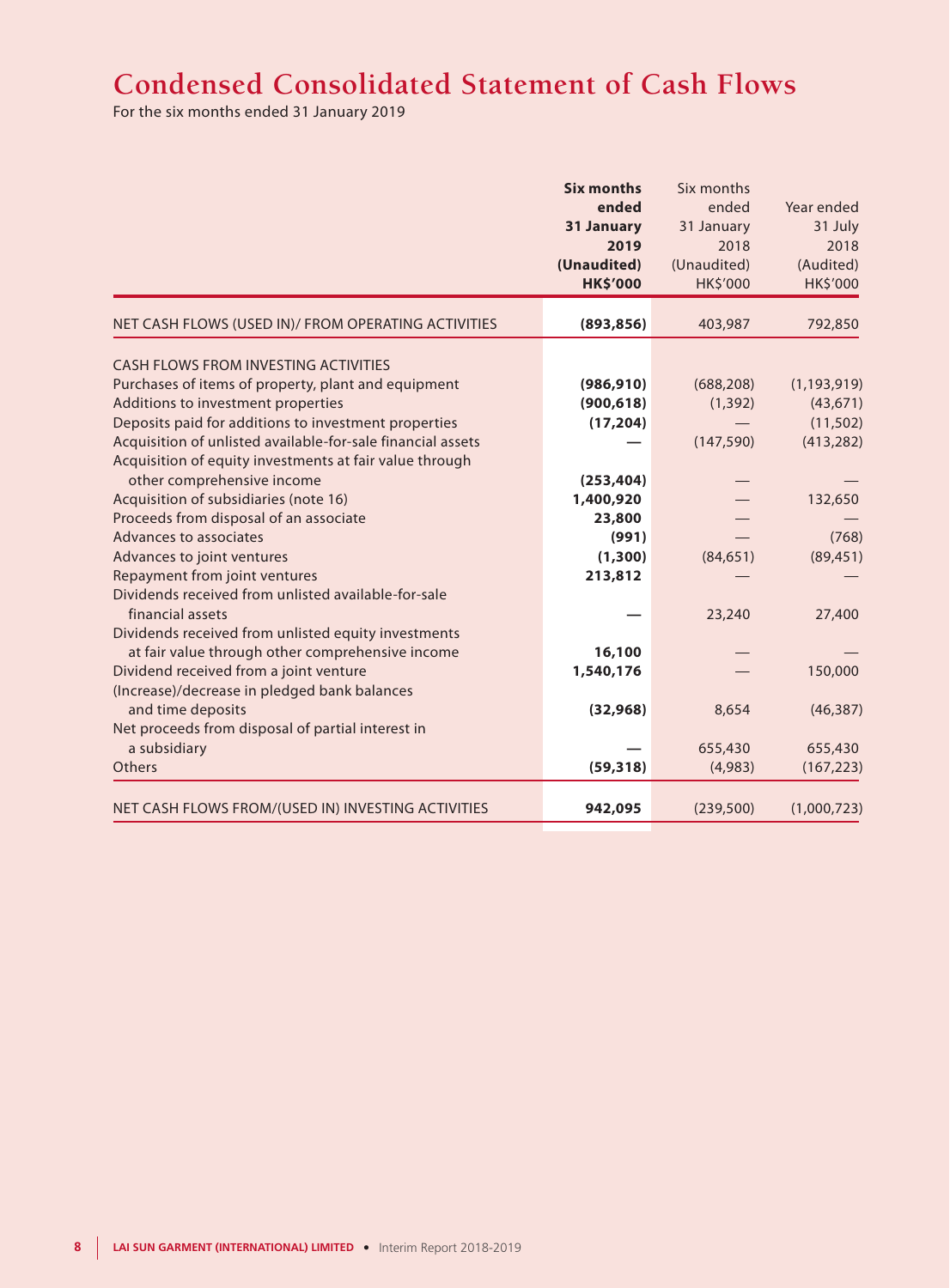# Condensed Consolidated Statement of Cash Flows

For the six months ended 31 January 2019

| | **Six months ended 31 January 2019 (Unaudited) HK$'000** | Six months ended 31 January 2018 (Unaudited) HK$'000 | Year ended 31 July 2018 (Audited) HK$'000 |
|---|---|---|---|
| NET CASH FLOWS (USED IN)/ FROM OPERATING ACTIVITIES | **(893,856)** | 403,987 | 792,850 |
| CASH FLOWS FROM INVESTING ACTIVITIES | | | |
| Purchases of items of property, plant and equipment | **(986,910)** | (688,208) | (1,193,919) |
| Additions to investment properties | **(900,618)** | (1,392) | (43,671) |
| Deposits paid for additions to investment properties | **(17,204)** | — | (11,502) |
| Acquisition of unlisted available-for-sale financial assets | **—** | (147,590) | (413,282) |
| Acquisition of equity investments at fair value through other comprehensive income | **(253,404)** | — | — |
| Acquisition of subsidiaries (note 16) | **1,400,920** | — | 132,650 |
| Proceeds from disposal of an associate | **23,800** | — | — |
| Advances to associates | **(991)** | — | (768) |
| Advances to joint ventures | **(1,300)** | (84,651) | (89,451) |
| Repayment from joint ventures | **213,812** | — | — |
| Dividends received from unlisted available-for-sale financial assets | **—** | 23,240 | 27,400 |
| Dividends received from unlisted equity investments at fair value through other comprehensive income | **16,100** | — | — |
| Dividend received from a joint venture | **1,540,176** | — | 150,000 |
| (Increase)/decrease in pledged bank balances and time deposits | **(32,968)** | 8,654 | (46,387) |
| Net proceeds from disposal of partial interest in a subsidiary | **—** | 655,430 | 655,430 |
| Others | **(59,318)** | (4,983) | (167,223) |
| NET CASH FLOWS FROM/(USED IN) INVESTING ACTIVITIES | **942,095** | (239,500) | (1,000,723) |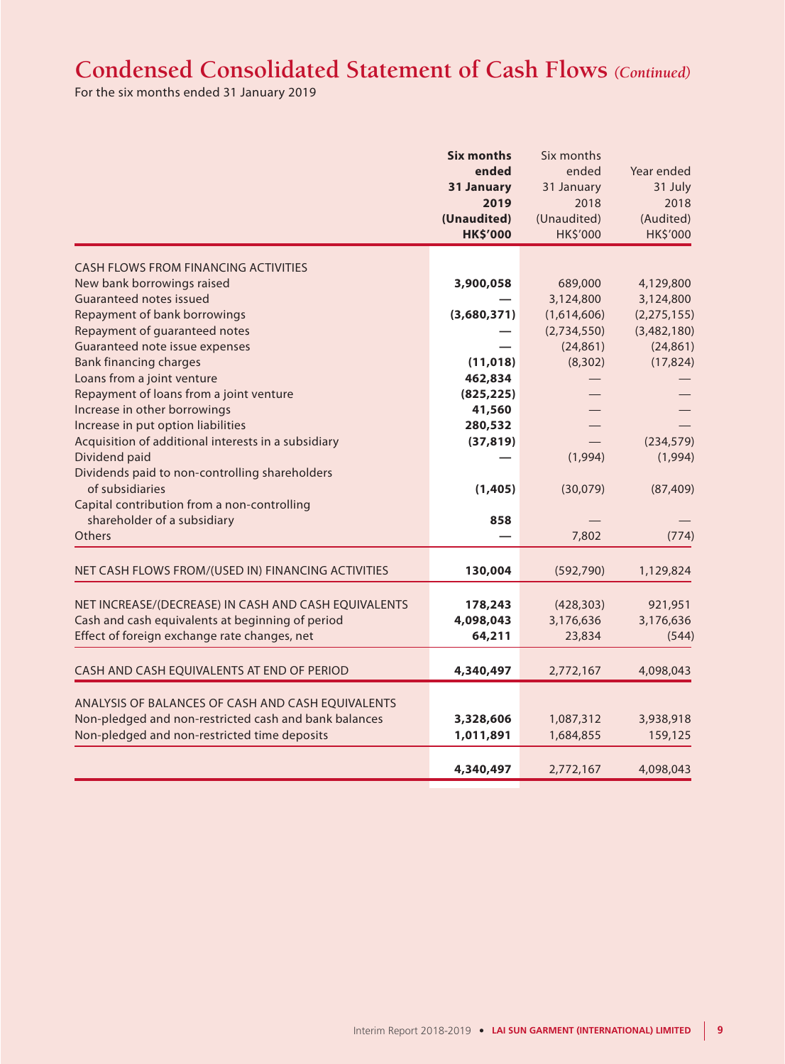# Condensed Consolidated Statement of Cash Flows *(Continued)*

For the six months ended 31 January 2019

| | **Six months ended 31 January 2019 (Unaudited) HK$'000** | Six months ended 31 January 2018 (Unaudited) HK$'000 | Year ended 31 July 2018 (Audited) HK$'000 |
|---|---|---|---|
| CASH FLOWS FROM FINANCING ACTIVITIES | | | |
| New bank borrowings raised | **3,900,058** | 689,000 | 4,129,800 |
| Guaranteed notes issued | **—** | 3,124,800 | 3,124,800 |
| Repayment of bank borrowings | **(3,680,371)** | (1,614,606) | (2,275,155) |
| Repayment of guaranteed notes | **—** | (2,734,550) | (3,482,180) |
| Guaranteed note issue expenses | **—** | (24,861) | (24,861) |
| Bank financing charges | **(11,018)** | (8,302) | (17,824) |
| Loans from a joint venture | **462,834** | — | — |
| Repayment of loans from a joint venture | **(825,225)** | — | — |
| Increase in other borrowings | **41,560** | — | — |
| Increase in put option liabilities | **280,532** | — | — |
| Acquisition of additional interests in a subsidiary | **(37,819)** | — | (234,579) |
| Dividend paid | **—** | (1,994) | (1,994) |
| Dividends paid to non-controlling shareholders of subsidiaries | **(1,405)** | (30,079) | (87,409) |
| Capital contribution from a non-controlling shareholder of a subsidiary | **858** | — | — |
| Others | **—** | 7,802 | (774) |
| NET CASH FLOWS FROM/(USED IN) FINANCING ACTIVITIES | **130,004** | (592,790) | 1,129,824 |
| NET INCREASE/(DECREASE) IN CASH AND CASH EQUIVALENTS | **178,243** | (428,303) | 921,951 |
| Cash and cash equivalents at beginning of period | **4,098,043** | 3,176,636 | 3,176,636 |
| Effect of foreign exchange rate changes, net | **64,211** | 23,834 | (544) |
| CASH AND CASH EQUIVALENTS AT END OF PERIOD | **4,340,497** | 2,772,167 | 4,098,043 |
| ANALYSIS OF BALANCES OF CASH AND CASH EQUIVALENTS | | | |
| Non-pledged and non-restricted cash and bank balances | **3,328,606** | 1,087,312 | 3,938,918 |
| Non-pledged and non-restricted time deposits | **1,011,891** | 1,684,855 | 159,125 |
| | **4,340,497** | 2,772,167 | 4,098,043 |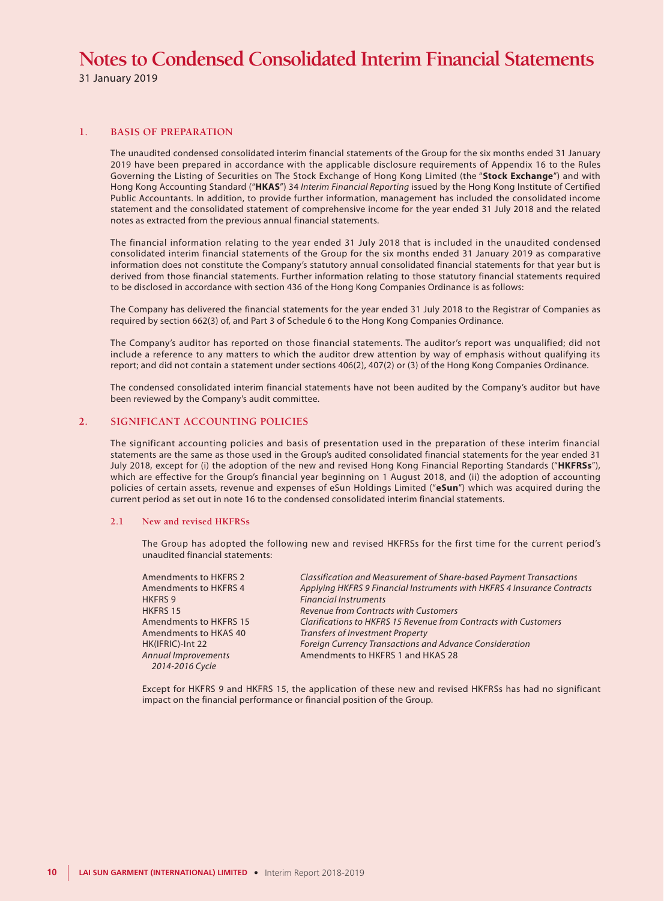# Notes to Condensed Consolidated Interim Financial Statements

31 January 2019

## 1. BASIS OF PREPARATION

The unaudited condensed consolidated interim financial statements of the Group for the six months ended 31 January 2019 have been prepared in accordance with the applicable disclosure requirements of Appendix 16 to the Rules Governing the Listing of Securities on The Stock Exchange of Hong Kong Limited (the "**Stock Exchange**") and with Hong Kong Accounting Standard ("**HKAS**") 34 *Interim Financial Reporting* issued by the Hong Kong Institute of Certified Public Accountants. In addition, to provide further information, management has included the consolidated income statement and the consolidated statement of comprehensive income for the year ended 31 July 2018 and the related notes as extracted from the previous annual financial statements.

The financial information relating to the year ended 31 July 2018 that is included in the unaudited condensed consolidated interim financial statements of the Group for the six months ended 31 January 2019 as comparative information does not constitute the Company's statutory annual consolidated financial statements for that year but is derived from those financial statements. Further information relating to those statutory financial statements required to be disclosed in accordance with section 436 of the Hong Kong Companies Ordinance is as follows:

The Company has delivered the financial statements for the year ended 31 July 2018 to the Registrar of Companies as required by section 662(3) of, and Part 3 of Schedule 6 to the Hong Kong Companies Ordinance.

The Company's auditor has reported on those financial statements. The auditor's report was unqualified; did not include a reference to any matters to which the auditor drew attention by way of emphasis without qualifying its report; and did not contain a statement under sections 406(2), 407(2) or (3) of the Hong Kong Companies Ordinance.

The condensed consolidated interim financial statements have not been audited by the Company's auditor but have been reviewed by the Company's audit committee.

## 2. SIGNIFICANT ACCOUNTING POLICIES

The significant accounting policies and basis of presentation used in the preparation of these interim financial statements are the same as those used in the Group's audited consolidated financial statements for the year ended 31 July 2018, except for (i) the adoption of the new and revised Hong Kong Financial Reporting Standards ("**HKFRSs**"), which are effective for the Group's financial year beginning on 1 August 2018, and (ii) the adoption of accounting policies of certain assets, revenue and expenses of eSun Holdings Limited ("**eSun**") which was acquired during the current period as set out in note 16 to the condensed consolidated interim financial statements.

### 2.1 New and revised HKFRSs

The Group has adopted the following new and revised HKFRSs for the first time for the current period's unaudited financial statements:

| | |
|---|---|
| Amendments to HKFRS 2 | *Classification and Measurement of Share-based Payment Transactions* |
| Amendments to HKFRS 4 | *Applying HKFRS 9 Financial Instruments with HKFRS 4 Insurance Contracts* |
| HKFRS 9 | *Financial Instruments* |
| HKFRS 15 | *Revenue from Contracts with Customers* |
| Amendments to HKFRS 15 | *Clarifications to HKFRS 15 Revenue from Contracts with Customers* |
| Amendments to HKAS 40 | *Transfers of Investment Property* |
| HK(IFRIC)-Int 22 | *Foreign Currency Transactions and Advance Consideration* |
| *Annual Improvements 2014-2016 Cycle* | Amendments to HKFRS 1 and HKAS 28 |

Except for HKFRS 9 and HKFRS 15, the application of these new and revised HKFRSs has had no significant impact on the financial performance or financial position of the Group.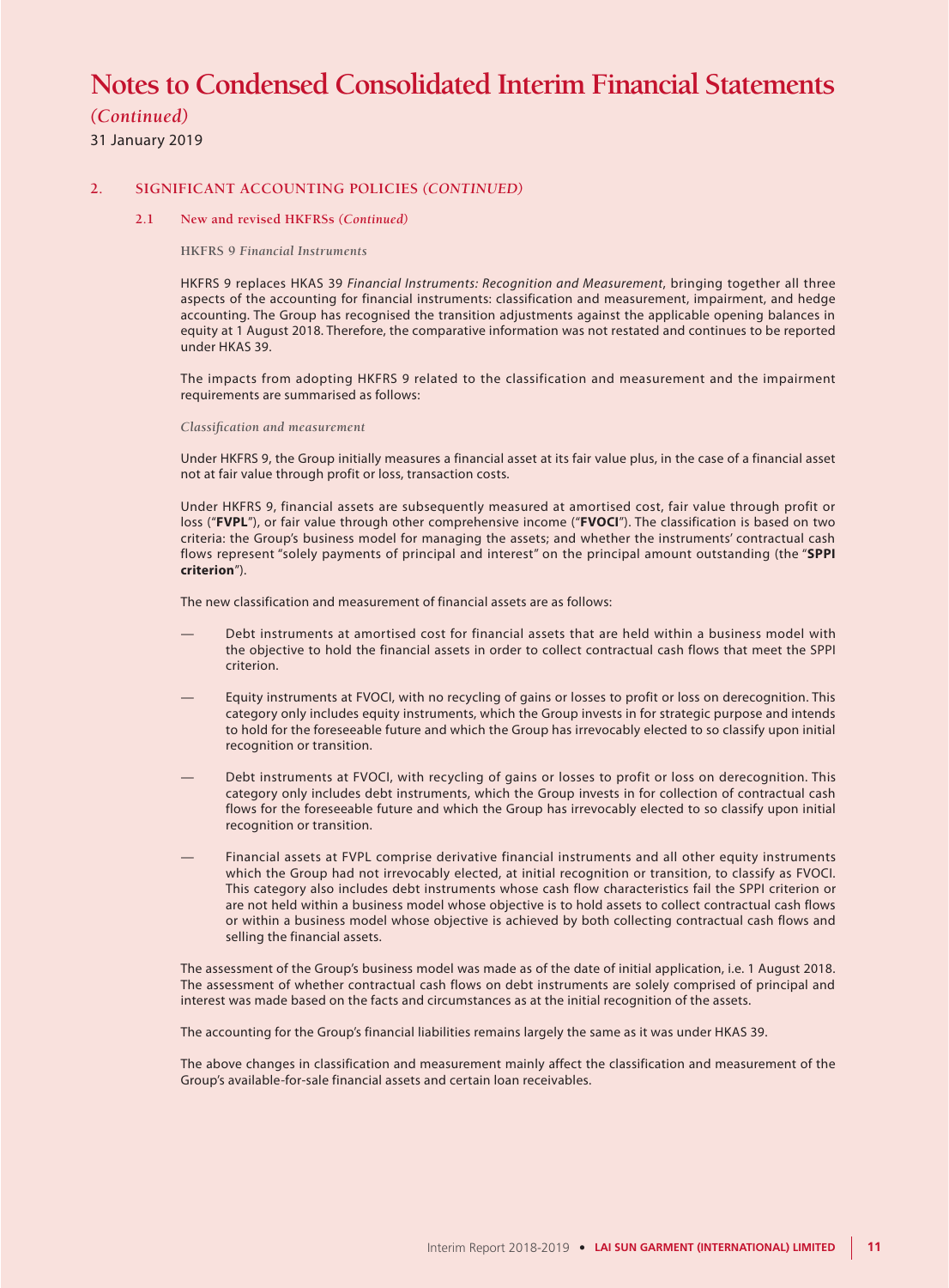# Notes to Condensed Consolidated Interim Financial Statements

*(Continued)*

31 January 2019

## 2. SIGNIFICANT ACCOUNTING POLICIES *(CONTINUED)*

### 2.1 New and revised HKFRSs *(Continued)*

**HKFRS 9 *Financial Instruments***

HKFRS 9 replaces HKAS 39 *Financial Instruments: Recognition and Measurement*, bringing together all three aspects of the accounting for financial instruments: classification and measurement, impairment, and hedge accounting. The Group has recognised the transition adjustments against the applicable opening balances in equity at 1 August 2018. Therefore, the comparative information was not restated and continues to be reported under HKAS 39.

The impacts from adopting HKFRS 9 related to the classification and measurement and the impairment requirements are summarised as follows:

*Classification and measurement*

Under HKFRS 9, the Group initially measures a financial asset at its fair value plus, in the case of a financial asset not at fair value through profit or loss, transaction costs.

Under HKFRS 9, financial assets are subsequently measured at amortised cost, fair value through profit or loss ("**FVPL**"), or fair value through other comprehensive income ("**FVOCI**"). The classification is based on two criteria: the Group's business model for managing the assets; and whether the instruments' contractual cash flows represent "solely payments of principal and interest" on the principal amount outstanding (the "**SPPI criterion**").

The new classification and measurement of financial assets are as follows:

— Debt instruments at amortised cost for financial assets that are held within a business model with the objective to hold the financial assets in order to collect contractual cash flows that meet the SPPI criterion.

— Equity instruments at FVOCI, with no recycling of gains or losses to profit or loss on derecognition. This category only includes equity instruments, which the Group invests in for strategic purpose and intends to hold for the foreseeable future and which the Group has irrevocably elected to so classify upon initial recognition or transition.

— Debt instruments at FVOCI, with recycling of gains or losses to profit or loss on derecognition. This category only includes debt instruments, which the Group invests in for collection of contractual cash flows for the foreseeable future and which the Group has irrevocably elected to so classify upon initial recognition or transition.

— Financial assets at FVPL comprise derivative financial instruments and all other equity instruments which the Group had not irrevocably elected, at initial recognition or transition, to classify as FVOCI. This category also includes debt instruments whose cash flow characteristics fail the SPPI criterion or are not held within a business model whose objective is to hold assets to collect contractual cash flows or within a business model whose objective is achieved by both collecting contractual cash flows and selling the financial assets.

The assessment of the Group's business model was made as of the date of initial application, i.e. 1 August 2018. The assessment of whether contractual cash flows on debt instruments are solely comprised of principal and interest was made based on the facts and circumstances as at the initial recognition of the assets.

The accounting for the Group's financial liabilities remains largely the same as it was under HKAS 39.

The above changes in classification and measurement mainly affect the classification and measurement of the Group's available-for-sale financial assets and certain loan receivables.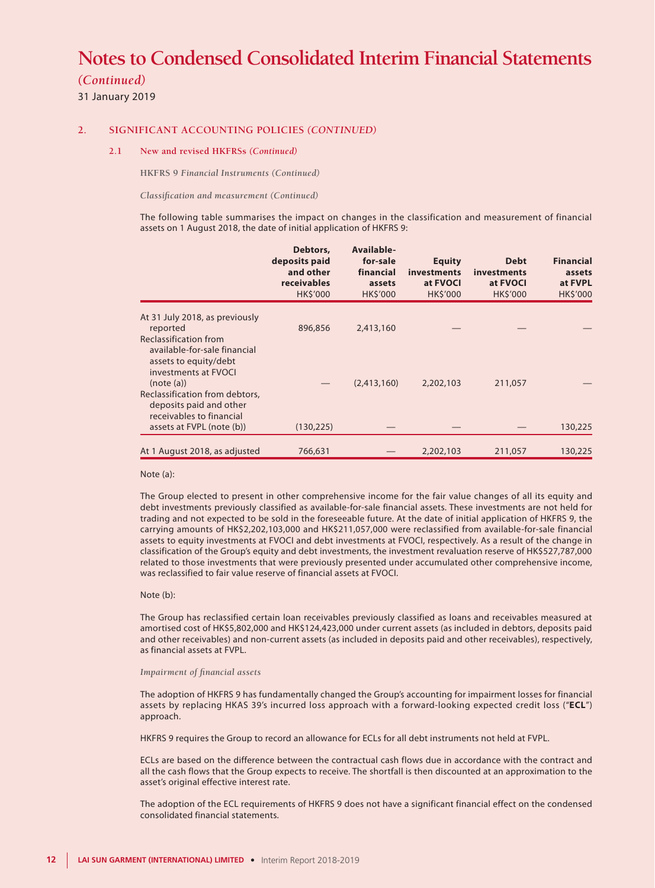# Notes to Condensed Consolidated Interim Financial Statements

*(Continued)*

31 January 2019

## 2. SIGNIFICANT ACCOUNTING POLICIES *(CONTINUED)*

### 2.1 New and revised HKFRSs *(Continued)*

**HKFRS 9 *Financial Instruments* (Continued)**

*Classification and measurement (Continued)*

The following table summarises the impact on changes in the classification and measurement of financial assets on 1 August 2018, the date of initial application of HKFRS 9:

| | Debtors, deposits paid and other receivables HK$'000 | Available-for-sale financial assets HK$'000 | Equity investments at FVOCI HK$'000 | Debt investments at FVOCI HK$'000 | Financial assets at FVPL HK$'000 |
|---|---|---|---|---|---|
| At 31 July 2018, as previously reported | 896,856 | 2,413,160 | — | — | — |
| Reclassification from available-for-sale financial assets to equity/debt investments at FVOCI (note (a)) | — | (2,413,160) | 2,202,103 | 211,057 | — |
| Reclassification from debtors, deposits paid and other receivables to financial assets at FVPL (note (b)) | (130,225) | — | — | — | 130,225 |
| At 1 August 2018, as adjusted | 766,631 | — | 2,202,103 | 211,057 | 130,225 |

Note (a):

The Group elected to present in other comprehensive income for the fair value changes of all its equity and debt investments previously classified as available-for-sale financial assets. These investments are not held for trading and not expected to be sold in the foreseeable future. At the date of initial application of HKFRS 9, the carrying amounts of HK$2,202,103,000 and HK$211,057,000 were reclassified from available-for-sale financial assets to equity investments at FVOCI and debt investments at FVOCI, respectively. As a result of the change in classification of the Group's equity and debt investments, the investment revaluation reserve of HK$527,787,000 related to those investments that were previously presented under accumulated other comprehensive income, was reclassified to fair value reserve of financial assets at FVOCI.

Note (b):

The Group has reclassified certain loan receivables previously classified as loans and receivables measured at amortised cost of HK$5,802,000 and HK$124,423,000 under current assets (as included in debtors, deposits paid and other receivables) and non-current assets (as included in deposits paid and other receivables), respectively, as financial assets at FVPL.

*Impairment of financial assets*

The adoption of HKFRS 9 has fundamentally changed the Group's accounting for impairment losses for financial assets by replacing HKAS 39's incurred loss approach with a forward-looking expected credit loss ("**ECL**") approach.

HKFRS 9 requires the Group to record an allowance for ECLs for all debt instruments not held at FVPL.

ECLs are based on the difference between the contractual cash flows due in accordance with the contract and all the cash flows that the Group expects to receive. The shortfall is then discounted at an approximation to the asset's original effective interest rate.

The adoption of the ECL requirements of HKFRS 9 does not have a significant financial effect on the condensed consolidated financial statements.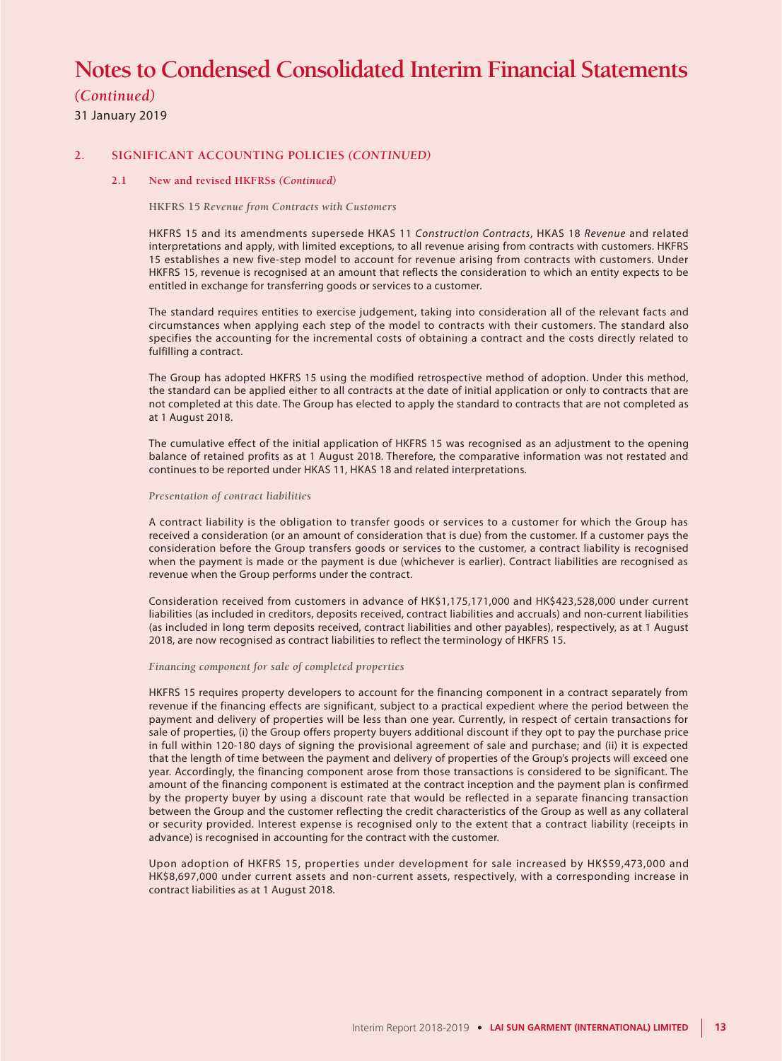# Notes to Condensed Consolidated Interim Financial Statements

*(Continued)*

31 January 2019

## 2. SIGNIFICANT ACCOUNTING POLICIES *(CONTINUED)*

### 2.1 New and revised HKFRSs *(Continued)*

**HKFRS 15** ***Revenue from Contracts with Customers***

HKFRS 15 and its amendments supersede HKAS 11 *Construction Contracts*, HKAS 18 *Revenue* and related interpretations and apply, with limited exceptions, to all revenue arising from contracts with customers. HKFRS 15 establishes a new five-step model to account for revenue arising from contracts with customers. Under HKFRS 15, revenue is recognised at an amount that reflects the consideration to which an entity expects to be entitled in exchange for transferring goods or services to a customer.

The standard requires entities to exercise judgement, taking into consideration all of the relevant facts and circumstances when applying each step of the model to contracts with their customers. The standard also specifies the accounting for the incremental costs of obtaining a contract and the costs directly related to fulfilling a contract.

The Group has adopted HKFRS 15 using the modified retrospective method of adoption. Under this method, the standard can be applied either to all contracts at the date of initial application or only to contracts that are not completed at this date. The Group has elected to apply the standard to contracts that are not completed as at 1 August 2018.

The cumulative effect of the initial application of HKFRS 15 was recognised as an adjustment to the opening balance of retained profits as at 1 August 2018. Therefore, the comparative information was not restated and continues to be reported under HKAS 11, HKAS 18 and related interpretations.

*Presentation of contract liabilities*

A contract liability is the obligation to transfer goods or services to a customer for which the Group has received a consideration (or an amount of consideration that is due) from the customer. If a customer pays the consideration before the Group transfers goods or services to the customer, a contract liability is recognised when the payment is made or the payment is due (whichever is earlier). Contract liabilities are recognised as revenue when the Group performs under the contract.

Consideration received from customers in advance of HK$1,175,171,000 and HK$423,528,000 under current liabilities (as included in creditors, deposits received, contract liabilities and accruals) and non-current liabilities (as included in long term deposits received, contract liabilities and other payables), respectively, as at 1 August 2018, are now recognised as contract liabilities to reflect the terminology of HKFRS 15.

*Financing component for sale of completed properties*

HKFRS 15 requires property developers to account for the financing component in a contract separately from revenue if the financing effects are significant, subject to a practical expedient where the period between the payment and delivery of properties will be less than one year. Currently, in respect of certain transactions for sale of properties, (i) the Group offers property buyers additional discount if they opt to pay the purchase price in full within 120-180 days of signing the provisional agreement of sale and purchase; and (ii) it is expected that the length of time between the payment and delivery of properties of the Group's projects will exceed one year. Accordingly, the financing component arose from those transactions is considered to be significant. The amount of the financing component is estimated at the contract inception and the payment plan is confirmed by the property buyer by using a discount rate that would be reflected in a separate financing transaction between the Group and the customer reflecting the credit characteristics of the Group as well as any collateral or security provided. Interest expense is recognised only to the extent that a contract liability (receipts in advance) is recognised in accounting for the contract with the customer.

Upon adoption of HKFRS 15, properties under development for sale increased by HK$59,473,000 and HK$8,697,000 under current assets and non-current assets, respectively, with a corresponding increase in contract liabilities as at 1 August 2018.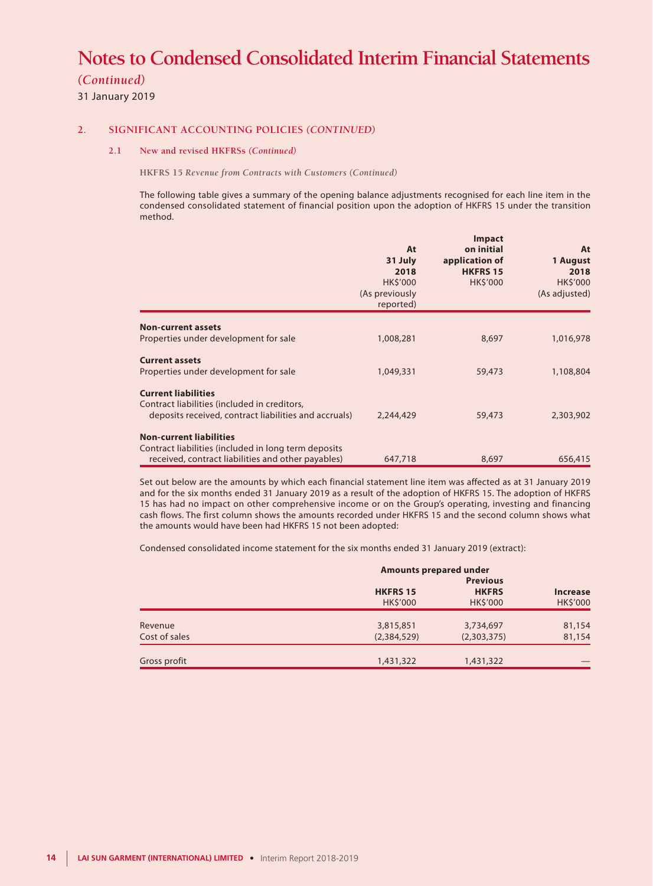# Notes to Condensed Consolidated Interim Financial Statements

*(Continued)*

31 January 2019

## 2. SIGNIFICANT ACCOUNTING POLICIES *(CONTINUED)*

### 2.1 New and revised HKFRSs *(Continued)*

**HKFRS 15** ***Revenue from Contracts with Customers (Continued)***

The following table gives a summary of the opening balance adjustments recognised for each line item in the condensed consolidated statement of financial position upon the adoption of HKFRS 15 under the transition method.

| | At 31 July 2018 HK$'000 (As previously reported) | Impact on initial application of HKFRS 15 HK$'000 | At 1 August 2018 HK$'000 (As adjusted) |
|---|---|---|---|
| **Non-current assets** | | | |
| Properties under development for sale | 1,008,281 | 8,697 | 1,016,978 |
| **Current assets** | | | |
| Properties under development for sale | 1,049,331 | 59,473 | 1,108,804 |
| **Current liabilities** | | | |
| Contract liabilities (included in creditors, deposits received, contract liabilities and accruals) | 2,244,429 | 59,473 | 2,303,902 |
| **Non-current liabilities** | | | |
| Contract liabilities (included in long term deposits received, contract liabilities and other payables) | 647,718 | 8,697 | 656,415 |

Set out below are the amounts by which each financial statement line item was affected as at 31 January 2019 and for the six months ended 31 January 2019 as a result of the adoption of HKFRS 15. The adoption of HKFRS 15 has had no impact on other comprehensive income or on the Group's operating, investing and financing cash flows. The first column shows the amounts recorded under HKFRS 15 and the second column shows what the amounts would have been had HKFRS 15 not been adopted:

Condensed consolidated income statement for the six months ended 31 January 2019 (extract):

| | Amounts prepared under | | |
|---|---|---|---|
| | HKFRS 15 HK$'000 | Previous HKFRS HK$'000 | Increase HK$'000 |
| Revenue | 3,815,851 | 3,734,697 | 81,154 |
| Cost of sales | (2,384,529) | (2,303,375) | 81,154 |
| Gross profit | 1,431,322 | 1,431,322 | — |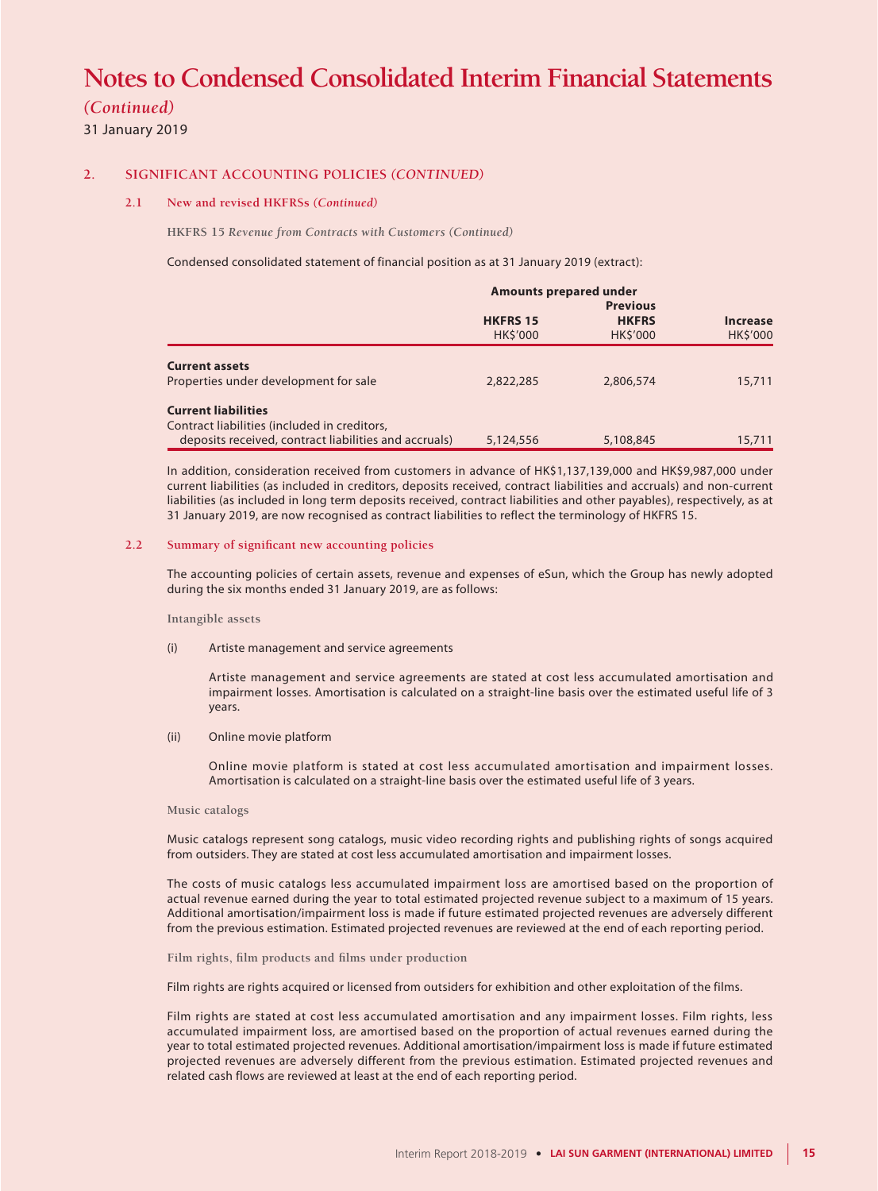# Notes to Condensed Consolidated Interim Financial Statements

*(Continued)*

31 January 2019

## 2. SIGNIFICANT ACCOUNTING POLICIES *(CONTINUED)*

### 2.1 New and revised HKFRSs *(Continued)*

HKFRS 15 *Revenue from Contracts with Customers (Continued)*

Condensed consolidated statement of financial position as at 31 January 2019 (extract):

| | Amounts prepared under | | |
|---|---|---|---|
| | **HKFRS 15** HK$'000 | **Previous HKFRS** HK$'000 | **Increase** HK$'000 |
| **Current assets** | | | |
| Properties under development for sale | 2,822,285 | 2,806,574 | 15,711 |
| **Current liabilities** | | | |
| Contract liabilities (included in creditors, deposits received, contract liabilities and accruals) | 5,124,556 | 5,108,845 | 15,711 |

In addition, consideration received from customers in advance of HK$1,137,139,000 and HK$9,987,000 under current liabilities (as included in creditors, deposits received, contract liabilities and accruals) and non-current liabilities (as included in long term deposits received, contract liabilities and other payables), respectively, as at 31 January 2019, are now recognised as contract liabilities to reflect the terminology of HKFRS 15.

### 2.2 Summary of significant new accounting policies

The accounting policies of certain assets, revenue and expenses of eSun, which the Group has newly adopted during the six months ended 31 January 2019, are as follows:

#### Intangible assets

(i) Artiste management and service agreements

Artiste management and service agreements are stated at cost less accumulated amortisation and impairment losses. Amortisation is calculated on a straight-line basis over the estimated useful life of 3 years.

(ii) Online movie platform

Online movie platform is stated at cost less accumulated amortisation and impairment losses. Amortisation is calculated on a straight-line basis over the estimated useful life of 3 years.

#### Music catalogs

Music catalogs represent song catalogs, music video recording rights and publishing rights of songs acquired from outsiders. They are stated at cost less accumulated amortisation and impairment losses.

The costs of music catalogs less accumulated impairment loss are amortised based on the proportion of actual revenue earned during the year to total estimated projected revenue subject to a maximum of 15 years. Additional amortisation/impairment loss is made if future estimated projected revenues are adversely different from the previous estimation. Estimated projected revenues are reviewed at the end of each reporting period.

#### Film rights, film products and films under production

Film rights are rights acquired or licensed from outsiders for exhibition and other exploitation of the films.

Film rights are stated at cost less accumulated amortisation and any impairment losses. Film rights, less accumulated impairment loss, are amortised based on the proportion of actual revenues earned during the year to total estimated projected revenues. Additional amortisation/impairment loss is made if future estimated projected revenues are adversely different from the previous estimation. Estimated projected revenues and related cash flows are reviewed at least at the end of each reporting period.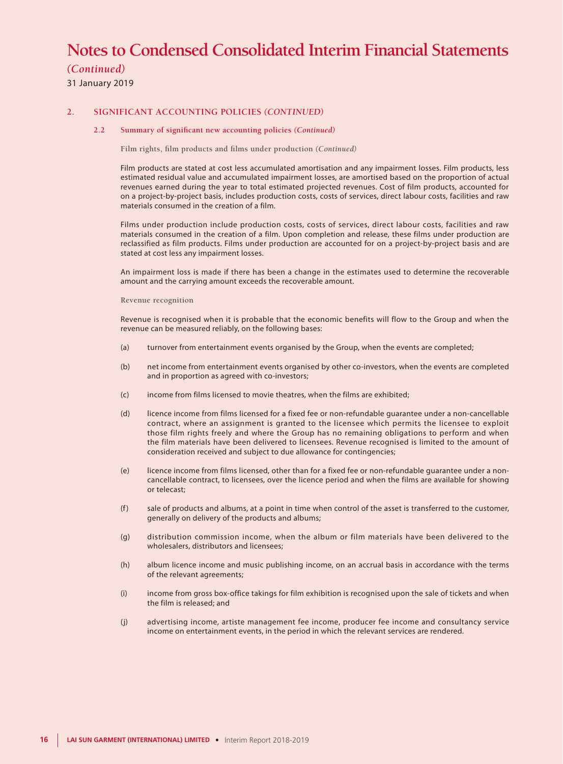# Notes to Condensed Consolidated Interim Financial Statements

*(Continued)*

31 January 2019

## 2. SIGNIFICANT ACCOUNTING POLICIES *(CONTINUED)*

### 2.2 Summary of significant new accounting policies *(Continued)*

**Film rights, film products and films under production** *(Continued)*

Film products are stated at cost less accumulated amortisation and any impairment losses. Film products, less estimated residual value and accumulated impairment losses, are amortised based on the proportion of actual revenues earned during the year to total estimated projected revenues. Cost of film products, accounted for on a project-by-project basis, includes production costs, costs of services, direct labour costs, facilities and raw materials consumed in the creation of a film.

Films under production include production costs, costs of services, direct labour costs, facilities and raw materials consumed in the creation of a film. Upon completion and release, these films under production are reclassified as film products. Films under production are accounted for on a project-by-project basis and are stated at cost less any impairment losses.

An impairment loss is made if there has been a change in the estimates used to determine the recoverable amount and the carrying amount exceeds the recoverable amount.

**Revenue recognition**

Revenue is recognised when it is probable that the economic benefits will flow to the Group and when the revenue can be measured reliably, on the following bases:

(a) turnover from entertainment events organised by the Group, when the events are completed;

(b) net income from entertainment events organised by other co-investors, when the events are completed and in proportion as agreed with co-investors;

(c) income from films licensed to movie theatres, when the films are exhibited;

(d) licence income from films licensed for a fixed fee or non-refundable guarantee under a non-cancellable contract, where an assignment is granted to the licensee which permits the licensee to exploit those film rights freely and where the Group has no remaining obligations to perform and when the film materials have been delivered to licensees. Revenue recognised is limited to the amount of consideration received and subject to due allowance for contingencies;

(e) licence income from films licensed, other than for a fixed fee or non-refundable guarantee under a non-cancellable contract, to licensees, over the licence period and when the films are available for showing or telecast;

(f) sale of products and albums, at a point in time when control of the asset is transferred to the customer, generally on delivery of the products and albums;

(g) distribution commission income, when the album or film materials have been delivered to the wholesalers, distributors and licensees;

(h) album licence income and music publishing income, on an accrual basis in accordance with the terms of the relevant agreements;

(i) income from gross box-office takings for film exhibition is recognised upon the sale of tickets and when the film is released; and

(j) advertising income, artiste management fee income, producer fee income and consultancy service income on entertainment events, in the period in which the relevant services are rendered.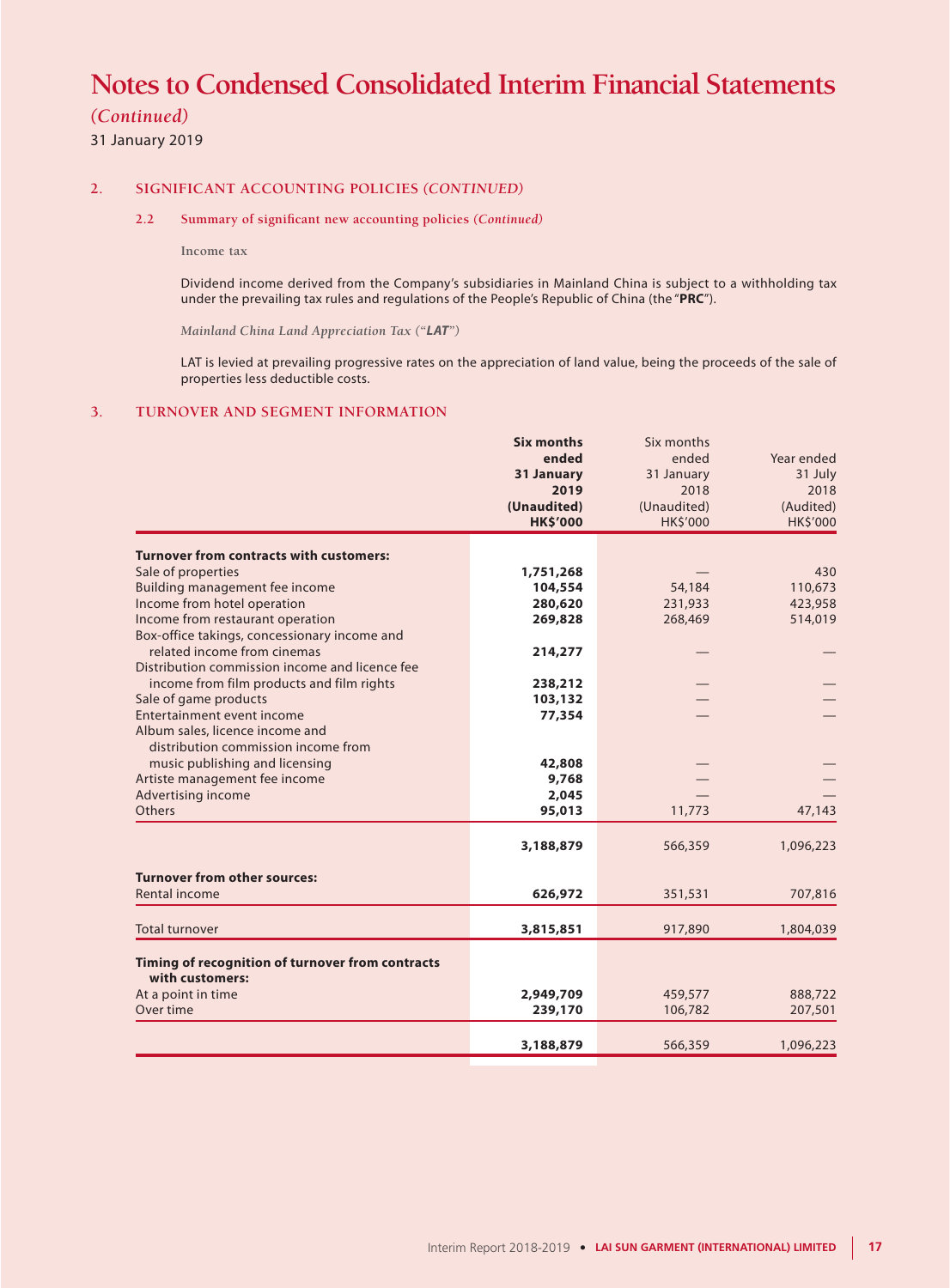# Notes to Condensed Consolidated Interim Financial Statements

*(Continued)*

31 January 2019

## 2. SIGNIFICANT ACCOUNTING POLICIES *(CONTINUED)*

### 2.2 Summary of significant new accounting policies *(Continued)*

**Income tax**

Dividend income derived from the Company's subsidiaries in Mainland China is subject to a withholding tax under the prevailing tax rules and regulations of the People's Republic of China (the "**PRC**").

*Mainland China Land Appreciation Tax ("**LAT**")*

LAT is levied at prevailing progressive rates on the appreciation of land value, being the proceeds of the sale of properties less deductible costs.

## 3. TURNOVER AND SEGMENT INFORMATION

| | **Six months ended 31 January 2019 (Unaudited) HK$'000** | Six months ended 31 January 2018 (Unaudited) HK$'000 | Year ended 31 July 2018 (Audited) HK$'000 |
|---|---|---|---|
| **Turnover from contracts with customers:** | | | |
| Sale of properties | **1,751,268** | — | 430 |
| Building management fee income | **104,554** | 54,184 | 110,673 |
| Income from hotel operation | **280,620** | 231,933 | 423,958 |
| Income from restaurant operation | **269,828** | 268,469 | 514,019 |
| Box-office takings, concessionary income and related income from cinemas | **214,277** | — | — |
| Distribution commission income and licence fee income from film products and film rights | **238,212** | — | — |
| Sale of game products | **103,132** | — | — |
| Entertainment event income | **77,354** | — | — |
| Album sales, licence income and distribution commission income from music publishing and licensing | **42,808** | — | — |
| Artiste management fee income | **9,768** | — | — |
| Advertising income | **2,045** | — | — |
| Others | **95,013** | 11,773 | 47,143 |
| | **3,188,879** | 566,359 | 1,096,223 |
| **Turnover from other sources:** | | | |
| Rental income | **626,972** | 351,531 | 707,816 |
| Total turnover | **3,815,851** | 917,890 | 1,804,039 |
| **Timing of recognition of turnover from contracts with customers:** | | | |
| At a point in time | **2,949,709** | 459,577 | 888,722 |
| Over time | **239,170** | 106,782 | 207,501 |
| | **3,188,879** | 566,359 | 1,096,223 |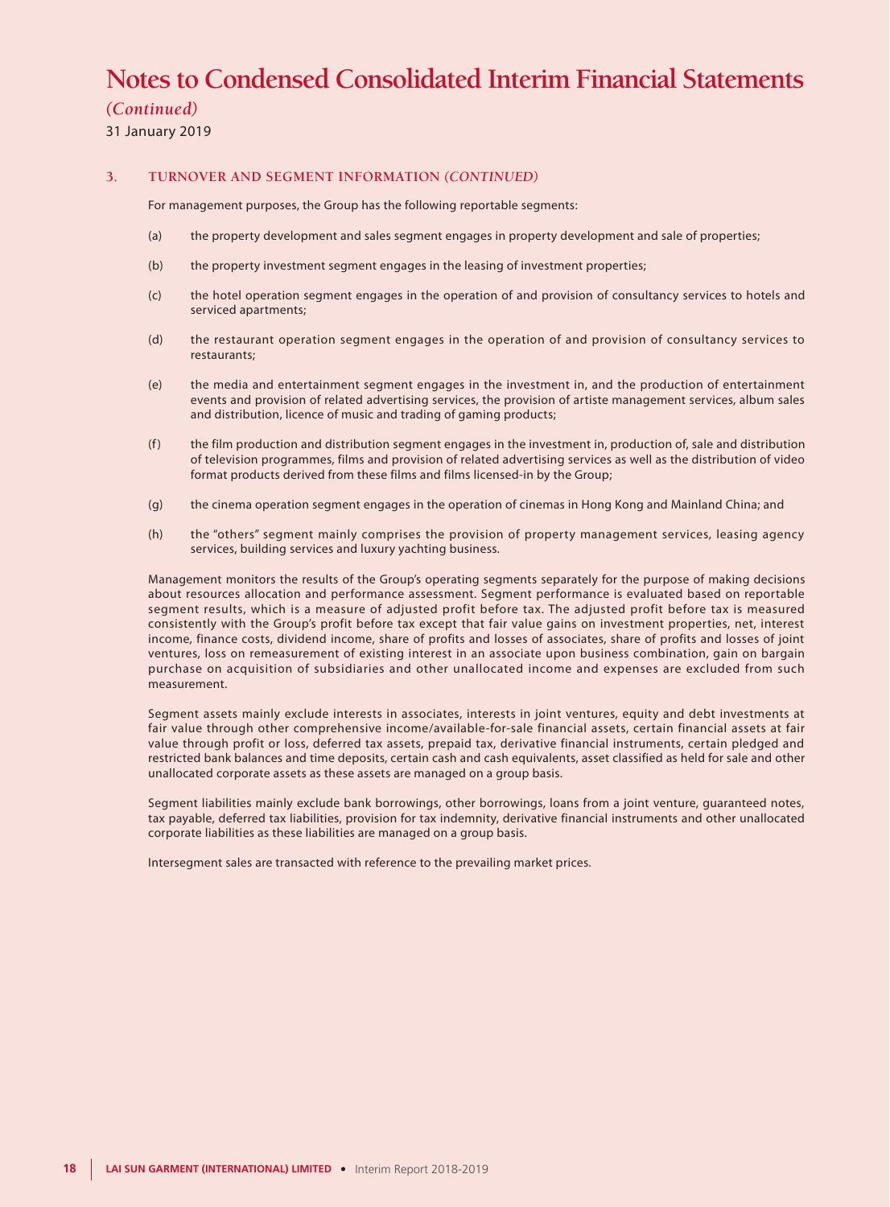# Notes to Condensed Consolidated Interim Financial Statements

*(Continued)*

31 January 2019

### 3. TURNOVER AND SEGMENT INFORMATION *(CONTINUED)*

For management purposes, the Group has the following reportable segments:

(a) the property development and sales segment engages in property development and sale of properties;

(b) the property investment segment engages in the leasing of investment properties;

(c) the hotel operation segment engages in the operation of and provision of consultancy services to hotels and serviced apartments;

(d) the restaurant operation segment engages in the operation of and provision of consultancy services to restaurants;

(e) the media and entertainment segment engages in the investment in, and the production of entertainment events and provision of related advertising services, the provision of artiste management services, album sales and distribution, licence of music and trading of gaming products;

(f) the film production and distribution segment engages in the investment in, production of, sale and distribution of television programmes, films and provision of related advertising services as well as the distribution of video format products derived from these films and films licensed-in by the Group;

(g) the cinema operation segment engages in the operation of cinemas in Hong Kong and Mainland China; and

(h) the "others" segment mainly comprises the provision of property management services, leasing agency services, building services and luxury yachting business.

Management monitors the results of the Group's operating segments separately for the purpose of making decisions about resources allocation and performance assessment. Segment performance is evaluated based on reportable segment results, which is a measure of adjusted profit before tax. The adjusted profit before tax is measured consistently with the Group's profit before tax except that fair value gains on investment properties, net, interest income, finance costs, dividend income, share of profits and losses of associates, share of profits and losses of joint ventures, loss on remeasurement of existing interest in an associate upon business combination, gain on bargain purchase on acquisition of subsidiaries and other unallocated income and expenses are excluded from such measurement.

Segment assets mainly exclude interests in associates, interests in joint ventures, equity and debt investments at fair value through other comprehensive income/available-for-sale financial assets, certain financial assets at fair value through profit or loss, deferred tax assets, prepaid tax, derivative financial instruments, certain pledged and restricted bank balances and time deposits, certain cash and cash equivalents, asset classified as held for sale and other unallocated corporate assets as these assets are managed on a group basis.

Segment liabilities mainly exclude bank borrowings, other borrowings, loans from a joint venture, guaranteed notes, tax payable, deferred tax liabilities, provision for tax indemnity, derivative financial instruments and other unallocated corporate liabilities as these liabilities are managed on a group basis.

Intersegment sales are transacted with reference to the prevailing market prices.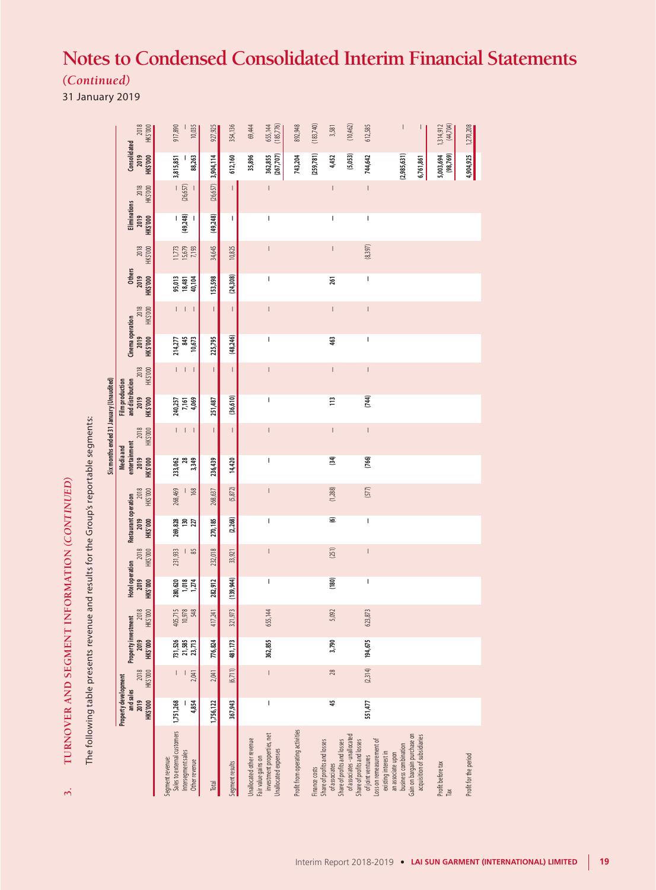# Notes to Condensed Consolidated Interim Financial Statements

*(Continued)*

31 January 2019

## 3. TURNOVER AND SEGMENT INFORMATION *(CONTINUED)*

The following table presents revenue and results for the Group's reportable segments:

| | Six months ended 31 January (Unaudited) | | | | | | | | | | | | | | | | | | | |
|---|---|---|---|---|---|---|---|---|---|---|---|---|---|---|---|---|---|---|---|---|
| | Property development and sales | | Property investment | | Hotel operation | | Restaurant operation | | Media and entertainment | | Film production and distribution | | Cinema operation | | Others | | Eliminations | | Consolidated | |
| | **2019** | 2018 | **2019** | 2018 | **2019** | 2018 | **2019** | 2018 | **2019** | 2018 | **2019** | 2018 | **2019** | 2018 | **2019** | 2018 | **2019** | 2018 | **2019** | 2018 |
| | **HK$'000** | HK$'000 | **HK$'000** | HK$'000 | **HK$'000** | HK$'000 | **HK$'000** | HK$'000 | **HK$'000** | HK$'000 | **HK$'000** | HK$'000 | **HK$'000** | HK$'000 | **HK$'000** | HK$'000 | **HK$'000** | HK$'000 | **HK$'000** | HK$'000 |
| Segment revenue: | | | | | | | | | | | | | | | | | | | | |
| Sales to external customers | **1,751,268** | — | **731,526** | 405,715 | **280,620** | 231,933 | **269,828** | 268,469 | **233,062** | — | **240,257** | — | **214,277** | — | **95,013** | 11,773 | **—** | — | **3,815,851** | 917,890 |
| Intersegment sales | **—** | — | **21,585** | 10,978 | **1,018** | — | **130** | — | **28** | — | **7,161** | — | **845** | — | **18,481** | 15,679 | **(49,248)** | (26,657) | **—** | — |
| Other revenue | **4,854** | 2,041 | **23,713** | 548 | **1,274** | 85 | **227** | 168 | **3,349** | — | **4,069** | — | **10,673** | — | **40,104** | 7,193 | **—** | — | **88,263** | 10,035 |
| Total | **1,756,122** | 2,041 | **776,824** | 417,241 | **282,912** | 232,018 | **270,185** | 268,637 | **236,439** | — | **251,487** | — | **225,795** | — | **153,598** | 34,645 | **(49,248)** | (26,657) | **3,904,114** | 927,925 |
| Segment results | **367,943** | (6,711) | **481,173** | 321,973 | **(139,944)** | 33,921 | **(2,268)** | (5,872) | **14,420** | — | **(36,610)** | — | **(48,246)** | — | **(24,308)** | 10,825 | **—** | — | **612,160** | 354,136 |
| Unallocated other revenue | | | | | | | | | | | | | | | | | | | **35,896** | 69,444 |
| Fair value gains on investment properties, net | **—** | — | **362,855** | 655,144 | **—** | — | **—** | — | **—** | — | **—** | — | **—** | — | **—** | — | **—** | — | **362,855** | 655,144 |
| Unallocated expenses | | | | | | | | | | | | | | | | | | | **(267,707)** | (185,776) |
| Profit from operating activities | | | | | | | | | | | | | | | | | | | **743,204** | 892,948 |
| Finance costs | | | | | | | | | | | | | | | | | | | **(259,781)** | (183,740) |
| Share of profits and losses of associates | **45** | 28 | **3,790** | 5,092 | **(180)** | (251) | **(6)** | (1,288) | **(34)** | — | **113** | — | **463** | — | **261** | — | **—** | — | **4,452** | 3,581 |
| Share of profits and losses of associates - unallocated | | | | | | | | | | | | | | | | | | | **(5,053)** | (10,462) |
| Share of profits and losses of joint ventures | **551,477** | (2,314) | **194,675** | 623,873 | **—** | — | **—** | (577) | **(766)** | — | **(744)** | — | **—** | — | **—** | (8,397) | **—** | — | **744,642** | 612,585 |
| Loss on remeasurement of existing interest in an associate upon business combination | | | | | | | | | | | | | | | | | | | **(2,985,631)** | — |
| Gain on bargain purchase on acquisition of subsidiaries | | | | | | | | | | | | | | | | | | | **6,761,861** | — |
| Profit before tax | | | | | | | | | | | | | | | | | | | **5,003,694** | 1,314,912 |
| Tax | | | | | | | | | | | | | | | | | | | **(98,769)** | (44,704) |
| Profit for the period | | | | | | | | | | | | | | | | | | | **4,904,925** | 1,270,208 |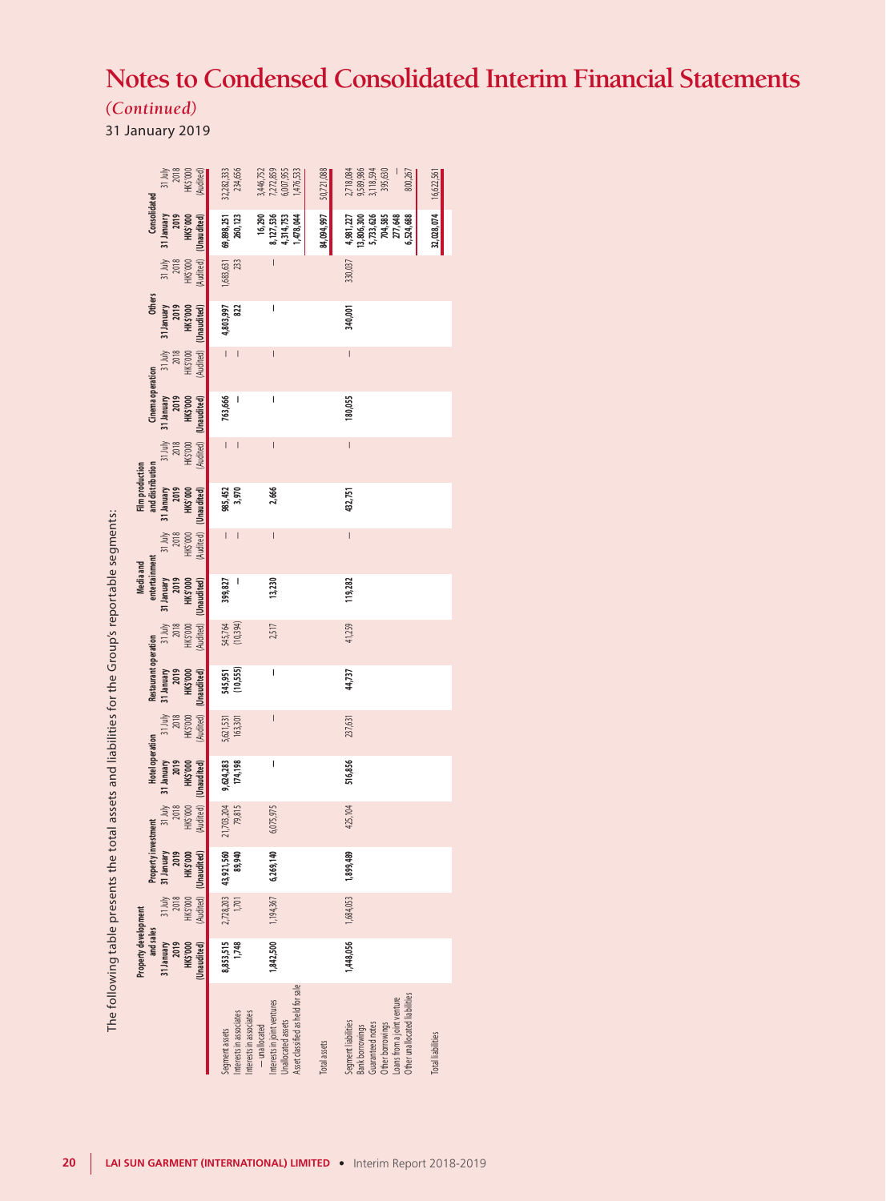# Notes to Condensed Consolidated Interim Financial Statements

*(Continued)*

31 January 2019

The following table presents the total assets and liabilities for the Group's reportable segments:

| | Property development and sales | | Property investment | | Hotel operation | | Restaurant operation | | Media and entertainment | | Film production and distribution | | Cinema operation | | Others | | Consolidated | |
|---|---|---|---|---|---|---|---|---|---|---|---|---|---|---|---|---|---|---|
| | **31 January 2019 HK$'000 (Unaudited)** | 31 July 2018 HK$'000 (Audited) | **31 January 2019 HK$'000 (Unaudited)** | 31 July 2018 HK$'000 (Audited) | **31 January 2019 HK$'000 (Unaudited)** | 31 July 2018 HK$'000 (Audited) | **31 January 2019 HK$'000 (Unaudited)** | 31 July 2018 HK$'000 (Audited) | **31 January 2019 HK$'000 (Unaudited)** | 31 July 2018 HK$'000 (Audited) | **31 January 2019 HK$'000 (Unaudited)** | 31 July 2018 HK$'000 (Audited) | **31 January 2019 HK$'000 (Unaudited)** | 31 July 2018 HK$'000 (Audited) | **31 January 2019 HK$'000 (Unaudited)** | 31 July 2018 HK$'000 (Audited) | **31 January 2019 HK$'000 (Unaudited)** | 31 July 2018 HK$'000 (Audited) |
| Segment assets | **8,853,515** | 2,728,203 | **43,921,560** | 21,703,204 | **9,624,283** | 5,621,531 | **545,951** | 545,764 | **399,827** | — | **985,452** | — | **763,666** | — | **4,803,997** | 1,683,631 | **69,898,251** | 32,282,333 |
| Interests in associates | **1,748** | 1,701 | **89,940** | 79,815 | **174,198** | 163,301 | **(10,555)** | (10,394) | **—** | — | **3,970** | — | **—** | — | **822** | 233 | **260,123** | 234,656 |
| Interests in associates — unallocated | | | | | | | | | | | | | | | | | **16,290** | 3,446,752 |
| Interests in joint ventures | **1,842,500** | 1,194,367 | **6,269,140** | 6,075,975 | **—** | — | **—** | 2,517 | **13,230** | — | **2,666** | — | **—** | — | **—** | — | **8,127,536** | 7,272,859 |
| Unallocated assets | | | | | | | | | | | | | | | | | **4,314,753** | 6,007,955 |
| Asset classified as held for sale | | | | | | | | | | | | | | | | | **1,478,044** | 1,476,533 |
| Total assets | | | | | | | | | | | | | | | | | **84,094,997** | 50,721,088 |
| Segment liabilities | **1,448,056** | 1,684,053 | **1,899,489** | 425,104 | **516,856** | 237,631 | **44,737** | 41,259 | **119,282** | — | **432,751** | — | **180,055** | — | **340,001** | 330,037 | **4,981,227** | 2,718,084 |
| Bank borrowings | | | | | | | | | | | | | | | | | **13,806,300** | 9,589,986 |
| Guaranteed notes | | | | | | | | | | | | | | | | | **5,733,626** | 3,118,594 |
| Other borrowings | | | | | | | | | | | | | | | | | **704,585** | 395,630 |
| Loans from a joint venture | | | | | | | | | | | | | | | | | **277,648** | — |
| Other unallocated liabilities | | | | | | | | | | | | | | | | | **6,524,688** | 800,267 |
| Total liabilities | | | | | | | | | | | | | | | | | **32,028,074** | 16,622,561 |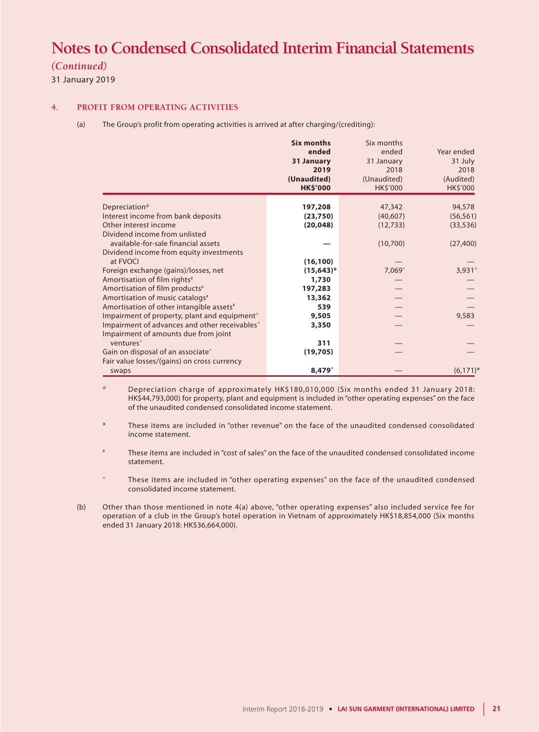# Notes to Condensed Consolidated Interim Financial Statements

*(Continued)*

31 January 2019

## 4. PROFIT FROM OPERATING ACTIVITIES

(a) The Group's profit from operating activities is arrived at after charging/(crediting):

| | **Six months ended 31 January 2019 (Unaudited) HK$'000** | Six months ended 31 January 2018 (Unaudited) HK$'000 | Year ended 31 July 2018 (Audited) HK$'000 |
|---|---|---|---|
| Depreciation[@] | **197,208** | 47,342 | 94,578 |
| Interest income from bank deposits | **(23,750)** | (40,607) | (56,561) |
| Other interest income | **(20,048)** | (12,733) | (33,536) |
| Dividend income from unlisted available-for-sale financial assets | **—** | (10,700) | (27,400) |
| Dividend income from equity investments at FVOCI | **(16,100)** | — | — |
| Foreign exchange (gains)/losses, net | **(15,643)*** | 7,069^ | 3,931^ |
| Amortisation of film rights[#] | **1,730** | — | — |
| Amortisation of film products[#] | **197,283** | — | — |
| Amortisation of music catalogs[#] | **13,362** | — | — |
| Amortisation of other intangible assets[#] | **539** | — | — |
| Impairment of property, plant and equipment^ | **9,505** | — | 9,583 |
| Impairment of advances and other receivables^ | **3,350** | — | — |
| Impairment of amounts due from joint ventures^ | **311** | — | — |
| Gain on disposal of an associate^ | **(19,705)** | — | — |
| Fair value losses/(gains) on cross currency swaps | **8,479^** | — | (6,171)* |

[@] Depreciation charge of approximately HK$180,010,000 (Six months ended 31 January 2018: HK$44,793,000) for property, plant and equipment is included in "other operating expenses" on the face of the unaudited condensed consolidated income statement.

\* These items are included in "other revenue" on the face of the unaudited condensed consolidated income statement.

[#] These items are included in "cost of sales" on the face of the unaudited condensed consolidated income statement.

^ These items are included in "other operating expenses" on the face of the unaudited condensed consolidated income statement.

(b) Other than those mentioned in note 4(a) above, "other operating expenses" also included service fee for operation of a club in the Group's hotel operation in Vietnam of approximately HK$18,854,000 (Six months ended 31 January 2018: HK$36,664,000).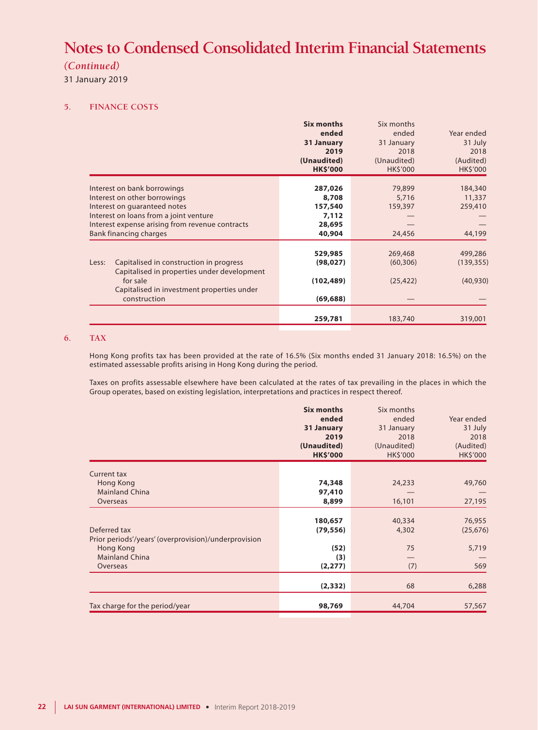# Notes to Condensed Consolidated Interim Financial Statements

*(Continued)*

31 January 2019

## 5. FINANCE COSTS

| | **Six months ended 31 January 2019 (Unaudited) HK$'000** | Six months ended 31 January 2018 (Unaudited) HK$'000 | Year ended 31 July 2018 (Audited) HK$'000 |
|---|---|---|---|
| Interest on bank borrowings | **287,026** | 79,899 | 184,340 |
| Interest on other borrowings | **8,708** | 5,716 | 11,337 |
| Interest on guaranteed notes | **157,540** | 159,397 | 259,410 |
| Interest on loans from a joint venture | **7,112** | — | — |
| Interest expense arising from revenue contracts | **28,695** | — | — |
| Bank financing charges | **40,904** | 24,456 | 44,199 |
| | **529,985** | 269,468 | 499,286 |
| Less: Capitalised in construction in progress | **(98,027)** | (60,306) | (139,355) |
| Capitalised in properties under development for sale | **(102,489)** | (25,422) | (40,930) |
| Capitalised in investment properties under construction | **(69,688)** | — | — |
| | **259,781** | 183,740 | 319,001 |

## 6. TAX

Hong Kong profits tax has been provided at the rate of 16.5% (Six months ended 31 January 2018: 16.5%) on the estimated assessable profits arising in Hong Kong during the period.

Taxes on profits assessable elsewhere have been calculated at the rates of tax prevailing in the places in which the Group operates, based on existing legislation, interpretations and practices in respect thereof.

| | **Six months ended 31 January 2019 (Unaudited) HK$'000** | Six months ended 31 January 2018 (Unaudited) HK$'000 | Year ended 31 July 2018 (Audited) HK$'000 |
|---|---|---|---|
| Current tax | | | |
| Hong Kong | **74,348** | 24,233 | 49,760 |
| Mainland China | **97,410** | — | — |
| Overseas | **8,899** | 16,101 | 27,195 |
| | **180,657** | 40,334 | 76,955 |
| Deferred tax | **(79,556)** | 4,302 | (25,676) |
| Prior periods'/years' (overprovision)/underprovision | | | |
| Hong Kong | **(52)** | 75 | 5,719 |
| Mainland China | **(3)** | — | — |
| Overseas | **(2,277)** | (7) | 569 |
| | **(2,332)** | 68 | 6,288 |
| Tax charge for the period/year | **98,769** | 44,704 | 57,567 |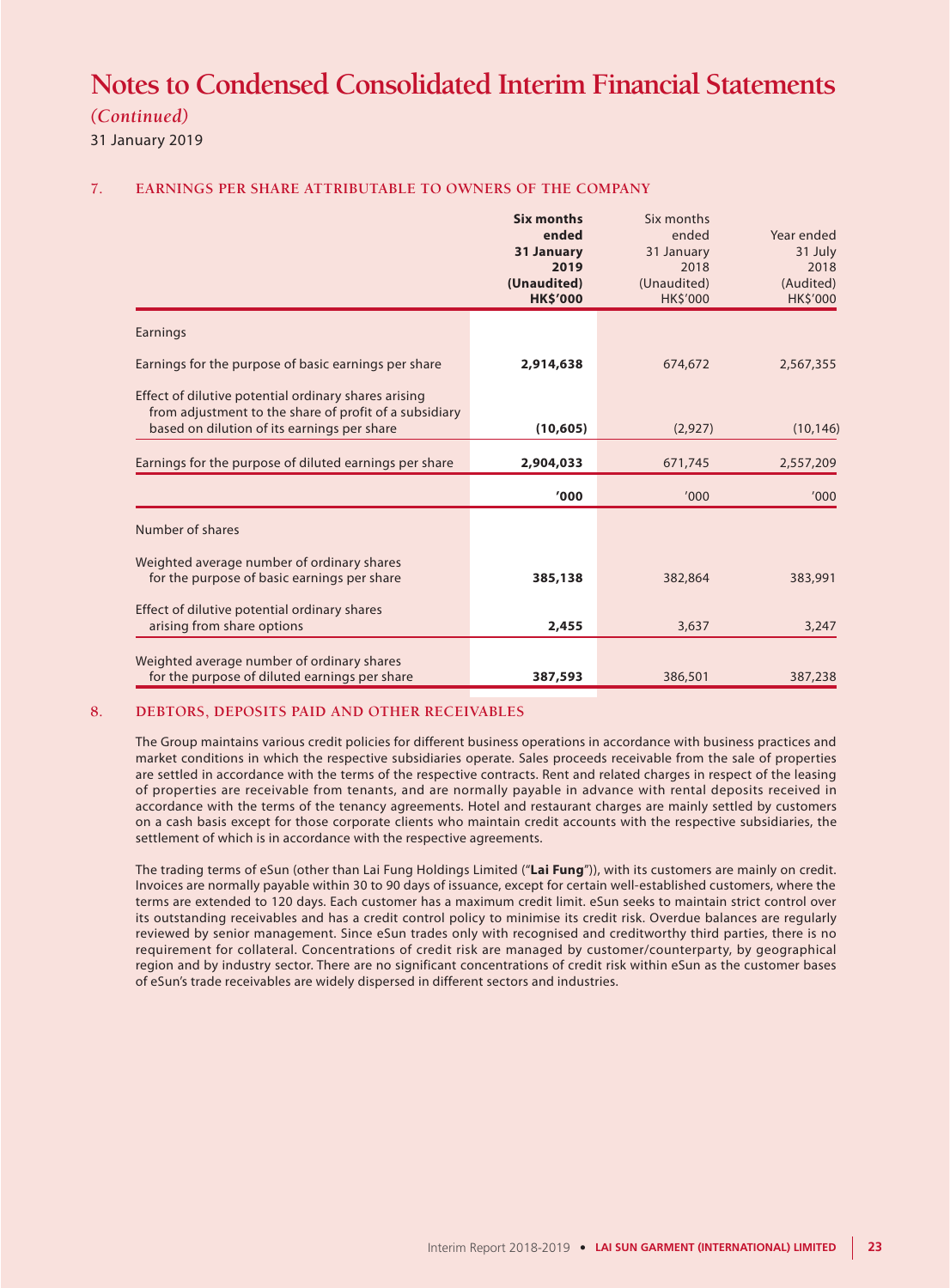# Notes to Condensed Consolidated Interim Financial Statements

*(Continued)*

31 January 2019

## 7. EARNINGS PER SHARE ATTRIBUTABLE TO OWNERS OF THE COMPANY

| | **Six months ended 31 January 2019 (Unaudited) HK$'000** | Six months ended 31 January 2018 (Unaudited) HK$'000 | Year ended 31 July 2018 (Audited) HK$'000 |
|---|---|---|---|
| Earnings | | | |
| Earnings for the purpose of basic earnings per share | **2,914,638** | 674,672 | 2,567,355 |
| Effect of dilutive potential ordinary shares arising from adjustment to the share of profit of a subsidiary based on dilution of its earnings per share | **(10,605)** | (2,927) | (10,146) |
| Earnings for the purpose of diluted earnings per share | **2,904,033** | 671,745 | 2,557,209 |
| | **'000** | '000 | '000 |
| Number of shares | | | |
| Weighted average number of ordinary shares for the purpose of basic earnings per share | **385,138** | 382,864 | 383,991 |
| Effect of dilutive potential ordinary shares arising from share options | **2,455** | 3,637 | 3,247 |
| Weighted average number of ordinary shares for the purpose of diluted earnings per share | **387,593** | 386,501 | 387,238 |

## 8. DEBTORS, DEPOSITS PAID AND OTHER RECEIVABLES

The Group maintains various credit policies for different business operations in accordance with business practices and market conditions in which the respective subsidiaries operate. Sales proceeds receivable from the sale of properties are settled in accordance with the terms of the respective contracts. Rent and related charges in respect of the leasing of properties are receivable from tenants, and are normally payable in advance with rental deposits received in accordance with the terms of the tenancy agreements. Hotel and restaurant charges are mainly settled by customers on a cash basis except for those corporate clients who maintain credit accounts with the respective subsidiaries, the settlement of which is in accordance with the respective agreements.

The trading terms of eSun (other than Lai Fung Holdings Limited ("**Lai Fung**")), with its customers are mainly on credit. Invoices are normally payable within 30 to 90 days of issuance, except for certain well-established customers, where the terms are extended to 120 days. Each customer has a maximum credit limit. eSun seeks to maintain strict control over its outstanding receivables and has a credit control policy to minimise its credit risk. Overdue balances are regularly reviewed by senior management. Since eSun trades only with recognised and creditworthy third parties, there is no requirement for collateral. Concentrations of credit risk are managed by customer/counterparty, by geographical region and by industry sector. There are no significant concentrations of credit risk within eSun as the customer bases of eSun's trade receivables are widely dispersed in different sectors and industries.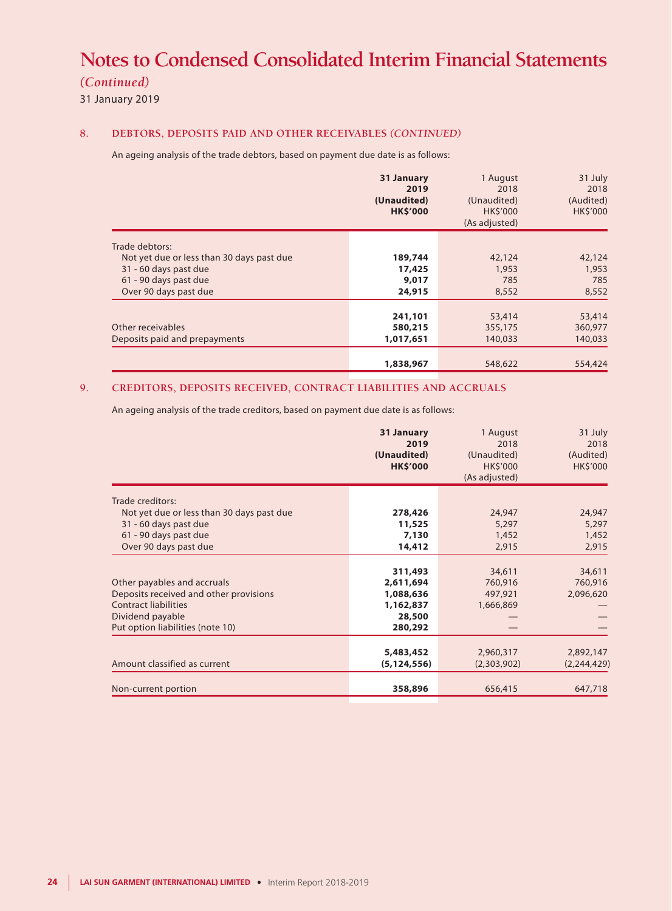# Notes to Condensed Consolidated Interim Financial Statements

*(Continued)*

31 January 2019

## 8. DEBTORS, DEPOSITS PAID AND OTHER RECEIVABLES *(CONTINUED)*

An ageing analysis of the trade debtors, based on payment due date is as follows:

| | **31 January 2019 (Unaudited) HK$'000** | 1 August 2018 (Unaudited) HK$'000 (As adjusted) | 31 July 2018 (Audited) HK$'000 |
|---|---|---|---|
| Trade debtors: | | | |
| Not yet due or less than 30 days past due | **189,744** | 42,124 | 42,124 |
| 31 - 60 days past due | **17,425** | 1,953 | 1,953 |
| 61 - 90 days past due | **9,017** | 785 | 785 |
| Over 90 days past due | **24,915** | 8,552 | 8,552 |
| | **241,101** | 53,414 | 53,414 |
| Other receivables | **580,215** | 355,175 | 360,977 |
| Deposits paid and prepayments | **1,017,651** | 140,033 | 140,033 |
| | **1,838,967** | 548,622 | 554,424 |

## 9. CREDITORS, DEPOSITS RECEIVED, CONTRACT LIABILITIES AND ACCRUALS

An ageing analysis of the trade creditors, based on payment due date is as follows:

| | **31 January 2019 (Unaudited) HK$'000** | 1 August 2018 (Unaudited) HK$'000 (As adjusted) | 31 July 2018 (Audited) HK$'000 |
|---|---|---|---|
| Trade creditors: | | | |
| Not yet due or less than 30 days past due | **278,426** | 24,947 | 24,947 |
| 31 - 60 days past due | **11,525** | 5,297 | 5,297 |
| 61 - 90 days past due | **7,130** | 1,452 | 1,452 |
| Over 90 days past due | **14,412** | 2,915 | 2,915 |
| | **311,493** | 34,611 | 34,611 |
| Other payables and accruals | **2,611,694** | 760,916 | 760,916 |
| Deposits received and other provisions | **1,088,636** | 497,921 | 2,096,620 |
| Contract liabilities | **1,162,837** | 1,666,869 | — |
| Dividend payable | **28,500** | — | — |
| Put option liabilities (note 10) | **280,292** | — | — |
| | **5,483,452** | 2,960,317 | 2,892,147 |
| Amount classified as current | **(5,124,556)** | (2,303,902) | (2,244,429) |
| Non-current portion | **358,896** | 656,415 | 647,718 |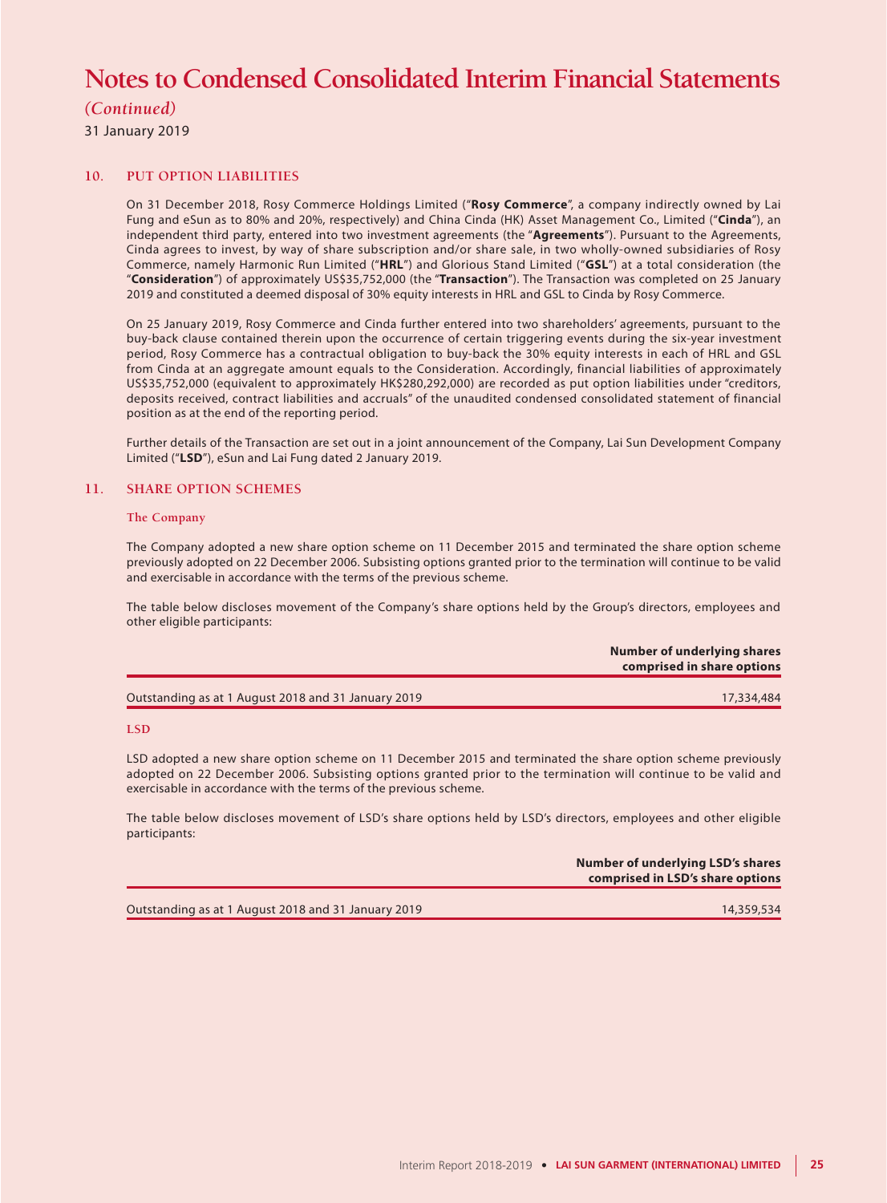# Notes to Condensed Consolidated Interim Financial Statements

*(Continued)*

31 January 2019

## 10. PUT OPTION LIABILITIES

On 31 December 2018, Rosy Commerce Holdings Limited ("**Rosy Commerce**", a company indirectly owned by Lai Fung and eSun as to 80% and 20%, respectively) and China Cinda (HK) Asset Management Co., Limited ("**Cinda**"), an independent third party, entered into two investment agreements (the "**Agreements**"). Pursuant to the Agreements, Cinda agrees to invest, by way of share subscription and/or share sale, in two wholly-owned subsidiaries of Rosy Commerce, namely Harmonic Run Limited ("**HRL**") and Glorious Stand Limited ("**GSL**") at a total consideration (the "**Consideration**") of approximately US$35,752,000 (the "**Transaction**"). The Transaction was completed on 25 January 2019 and constituted a deemed disposal of 30% equity interests in HRL and GSL to Cinda by Rosy Commerce.

On 25 January 2019, Rosy Commerce and Cinda further entered into two shareholders' agreements, pursuant to the buy-back clause contained therein upon the occurrence of certain triggering events during the six-year investment period, Rosy Commerce has a contractual obligation to buy-back the 30% equity interests in each of HRL and GSL from Cinda at an aggregate amount equals to the Consideration. Accordingly, financial liabilities of approximately US$35,752,000 (equivalent to approximately HK$280,292,000) are recorded as put option liabilities under "creditors, deposits received, contract liabilities and accruals" of the unaudited condensed consolidated statement of financial position as at the end of the reporting period.

Further details of the Transaction are set out in a joint announcement of the Company, Lai Sun Development Company Limited ("**LSD**"), eSun and Lai Fung dated 2 January 2019.

## 11. SHARE OPTION SCHEMES

### The Company

The Company adopted a new share option scheme on 11 December 2015 and terminated the share option scheme previously adopted on 22 December 2006. Subsisting options granted prior to the termination will continue to be valid and exercisable in accordance with the terms of the previous scheme.

The table below discloses movement of the Company's share options held by the Group's directors, employees and other eligible participants:

| | Number of underlying shares comprised in share options |
|---|---|
| Outstanding as at 1 August 2018 and 31 January 2019 | 17,334,484 |

### LSD

LSD adopted a new share option scheme on 11 December 2015 and terminated the share option scheme previously adopted on 22 December 2006. Subsisting options granted prior to the termination will continue to be valid and exercisable in accordance with the terms of the previous scheme.

The table below discloses movement of LSD's share options held by LSD's directors, employees and other eligible participants:

| | Number of underlying LSD's shares comprised in LSD's share options |
|---|---|
| Outstanding as at 1 August 2018 and 31 January 2019 | 14,359,534 |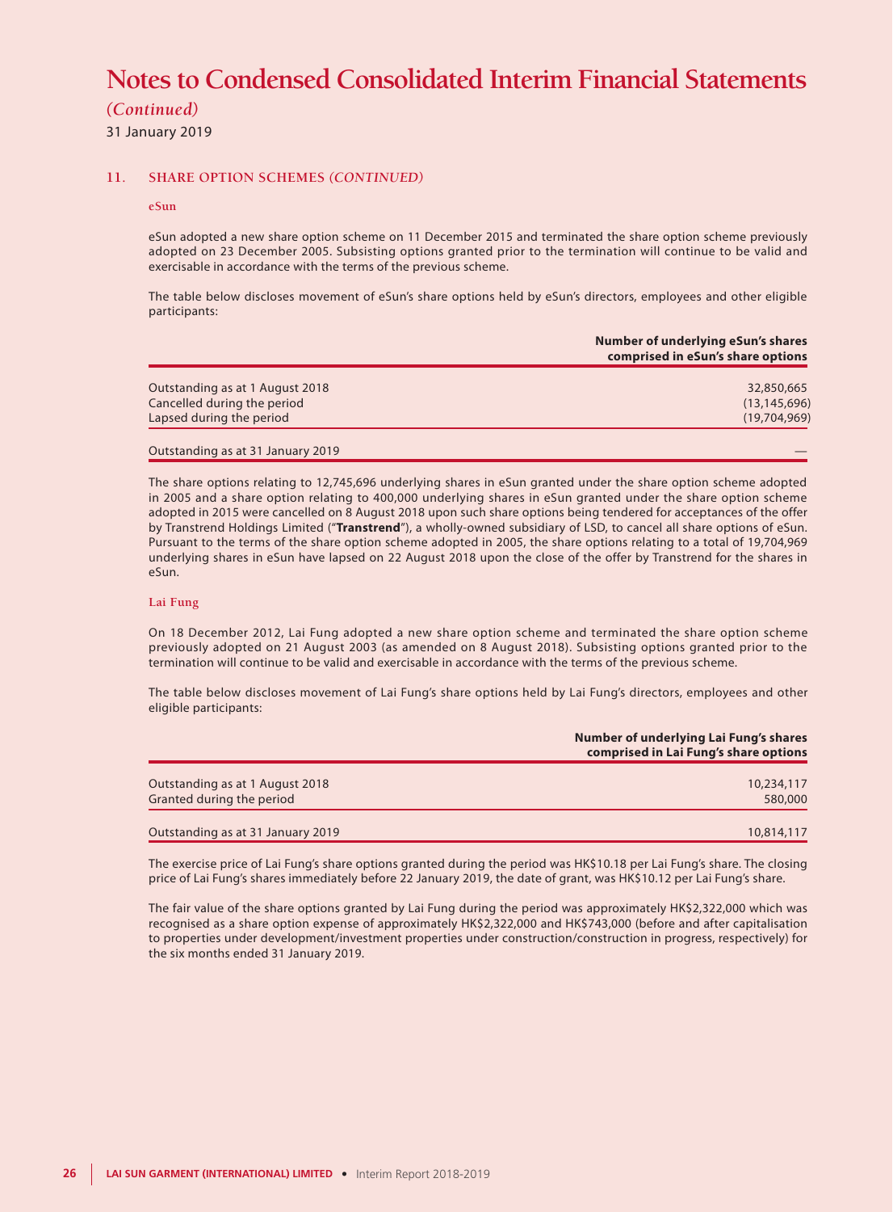# Notes to Condensed Consolidated Interim Financial Statements

*(Continued)*

31 January 2019

## 11. SHARE OPTION SCHEMES *(CONTINUED)*

### eSun

eSun adopted a new share option scheme on 11 December 2015 and terminated the share option scheme previously adopted on 23 December 2005. Subsisting options granted prior to the termination will continue to be valid and exercisable in accordance with the terms of the previous scheme.

The table below discloses movement of eSun's share options held by eSun's directors, employees and other eligible participants:

| | Number of underlying eSun's shares comprised in eSun's share options |
|---|---|
| Outstanding as at 1 August 2018 | 32,850,665 |
| Cancelled during the period | (13,145,696) |
| Lapsed during the period | (19,704,969) |
| Outstanding as at 31 January 2019 | — |

The share options relating to 12,745,696 underlying shares in eSun granted under the share option scheme adopted in 2005 and a share option relating to 400,000 underlying shares in eSun granted under the share option scheme adopted in 2015 were cancelled on 8 August 2018 upon such share options being tendered for acceptances of the offer by Transtrend Holdings Limited ("**Transtrend**"), a wholly-owned subsidiary of LSD, to cancel all share options of eSun. Pursuant to the terms of the share option scheme adopted in 2005, the share options relating to a total of 19,704,969 underlying shares in eSun have lapsed on 22 August 2018 upon the close of the offer by Transtrend for the shares in eSun.

### Lai Fung

On 18 December 2012, Lai Fung adopted a new share option scheme and terminated the share option scheme previously adopted on 21 August 2003 (as amended on 8 August 2018). Subsisting options granted prior to the termination will continue to be valid and exercisable in accordance with the terms of the previous scheme.

The table below discloses movement of Lai Fung's share options held by Lai Fung's directors, employees and other eligible participants:

| | Number of underlying Lai Fung's shares comprised in Lai Fung's share options |
|---|---|
| Outstanding as at 1 August 2018 | 10,234,117 |
| Granted during the period | 580,000 |
| Outstanding as at 31 January 2019 | 10,814,117 |

The exercise price of Lai Fung's share options granted during the period was HK$10.18 per Lai Fung's share. The closing price of Lai Fung's shares immediately before 22 January 2019, the date of grant, was HK$10.12 per Lai Fung's share.

The fair value of the share options granted by Lai Fung during the period was approximately HK$2,322,000 which was recognised as a share option expense of approximately HK$2,322,000 and HK$743,000 (before and after capitalisation to properties under development/investment properties under construction/construction in progress, respectively) for the six months ended 31 January 2019.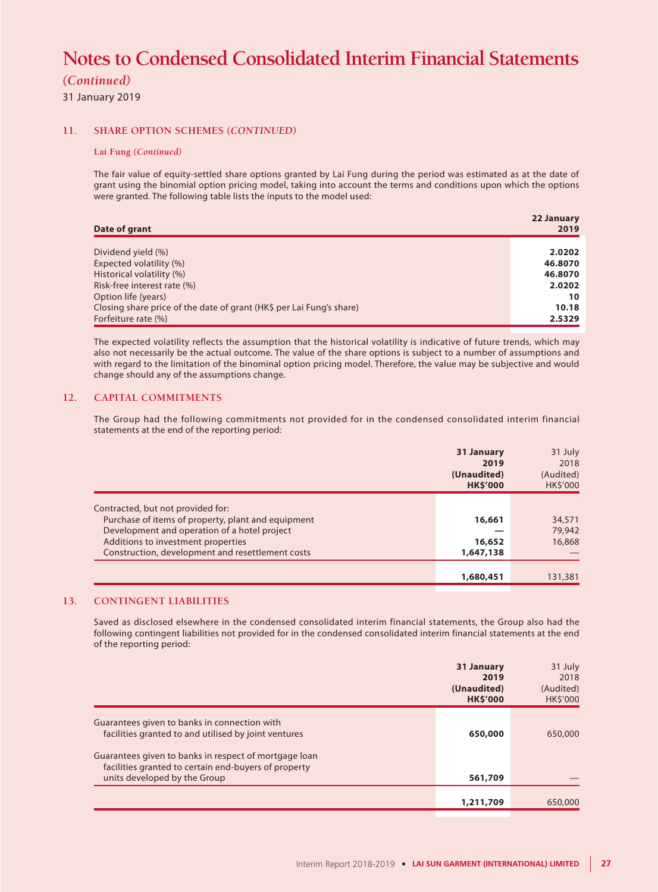# Notes to Condensed Consolidated Interim Financial Statements

*(Continued)*

31 January 2019

## 11. SHARE OPTION SCHEMES *(CONTINUED)*

### Lai Fung *(Continued)*

The fair value of equity-settled share options granted by Lai Fung during the period was estimated as at the date of grant using the binomial option pricing model, taking into account the terms and conditions upon which the options were granted. The following table lists the inputs to the model used:

| Date of grant | 22 January 2019 |
|---|---|
| Dividend yield (%) | **2.0202** |
| Expected volatility (%) | **46.8070** |
| Historical volatility (%) | **46.8070** |
| Risk-free interest rate (%) | **2.0202** |
| Option life (years) | **10** |
| Closing share price of the date of grant (HK$ per Lai Fung's share) | **10.18** |
| Forfeiture rate (%) | **2.5329** |

The expected volatility reflects the assumption that the historical volatility is indicative of future trends, which may also not necessarily be the actual outcome. The value of the share options is subject to a number of assumptions and with regard to the limitation of the binominal option pricing model. Therefore, the value may be subjective and would change should any of the assumptions change.

## 12. CAPITAL COMMITMENTS

The Group had the following commitments not provided for in the condensed consolidated interim financial statements at the end of the reporting period:

| | 31 January 2019 (Unaudited) HK$'000 | 31 July 2018 (Audited) HK$'000 |
|---|---|---|
| Contracted, but not provided for: | | |
| Purchase of items of property, plant and equipment | **16,661** | 34,571 |
| Development and operation of a hotel project | **—** | 79,942 |
| Additions to investment properties | **16,652** | 16,868 |
| Construction, development and resettlement costs | **1,647,138** | — |
| | **1,680,451** | 131,381 |

## 13. CONTINGENT LIABILITIES

Saved as disclosed elsewhere in the condensed consolidated interim financial statements, the Group also had the following contingent liabilities not provided for in the condensed consolidated interim financial statements at the end of the reporting period:

| | 31 January 2019 (Unaudited) HK$'000 | 31 July 2018 (Audited) HK$'000 |
|---|---|---|
| Guarantees given to banks in connection with facilities granted to and utilised by joint ventures | **650,000** | 650,000 |
| Guarantees given to banks in respect of mortgage loan facilities granted to certain end-buyers of property units developed by the Group | **561,709** | — |
| | **1,211,709** | 650,000 |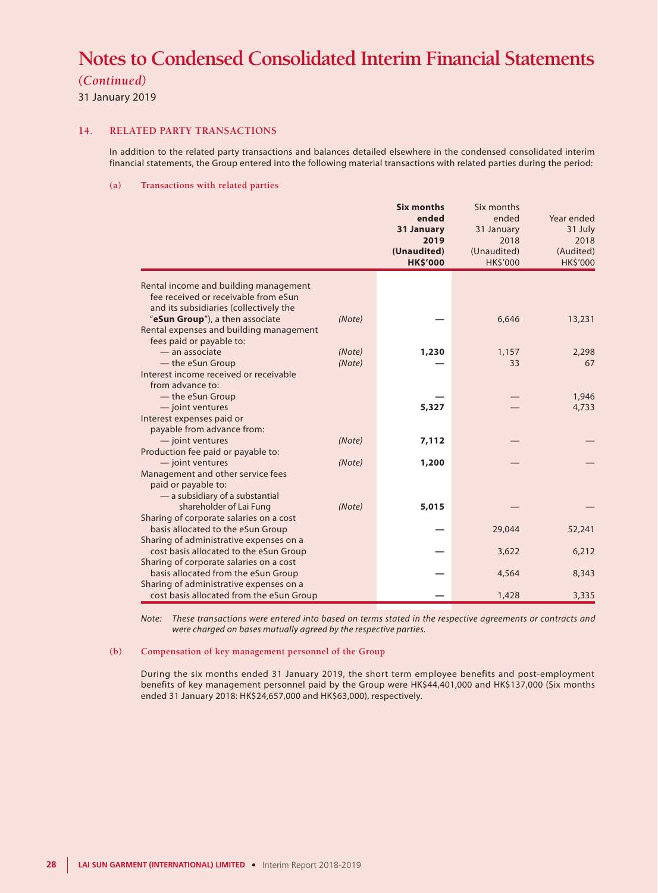# Notes to Condensed Consolidated Interim Financial Statements

*(Continued)*

31 January 2019

## 14. RELATED PARTY TRANSACTIONS

In addition to the related party transactions and balances detailed elsewhere in the condensed consolidated interim financial statements, the Group entered into the following material transactions with related parties during the period:

### (a) Transactions with related parties

| | | **Six months ended 31 January 2019 (Unaudited) HK$'000** | Six months ended 31 January 2018 (Unaudited) HK$'000 | Year ended 31 July 2018 (Audited) HK$'000 |
|---|---|---|---|---|
| Rental income and building management fee received or receivable from eSun and its subsidiaries (collectively the "**eSun Group**"), a then associate | *(Note)* | **—** | 6,646 | 13,231 |
| Rental expenses and building management fees paid or payable to: | | | | |
| — an associate | *(Note)* | **1,230** | 1,157 | 2,298 |
| — the eSun Group | *(Note)* | **—** | 33 | 67 |
| Interest income received or receivable from advance to: | | | | |
| — the eSun Group | | **—** | — | 1,946 |
| — joint ventures | | **5,327** | — | 4,733 |
| Interest expenses paid or payable from advance from: | | | | |
| — joint ventures | *(Note)* | **7,112** | — | — |
| Production fee paid or payable to: | | | | |
| — joint ventures | *(Note)* | **1,200** | — | — |
| Management and other service fees paid or payable to: | | | | |
| — a subsidiary of a substantial shareholder of Lai Fung | *(Note)* | **5,015** | — | — |
| Sharing of corporate salaries on a cost basis allocated to the eSun Group | | **—** | 29,044 | 52,241 |
| Sharing of administrative expenses on a cost basis allocated to the eSun Group | | **—** | 3,622 | 6,212 |
| Sharing of corporate salaries on a cost basis allocated from the eSun Group | | **—** | 4,564 | 8,343 |
| Sharing of administrative expenses on a cost basis allocated from the eSun Group | | **—** | 1,428 | 3,335 |

*Note: These transactions were entered into based on terms stated in the respective agreements or contracts and were charged on bases mutually agreed by the respective parties.*

### (b) Compensation of key management personnel of the Group

During the six months ended 31 January 2019, the short term employee benefits and post-employment benefits of key management personnel paid by the Group were HK$44,401,000 and HK$137,000 (Six months ended 31 January 2018: HK$24,657,000 and HK$63,000), respectively.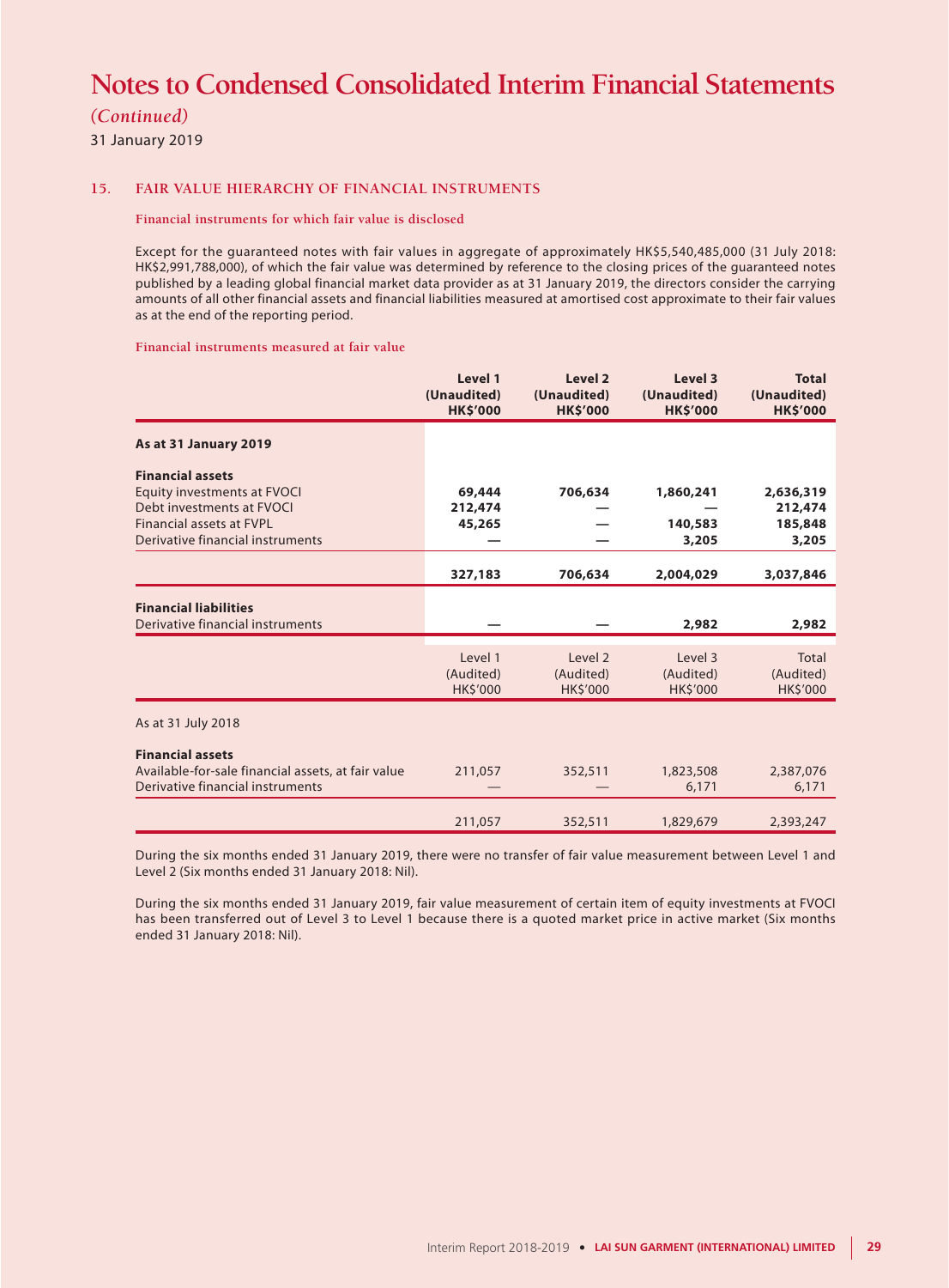# Notes to Condensed Consolidated Interim Financial Statements

*(Continued)*

31 January 2019

## 15. FAIR VALUE HIERARCHY OF FINANCIAL INSTRUMENTS

### Financial instruments for which fair value is disclosed

Except for the guaranteed notes with fair values in aggregate of approximately HK$5,540,485,000 (31 July 2018: HK$2,991,788,000), of which the fair value was determined by reference to the closing prices of the guaranteed notes published by a leading global financial market data provider as at 31 January 2019, the directors consider the carrying amounts of all other financial assets and financial liabilities measured at amortised cost approximate to their fair values as at the end of the reporting period.

### Financial instruments measured at fair value

| | Level 1 (Unaudited) HK$'000 | Level 2 (Unaudited) HK$'000 | Level 3 (Unaudited) HK$'000 | Total (Unaudited) HK$'000 |
|---|---|---|---|---|
| **As at 31 January 2019** | | | | |
| **Financial assets** | | | | |
| Equity investments at FVOCI | **69,444** | **706,634** | **1,860,241** | **2,636,319** |
| Debt investments at FVOCI | **212,474** | **—** | **—** | **212,474** |
| Financial assets at FVPL | **45,265** | **—** | **140,583** | **185,848** |
| Derivative financial instruments | **—** | **—** | **3,205** | **3,205** |
| | **327,183** | **706,634** | **2,004,029** | **3,037,846** |
| **Financial liabilities** | | | | |
| Derivative financial instruments | **—** | **—** | **2,982** | **2,982** |

| | Level 1 (Audited) HK$'000 | Level 2 (Audited) HK$'000 | Level 3 (Audited) HK$'000 | Total (Audited) HK$'000 |
|---|---|---|---|---|
| As at 31 July 2018 | | | | |
| **Financial assets** | | | | |
| Available-for-sale financial assets, at fair value | 211,057 | 352,511 | 1,823,508 | 2,387,076 |
| Derivative financial instruments | — | — | 6,171 | 6,171 |
| | 211,057 | 352,511 | 1,829,679 | 2,393,247 |

During the six months ended 31 January 2019, there were no transfer of fair value measurement between Level 1 and Level 2 (Six months ended 31 January 2018: Nil).

During the six months ended 31 January 2019, fair value measurement of certain item of equity investments at FVOCI has been transferred out of Level 3 to Level 1 because there is a quoted market price in active market (Six months ended 31 January 2018: Nil).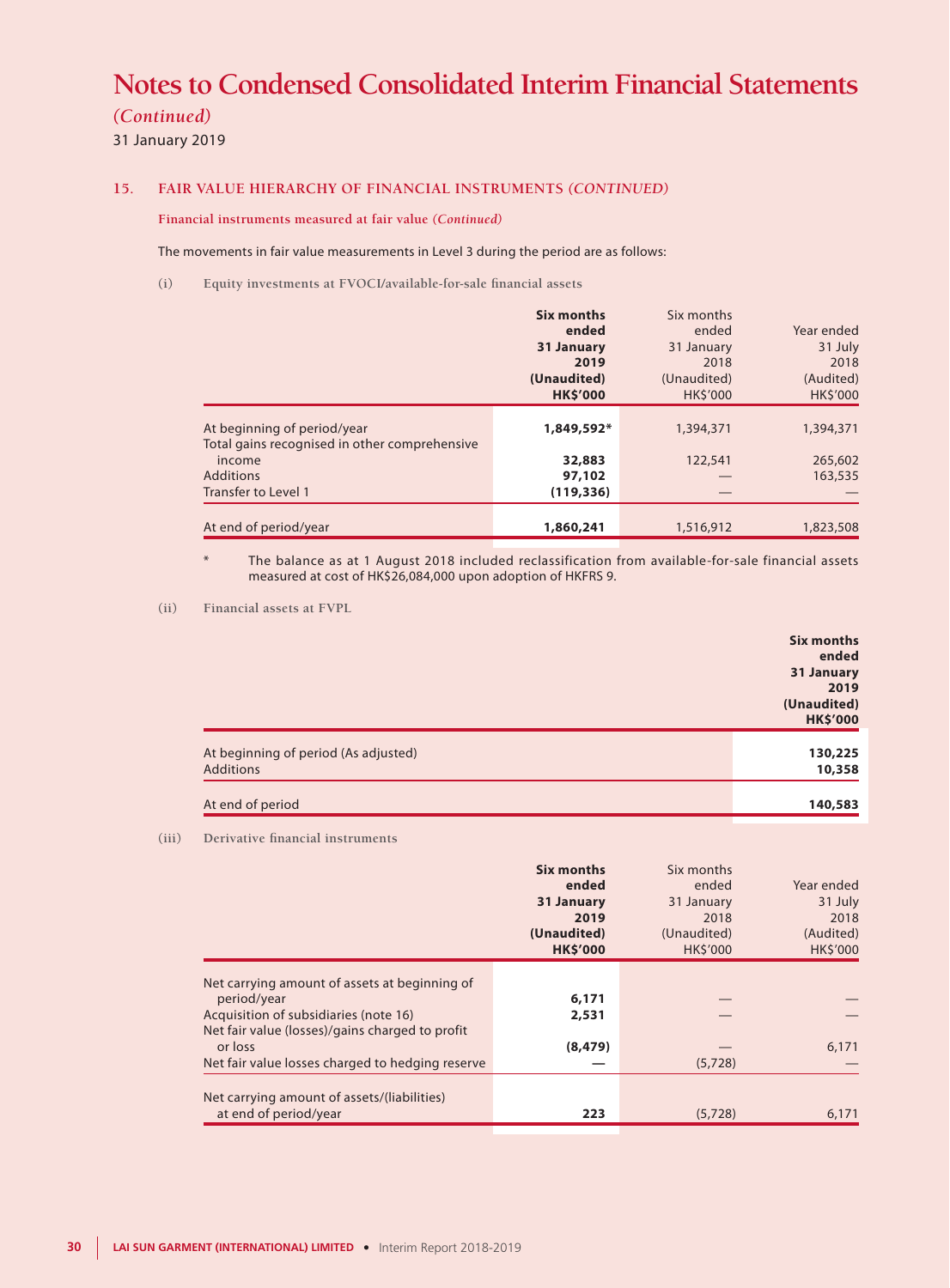# Notes to Condensed Consolidated Interim Financial Statements

*(Continued)*

31 January 2019

## 15. FAIR VALUE HIERARCHY OF FINANCIAL INSTRUMENTS *(CONTINUED)*

### Financial instruments measured at fair value *(Continued)*

The movements in fair value measurements in Level 3 during the period are as follows:

(i) Equity investments at FVOCI/available-for-sale financial assets

| | **Six months ended 31 January 2019 (Unaudited) HK$'000** | Six months ended 31 January 2018 (Unaudited) HK$'000 | Year ended 31 July 2018 (Audited) HK$'000 |
|---|---|---|---|
| At beginning of period/year | **1,849,592*** | 1,394,371 | 1,394,371 |
| Total gains recognised in other comprehensive income | **32,883** | 122,541 | 265,602 |
| Additions | **97,102** | — | 163,535 |
| Transfer to Level 1 | **(119,336)** | — | — |
| At end of period/year | **1,860,241** | 1,516,912 | 1,823,508 |

\* The balance as at 1 August 2018 included reclassification from available-for-sale financial assets measured at cost of HK$26,084,000 upon adoption of HKFRS 9.

(ii) Financial assets at FVPL

| | **Six months ended 31 January 2019 (Unaudited) HK$'000** |
|---|---|
| At beginning of period (As adjusted) | **130,225** |
| Additions | **10,358** |
| At end of period | **140,583** |

(iii) Derivative financial instruments

| | **Six months ended 31 January 2019 (Unaudited) HK$'000** | Six months ended 31 January 2018 (Unaudited) HK$'000 | Year ended 31 July 2018 (Audited) HK$'000 |
|---|---|---|---|
| Net carrying amount of assets at beginning of period/year | **6,171** | — | — |
| Acquisition of subsidiaries (note 16) | **2,531** | — | — |
| Net fair value (losses)/gains charged to profit or loss | **(8,479)** | — | 6,171 |
| Net fair value losses charged to hedging reserve | **—** | (5,728) | — |
| Net carrying amount of assets/(liabilities) at end of period/year | **223** | (5,728) | 6,171 |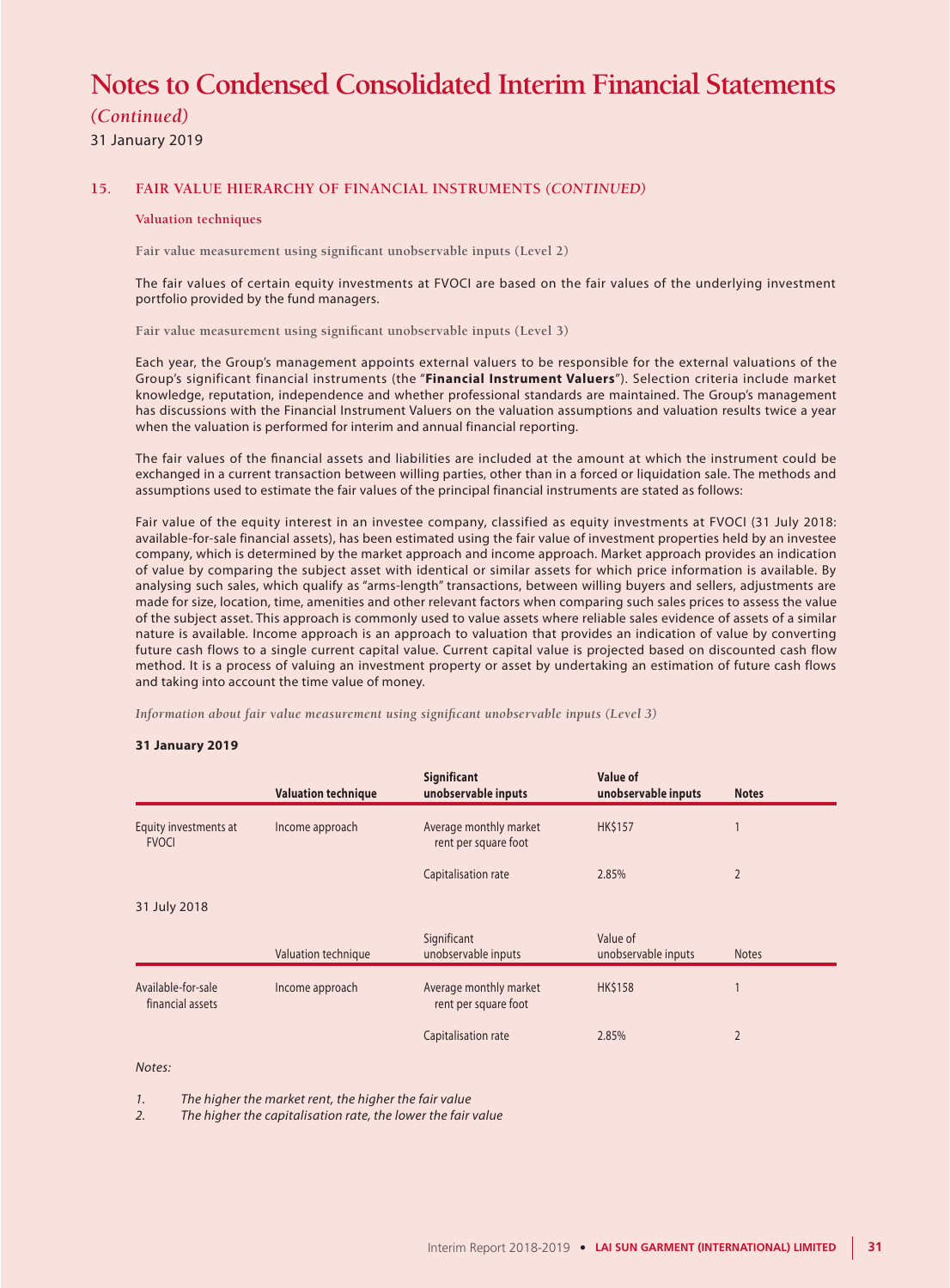# Notes to Condensed Consolidated Interim Financial Statements

*(Continued)*

31 January 2019

## 15. FAIR VALUE HIERARCHY OF FINANCIAL INSTRUMENTS *(CONTINUED)*

### Valuation techniques

**Fair value measurement using significant unobservable inputs (Level 2)**

The fair values of certain equity investments at FVOCI are based on the fair values of the underlying investment portfolio provided by the fund managers.

**Fair value measurement using significant unobservable inputs (Level 3)**

Each year, the Group's management appoints external valuers to be responsible for the external valuations of the Group's significant financial instruments (the "**Financial Instrument Valuers**"). Selection criteria include market knowledge, reputation, independence and whether professional standards are maintained. The Group's management has discussions with the Financial Instrument Valuers on the valuation assumptions and valuation results twice a year when the valuation is performed for interim and annual financial reporting.

The fair values of the financial assets and liabilities are included at the amount at which the instrument could be exchanged in a current transaction between willing parties, other than in a forced or liquidation sale. The methods and assumptions used to estimate the fair values of the principal financial instruments are stated as follows:

Fair value of the equity interest in an investee company, classified as equity investments at FVOCI (31 July 2018: available-for-sale financial assets), has been estimated using the fair value of investment properties held by an investee company, which is determined by the market approach and income approach. Market approach provides an indication of value by comparing the subject asset with identical or similar assets for which price information is available. By analysing such sales, which qualify as "arms-length" transactions, between willing buyers and sellers, adjustments are made for size, location, time, amenities and other relevant factors when comparing such sales prices to assess the value of the subject asset. This approach is commonly used to value assets where reliable sales evidence of assets of a similar nature is available. Income approach is an approach to valuation that provides an indication of value by converting future cash flows to a single current capital value. Current capital value is projected based on discounted cash flow method. It is a process of valuing an investment property or asset by undertaking an estimation of future cash flows and taking into account the time value of money.

*Information about fair value measurement using significant unobservable inputs (Level 3)*

**31 January 2019**

| | Valuation technique | Significant unobservable inputs | Value of unobservable inputs | Notes |
|---|---|---|---|---|
| Equity investments at FVOCI | Income approach | Average monthly market rent per square foot | HK$157 | 1 |
| | | Capitalisation rate | 2.85% | 2 |

31 July 2018

| | Valuation technique | Significant unobservable inputs | Value of unobservable inputs | Notes |
|---|---|---|---|---|
| Available-for-sale financial assets | Income approach | Average monthly market rent per square foot | HK$158 | 1 |
| | | Capitalisation rate | 2.85% | 2 |

*Notes:*

1. *The higher the market rent, the higher the fair value*
2. *The higher the capitalisation rate, the lower the fair value*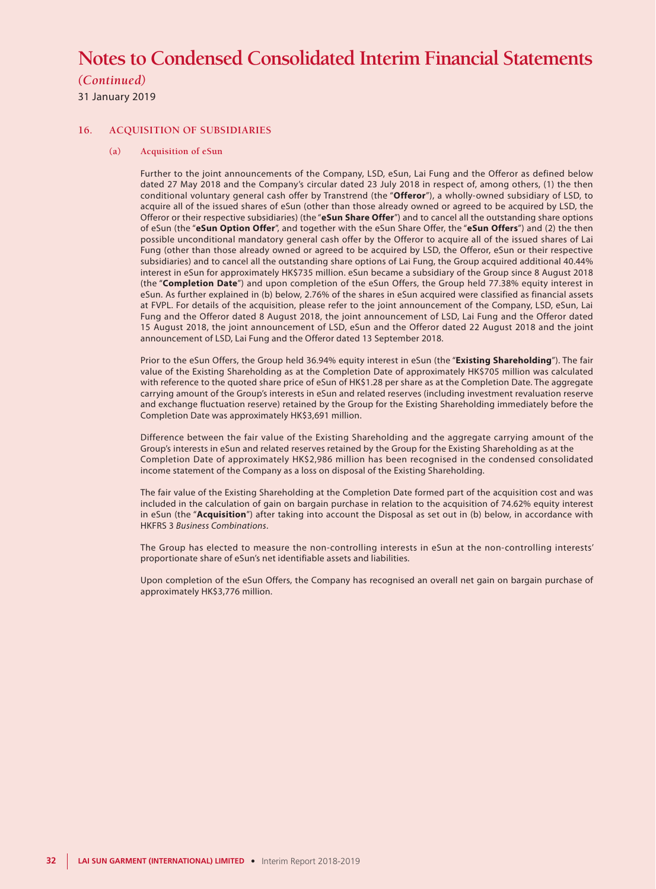# Notes to Condensed Consolidated Interim Financial Statements

*(Continued)*

31 January 2019

## 16. ACQUISITION OF SUBSIDIARIES

### (a) Acquisition of eSun

Further to the joint announcements of the Company, LSD, eSun, Lai Fung and the Offeror as defined below dated 27 May 2018 and the Company's circular dated 23 July 2018 in respect of, among others, (1) the then conditional voluntary general cash offer by Transtrend (the "**Offeror**"), a wholly-owned subsidiary of LSD, to acquire all of the issued shares of eSun (other than those already owned or agreed to be acquired by LSD, the Offeror or their respective subsidiaries) (the "**eSun Share Offer**") and to cancel all the outstanding share options of eSun (the "**eSun Option Offer**", and together with the eSun Share Offer, the "**eSun Offers**") and (2) the then possible unconditional mandatory general cash offer by the Offeror to acquire all of the issued shares of Lai Fung (other than those already owned or agreed to be acquired by LSD, the Offeror, eSun or their respective subsidiaries) and to cancel all the outstanding share options of Lai Fung, the Group acquired additional 40.44% interest in eSun for approximately HK$735 million. eSun became a subsidiary of the Group since 8 August 2018 (the "**Completion Date**") and upon completion of the eSun Offers, the Group held 77.38% equity interest in eSun. As further explained in (b) below, 2.76% of the shares in eSun acquired were classified as financial assets at FVPL. For details of the acquisition, please refer to the joint announcement of the Company, LSD, eSun, Lai Fung and the Offeror dated 8 August 2018, the joint announcement of LSD, Lai Fung and the Offeror dated 15 August 2018, the joint announcement of LSD, eSun and the Offeror dated 22 August 2018 and the joint announcement of LSD, Lai Fung and the Offeror dated 13 September 2018.

Prior to the eSun Offers, the Group held 36.94% equity interest in eSun (the "**Existing Shareholding**"). The fair value of the Existing Shareholding as at the Completion Date of approximately HK$705 million was calculated with reference to the quoted share price of eSun of HK$1.28 per share as at the Completion Date. The aggregate carrying amount of the Group's interests in eSun and related reserves (including investment revaluation reserve and exchange fluctuation reserve) retained by the Group for the Existing Shareholding immediately before the Completion Date was approximately HK$3,691 million.

Difference between the fair value of the Existing Shareholding and the aggregate carrying amount of the Group's interests in eSun and related reserves retained by the Group for the Existing Shareholding as at the Completion Date of approximately HK$2,986 million has been recognised in the condensed consolidated income statement of the Company as a loss on disposal of the Existing Shareholding.

The fair value of the Existing Shareholding at the Completion Date formed part of the acquisition cost and was included in the calculation of gain on bargain purchase in relation to the acquisition of 74.62% equity interest in eSun (the "**Acquisition**") after taking into account the Disposal as set out in (b) below, in accordance with HKFRS 3 *Business Combinations*.

The Group has elected to measure the non-controlling interests in eSun at the non-controlling interests' proportionate share of eSun's net identifiable assets and liabilities.

Upon completion of the eSun Offers, the Company has recognised an overall net gain on bargain purchase of approximately HK$3,776 million.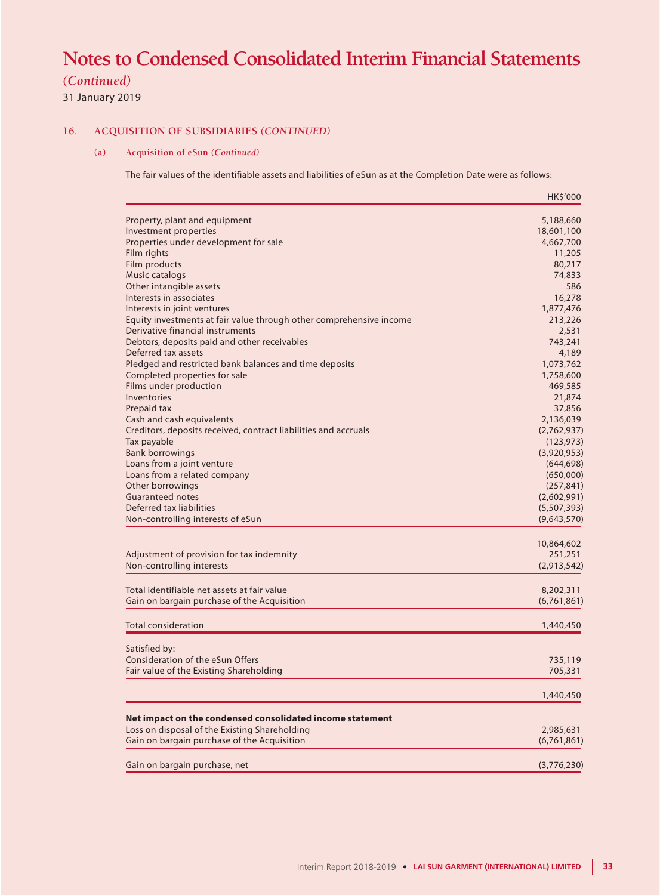# Notes to Condensed Consolidated Interim Financial Statements

*(Continued)*

31 January 2019

## 16. ACQUISITION OF SUBSIDIARIES *(CONTINUED)*

### (a) Acquisition of eSun *(Continued)*

The fair values of the identifiable assets and liabilities of eSun as at the Completion Date were as follows:

| | HK$'000 |
|---|---|
| Property, plant and equipment | 5,188,660 |
| Investment properties | 18,601,100 |
| Properties under development for sale | 4,667,700 |
| Film rights | 11,205 |
| Film products | 80,217 |
| Music catalogs | 74,833 |
| Other intangible assets | 586 |
| Interests in associates | 16,278 |
| Interests in joint ventures | 1,877,476 |
| Equity investments at fair value through other comprehensive income | 213,226 |
| Derivative financial instruments | 2,531 |
| Debtors, deposits paid and other receivables | 743,241 |
| Deferred tax assets | 4,189 |
| Pledged and restricted bank balances and time deposits | 1,073,762 |
| Completed properties for sale | 1,758,600 |
| Films under production | 469,585 |
| Inventories | 21,874 |
| Prepaid tax | 37,856 |
| Cash and cash equivalents | 2,136,039 |
| Creditors, deposits received, contract liabilities and accruals | (2,762,937) |
| Tax payable | (123,973) |
| Bank borrowings | (3,920,953) |
| Loans from a joint venture | (644,698) |
| Loans from a related company | (650,000) |
| Other borrowings | (257,841) |
| Guaranteed notes | (2,602,991) |
| Deferred tax liabilities | (5,507,393) |
| Non-controlling interests of eSun | (9,643,570) |
| | 10,864,602 |
| Adjustment of provision for tax indemnity | 251,251 |
| Non-controlling interests | (2,913,542) |
| Total identifiable net assets at fair value | 8,202,311 |
| Gain on bargain purchase of the Acquisition | (6,761,861) |
| Total consideration | 1,440,450 |
| Satisfied by: | |
| Consideration of the eSun Offers | 735,119 |
| Fair value of the Existing Shareholding | 705,331 |
| | 1,440,450 |
| **Net impact on the condensed consolidated income statement** | |
| Loss on disposal of the Existing Shareholding | 2,985,631 |
| Gain on bargain purchase of the Acquisition | (6,761,861) |
| Gain on bargain purchase, net | (3,776,230) |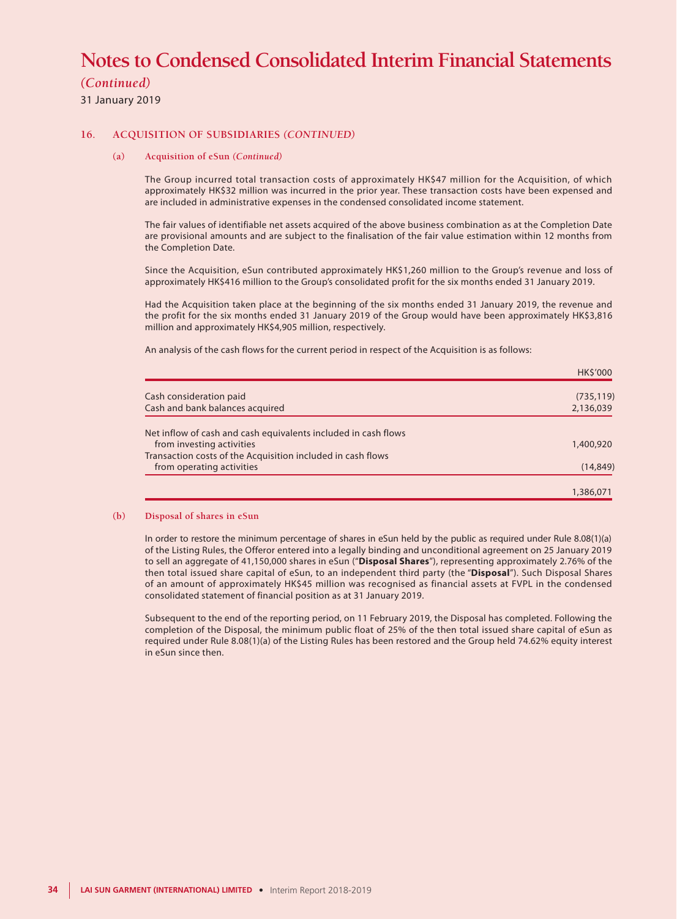# Notes to Condensed Consolidated Interim Financial Statements

*(Continued)*

31 January 2019

## 16. ACQUISITION OF SUBSIDIARIES *(CONTINUED)*

### (a) Acquisition of eSun *(Continued)*

The Group incurred total transaction costs of approximately HK$47 million for the Acquisition, of which approximately HK$32 million was incurred in the prior year. These transaction costs have been expensed and are included in administrative expenses in the condensed consolidated income statement.

The fair values of identifiable net assets acquired of the above business combination as at the Completion Date are provisional amounts and are subject to the finalisation of the fair value estimation within 12 months from the Completion Date.

Since the Acquisition, eSun contributed approximately HK$1,260 million to the Group's revenue and loss of approximately HK$416 million to the Group's consolidated profit for the six months ended 31 January 2019.

Had the Acquisition taken place at the beginning of the six months ended 31 January 2019, the revenue and the profit for the six months ended 31 January 2019 of the Group would have been approximately HK$3,816 million and approximately HK$4,905 million, respectively.

An analysis of the cash flows for the current period in respect of the Acquisition is as follows:

| | HK$'000 |
|---|---|
| Cash consideration paid | (735,119) |
| Cash and bank balances acquired | 2,136,039 |
| Net inflow of cash and cash equivalents included in cash flows from investing activities | 1,400,920 |
| Transaction costs of the Acquisition included in cash flows from operating activities | (14,849) |
| | 1,386,071 |

### (b) Disposal of shares in eSun

In order to restore the minimum percentage of shares in eSun held by the public as required under Rule 8.08(1)(a) of the Listing Rules, the Offeror entered into a legally binding and unconditional agreement on 25 January 2019 to sell an aggregate of 41,150,000 shares in eSun ("**Disposal Shares**"), representing approximately 2.76% of the then total issued share capital of eSun, to an independent third party (the "**Disposal**"). Such Disposal Shares of an amount of approximately HK$45 million was recognised as financial assets at FVPL in the condensed consolidated statement of financial position as at 31 January 2019.

Subsequent to the end of the reporting period, on 11 February 2019, the Disposal has completed. Following the completion of the Disposal, the minimum public float of 25% of the then total issued share capital of eSun as required under Rule 8.08(1)(a) of the Listing Rules has been restored and the Group held 74.62% equity interest in eSun since then.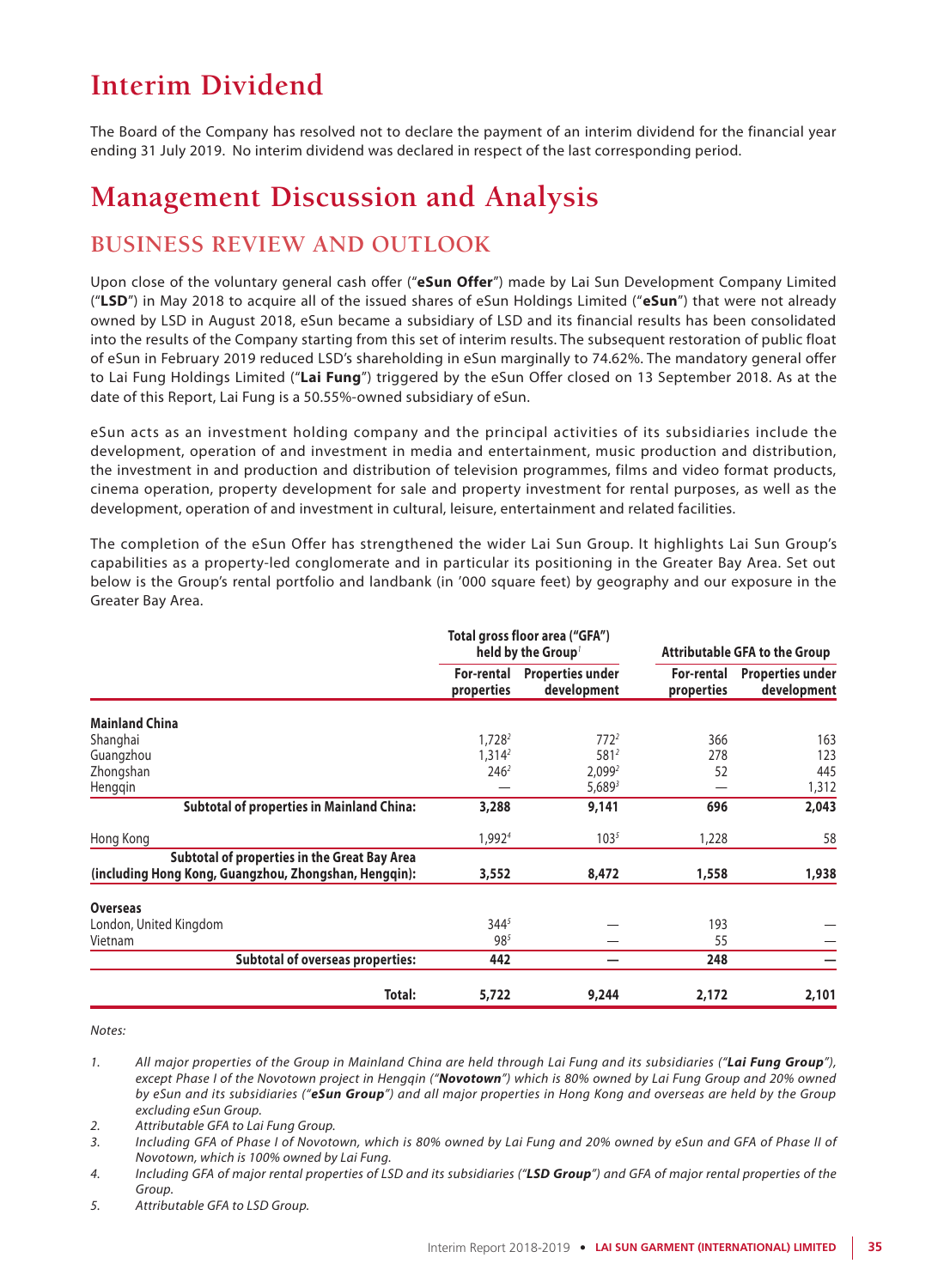# Interim Dividend

The Board of the Company has resolved not to declare the payment of an interim dividend for the financial year ending 31 July 2019. No interim dividend was declared in respect of the last corresponding period.

# Management Discussion and Analysis

## BUSINESS REVIEW AND OUTLOOK

Upon close of the voluntary general cash offer ("**eSun Offer**") made by Lai Sun Development Company Limited ("**LSD**") in May 2018 to acquire all of the issued shares of eSun Holdings Limited ("**eSun**") that were not already owned by LSD in August 2018, eSun became a subsidiary of LSD and its financial results has been consolidated into the results of the Company starting from this set of interim results. The subsequent restoration of public float of eSun in February 2019 reduced LSD's shareholding in eSun marginally to 74.62%. The mandatory general offer to Lai Fung Holdings Limited ("**Lai Fung**") triggered by the eSun Offer closed on 13 September 2018. As at the date of this Report, Lai Fung is a 50.55%-owned subsidiary of eSun.

eSun acts as an investment holding company and the principal activities of its subsidiaries include the development, operation of and investment in media and entertainment, music production and distribution, the investment in and production and distribution of television programmes, films and video format products, cinema operation, property development for sale and property investment for rental purposes, as well as the development, operation of and investment in cultural, leisure, entertainment and related facilities.

The completion of the eSun Offer has strengthened the wider Lai Sun Group. It highlights Lai Sun Group's capabilities as a property-led conglomerate and in particular its positioning in the Greater Bay Area. Set out below is the Group's rental portfolio and landbank (in '000 square feet) by geography and our exposure in the Greater Bay Area.

| | Total gross floor area ("GFA") held by the Group[1] | | Attributable GFA to the Group | |
|---|---|---|---|---|
| | For-rental properties | Properties under development | For-rental properties | Properties under development |
| **Mainland China** | | | | |
| Shanghai | 1,728[2] | 772[2] | 366 | 163 |
| Guangzhou | 1,314[2] | 581[2] | 278 | 123 |
| Zhongshan | 246[2] | 2,099[2] | 52 | 445 |
| Hengqin | — | 5,689[3] | — | 1,312 |
| **Subtotal of properties in Mainland China:** | **3,288** | **9,141** | **696** | **2,043** |
| Hong Kong | 1,992[4] | 103[5] | 1,228 | 58 |
| **Subtotal of properties in the Great Bay Area (including Hong Kong, Guangzhou, Zhongshan, Hengqin):** | **3,552** | **8,472** | **1,558** | **1,938** |
| **Overseas** | | | | |
| London, United Kingdom | 344[5] | — | 193 | — |
| Vietnam | 98[5] | — | 55 | — |
| **Subtotal of overseas properties:** | **442** | **—** | **248** | **—** |
| **Total:** | **5,722** | **9,244** | **2,172** | **2,101** |

*Notes:*

1. *All major properties of the Group in Mainland China are held through Lai Fung and its subsidiaries ("**Lai Fung Group**"), except Phase I of the Novotown project in Hengqin ("**Novotown**") which is 80% owned by Lai Fung Group and 20% owned by eSun and its subsidiaries ("**eSun Group**") and all major properties in Hong Kong and overseas are held by the Group excluding eSun Group.*
2. *Attributable GFA to Lai Fung Group.*
3. *Including GFA of Phase I of Novotown, which is 80% owned by Lai Fung and 20% owned by eSun and GFA of Phase II of Novotown, which is 100% owned by Lai Fung.*
4. *Including GFA of major rental properties of LSD and its subsidiaries ("**LSD Group**") and GFA of major rental properties of the Group.*
5. *Attributable GFA to LSD Group.*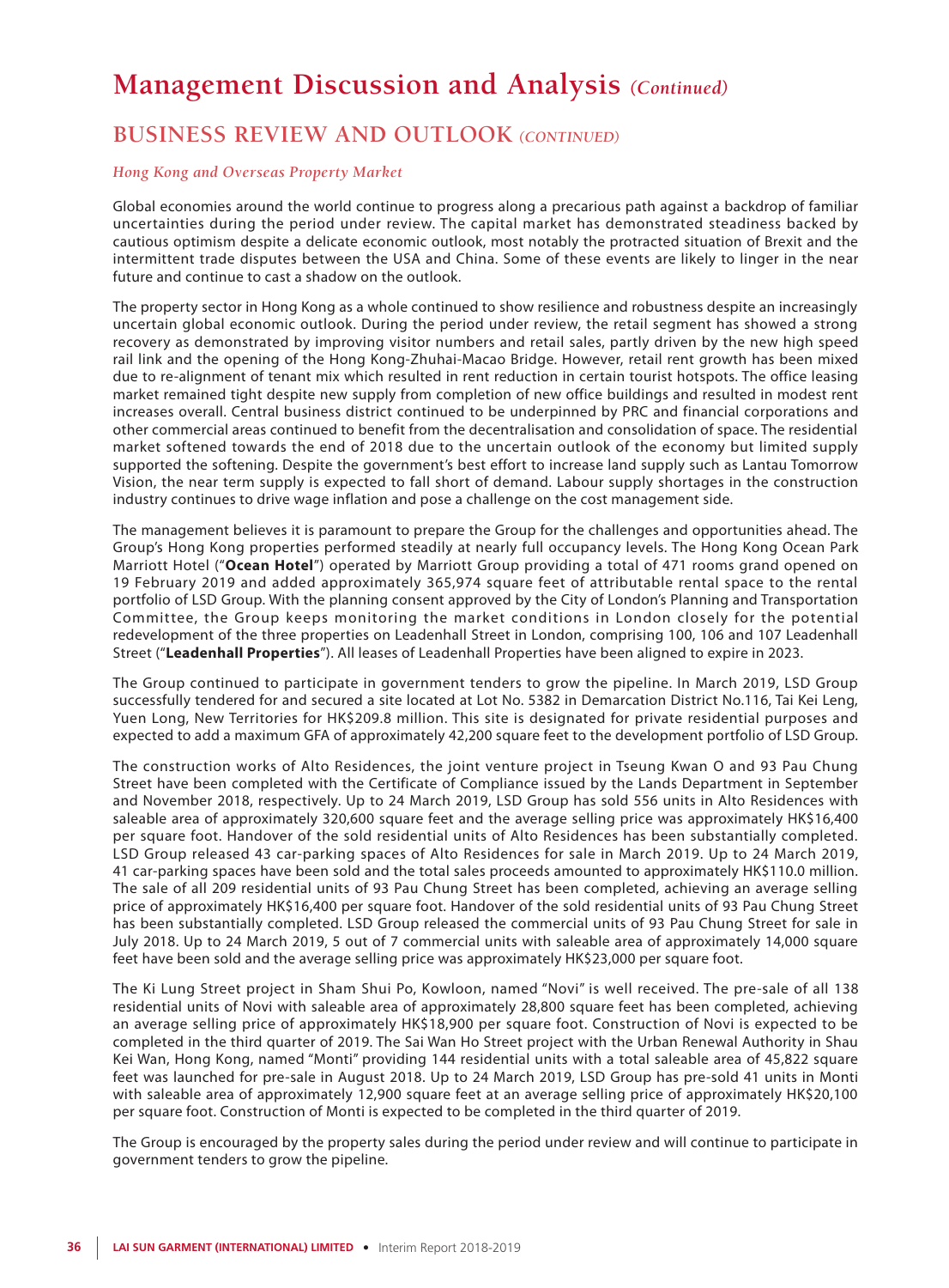# Management Discussion and Analysis *(Continued)*

## BUSINESS REVIEW AND OUTLOOK *(CONTINUED)*

### *Hong Kong and Overseas Property Market*

Global economies around the world continue to progress along a precarious path against a backdrop of familiar uncertainties during the period under review. The capital market has demonstrated steadiness backed by cautious optimism despite a delicate economic outlook, most notably the protracted situation of Brexit and the intermittent trade disputes between the USA and China. Some of these events are likely to linger in the near future and continue to cast a shadow on the outlook.

The property sector in Hong Kong as a whole continued to show resilience and robustness despite an increasingly uncertain global economic outlook. During the period under review, the retail segment has showed a strong recovery as demonstrated by improving visitor numbers and retail sales, partly driven by the new high speed rail link and the opening of the Hong Kong-Zhuhai-Macao Bridge. However, retail rent growth has been mixed due to re-alignment of tenant mix which resulted in rent reduction in certain tourist hotspots. The office leasing market remained tight despite new supply from completion of new office buildings and resulted in modest rent increases overall. Central business district continued to be underpinned by PRC and financial corporations and other commercial areas continued to benefit from the decentralisation and consolidation of space. The residential market softened towards the end of 2018 due to the uncertain outlook of the economy but limited supply supported the softening. Despite the government's best effort to increase land supply such as Lantau Tomorrow Vision, the near term supply is expected to fall short of demand. Labour supply shortages in the construction industry continues to drive wage inflation and pose a challenge on the cost management side.

The management believes it is paramount to prepare the Group for the challenges and opportunities ahead. The Group's Hong Kong properties performed steadily at nearly full occupancy levels. The Hong Kong Ocean Park Marriott Hotel ("**Ocean Hotel**") operated by Marriott Group providing a total of 471 rooms grand opened on 19 February 2019 and added approximately 365,974 square feet of attributable rental space to the rental portfolio of LSD Group. With the planning consent approved by the City of London's Planning and Transportation Committee, the Group keeps monitoring the market conditions in London closely for the potential redevelopment of the three properties on Leadenhall Street in London, comprising 100, 106 and 107 Leadenhall Street ("**Leadenhall Properties**"). All leases of Leadenhall Properties have been aligned to expire in 2023.

The Group continued to participate in government tenders to grow the pipeline. In March 2019, LSD Group successfully tendered for and secured a site located at Lot No. 5382 in Demarcation District No.116, Tai Kei Leng, Yuen Long, New Territories for HK$209.8 million. This site is designated for private residential purposes and expected to add a maximum GFA of approximately 42,200 square feet to the development portfolio of LSD Group.

The construction works of Alto Residences, the joint venture project in Tseung Kwan O and 93 Pau Chung Street have been completed with the Certificate of Compliance issued by the Lands Department in September and November 2018, respectively. Up to 24 March 2019, LSD Group has sold 556 units in Alto Residences with saleable area of approximately 320,600 square feet and the average selling price was approximately HK$16,400 per square foot. Handover of the sold residential units of Alto Residences has been substantially completed. LSD Group released 43 car-parking spaces of Alto Residences for sale in March 2019. Up to 24 March 2019, 41 car-parking spaces have been sold and the total sales proceeds amounted to approximately HK$110.0 million. The sale of all 209 residential units of 93 Pau Chung Street has been completed, achieving an average selling price of approximately HK$16,400 per square foot. Handover of the sold residential units of 93 Pau Chung Street has been substantially completed. LSD Group released the commercial units of 93 Pau Chung Street for sale in July 2018. Up to 24 March 2019, 5 out of 7 commercial units with saleable area of approximately 14,000 square feet have been sold and the average selling price was approximately HK$23,000 per square foot.

The Ki Lung Street project in Sham Shui Po, Kowloon, named "Novi" is well received. The pre-sale of all 138 residential units of Novi with saleable area of approximately 28,800 square feet has been completed, achieving an average selling price of approximately HK$18,900 per square foot. Construction of Novi is expected to be completed in the third quarter of 2019. The Sai Wan Ho Street project with the Urban Renewal Authority in Shau Kei Wan, Hong Kong, named "Monti" providing 144 residential units with a total saleable area of 45,822 square feet was launched for pre-sale in August 2018. Up to 24 March 2019, LSD Group has pre-sold 41 units in Monti with saleable area of approximately 12,900 square feet at an average selling price of approximately HK$20,100 per square foot. Construction of Monti is expected to be completed in the third quarter of 2019.

The Group is encouraged by the property sales during the period under review and will continue to participate in government tenders to grow the pipeline.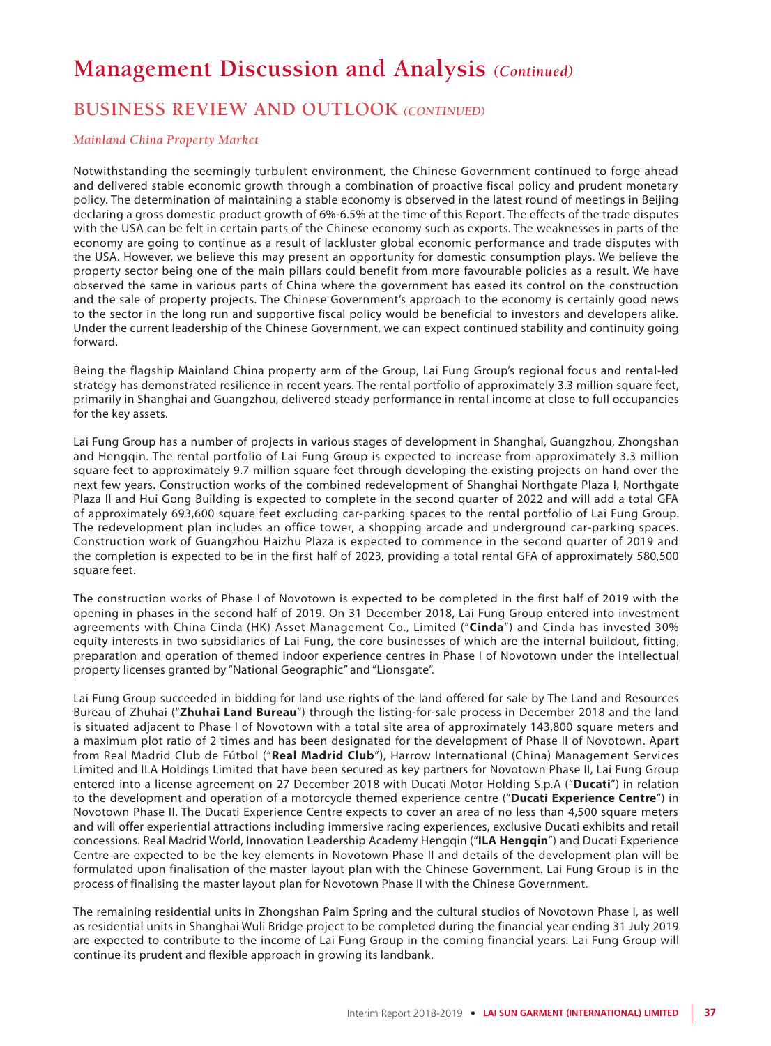# Management Discussion and Analysis *(Continued)*

## BUSINESS REVIEW AND OUTLOOK *(CONTINUED)*

### *Mainland China Property Market*

Notwithstanding the seemingly turbulent environment, the Chinese Government continued to forge ahead and delivered stable economic growth through a combination of proactive fiscal policy and prudent monetary policy. The determination of maintaining a stable economy is observed in the latest round of meetings in Beijing declaring a gross domestic product growth of 6%-6.5% at the time of this Report. The effects of the trade disputes with the USA can be felt in certain parts of the Chinese economy such as exports. The weaknesses in parts of the economy are going to continue as a result of lackluster global economic performance and trade disputes with the USA. However, we believe this may present an opportunity for domestic consumption plays. We believe the property sector being one of the main pillars could benefit from more favourable policies as a result. We have observed the same in various parts of China where the government has eased its control on the construction and the sale of property projects. The Chinese Government's approach to the economy is certainly good news to the sector in the long run and supportive fiscal policy would be beneficial to investors and developers alike. Under the current leadership of the Chinese Government, we can expect continued stability and continuity going forward.

Being the flagship Mainland China property arm of the Group, Lai Fung Group's regional focus and rental-led strategy has demonstrated resilience in recent years. The rental portfolio of approximately 3.3 million square feet, primarily in Shanghai and Guangzhou, delivered steady performance in rental income at close to full occupancies for the key assets.

Lai Fung Group has a number of projects in various stages of development in Shanghai, Guangzhou, Zhongshan and Hengqin. The rental portfolio of Lai Fung Group is expected to increase from approximately 3.3 million square feet to approximately 9.7 million square feet through developing the existing projects on hand over the next few years. Construction works of the combined redevelopment of Shanghai Northgate Plaza I, Northgate Plaza II and Hui Gong Building is expected to complete in the second quarter of 2022 and will add a total GFA of approximately 693,600 square feet excluding car-parking spaces to the rental portfolio of Lai Fung Group. The redevelopment plan includes an office tower, a shopping arcade and underground car-parking spaces. Construction work of Guangzhou Haizhu Plaza is expected to commence in the second quarter of 2019 and the completion is expected to be in the first half of 2023, providing a total rental GFA of approximately 580,500 square feet.

The construction works of Phase I of Novotown is expected to be completed in the first half of 2019 with the opening in phases in the second half of 2019. On 31 December 2018, Lai Fung Group entered into investment agreements with China Cinda (HK) Asset Management Co., Limited ("**Cinda**") and Cinda has invested 30% equity interests in two subsidiaries of Lai Fung, the core businesses of which are the internal buildout, fitting, preparation and operation of themed indoor experience centres in Phase I of Novotown under the intellectual property licenses granted by "National Geographic" and "Lionsgate".

Lai Fung Group succeeded in bidding for land use rights of the land offered for sale by The Land and Resources Bureau of Zhuhai ("**Zhuhai Land Bureau**") through the listing-for-sale process in December 2018 and the land is situated adjacent to Phase I of Novotown with a total site area of approximately 143,800 square meters and a maximum plot ratio of 2 times and has been designated for the development of Phase II of Novotown. Apart from Real Madrid Club de Fútbol ("**Real Madrid Club**"), Harrow International (China) Management Services Limited and ILA Holdings Limited that have been secured as key partners for Novotown Phase II, Lai Fung Group entered into a license agreement on 27 December 2018 with Ducati Motor Holding S.p.A ("**Ducati**") in relation to the development and operation of a motorcycle themed experience centre ("**Ducati Experience Centre**") in Novotown Phase II. The Ducati Experience Centre expects to cover an area of no less than 4,500 square meters and will offer experiential attractions including immersive racing experiences, exclusive Ducati exhibits and retail concessions. Real Madrid World, Innovation Leadership Academy Hengqin ("**ILA Hengqin**") and Ducati Experience Centre are expected to be the key elements in Novotown Phase II and details of the development plan will be formulated upon finalisation of the master layout plan with the Chinese Government. Lai Fung Group is in the process of finalising the master layout plan for Novotown Phase II with the Chinese Government.

The remaining residential units in Zhongshan Palm Spring and the cultural studios of Novotown Phase I, as well as residential units in Shanghai Wuli Bridge project to be completed during the financial year ending 31 July 2019 are expected to contribute to the income of Lai Fung Group in the coming financial years. Lai Fung Group will continue its prudent and flexible approach in growing its landbank.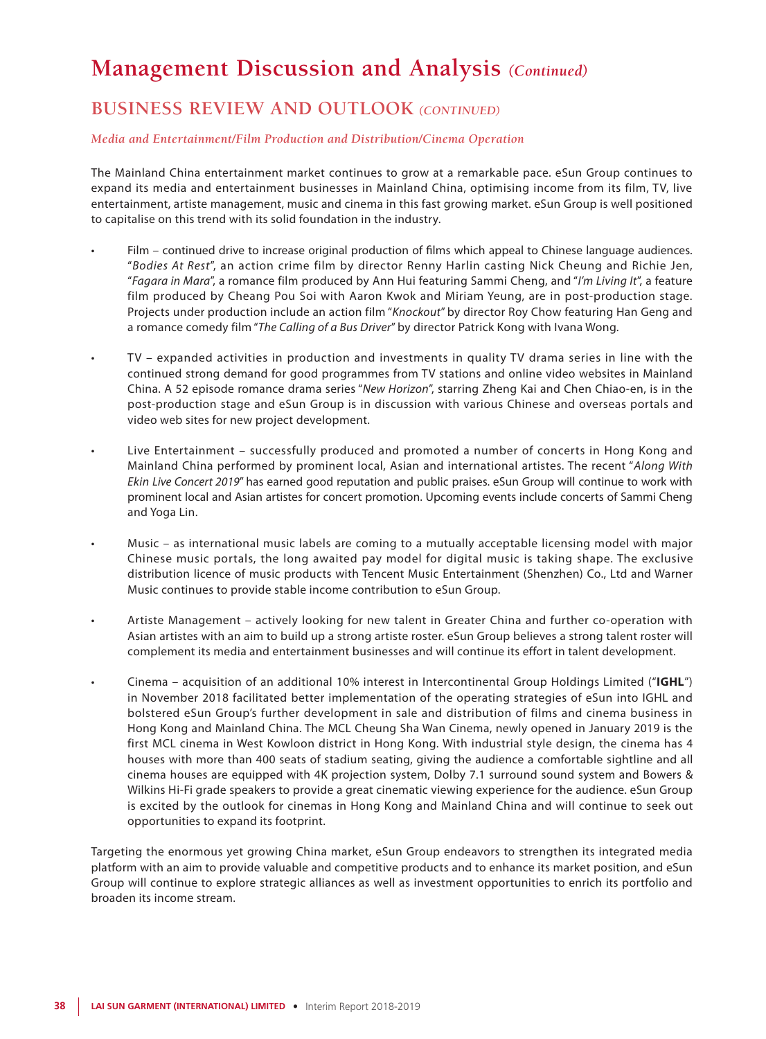# Management Discussion and Analysis *(Continued)*

## BUSINESS REVIEW AND OUTLOOK *(CONTINUED)*

### *Media and Entertainment/Film Production and Distribution/Cinema Operation*

The Mainland China entertainment market continues to grow at a remarkable pace. eSun Group continues to expand its media and entertainment businesses in Mainland China, optimising income from its film, TV, live entertainment, artiste management, music and cinema in this fast growing market. eSun Group is well positioned to capitalise on this trend with its solid foundation in the industry.

- Film – continued drive to increase original production of films which appeal to Chinese language audiences. "*Bodies At Rest*", an action crime film by director Renny Harlin casting Nick Cheung and Richie Jen, "*Fagara in Mara*", a romance film produced by Ann Hui featuring Sammi Cheng, and "*I'm Living It*", a feature film produced by Cheang Pou Soi with Aaron Kwok and Miriam Yeung, are in post-production stage. Projects under production include an action film "*Knockout*" by director Roy Chow featuring Han Geng and a romance comedy film "*The Calling of a Bus Driver*" by director Patrick Kong with Ivana Wong.

- TV – expanded activities in production and investments in quality TV drama series in line with the continued strong demand for good programmes from TV stations and online video websites in Mainland China. A 52 episode romance drama series "*New Horizon*", starring Zheng Kai and Chen Chiao-en, is in the post-production stage and eSun Group is in discussion with various Chinese and overseas portals and video web sites for new project development.

- Live Entertainment – successfully produced and promoted a number of concerts in Hong Kong and Mainland China performed by prominent local, Asian and international artistes. The recent "*Along With Ekin Live Concert 2019*" has earned good reputation and public praises. eSun Group will continue to work with prominent local and Asian artistes for concert promotion. Upcoming events include concerts of Sammi Cheng and Yoga Lin.

- Music – as international music labels are coming to a mutually acceptable licensing model with major Chinese music portals, the long awaited pay model for digital music is taking shape. The exclusive distribution licence of music products with Tencent Music Entertainment (Shenzhen) Co., Ltd and Warner Music continues to provide stable income contribution to eSun Group.

- Artiste Management – actively looking for new talent in Greater China and further co-operation with Asian artistes with an aim to build up a strong artiste roster. eSun Group believes a strong talent roster will complement its media and entertainment businesses and will continue its effort in talent development.

- Cinema – acquisition of an additional 10% interest in Intercontinental Group Holdings Limited ("**IGHL**") in November 2018 facilitated better implementation of the operating strategies of eSun into IGHL and bolstered eSun Group's further development in sale and distribution of films and cinema business in Hong Kong and Mainland China. The MCL Cheung Sha Wan Cinema, newly opened in January 2019 is the first MCL cinema in West Kowloon district in Hong Kong. With industrial style design, the cinema has 4 houses with more than 400 seats of stadium seating, giving the audience a comfortable sightline and all cinema houses are equipped with 4K projection system, Dolby 7.1 surround sound system and Bowers & Wilkins Hi-Fi grade speakers to provide a great cinematic viewing experience for the audience. eSun Group is excited by the outlook for cinemas in Hong Kong and Mainland China and will continue to seek out opportunities to expand its footprint.

Targeting the enormous yet growing China market, eSun Group endeavors to strengthen its integrated media platform with an aim to provide valuable and competitive products and to enhance its market position, and eSun Group will continue to explore strategic alliances as well as investment opportunities to enrich its portfolio and broaden its income stream.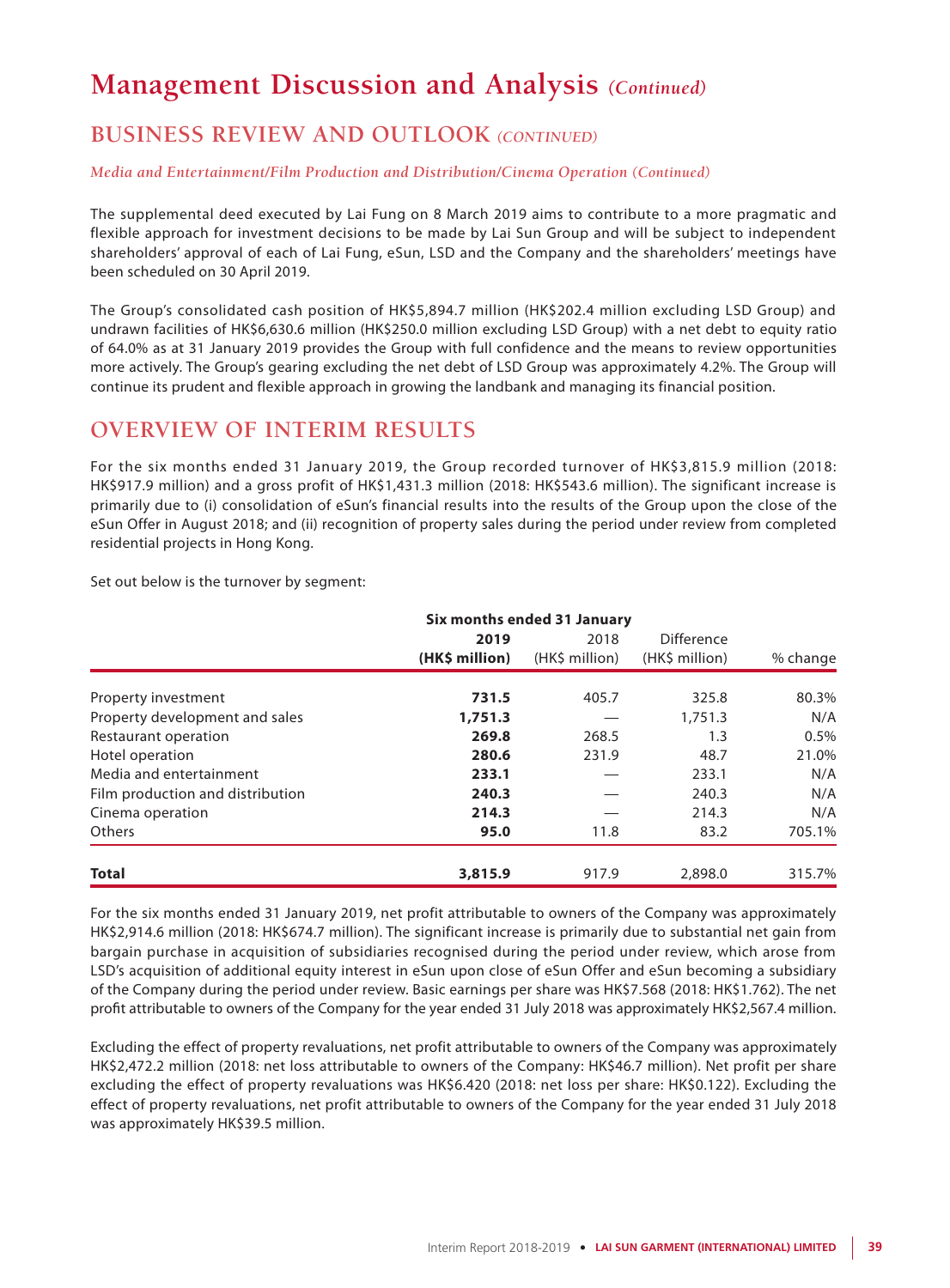# Management Discussion and Analysis *(Continued)*

## BUSINESS REVIEW AND OUTLOOK *(CONTINUED)*

*Media and Entertainment/Film Production and Distribution/Cinema Operation (Continued)*

The supplemental deed executed by Lai Fung on 8 March 2019 aims to contribute to a more pragmatic and flexible approach for investment decisions to be made by Lai Sun Group and will be subject to independent shareholders' approval of each of Lai Fung, eSun, LSD and the Company and the shareholders' meetings have been scheduled on 30 April 2019.

The Group's consolidated cash position of HK$5,894.7 million (HK$202.4 million excluding LSD Group) and undrawn facilities of HK$6,630.6 million (HK$250.0 million excluding LSD Group) with a net debt to equity ratio of 64.0% as at 31 January 2019 provides the Group with full confidence and the means to review opportunities more actively. The Group's gearing excluding the net debt of LSD Group was approximately 4.2%. The Group will continue its prudent and flexible approach in growing the landbank and managing its financial position.

## OVERVIEW OF INTERIM RESULTS

For the six months ended 31 January 2019, the Group recorded turnover of HK$3,815.9 million (2018: HK$917.9 million) and a gross profit of HK$1,431.3 million (2018: HK$543.6 million). The significant increase is primarily due to (i) consolidation of eSun's financial results into the results of the Group upon the close of the eSun Offer in August 2018; and (ii) recognition of property sales during the period under review from completed residential projects in Hong Kong.

Set out below is the turnover by segment:

| | Six months ended 31 January | | | |
|---|---|---|---|---|
| | **2019 (HK$ million)** | 2018 (HK$ million) | Difference (HK$ million) | % change |
| Property investment | **731.5** | 405.7 | 325.8 | 80.3% |
| Property development and sales | **1,751.3** | — | 1,751.3 | N/A |
| Restaurant operation | **269.8** | 268.5 | 1.3 | 0.5% |
| Hotel operation | **280.6** | 231.9 | 48.7 | 21.0% |
| Media and entertainment | **233.1** | — | 233.1 | N/A |
| Film production and distribution | **240.3** | — | 240.3 | N/A |
| Cinema operation | **214.3** | — | 214.3 | N/A |
| Others | **95.0** | 11.8 | 83.2 | 705.1% |
| **Total** | **3,815.9** | 917.9 | 2,898.0 | 315.7% |

For the six months ended 31 January 2019, net profit attributable to owners of the Company was approximately HK$2,914.6 million (2018: HK$674.7 million). The significant increase is primarily due to substantial net gain from bargain purchase in acquisition of subsidiaries recognised during the period under review, which arose from LSD's acquisition of additional equity interest in eSun upon close of eSun Offer and eSun becoming a subsidiary of the Company during the period under review. Basic earnings per share was HK$7.568 (2018: HK$1.762). The net profit attributable to owners of the Company for the year ended 31 July 2018 was approximately HK$2,567.4 million.

Excluding the effect of property revaluations, net profit attributable to owners of the Company was approximately HK$2,472.2 million (2018: net loss attributable to owners of the Company: HK$46.7 million). Net profit per share excluding the effect of property revaluations was HK$6.420 (2018: net loss per share: HK$0.122). Excluding the effect of property revaluations, net profit attributable to owners of the Company for the year ended 31 July 2018 was approximately HK$39.5 million.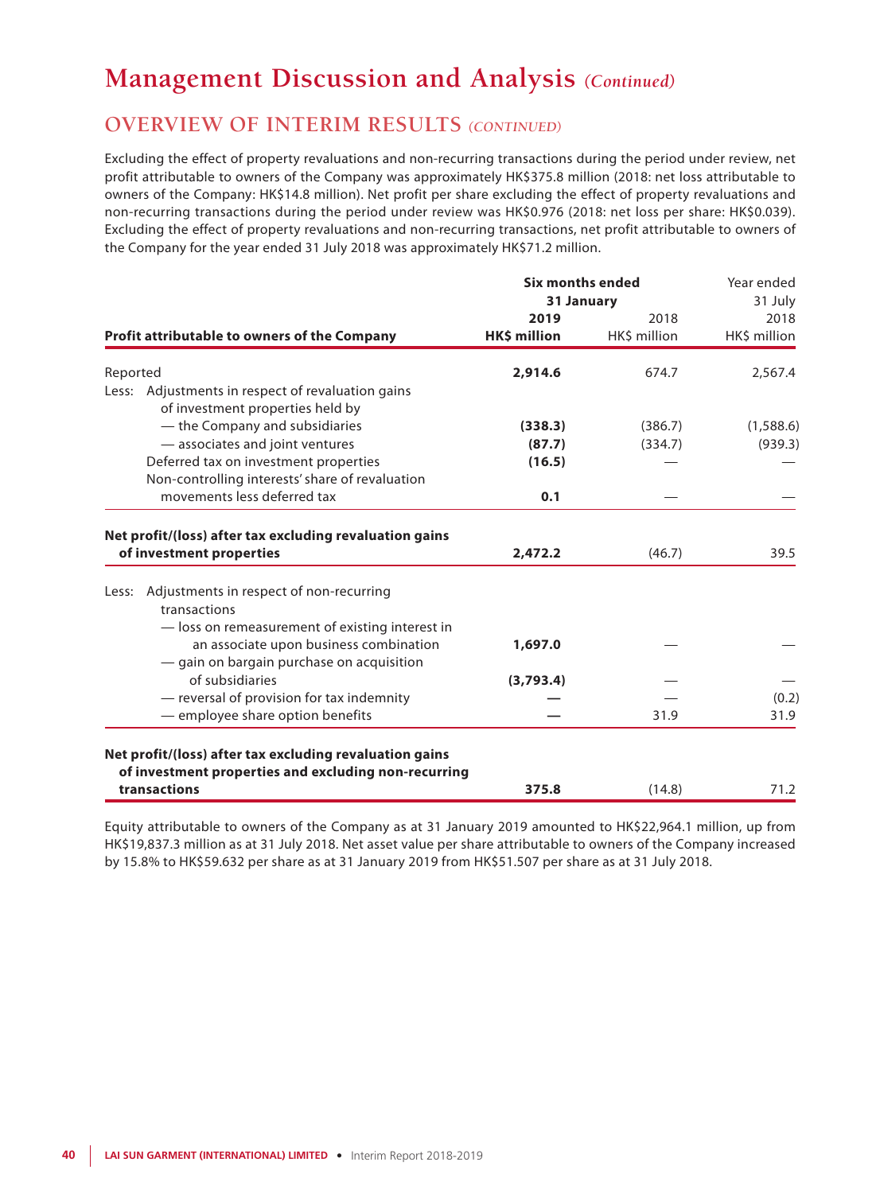# Management Discussion and Analysis *(Continued)*

## OVERVIEW OF INTERIM RESULTS *(CONTINUED)*

Excluding the effect of property revaluations and non-recurring transactions during the period under review, net profit attributable to owners of the Company was approximately HK$375.8 million (2018: net loss attributable to owners of the Company: HK$14.8 million). Net profit per share excluding the effect of property revaluations and non-recurring transactions during the period under review was HK$0.976 (2018: net loss per share: HK$0.039). Excluding the effect of property revaluations and non-recurring transactions, net profit attributable to owners of the Company for the year ended 31 July 2018 was approximately HK$71.2 million.

| | **Six months ended 31 January** | | Year ended 31 July |
|---|---|---|---|
| | **2019** | 2018 | 2018 |
| **Profit attributable to owners of the Company** | **HK$ million** | HK$ million | HK$ million |
| Reported | **2,914.6** | 674.7 | 2,567.4 |
| Less: Adjustments in respect of revaluation gains of investment properties held by | | | |
| — the Company and subsidiaries | **(338.3)** | (386.7) | (1,588.6) |
| — associates and joint ventures | **(87.7)** | (334.7) | (939.3) |
| Deferred tax on investment properties | **(16.5)** | — | — |
| Non-controlling interests' share of revaluation movements less deferred tax | **0.1** | — | — |
| **Net profit/(loss) after tax excluding revaluation gains of investment properties** | **2,472.2** | (46.7) | 39.5 |
| Less: Adjustments in respect of non-recurring transactions | | | |
| — loss on remeasurement of existing interest in an associate upon business combination | **1,697.0** | — | — |
| — gain on bargain purchase on acquisition of subsidiaries | **(3,793.4)** | — | — |
| — reversal of provision for tax indemnity | **—** | — | (0.2) |
| — employee share option benefits | **—** | 31.9 | 31.9 |
| **Net profit/(loss) after tax excluding revaluation gains of investment properties and excluding non-recurring transactions** | **375.8** | (14.8) | 71.2 |

Equity attributable to owners of the Company as at 31 January 2019 amounted to HK$22,964.1 million, up from HK$19,837.3 million as at 31 July 2018. Net asset value per share attributable to owners of the Company increased by 15.8% to HK$59.632 per share as at 31 January 2019 from HK$51.507 per share as at 31 July 2018.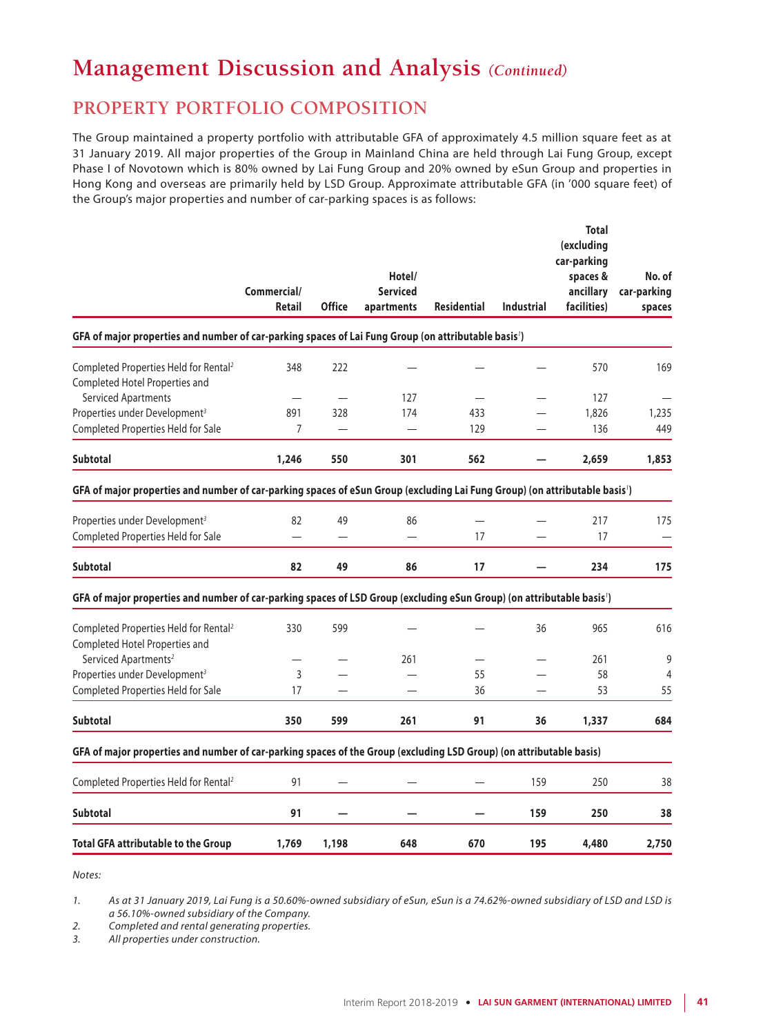# Management Discussion and Analysis *(Continued)*

## PROPERTY PORTFOLIO COMPOSITION

The Group maintained a property portfolio with attributable GFA of approximately 4.5 million square feet as at 31 January 2019. All major properties of the Group in Mainland China are held through Lai Fung Group, except Phase I of Novotown which is 80% owned by Lai Fung Group and 20% owned by eSun Group and properties in Hong Kong and overseas are primarily held by LSD Group. Approximate attributable GFA (in '000 square feet) of the Group's major properties and number of car-parking spaces is as follows:

| | Commercial/ Retail | Office | Hotel/ Serviced apartments | Residential | Industrial | Total (excluding car-parking spaces & ancillary facilities) | No. of car-parking spaces |
|---|---|---|---|---|---|---|---|
| **GFA of major properties and number of car-parking spaces of Lai Fung Group (on attributable basis[1])** | | | | | | | |
| Completed Properties Held for Rental[2] | 348 | 222 | — | — | — | 570 | 169 |
| Completed Hotel Properties and Serviced Apartments | — | — | 127 | — | — | 127 | — |
| Properties under Development[3] | 891 | 328 | 174 | 433 | — | 1,826 | 1,235 |
| Completed Properties Held for Sale | 7 | — | — | 129 | — | 136 | 449 |
| **Subtotal** | **1,246** | **550** | **301** | **562** | **—** | **2,659** | **1,853** |
| **GFA of major properties and number of car-parking spaces of eSun Group (excluding Lai Fung Group) (on attributable basis[1])** | | | | | | | |
| Properties under Development[3] | 82 | 49 | 86 | — | — | 217 | 175 |
| Completed Properties Held for Sale | — | — | — | 17 | — | 17 | — |
| **Subtotal** | **82** | **49** | **86** | **17** | **—** | **234** | **175** |
| **GFA of major properties and number of car-parking spaces of LSD Group (excluding eSun Group) (on attributable basis[1])** | | | | | | | |
| Completed Properties Held for Rental[2] | 330 | 599 | — | — | 36 | 965 | 616 |
| Completed Hotel Properties and Serviced Apartments[2] | — | — | 261 | — | — | 261 | 9 |
| Properties under Development[3] | 3 | — | — | 55 | — | 58 | 4 |
| Completed Properties Held for Sale | 17 | — | — | 36 | — | 53 | 55 |
| **Subtotal** | **350** | **599** | **261** | **91** | **36** | **1,337** | **684** |
| **GFA of major properties and number of car-parking spaces of the Group (excluding LSD Group) (on attributable basis)** | | | | | | | |
| Completed Properties Held for Rental[2] | 91 | — | — | — | 159 | 250 | 38 |
| **Subtotal** | **91** | **—** | **—** | **—** | **159** | **250** | **38** |
| **Total GFA attributable to the Group** | **1,769** | **1,198** | **648** | **670** | **195** | **4,480** | **2,750** |

*Notes:*

1. *As at 31 January 2019, Lai Fung is a 50.60%-owned subsidiary of eSun, eSun is a 74.62%-owned subsidiary of LSD and LSD is a 56.10%-owned subsidiary of the Company.*
2. *Completed and rental generating properties.*
3. *All properties under construction.*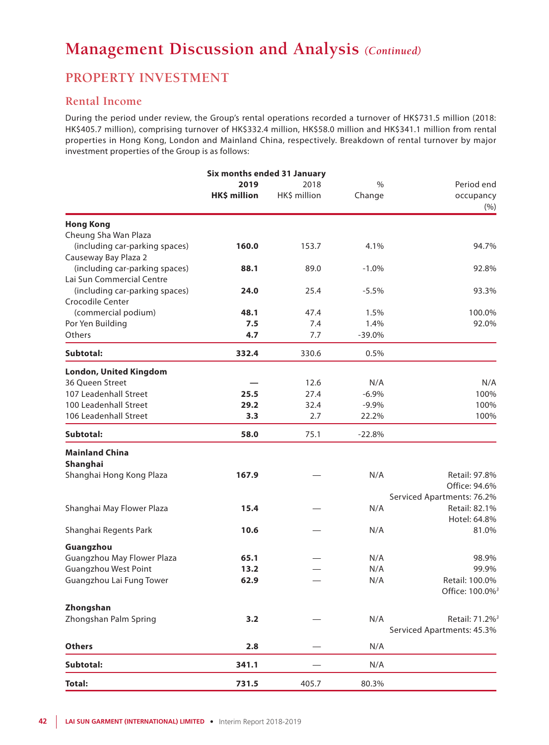# Management Discussion and Analysis *(Continued)*

## PROPERTY INVESTMENT

### Rental Income

During the period under review, the Group's rental operations recorded a turnover of HK$731.5 million (2018: HK$405.7 million), comprising turnover of HK$332.4 million, HK$58.0 million and HK$341.1 million from rental properties in Hong Kong, London and Mainland China, respectively. Breakdown of rental turnover by major investment properties of the Group is as follows:

| | Six months ended 31 January | | | |
|---|---|---|---|---|
| | **2019** | 2018 | % | Period end |
| | **HK$ million** | HK$ million | Change | occupancy (%) |
| **Hong Kong** | | | | |
| Cheung Sha Wan Plaza (including car-parking spaces) | **160.0** | 153.7 | 4.1% | 94.7% |
| Causeway Bay Plaza 2 (including car-parking spaces) | **88.1** | 89.0 | -1.0% | 92.8% |
| Lai Sun Commercial Centre (including car-parking spaces) | **24.0** | 25.4 | -5.5% | 93.3% |
| Crocodile Center (commercial podium) | **48.1** | 47.4 | 1.5% | 100.0% |
| Por Yen Building | **7.5** | 7.4 | 1.4% | 92.0% |
| Others | **4.7** | 7.7 | -39.0% | |
| **Subtotal:** | **332.4** | 330.6 | 0.5% | |
| **London, United Kingdom** | | | | |
| 36 Queen Street | **—** | 12.6 | N/A | N/A |
| 107 Leadenhall Street | **25.5** | 27.4 | -6.9% | 100% |
| 100 Leadenhall Street | **29.2** | 32.4 | -9.9% | 100% |
| 106 Leadenhall Street | **3.3** | 2.7 | 22.2% | 100% |
| **Subtotal:** | **58.0** | 75.1 | -22.8% | |
| **Mainland China** | | | | |
| **Shanghai** | | | | |
| Shanghai Hong Kong Plaza | **167.9** | — | N/A | Retail: 97.8%<br>Office: 94.6%<br>Serviced Apartments: 76.2% |
| Shanghai May Flower Plaza | **15.4** | — | N/A | Retail: 82.1%<br>Hotel: 64.8% |
| Shanghai Regents Park | **10.6** | — | N/A | 81.0% |
| **Guangzhou** | | | | |
| Guangzhou May Flower Plaza | **65.1** | — | N/A | 98.9% |
| Guangzhou West Point | **13.2** | — | N/A | 99.9% |
| Guangzhou Lai Fung Tower | **62.9** | — | N/A | Retail: 100.0%<br>Office: 100.0%[3] |
| **Zhongshan** | | | | |
| Zhongshan Palm Spring | **3.2** | — | N/A | Retail: 71.2%[3]<br>Serviced Apartments: 45.3% |
| **Others** | **2.8** | — | N/A | |
| **Subtotal:** | **341.1** | — | N/A | |
| **Total:** | **731.5** | 405.7 | 80.3% | |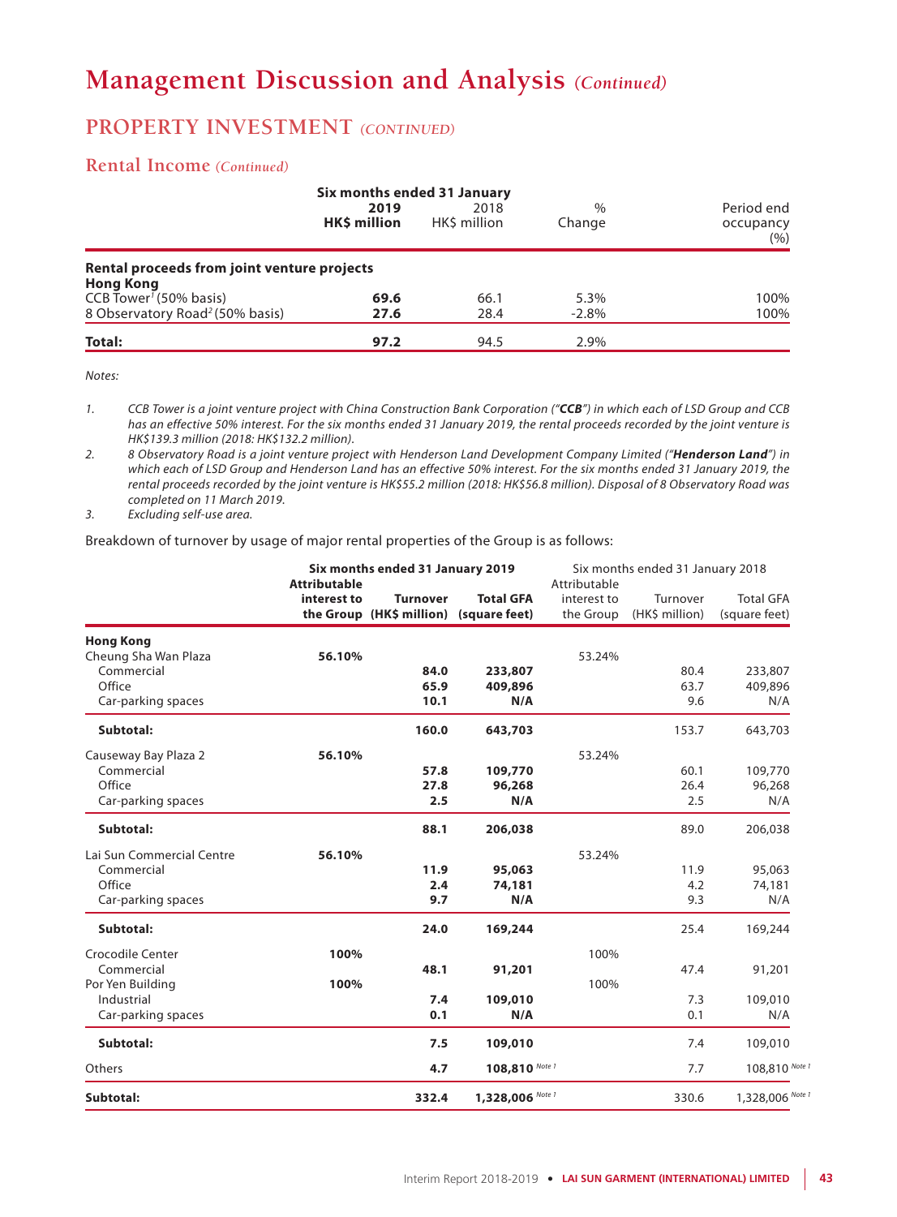# Management Discussion and Analysis *(Continued)*

## PROPERTY INVESTMENT *(CONTINUED)*

### Rental Income *(Continued)*

| | Six months ended 31 January | | | |
|---|---|---|---|---|
| | **2019** **HK$ million** | 2018 HK$ million | % Change | Period end occupancy (%) |
| **Rental proceeds from joint venture projects** | | | | |
| **Hong Kong** | | | | |
| CCB Tower[1] (50% basis) | **69.6** | 66.1 | 5.3% | 100% |
| 8 Observatory Road[2] (50% basis) | **27.6** | 28.4 | -2.8% | 100% |
| **Total:** | **97.2** | 94.5 | 2.9% | |

*Notes:*

1. *CCB Tower is a joint venture project with China Construction Bank Corporation ("**CCB**") in which each of LSD Group and CCB has an effective 50% interest. For the six months ended 31 January 2019, the rental proceeds recorded by the joint venture is HK$139.3 million (2018: HK$132.2 million).*
2. *8 Observatory Road is a joint venture project with Henderson Land Development Company Limited ("**Henderson Land**") in which each of LSD Group and Henderson Land has an effective 50% interest. For the six months ended 31 January 2019, the rental proceeds recorded by the joint venture is HK$55.2 million (2018: HK$56.8 million). Disposal of 8 Observatory Road was completed on 11 March 2019.*
3. *Excluding self-use area.*

Breakdown of turnover by usage of major rental properties of the Group is as follows:

| | Six months ended 31 January 2019 | | | Six months ended 31 January 2018 | | |
|---|---|---|---|---|---|---|
| | **Attributable interest to the Group** | **Turnover (HK$ million)** | **Total GFA (square feet)** | Attributable interest to the Group | Turnover (HK$ million) | Total GFA (square feet) |
| **Hong Kong** | | | | | | |
| Cheung Sha Wan Plaza | **56.10%** | | | 53.24% | | |
| Commercial | | **84.0** | **233,807** | | 80.4 | 233,807 |
| Office | | **65.9** | **409,896** | | 63.7 | 409,896 |
| Car-parking spaces | | **10.1** | **N/A** | | 9.6 | N/A |
| **Subtotal:** | | **160.0** | **643,703** | | 153.7 | 643,703 |
| Causeway Bay Plaza 2 | **56.10%** | | | 53.24% | | |
| Commercial | | **57.8** | **109,770** | | 60.1 | 109,770 |
| Office | | **27.8** | **96,268** | | 26.4 | 96,268 |
| Car-parking spaces | | **2.5** | **N/A** | | 2.5 | N/A |
| **Subtotal:** | | **88.1** | **206,038** | | 89.0 | 206,038 |
| Lai Sun Commercial Centre | **56.10%** | | | 53.24% | | |
| Commercial | | **11.9** | **95,063** | | 11.9 | 95,063 |
| Office | | **2.4** | **74,181** | | 4.2 | 74,181 |
| Car-parking spaces | | **9.7** | **N/A** | | 9.3 | N/A |
| **Subtotal:** | | **24.0** | **169,244** | | 25.4 | 169,244 |
| Crocodile Center | **100%** | | | 100% | | |
| Commercial | | **48.1** | **91,201** | | 47.4 | 91,201 |
| Por Yen Building | **100%** | | | 100% | | |
| Industrial | | **7.4** | **109,010** | | 7.3 | 109,010 |
| Car-parking spaces | | **0.1** | **N/A** | | 0.1 | N/A |
| **Subtotal:** | | **7.5** | **109,010** | | 7.4 | 109,010 |
| Others | | **4.7** | **108,810** Note 1 | | 7.7 | 108,810 Note 1 |
| **Subtotal:** | | **332.4** | **1,328,006** Note 1 | | 330.6 | 1,328,006 Note 1 |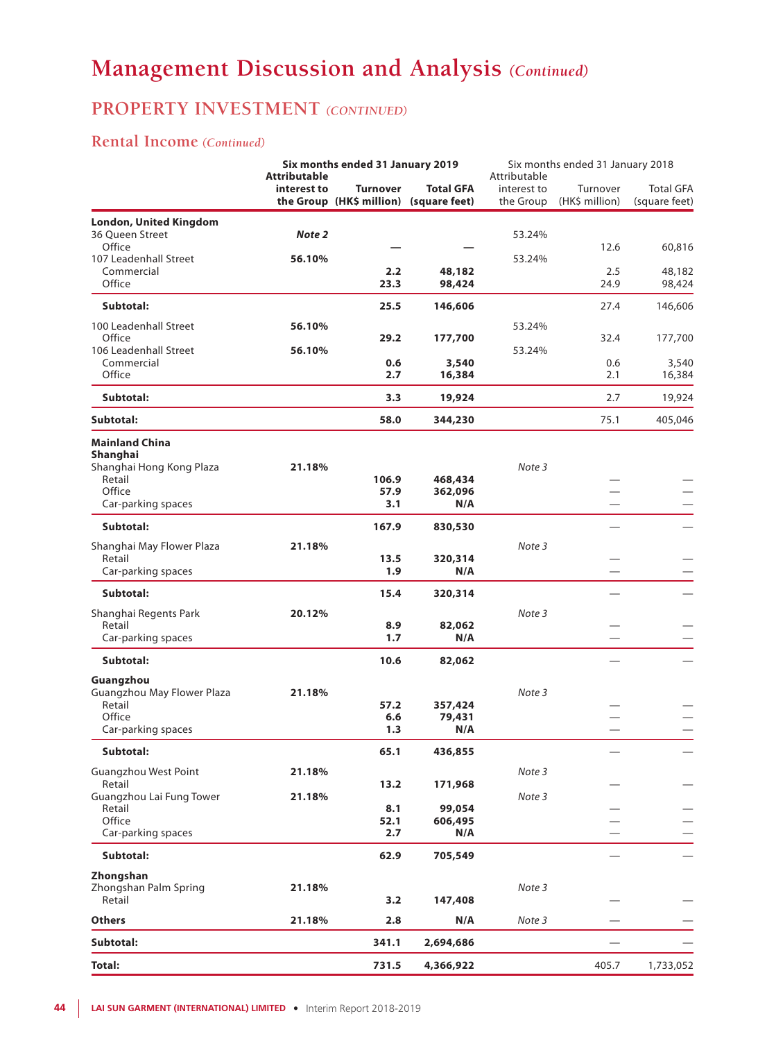# Management Discussion and Analysis *(Continued)*

## PROPERTY INVESTMENT *(CONTINUED)*

### Rental Income *(Continued)*

| | **Six months ended 31 January 2019** | | | Six months ended 31 January 2018 | | |
|---|---|---|---|---|---|---|
| | **Attributable interest to the Group** | **Turnover (HK$ million)** | **Total GFA (square feet)** | Attributable interest to the Group | Turnover (HK$ million) | Total GFA (square feet) |
| **London, United Kingdom** | | | | | | |
| 36 Queen Street | ***Note 2*** | | | 53.24% | | |
| Office | | **—** | **—** | | 12.6 | 60,816 |
| 107 Leadenhall Street | **56.10%** | | | 53.24% | | |
| Commercial | | **2.2** | **48,182** | | 2.5 | 48,182 |
| Office | | **23.3** | **98,424** | | 24.9 | 98,424 |
| **Subtotal:** | | **25.5** | **146,606** | | 27.4 | 146,606 |
| 100 Leadenhall Street | **56.10%** | | | 53.24% | | |
| Office | | **29.2** | **177,700** | | 32.4 | 177,700 |
| 106 Leadenhall Street | **56.10%** | | | 53.24% | | |
| Commercial | | **0.6** | **3,540** | | 0.6 | 3,540 |
| Office | | **2.7** | **16,384** | | 2.1 | 16,384 |
| **Subtotal:** | | **3.3** | **19,924** | | 2.7 | 19,924 |
| **Subtotal:** | | **58.0** | **344,230** | | 75.1 | 405,046 |
| **Mainland China** | | | | | | |
| **Shanghai** | | | | | | |
| Shanghai Hong Kong Plaza | **21.18%** | | | *Note 3* | | |
| Retail | | **106.9** | **468,434** | | — | — |
| Office | | **57.9** | **362,096** | | — | — |
| Car-parking spaces | | **3.1** | **N/A** | | — | — |
| **Subtotal:** | | **167.9** | **830,530** | | — | — |
| Shanghai May Flower Plaza | **21.18%** | | | *Note 3* | | |
| Retail | | **13.5** | **320,314** | | — | — |
| Car-parking spaces | | **1.9** | **N/A** | | — | — |
| **Subtotal:** | | **15.4** | **320,314** | | — | — |
| Shanghai Regents Park | **20.12%** | | | *Note 3* | | |
| Retail | | **8.9** | **82,062** | | — | — |
| Car-parking spaces | | **1.7** | **N/A** | | — | — |
| **Subtotal:** | | **10.6** | **82,062** | | — | — |
| **Guangzhou** | | | | | | |
| Guangzhou May Flower Plaza | **21.18%** | | | *Note 3* | | |
| Retail | | **57.2** | **357,424** | | — | — |
| Office | | **6.6** | **79,431** | | — | — |
| Car-parking spaces | | **1.3** | **N/A** | | — | — |
| **Subtotal:** | | **65.1** | **436,855** | | — | — |
| Guangzhou West Point | **21.18%** | | | *Note 3* | | |
| Retail | | **13.2** | **171,968** | | — | — |
| Guangzhou Lai Fung Tower | **21.18%** | | | *Note 3* | | |
| Retail | | **8.1** | **99,054** | | — | — |
| Office | | **52.1** | **606,495** | | — | — |
| Car-parking spaces | | **2.7** | **N/A** | | — | — |
| **Subtotal:** | | **62.9** | **705,549** | | — | — |
| **Zhongshan** | | | | | | |
| Zhongshan Palm Spring | **21.18%** | | | *Note 3* | | |
| Retail | | **3.2** | **147,408** | | — | — |
| **Others** | **21.18%** | **2.8** | **N/A** | *Note 3* | — | — |
| **Subtotal:** | | **341.1** | **2,694,686** | | — | — |
| **Total:** | | **731.5** | **4,366,922** | | 405.7 | 1,733,052 |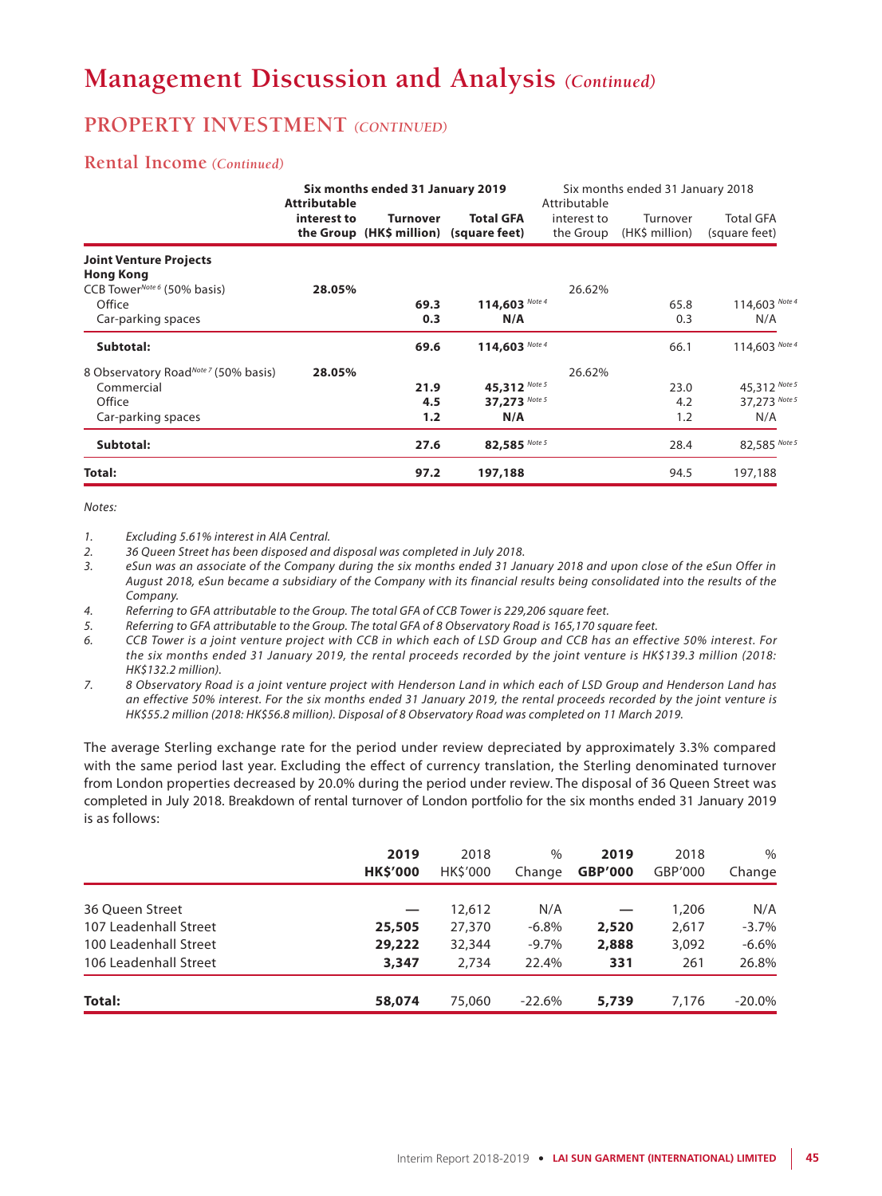# Management Discussion and Analysis *(Continued)*

## PROPERTY INVESTMENT *(CONTINUED)*

### Rental Income *(Continued)*

| | Six months ended 31 January 2019 | | | Six months ended 31 January 2018 | | |
|---|---|---|---|---|---|---|
| | **Attributable interest to the Group** | **Turnover (HK$ million)** | **Total GFA (square feet)** | Attributable interest to the Group | Turnover (HK$ million) | Total GFA (square feet) |
| **Joint Venture Projects** | | | | | | |
| **Hong Kong** | | | | | | |
| CCB Tower[Note 6] (50% basis) | **28.05%** | | | 26.62% | | |
| Office | | **69.3** | **114,603** [Note 4] | | 65.8 | 114,603 [Note 4] |
| Car-parking spaces | | **0.3** | **N/A** | | 0.3 | N/A |
| **Subtotal:** | | **69.6** | **114,603** [Note 4] | | 66.1 | 114,603 [Note 4] |
| 8 Observatory Road[Note 7] (50% basis) | **28.05%** | | | 26.62% | | |
| Commercial | | **21.9** | **45,312** [Note 5] | | 23.0 | 45,312 [Note 5] |
| Office | | **4.5** | **37,273** [Note 5] | | 4.2 | 37,273 [Note 5] |
| Car-parking spaces | | **1.2** | **N/A** | | 1.2 | N/A |
| **Subtotal:** | | **27.6** | **82,585** [Note 5] | | 28.4 | 82,585 [Note 5] |
| **Total:** | | **97.2** | **197,188** | | 94.5 | 197,188 |

*Notes:*

1. *Excluding 5.61% interest in AIA Central.*
2. *36 Queen Street has been disposed and disposal was completed in July 2018.*
3. *eSun was an associate of the Company during the six months ended 31 January 2018 and upon close of the eSun Offer in August 2018, eSun became a subsidiary of the Company with its financial results being consolidated into the results of the Company.*
4. *Referring to GFA attributable to the Group. The total GFA of CCB Tower is 229,206 square feet.*
5. *Referring to GFA attributable to the Group. The total GFA of 8 Observatory Road is 165,170 square feet.*
6. *CCB Tower is a joint venture project with CCB in which each of LSD Group and CCB has an effective 50% interest. For the six months ended 31 January 2019, the rental proceeds recorded by the joint venture is HK$139.3 million (2018: HK$132.2 million).*
7. *8 Observatory Road is a joint venture project with Henderson Land in which each of LSD Group and Henderson Land has an effective 50% interest. For the six months ended 31 January 2019, the rental proceeds recorded by the joint venture is HK$55.2 million (2018: HK$56.8 million). Disposal of 8 Observatory Road was completed on 11 March 2019.*

The average Sterling exchange rate for the period under review depreciated by approximately 3.3% compared with the same period last year. Excluding the effect of currency translation, the Sterling denominated turnover from London properties decreased by 20.0% during the period under review. The disposal of 36 Queen Street was completed in July 2018. Breakdown of rental turnover of London portfolio for the six months ended 31 January 2019 is as follows:

| | **2019 HK$'000** | 2018 HK$'000 | % Change | **2019 GBP'000** | 2018 GBP'000 | % Change |
|---|---|---|---|---|---|---|
| 36 Queen Street | **—** | 12,612 | N/A | **—** | 1,206 | N/A |
| 107 Leadenhall Street | **25,505** | 27,370 | -6.8% | **2,520** | 2,617 | -3.7% |
| 100 Leadenhall Street | **29,222** | 32,344 | -9.7% | **2,888** | 3,092 | -6.6% |
| 106 Leadenhall Street | **3,347** | 2,734 | 22.4% | **331** | 261 | 26.8% |
| **Total:** | **58,074** | 75,060 | -22.6% | **5,739** | 7,176 | -20.0% |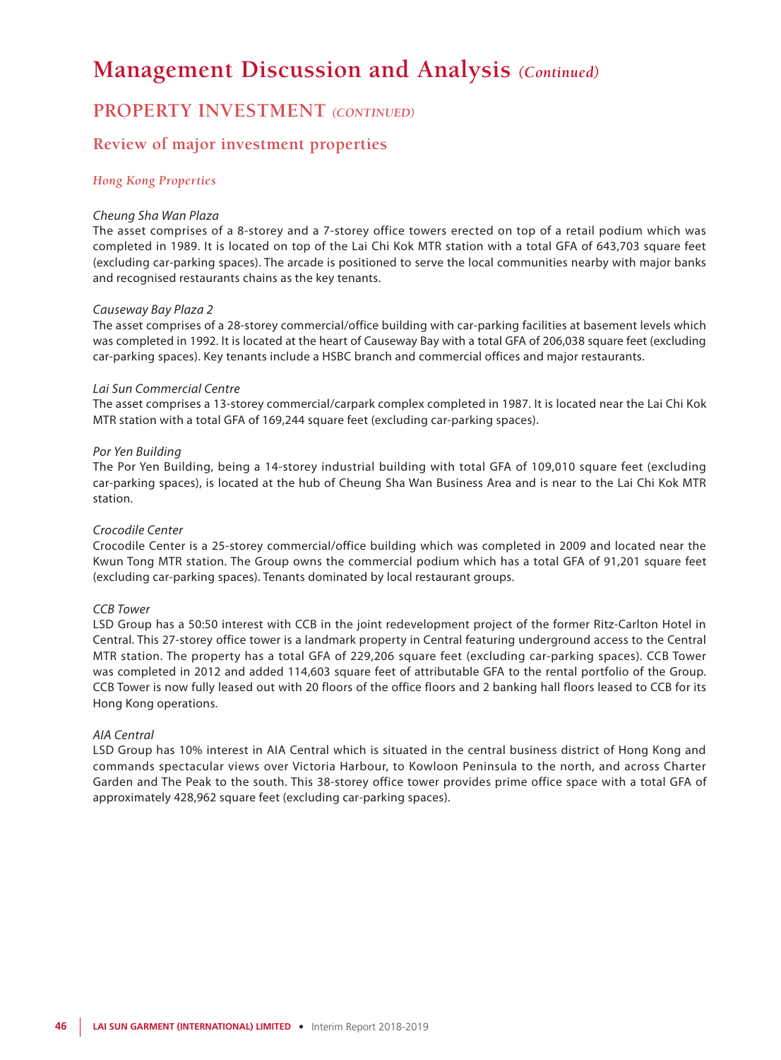# Management Discussion and Analysis *(Continued)*

## PROPERTY INVESTMENT *(CONTINUED)*

### Review of major investment properties

#### *Hong Kong Properties*

*Cheung Sha Wan Plaza*

The asset comprises of a 8-storey and a 7-storey office towers erected on top of a retail podium which was completed in 1989. It is located on top of the Lai Chi Kok MTR station with a total GFA of 643,703 square feet (excluding car-parking spaces). The arcade is positioned to serve the local communities nearby with major banks and recognised restaurants chains as the key tenants.

*Causeway Bay Plaza 2*

The asset comprises of a 28-storey commercial/office building with car-parking facilities at basement levels which was completed in 1992. It is located at the heart of Causeway Bay with a total GFA of 206,038 square feet (excluding car-parking spaces). Key tenants include a HSBC branch and commercial offices and major restaurants.

*Lai Sun Commercial Centre*

The asset comprises a 13-storey commercial/carpark complex completed in 1987. It is located near the Lai Chi Kok MTR station with a total GFA of 169,244 square feet (excluding car-parking spaces).

*Por Yen Building*

The Por Yen Building, being a 14-storey industrial building with total GFA of 109,010 square feet (excluding car-parking spaces), is located at the hub of Cheung Sha Wan Business Area and is near to the Lai Chi Kok MTR station.

*Crocodile Center*

Crocodile Center is a 25-storey commercial/office building which was completed in 2009 and located near the Kwun Tong MTR station. The Group owns the commercial podium which has a total GFA of 91,201 square feet (excluding car-parking spaces). Tenants dominated by local restaurant groups.

*CCB Tower*

LSD Group has a 50:50 interest with CCB in the joint redevelopment project of the former Ritz-Carlton Hotel in Central. This 27-storey office tower is a landmark property in Central featuring underground access to the Central MTR station. The property has a total GFA of 229,206 square feet (excluding car-parking spaces). CCB Tower was completed in 2012 and added 114,603 square feet of attributable GFA to the rental portfolio of the Group. CCB Tower is now fully leased out with 20 floors of the office floors and 2 banking hall floors leased to CCB for its Hong Kong operations.

*AIA Central*

LSD Group has 10% interest in AIA Central which is situated in the central business district of Hong Kong and commands spectacular views over Victoria Harbour, to Kowloon Peninsula to the north, and across Charter Garden and The Peak to the south. This 38-storey office tower provides prime office space with a total GFA of approximately 428,962 square feet (excluding car-parking spaces).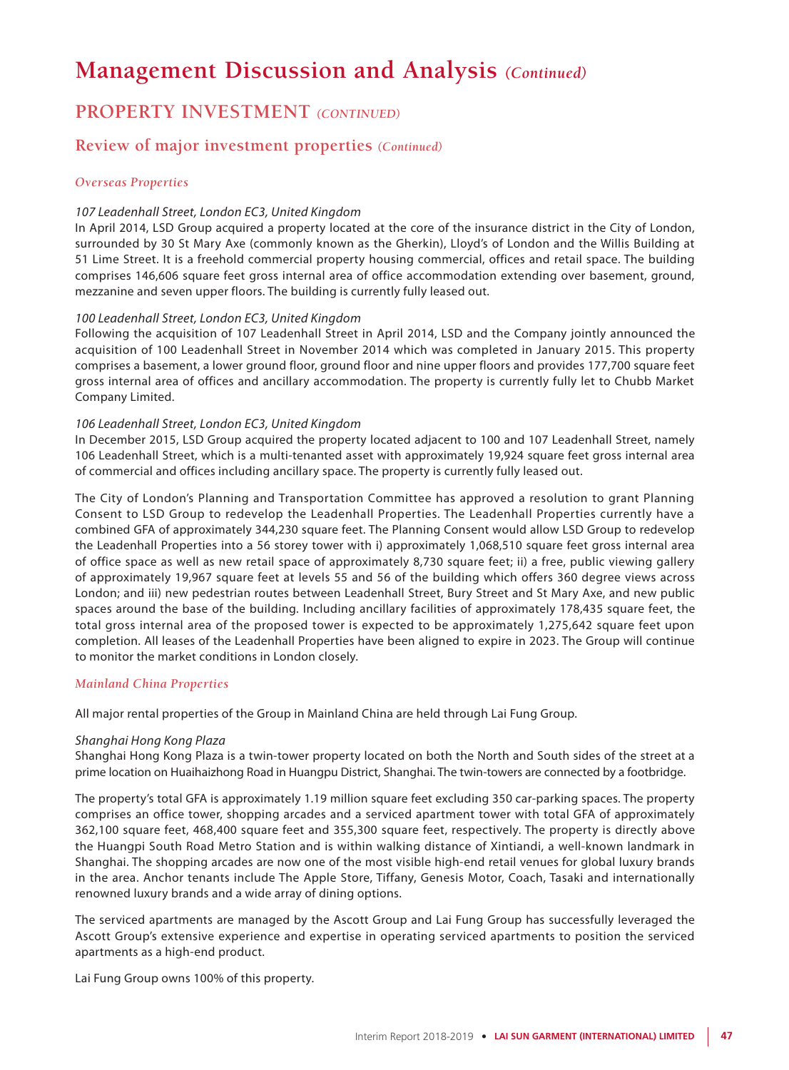# Management Discussion and Analysis *(Continued)*

## PROPERTY INVESTMENT *(CONTINUED)*

### Review of major investment properties *(Continued)*

#### *Overseas Properties*

*107 Leadenhall Street, London EC3, United Kingdom*

In April 2014, LSD Group acquired a property located at the core of the insurance district in the City of London, surrounded by 30 St Mary Axe (commonly known as the Gherkin), Lloyd's of London and the Willis Building at 51 Lime Street. It is a freehold commercial property housing commercial, offices and retail space. The building comprises 146,606 square feet gross internal area of office accommodation extending over basement, ground, mezzanine and seven upper floors. The building is currently fully leased out.

*100 Leadenhall Street, London EC3, United Kingdom*

Following the acquisition of 107 Leadenhall Street in April 2014, LSD and the Company jointly announced the acquisition of 100 Leadenhall Street in November 2014 which was completed in January 2015. This property comprises a basement, a lower ground floor, ground floor and nine upper floors and provides 177,700 square feet gross internal area of offices and ancillary accommodation. The property is currently fully let to Chubb Market Company Limited.

*106 Leadenhall Street, London EC3, United Kingdom*

In December 2015, LSD Group acquired the property located adjacent to 100 and 107 Leadenhall Street, namely 106 Leadenhall Street, which is a multi-tenanted asset with approximately 19,924 square feet gross internal area of commercial and offices including ancillary space. The property is currently fully leased out.

The City of London's Planning and Transportation Committee has approved a resolution to grant Planning Consent to LSD Group to redevelop the Leadenhall Properties. The Leadenhall Properties currently have a combined GFA of approximately 344,230 square feet. The Planning Consent would allow LSD Group to redevelop the Leadenhall Properties into a 56 storey tower with i) approximately 1,068,510 square feet gross internal area of office space as well as new retail space of approximately 8,730 square feet; ii) a free, public viewing gallery of approximately 19,967 square feet at levels 55 and 56 of the building which offers 360 degree views across London; and iii) new pedestrian routes between Leadenhall Street, Bury Street and St Mary Axe, and new public spaces around the base of the building. Including ancillary facilities of approximately 178,435 square feet, the total gross internal area of the proposed tower is expected to be approximately 1,275,642 square feet upon completion. All leases of the Leadenhall Properties have been aligned to expire in 2023. The Group will continue to monitor the market conditions in London closely.

#### *Mainland China Properties*

All major rental properties of the Group in Mainland China are held through Lai Fung Group.

*Shanghai Hong Kong Plaza*

Shanghai Hong Kong Plaza is a twin-tower property located on both the North and South sides of the street at a prime location on Huaihaizhong Road in Huangpu District, Shanghai. The twin-towers are connected by a footbridge.

The property's total GFA is approximately 1.19 million square feet excluding 350 car-parking spaces. The property comprises an office tower, shopping arcades and a serviced apartment tower with total GFA of approximately 362,100 square feet, 468,400 square feet and 355,300 square feet, respectively. The property is directly above the Huangpi South Road Metro Station and is within walking distance of Xintiandi, a well-known landmark in Shanghai. The shopping arcades are now one of the most visible high-end retail venues for global luxury brands in the area. Anchor tenants include The Apple Store, Tiffany, Genesis Motor, Coach, Tasaki and internationally renowned luxury brands and a wide array of dining options.

The serviced apartments are managed by the Ascott Group and Lai Fung Group has successfully leveraged the Ascott Group's extensive experience and expertise in operating serviced apartments to position the serviced apartments as a high-end product.

Lai Fung Group owns 100% of this property.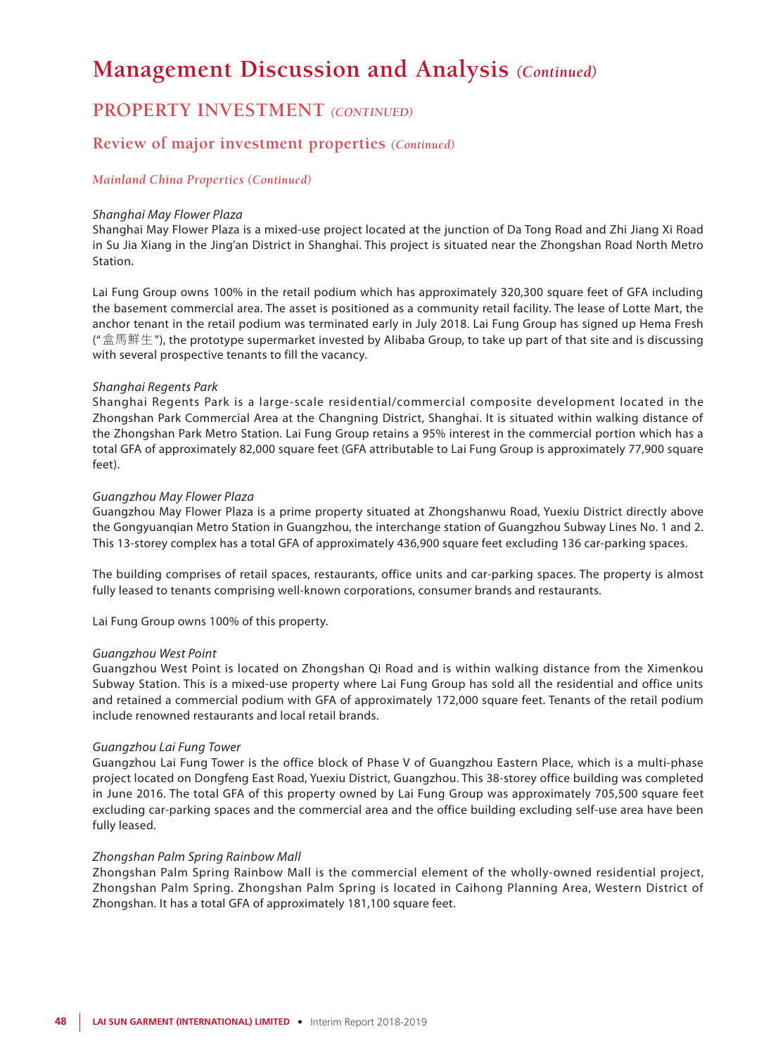# Management Discussion and Analysis *(Continued)*

## PROPERTY INVESTMENT *(CONTINUED)*

### Review of major investment properties *(Continued)*

#### *Mainland China Properties (Continued)*

*Shanghai May Flower Plaza*

Shanghai May Flower Plaza is a mixed-use project located at the junction of Da Tong Road and Zhi Jiang Xi Road in Su Jia Xiang in the Jing'an District in Shanghai. This project is situated near the Zhongshan Road North Metro Station.

Lai Fung Group owns 100% in the retail podium which has approximately 320,300 square feet of GFA including the basement commercial area. The asset is positioned as a community retail facility. The lease of Lotte Mart, the anchor tenant in the retail podium was terminated early in July 2018. Lai Fung Group has signed up Hema Fresh ("盒馬鮮生"), the prototype supermarket invested by Alibaba Group, to take up part of that site and is discussing with several prospective tenants to fill the vacancy.

*Shanghai Regents Park*

Shanghai Regents Park is a large-scale residential/commercial composite development located in the Zhongshan Park Commercial Area at the Changning District, Shanghai. It is situated within walking distance of the Zhongshan Park Metro Station. Lai Fung Group retains a 95% interest in the commercial portion which has a total GFA of approximately 82,000 square feet (GFA attributable to Lai Fung Group is approximately 77,900 square feet).

*Guangzhou May Flower Plaza*

Guangzhou May Flower Plaza is a prime property situated at Zhongshanwu Road, Yuexiu District directly above the Gongyuanqian Metro Station in Guangzhou, the interchange station of Guangzhou Subway Lines No. 1 and 2. This 13-storey complex has a total GFA of approximately 436,900 square feet excluding 136 car-parking spaces.

The building comprises of retail spaces, restaurants, office units and car-parking spaces. The property is almost fully leased to tenants comprising well-known corporations, consumer brands and restaurants.

Lai Fung Group owns 100% of this property.

*Guangzhou West Point*

Guangzhou West Point is located on Zhongshan Qi Road and is within walking distance from the Ximenkou Subway Station. This is a mixed-use property where Lai Fung Group has sold all the residential and office units and retained a commercial podium with GFA of approximately 172,000 square feet. Tenants of the retail podium include renowned restaurants and local retail brands.

*Guangzhou Lai Fung Tower*

Guangzhou Lai Fung Tower is the office block of Phase V of Guangzhou Eastern Place, which is a multi-phase project located on Dongfeng East Road, Yuexiu District, Guangzhou. This 38-storey office building was completed in June 2016. The total GFA of this property owned by Lai Fung Group was approximately 705,500 square feet excluding car-parking spaces and the commercial area and the office building excluding self-use area have been fully leased.

*Zhongshan Palm Spring Rainbow Mall*

Zhongshan Palm Spring Rainbow Mall is the commercial element of the wholly-owned residential project, Zhongshan Palm Spring. Zhongshan Palm Spring is located in Caihong Planning Area, Western District of Zhongshan. It has a total GFA of approximately 181,100 square feet.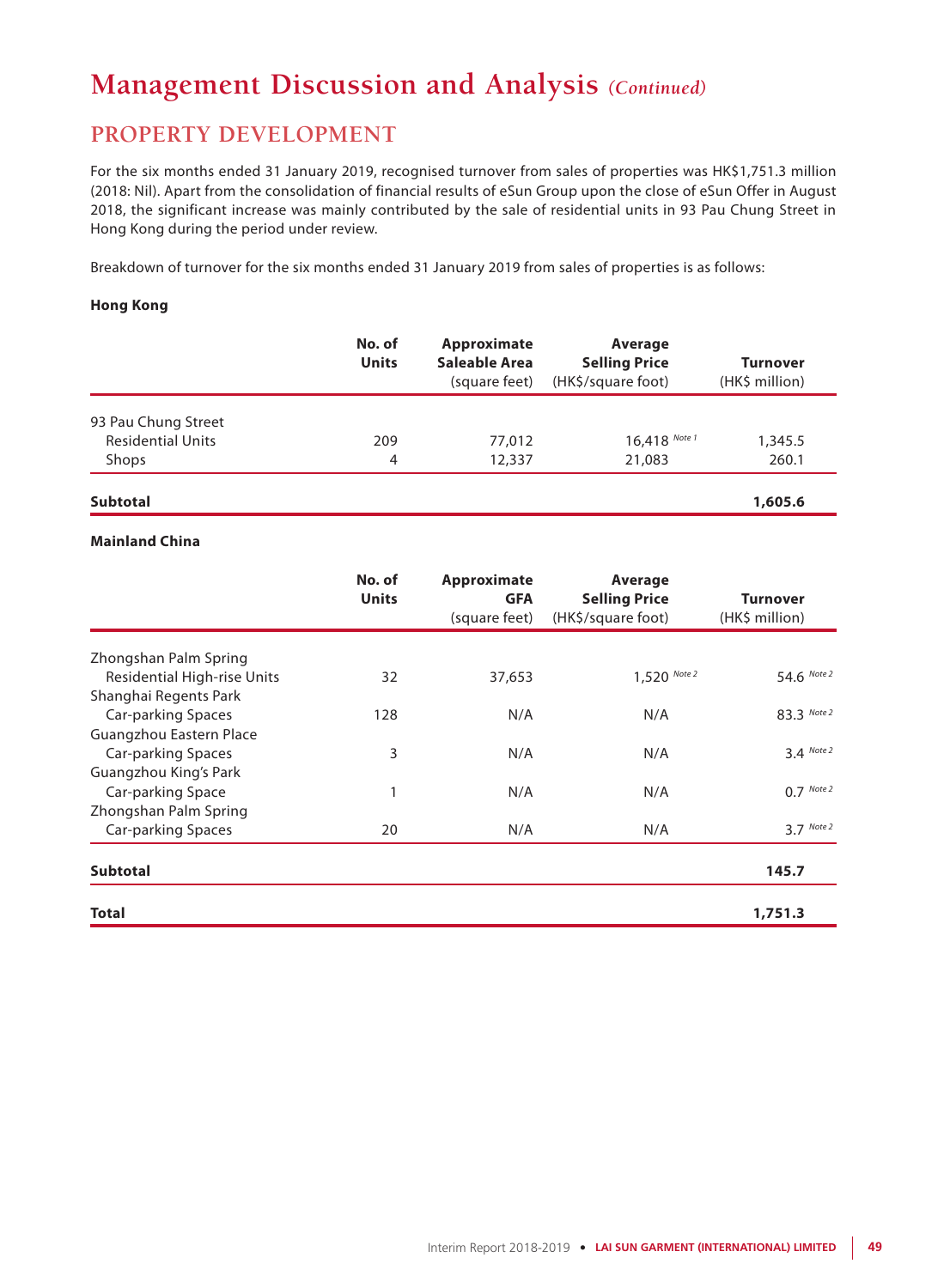# Management Discussion and Analysis *(Continued)*

## PROPERTY DEVELOPMENT

For the six months ended 31 January 2019, recognised turnover from sales of properties was HK$1,751.3 million (2018: Nil). Apart from the consolidation of financial results of eSun Group upon the close of eSun Offer in August 2018, the significant increase was mainly contributed by the sale of residential units in 93 Pau Chung Street in Hong Kong during the period under review.

Breakdown of turnover for the six months ended 31 January 2019 from sales of properties is as follows:

**Hong Kong**

| | No. of Units | Approximate Saleable Area (square feet) | Average Selling Price (HK$/square foot) | Turnover (HK$ million) |
|---|---|---|---|---|
| 93 Pau Chung Street | | | | |
| Residential Units | 209 | 77,012 | 16,418 *Note 1* | 1,345.5 |
| Shops | 4 | 12,337 | 21,083 | 260.1 |
| **Subtotal** | | | | **1,605.6** |

**Mainland China**

| | No. of Units | Approximate GFA (square feet) | Average Selling Price (HK$/square foot) | Turnover (HK$ million) |
|---|---|---|---|---|
| Zhongshan Palm Spring | | | | |
| Residential High-rise Units | 32 | 37,653 | 1,520 *Note 2* | 54.6 *Note 2* |
| Shanghai Regents Park | | | | |
| Car-parking Spaces | 128 | N/A | N/A | 83.3 *Note 2* |
| Guangzhou Eastern Place | | | | |
| Car-parking Spaces | 3 | N/A | N/A | 3.4 *Note 2* |
| Guangzhou King's Park | | | | |
| Car-parking Space | 1 | N/A | N/A | 0.7 *Note 2* |
| Zhongshan Palm Spring | | | | |
| Car-parking Spaces | 20 | N/A | N/A | 3.7 *Note 2* |
| **Subtotal** | | | | **145.7** |
| **Total** | | | | **1,751.3** |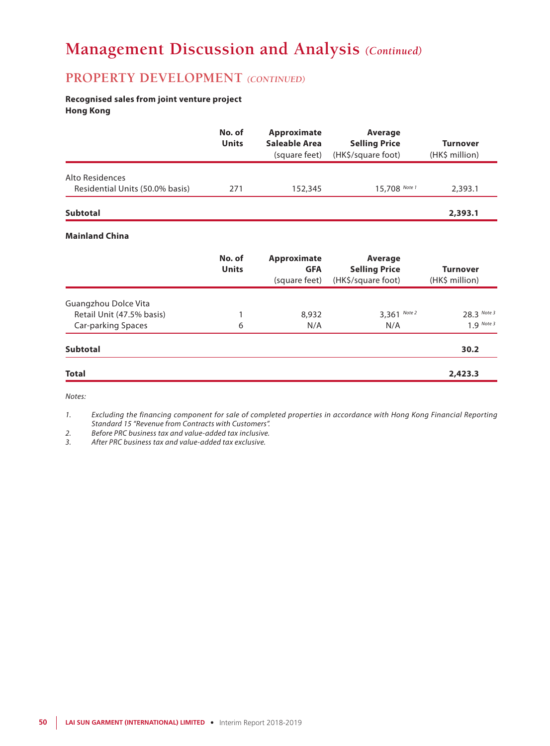# Management Discussion and Analysis *(Continued)*

## PROPERTY DEVELOPMENT *(CONTINUED)*

**Recognised sales from joint venture project**
**Hong Kong**

| | No. of Units | Approximate Saleable Area (square feet) | Average Selling Price (HK$/square foot) | Turnover (HK$ million) |
|---|---|---|---|---|
| Alto Residences | | | | |
| Residential Units (50.0% basis) | 271 | 152,345 | 15,708 Note 1 | 2,393.1 |
| **Subtotal** | | | | **2,393.1** |

**Mainland China**

| | No. of Units | Approximate GFA (square feet) | Average Selling Price (HK$/square foot) | Turnover (HK$ million) |
|---|---|---|---|---|
| Guangzhou Dolce Vita | | | | |
| Retail Unit (47.5% basis) | 1 | 8,932 | 3,361 Note 2 | 28.3 Note 3 |
| Car-parking Spaces | 6 | N/A | N/A | 1.9 Note 3 |
| **Subtotal** | | | | **30.2** |
| **Total** | | | | **2,423.3** |

*Notes:*

1. *Excluding the financing component for sale of completed properties in accordance with Hong Kong Financial Reporting Standard 15 "Revenue from Contracts with Customers".*
2. *Before PRC business tax and value-added tax inclusive.*
3. *After PRC business tax and value-added tax exclusive.*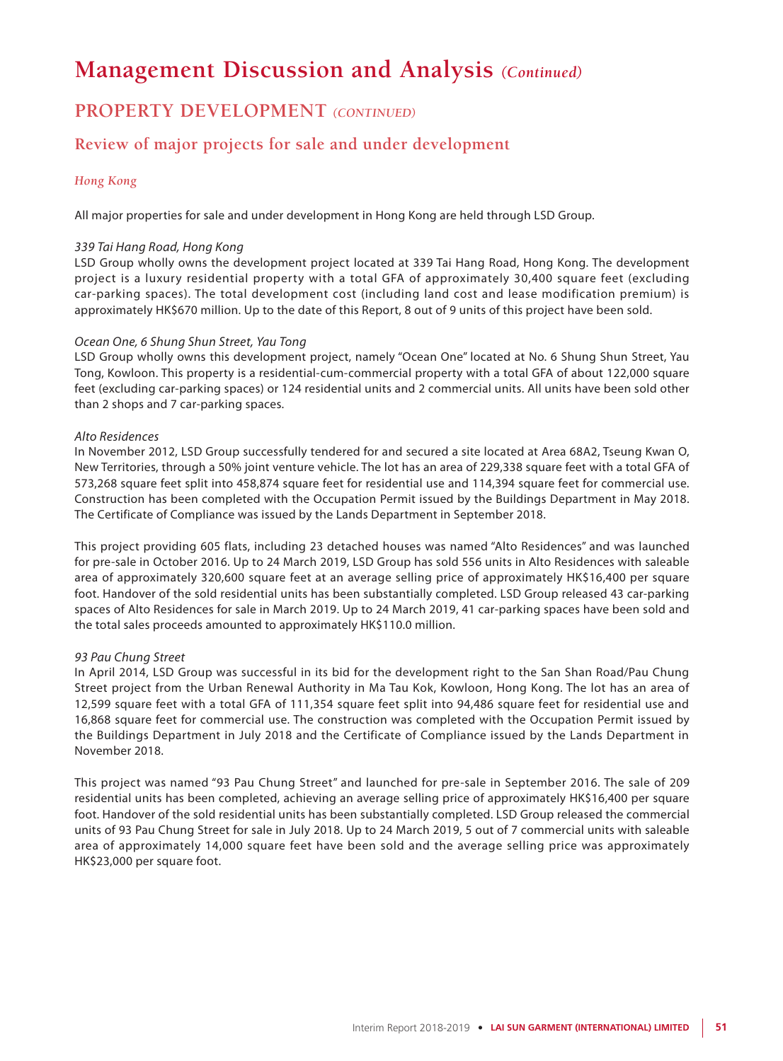# Management Discussion and Analysis *(Continued)*

## PROPERTY DEVELOPMENT *(CONTINUED)*

### Review of major projects for sale and under development

#### *Hong Kong*

All major properties for sale and under development in Hong Kong are held through LSD Group.

*339 Tai Hang Road, Hong Kong*

LSD Group wholly owns the development project located at 339 Tai Hang Road, Hong Kong. The development project is a luxury residential property with a total GFA of approximately 30,400 square feet (excluding car-parking spaces). The total development cost (including land cost and lease modification premium) is approximately HK$670 million. Up to the date of this Report, 8 out of 9 units of this project have been sold.

*Ocean One, 6 Shung Shun Street, Yau Tong*

LSD Group wholly owns this development project, namely "Ocean One" located at No. 6 Shung Shun Street, Yau Tong, Kowloon. This property is a residential-cum-commercial property with a total GFA of about 122,000 square feet (excluding car-parking spaces) or 124 residential units and 2 commercial units. All units have been sold other than 2 shops and 7 car-parking spaces.

*Alto Residences*

In November 2012, LSD Group successfully tendered for and secured a site located at Area 68A2, Tseung Kwan O, New Territories, through a 50% joint venture vehicle. The lot has an area of 229,338 square feet with a total GFA of 573,268 square feet split into 458,874 square feet for residential use and 114,394 square feet for commercial use. Construction has been completed with the Occupation Permit issued by the Buildings Department in May 2018. The Certificate of Compliance was issued by the Lands Department in September 2018.

This project providing 605 flats, including 23 detached houses was named "Alto Residences" and was launched for pre-sale in October 2016. Up to 24 March 2019, LSD Group has sold 556 units in Alto Residences with saleable area of approximately 320,600 square feet at an average selling price of approximately HK$16,400 per square foot. Handover of the sold residential units has been substantially completed. LSD Group released 43 car-parking spaces of Alto Residences for sale in March 2019. Up to 24 March 2019, 41 car-parking spaces have been sold and the total sales proceeds amounted to approximately HK$110.0 million.

*93 Pau Chung Street*

In April 2014, LSD Group was successful in its bid for the development right to the San Shan Road/Pau Chung Street project from the Urban Renewal Authority in Ma Tau Kok, Kowloon, Hong Kong. The lot has an area of 12,599 square feet with a total GFA of 111,354 square feet split into 94,486 square feet for residential use and 16,868 square feet for commercial use. The construction was completed with the Occupation Permit issued by the Buildings Department in July 2018 and the Certificate of Compliance issued by the Lands Department in November 2018.

This project was named "93 Pau Chung Street" and launched for pre-sale in September 2016. The sale of 209 residential units has been completed, achieving an average selling price of approximately HK$16,400 per square foot. Handover of the sold residential units has been substantially completed. LSD Group released the commercial units of 93 Pau Chung Street for sale in July 2018. Up to 24 March 2019, 5 out of 7 commercial units with saleable area of approximately 14,000 square feet have been sold and the average selling price was approximately HK$23,000 per square foot.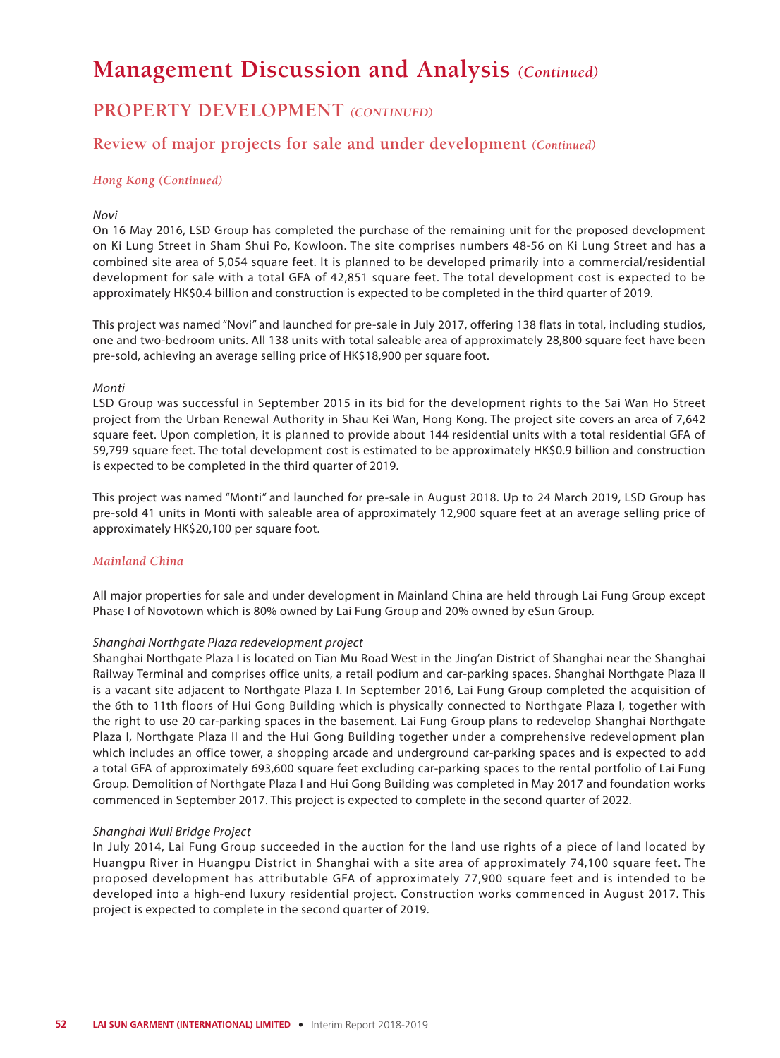# Management Discussion and Analysis *(Continued)*

## PROPERTY DEVELOPMENT *(CONTINUED)*

### Review of major projects for sale and under development *(Continued)*

#### *Hong Kong (Continued)*

*Novi*

On 16 May 2016, LSD Group has completed the purchase of the remaining unit for the proposed development on Ki Lung Street in Sham Shui Po, Kowloon. The site comprises numbers 48-56 on Ki Lung Street and has a combined site area of 5,054 square feet. It is planned to be developed primarily into a commercial/residential development for sale with a total GFA of 42,851 square feet. The total development cost is expected to be approximately HK$0.4 billion and construction is expected to be completed in the third quarter of 2019.

This project was named "Novi" and launched for pre-sale in July 2017, offering 138 flats in total, including studios, one and two-bedroom units. All 138 units with total saleable area of approximately 28,800 square feet have been pre-sold, achieving an average selling price of HK$18,900 per square foot.

*Monti*

LSD Group was successful in September 2015 in its bid for the development rights to the Sai Wan Ho Street project from the Urban Renewal Authority in Shau Kei Wan, Hong Kong. The project site covers an area of 7,642 square feet. Upon completion, it is planned to provide about 144 residential units with a total residential GFA of 59,799 square feet. The total development cost is estimated to be approximately HK$0.9 billion and construction is expected to be completed in the third quarter of 2019.

This project was named "Monti" and launched for pre-sale in August 2018. Up to 24 March 2019, LSD Group has pre-sold 41 units in Monti with saleable area of approximately 12,900 square feet at an average selling price of approximately HK$20,100 per square foot.

#### *Mainland China*

All major properties for sale and under development in Mainland China are held through Lai Fung Group except Phase I of Novotown which is 80% owned by Lai Fung Group and 20% owned by eSun Group.

*Shanghai Northgate Plaza redevelopment project*

Shanghai Northgate Plaza I is located on Tian Mu Road West in the Jing'an District of Shanghai near the Shanghai Railway Terminal and comprises office units, a retail podium and car-parking spaces. Shanghai Northgate Plaza II is a vacant site adjacent to Northgate Plaza I. In September 2016, Lai Fung Group completed the acquisition of the 6th to 11th floors of Hui Gong Building which is physically connected to Northgate Plaza I, together with the right to use 20 car-parking spaces in the basement. Lai Fung Group plans to redevelop Shanghai Northgate Plaza I, Northgate Plaza II and the Hui Gong Building together under a comprehensive redevelopment plan which includes an office tower, a shopping arcade and underground car-parking spaces and is expected to add a total GFA of approximately 693,600 square feet excluding car-parking spaces to the rental portfolio of Lai Fung Group. Demolition of Northgate Plaza I and Hui Gong Building was completed in May 2017 and foundation works commenced in September 2017. This project is expected to complete in the second quarter of 2022.

*Shanghai Wuli Bridge Project*

In July 2014, Lai Fung Group succeeded in the auction for the land use rights of a piece of land located by Huangpu River in Huangpu District in Shanghai with a site area of approximately 74,100 square feet. The proposed development has attributable GFA of approximately 77,900 square feet and is intended to be developed into a high-end luxury residential project. Construction works commenced in August 2017. This project is expected to complete in the second quarter of 2019.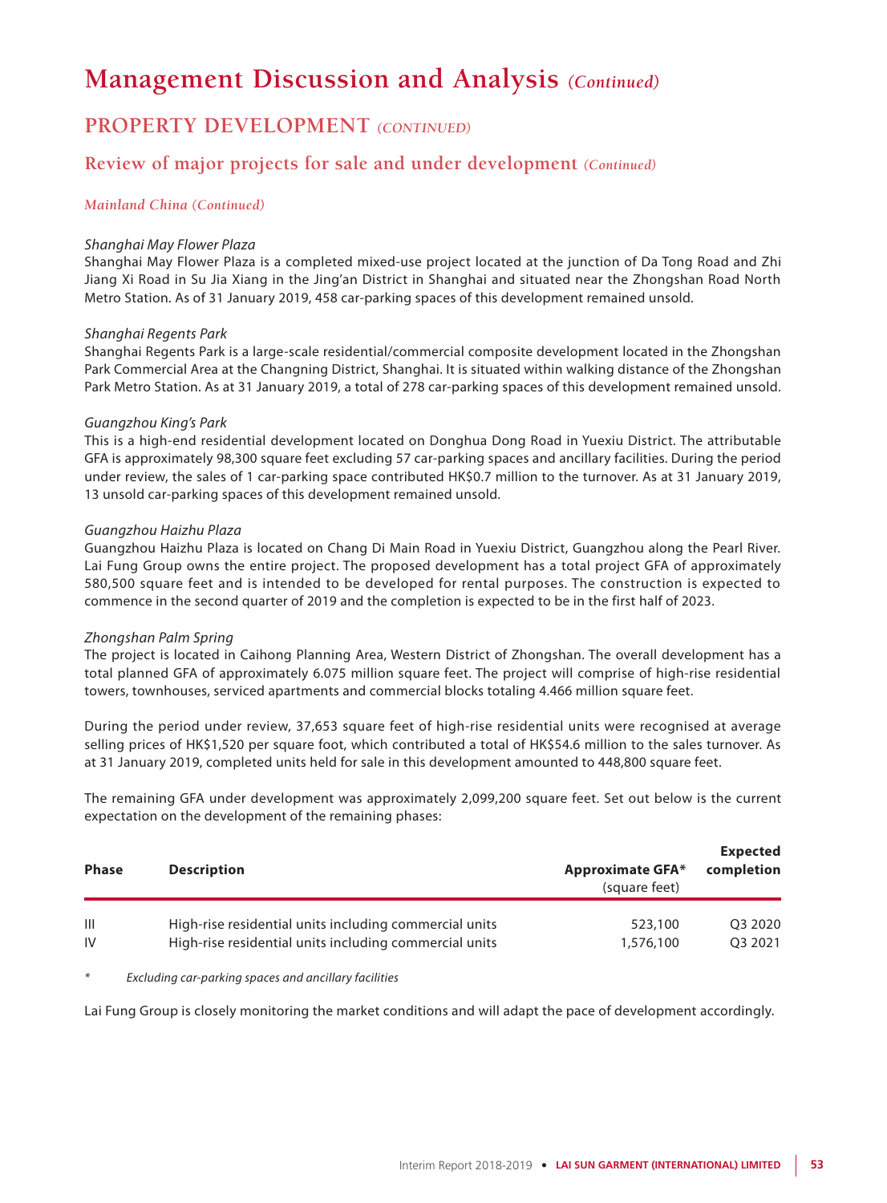# Management Discussion and Analysis *(Continued)*

## PROPERTY DEVELOPMENT *(CONTINUED)*

### Review of major projects for sale and under development *(Continued)*

#### *Mainland China (Continued)*

*Shanghai May Flower Plaza*

Shanghai May Flower Plaza is a completed mixed-use project located at the junction of Da Tong Road and Zhi Jiang Xi Road in Su Jia Xiang in the Jing'an District in Shanghai and situated near the Zhongshan Road North Metro Station. As of 31 January 2019, 458 car-parking spaces of this development remained unsold.

*Shanghai Regents Park*

Shanghai Regents Park is a large-scale residential/commercial composite development located in the Zhongshan Park Commercial Area at the Changning District, Shanghai. It is situated within walking distance of the Zhongshan Park Metro Station. As at 31 January 2019, a total of 278 car-parking spaces of this development remained unsold.

*Guangzhou King's Park*

This is a high-end residential development located on Donghua Dong Road in Yuexiu District. The attributable GFA is approximately 98,300 square feet excluding 57 car-parking spaces and ancillary facilities. During the period under review, the sales of 1 car-parking space contributed HK$0.7 million to the turnover. As at 31 January 2019, 13 unsold car-parking spaces of this development remained unsold.

*Guangzhou Haizhu Plaza*

Guangzhou Haizhu Plaza is located on Chang Di Main Road in Yuexiu District, Guangzhou along the Pearl River. Lai Fung Group owns the entire project. The proposed development has a total project GFA of approximately 580,500 square feet and is intended to be developed for rental purposes. The construction is expected to commence in the second quarter of 2019 and the completion is expected to be in the first half of 2023.

*Zhongshan Palm Spring*

The project is located in Caihong Planning Area, Western District of Zhongshan. The overall development has a total planned GFA of approximately 6.075 million square feet. The project will comprise of high-rise residential towers, townhouses, serviced apartments and commercial blocks totaling 4.466 million square feet.

During the period under review, 37,653 square feet of high-rise residential units were recognised at average selling prices of HK$1,520 per square foot, which contributed a total of HK$54.6 million to the sales turnover. As at 31 January 2019, completed units held for sale in this development amounted to 448,800 square feet.

The remaining GFA under development was approximately 2,099,200 square feet. Set out below is the current expectation on the development of the remaining phases:

| Phase | Description | Approximate GFA* (square feet) | Expected completion |
|---|---|---|---|
| III | High-rise residential units including commercial units | 523,100 | Q3 2020 |
| IV | High-rise residential units including commercial units | 1,576,100 | Q3 2021 |

\* *Excluding car-parking spaces and ancillary facilities*

Lai Fung Group is closely monitoring the market conditions and will adapt the pace of development accordingly.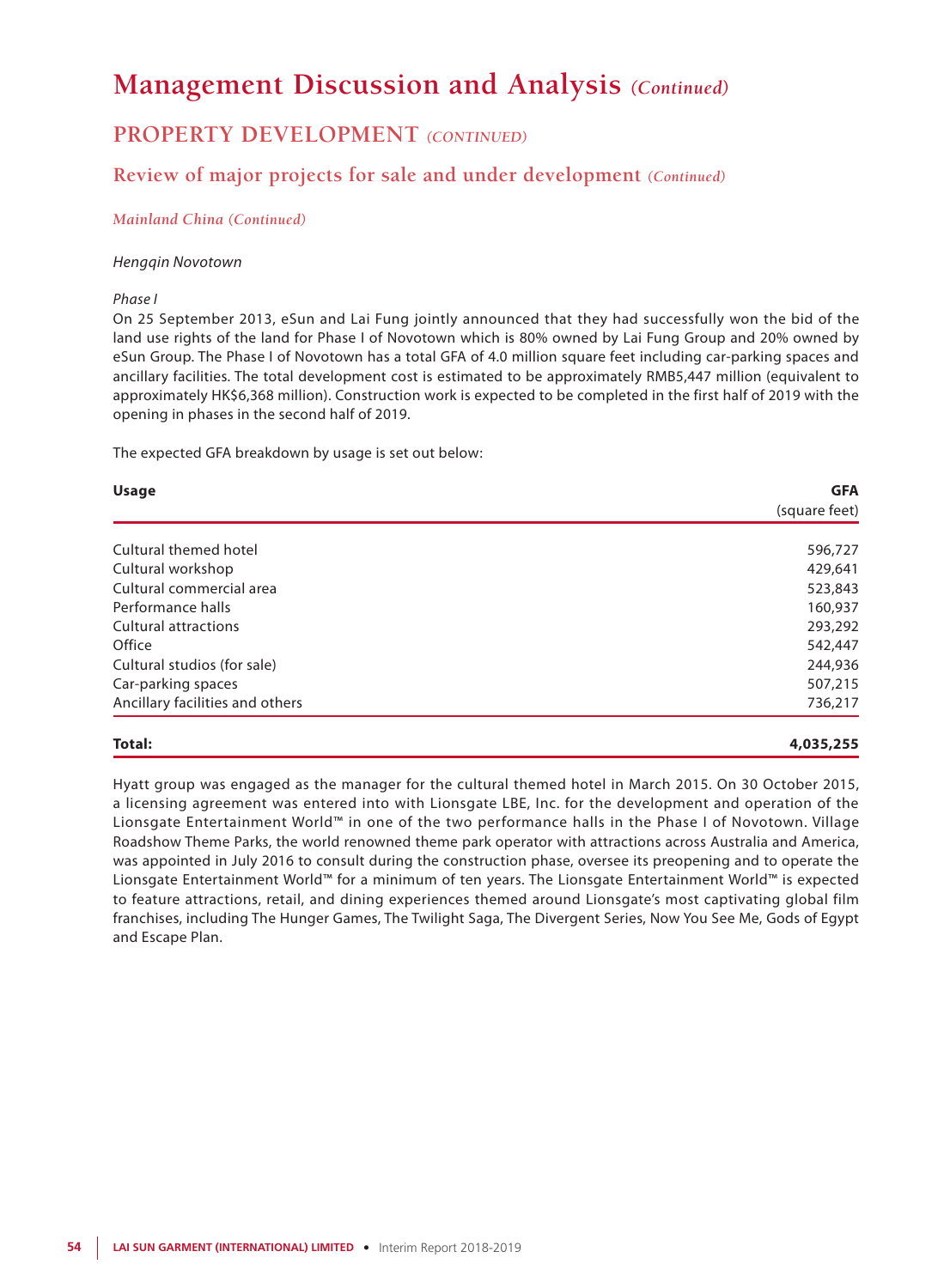# Management Discussion and Analysis *(Continued)*

## PROPERTY DEVELOPMENT *(CONTINUED)*

### Review of major projects for sale and under development *(Continued)*

*Mainland China (Continued)*

*Hengqin Novotown*

*Phase I*

On 25 September 2013, eSun and Lai Fung jointly announced that they had successfully won the bid of the land use rights of the land for Phase I of Novotown which is 80% owned by Lai Fung Group and 20% owned by eSun Group. The Phase I of Novotown has a total GFA of 4.0 million square feet including car-parking spaces and ancillary facilities. The total development cost is estimated to be approximately RMB5,447 million (equivalent to approximately HK$6,368 million). Construction work is expected to be completed in the first half of 2019 with the opening in phases in the second half of 2019.

The expected GFA breakdown by usage is set out below:

| Usage | GFA (square feet) |
|---|---|
| Cultural themed hotel | 596,727 |
| Cultural workshop | 429,641 |
| Cultural commercial area | 523,843 |
| Performance halls | 160,937 |
| Cultural attractions | 293,292 |
| Office | 542,447 |
| Cultural studios (for sale) | 244,936 |
| Car-parking spaces | 507,215 |
| Ancillary facilities and others | 736,217 |
| **Total:** | **4,035,255** |

Hyatt group was engaged as the manager for the cultural themed hotel in March 2015. On 30 October 2015, a licensing agreement was entered into with Lionsgate LBE, Inc. for the development and operation of the Lionsgate Entertainment World™ in one of the two performance halls in the Phase I of Novotown. Village Roadshow Theme Parks, the world renowned theme park operator with attractions across Australia and America, was appointed in July 2016 to consult during the construction phase, oversee its preopening and to operate the Lionsgate Entertainment World™ for a minimum of ten years. The Lionsgate Entertainment World™ is expected to feature attractions, retail, and dining experiences themed around Lionsgate's most captivating global film franchises, including The Hunger Games, The Twilight Saga, The Divergent Series, Now You See Me, Gods of Egypt and Escape Plan.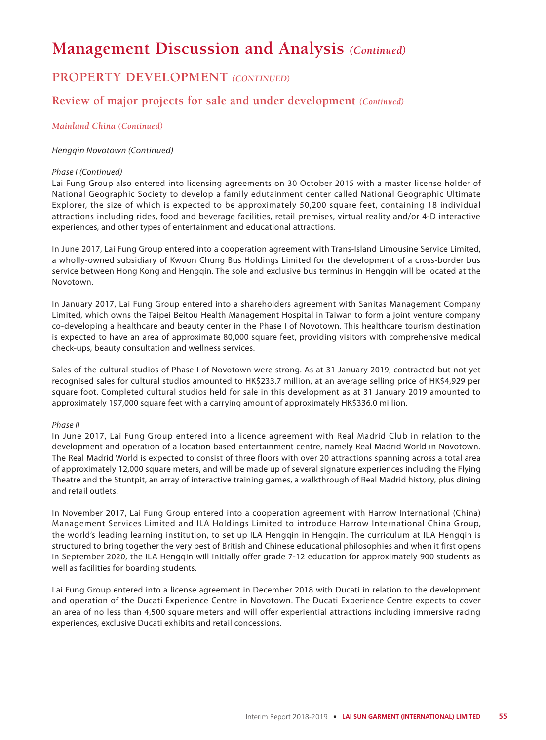# Management Discussion and Analysis *(Continued)*

## PROPERTY DEVELOPMENT *(CONTINUED)*

### Review of major projects for sale and under development *(Continued)*

#### *Mainland China (Continued)*

*Hengqin Novotown (Continued)*

*Phase I (Continued)*

Lai Fung Group also entered into licensing agreements on 30 October 2015 with a master license holder of National Geographic Society to develop a family edutainment center called National Geographic Ultimate Explorer, the size of which is expected to be approximately 50,200 square feet, containing 18 individual attractions including rides, food and beverage facilities, retail premises, virtual reality and/or 4-D interactive experiences, and other types of entertainment and educational attractions.

In June 2017, Lai Fung Group entered into a cooperation agreement with Trans-Island Limousine Service Limited, a wholly-owned subsidiary of Kwoon Chung Bus Holdings Limited for the development of a cross-border bus service between Hong Kong and Hengqin. The sole and exclusive bus terminus in Hengqin will be located at the Novotown.

In January 2017, Lai Fung Group entered into a shareholders agreement with Sanitas Management Company Limited, which owns the Taipei Beitou Health Management Hospital in Taiwan to form a joint venture company co-developing a healthcare and beauty center in the Phase I of Novotown. This healthcare tourism destination is expected to have an area of approximate 80,000 square feet, providing visitors with comprehensive medical check-ups, beauty consultation and wellness services.

Sales of the cultural studios of Phase I of Novotown were strong. As at 31 January 2019, contracted but not yet recognised sales for cultural studios amounted to HK$233.7 million, at an average selling price of HK$4,929 per square foot. Completed cultural studios held for sale in this development as at 31 January 2019 amounted to approximately 197,000 square feet with a carrying amount of approximately HK$336.0 million.

*Phase II*

In June 2017, Lai Fung Group entered into a licence agreement with Real Madrid Club in relation to the development and operation of a location based entertainment centre, namely Real Madrid World in Novotown. The Real Madrid World is expected to consist of three floors with over 20 attractions spanning across a total area of approximately 12,000 square meters, and will be made up of several signature experiences including the Flying Theatre and the Stuntpit, an array of interactive training games, a walkthrough of Real Madrid history, plus dining and retail outlets.

In November 2017, Lai Fung Group entered into a cooperation agreement with Harrow International (China) Management Services Limited and ILA Holdings Limited to introduce Harrow International China Group, the world's leading learning institution, to set up ILA Hengqin in Hengqin. The curriculum at ILA Hengqin is structured to bring together the very best of British and Chinese educational philosophies and when it first opens in September 2020, the ILA Hengqin will initially offer grade 7-12 education for approximately 900 students as well as facilities for boarding students.

Lai Fung Group entered into a license agreement in December 2018 with Ducati in relation to the development and operation of the Ducati Experience Centre in Novotown. The Ducati Experience Centre expects to cover an area of no less than 4,500 square meters and will offer experiential attractions including immersive racing experiences, exclusive Ducati exhibits and retail concessions.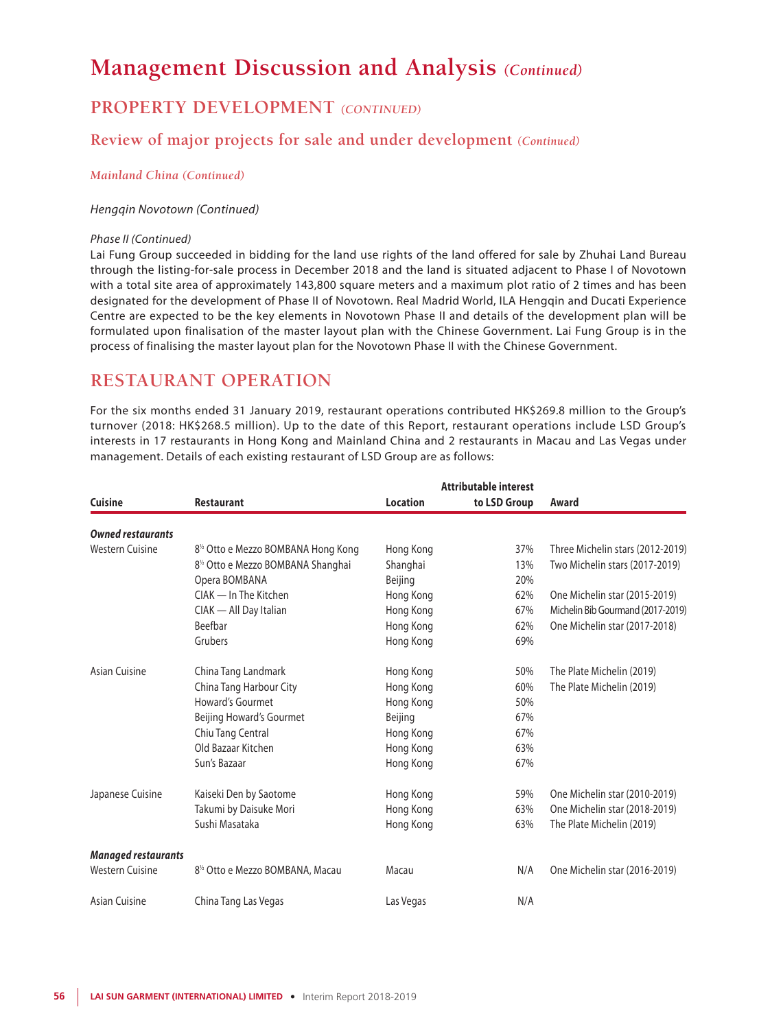# Management Discussion and Analysis *(Continued)*

## PROPERTY DEVELOPMENT *(CONTINUED)*

### Review of major projects for sale and under development *(Continued)*

*Mainland China (Continued)*

*Hengqin Novotown (Continued)*

*Phase II (Continued)*

Lai Fung Group succeeded in bidding for the land use rights of the land offered for sale by Zhuhai Land Bureau through the listing-for-sale process in December 2018 and the land is situated adjacent to Phase I of Novotown with a total site area of approximately 143,800 square meters and a maximum plot ratio of 2 times and has been designated for the development of Phase II of Novotown. Real Madrid World, ILA Hengqin and Ducati Experience Centre are expected to be the key elements in Novotown Phase II and details of the development plan will be formulated upon finalisation of the master layout plan with the Chinese Government. Lai Fung Group is in the process of finalising the master layout plan for the Novotown Phase II with the Chinese Government.

## RESTAURANT OPERATION

For the six months ended 31 January 2019, restaurant operations contributed HK$269.8 million to the Group's turnover (2018: HK$268.5 million). Up to the date of this Report, restaurant operations include LSD Group's interests in 17 restaurants in Hong Kong and Mainland China and 2 restaurants in Macau and Las Vegas under management. Details of each existing restaurant of LSD Group are as follows:

| Cuisine | Restaurant | Location | Attributable interest to LSD Group | Award |
|---|---|---|---|---|
| ***Owned restaurants*** | | | | |
| Western Cuisine | 8½ Otto e Mezzo BOMBANA Hong Kong | Hong Kong | 37% | Three Michelin stars (2012-2019) |
| | 8½ Otto e Mezzo BOMBANA Shanghai | Shanghai | 13% | Two Michelin stars (2017-2019) |
| | Opera BOMBANA | Beijing | 20% | |
| | CIAK — In The Kitchen | Hong Kong | 62% | One Michelin star (2015-2019) |
| | CIAK — All Day Italian | Hong Kong | 67% | Michelin Bib Gourmand (2017-2019) |
| | Beefbar | Hong Kong | 62% | One Michelin star (2017-2018) |
| | Grubers | Hong Kong | 69% | |
| Asian Cuisine | China Tang Landmark | Hong Kong | 50% | The Plate Michelin (2019) |
| | China Tang Harbour City | Hong Kong | 60% | The Plate Michelin (2019) |
| | Howard's Gourmet | Hong Kong | 50% | |
| | Beijing Howard's Gourmet | Beijing | 67% | |
| | Chiu Tang Central | Hong Kong | 67% | |
| | Old Bazaar Kitchen | Hong Kong | 63% | |
| | Sun's Bazaar | Hong Kong | 67% | |
| Japanese Cuisine | Kaiseki Den by Saotome | Hong Kong | 59% | One Michelin star (2010-2019) |
| | Takumi by Daisuke Mori | Hong Kong | 63% | One Michelin star (2018-2019) |
| | Sushi Masataka | Hong Kong | 63% | The Plate Michelin (2019) |
| ***Managed restaurants*** | | | | |
| Western Cuisine | 8½ Otto e Mezzo BOMBANA, Macau | Macau | N/A | One Michelin star (2016-2019) |
| Asian Cuisine | China Tang Las Vegas | Las Vegas | N/A | |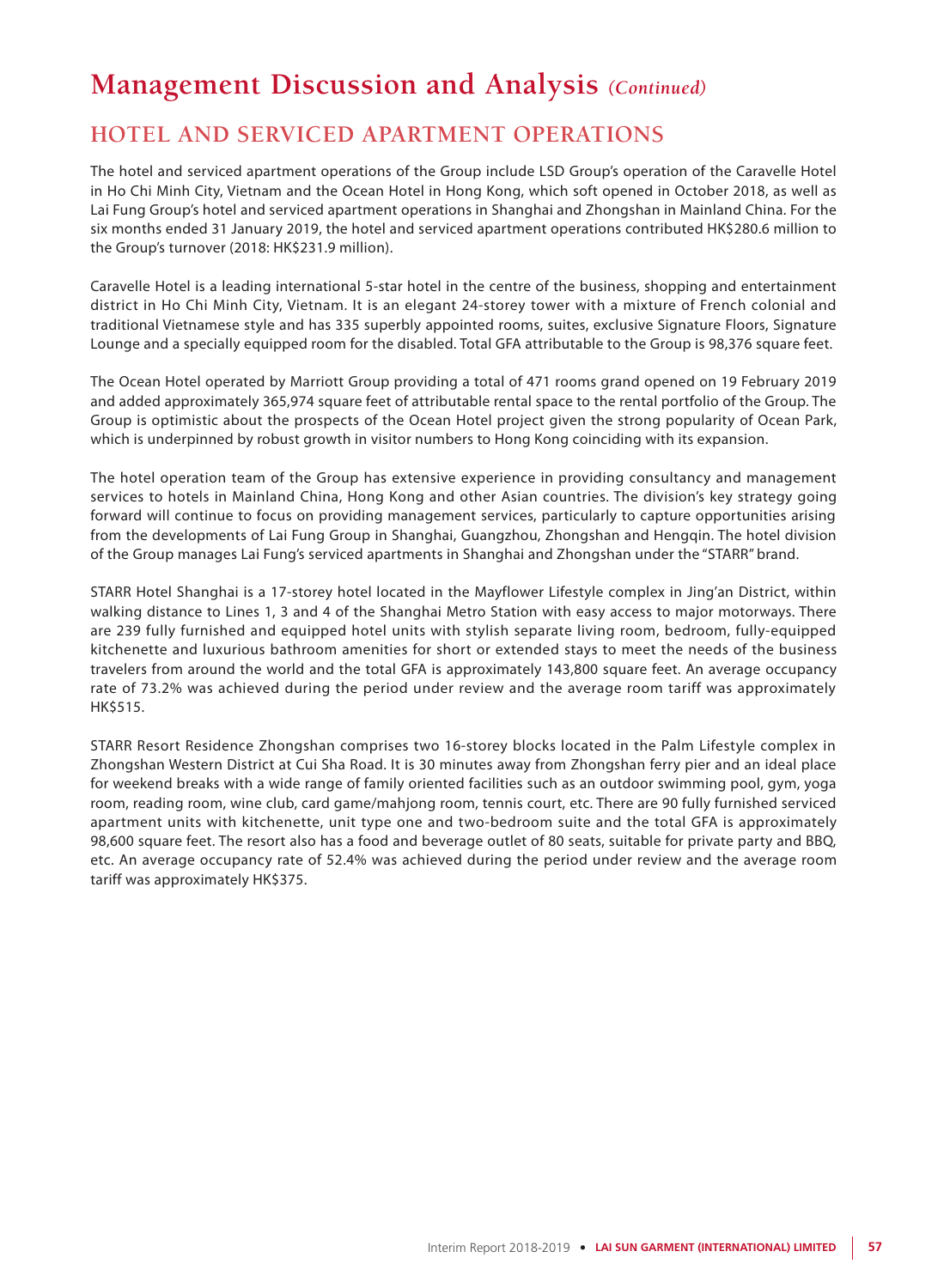# Management Discussion and Analysis *(Continued)*

## HOTEL AND SERVICED APARTMENT OPERATIONS

The hotel and serviced apartment operations of the Group include LSD Group's operation of the Caravelle Hotel in Ho Chi Minh City, Vietnam and the Ocean Hotel in Hong Kong, which soft opened in October 2018, as well as Lai Fung Group's hotel and serviced apartment operations in Shanghai and Zhongshan in Mainland China. For the six months ended 31 January 2019, the hotel and serviced apartment operations contributed HK$280.6 million to the Group's turnover (2018: HK$231.9 million).

Caravelle Hotel is a leading international 5-star hotel in the centre of the business, shopping and entertainment district in Ho Chi Minh City, Vietnam. It is an elegant 24-storey tower with a mixture of French colonial and traditional Vietnamese style and has 335 superbly appointed rooms, suites, exclusive Signature Floors, Signature Lounge and a specially equipped room for the disabled. Total GFA attributable to the Group is 98,376 square feet.

The Ocean Hotel operated by Marriott Group providing a total of 471 rooms grand opened on 19 February 2019 and added approximately 365,974 square feet of attributable rental space to the rental portfolio of the Group. The Group is optimistic about the prospects of the Ocean Hotel project given the strong popularity of Ocean Park, which is underpinned by robust growth in visitor numbers to Hong Kong coinciding with its expansion.

The hotel operation team of the Group has extensive experience in providing consultancy and management services to hotels in Mainland China, Hong Kong and other Asian countries. The division's key strategy going forward will continue to focus on providing management services, particularly to capture opportunities arising from the developments of Lai Fung Group in Shanghai, Guangzhou, Zhongshan and Hengqin. The hotel division of the Group manages Lai Fung's serviced apartments in Shanghai and Zhongshan under the "STARR" brand.

STARR Hotel Shanghai is a 17-storey hotel located in the Mayflower Lifestyle complex in Jing'an District, within walking distance to Lines 1, 3 and 4 of the Shanghai Metro Station with easy access to major motorways. There are 239 fully furnished and equipped hotel units with stylish separate living room, bedroom, fully-equipped kitchenette and luxurious bathroom amenities for short or extended stays to meet the needs of the business travelers from around the world and the total GFA is approximately 143,800 square feet. An average occupancy rate of 73.2% was achieved during the period under review and the average room tariff was approximately HK$515.

STARR Resort Residence Zhongshan comprises two 16-storey blocks located in the Palm Lifestyle complex in Zhongshan Western District at Cui Sha Road. It is 30 minutes away from Zhongshan ferry pier and an ideal place for weekend breaks with a wide range of family oriented facilities such as an outdoor swimming pool, gym, yoga room, reading room, wine club, card game/mahjong room, tennis court, etc. There are 90 fully furnished serviced apartment units with kitchenette, unit type one and two-bedroom suite and the total GFA is approximately 98,600 square feet. The resort also has a food and beverage outlet of 80 seats, suitable for private party and BBQ, etc. An average occupancy rate of 52.4% was achieved during the period under review and the average room tariff was approximately HK$375.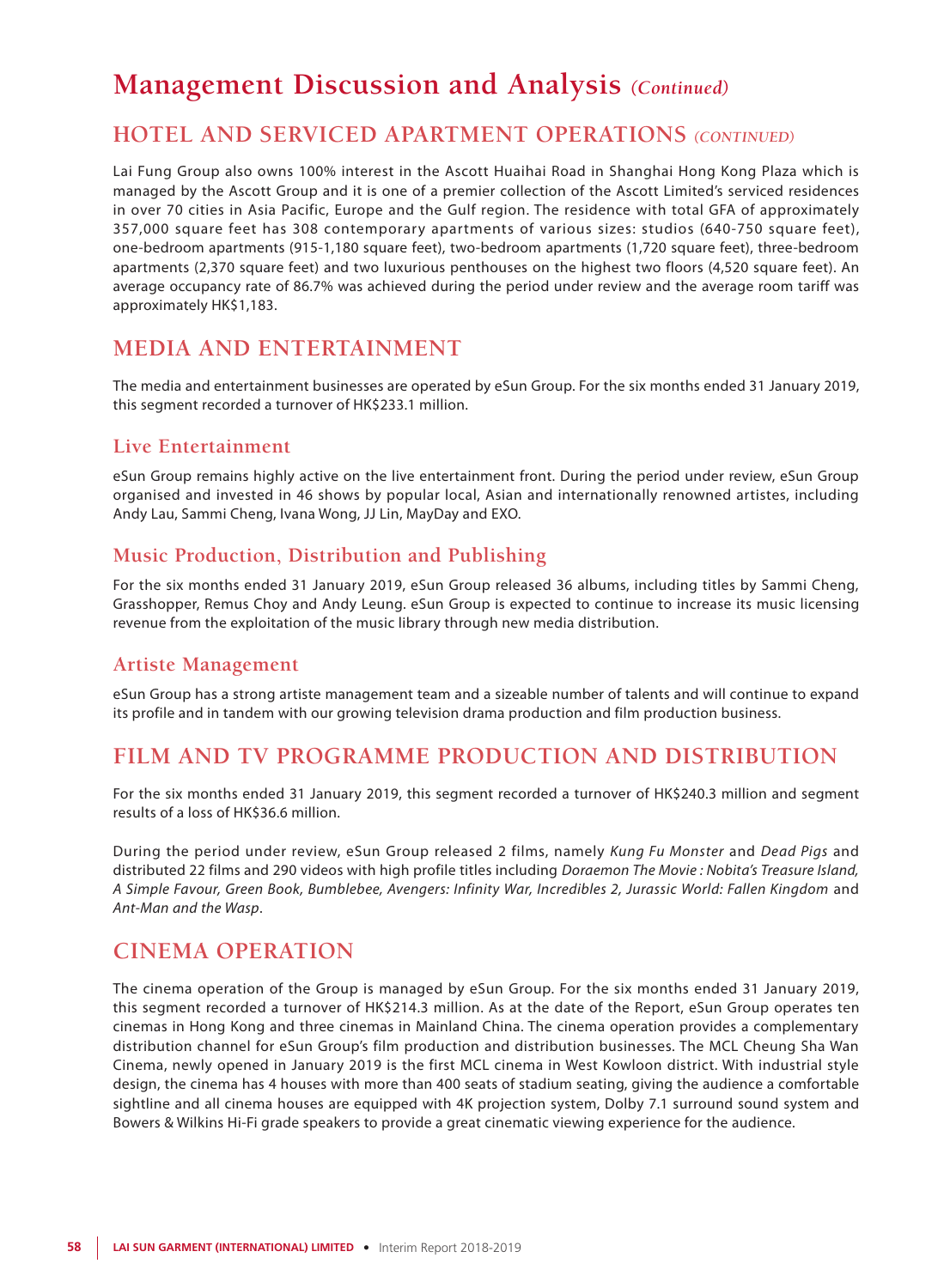# Management Discussion and Analysis *(Continued)*

## HOTEL AND SERVICED APARTMENT OPERATIONS *(CONTINUED)*

Lai Fung Group also owns 100% interest in the Ascott Huaihai Road in Shanghai Hong Kong Plaza which is managed by the Ascott Group and it is one of a premier collection of the Ascott Limited's serviced residences in over 70 cities in Asia Pacific, Europe and the Gulf region. The residence with total GFA of approximately 357,000 square feet has 308 contemporary apartments of various sizes: studios (640-750 square feet), one-bedroom apartments (915-1,180 square feet), two-bedroom apartments (1,720 square feet), three-bedroom apartments (2,370 square feet) and two luxurious penthouses on the highest two floors (4,520 square feet). An average occupancy rate of 86.7% was achieved during the period under review and the average room tariff was approximately HK$1,183.

## MEDIA AND ENTERTAINMENT

The media and entertainment businesses are operated by eSun Group. For the six months ended 31 January 2019, this segment recorded a turnover of HK$233.1 million.

### Live Entertainment

eSun Group remains highly active on the live entertainment front. During the period under review, eSun Group organised and invested in 46 shows by popular local, Asian and internationally renowned artistes, including Andy Lau, Sammi Cheng, Ivana Wong, JJ Lin, MayDay and EXO.

### Music Production, Distribution and Publishing

For the six months ended 31 January 2019, eSun Group released 36 albums, including titles by Sammi Cheng, Grasshopper, Remus Choy and Andy Leung. eSun Group is expected to continue to increase its music licensing revenue from the exploitation of the music library through new media distribution.

### Artiste Management

eSun Group has a strong artiste management team and a sizeable number of talents and will continue to expand its profile and in tandem with our growing television drama production and film production business.

## FILM AND TV PROGRAMME PRODUCTION AND DISTRIBUTION

For the six months ended 31 January 2019, this segment recorded a turnover of HK$240.3 million and segment results of a loss of HK$36.6 million.

During the period under review, eSun Group released 2 films, namely *Kung Fu Monster* and *Dead Pigs* and distributed 22 films and 290 videos with high profile titles including *Doraemon The Movie : Nobita's Treasure Island, A Simple Favour, Green Book, Bumblebee, Avengers: Infinity War, Incredibles 2, Jurassic World: Fallen Kingdom* and *Ant-Man and the Wasp*.

## CINEMA OPERATION

The cinema operation of the Group is managed by eSun Group. For the six months ended 31 January 2019, this segment recorded a turnover of HK$214.3 million. As at the date of the Report, eSun Group operates ten cinemas in Hong Kong and three cinemas in Mainland China. The cinema operation provides a complementary distribution channel for eSun Group's film production and distribution businesses. The MCL Cheung Sha Wan Cinema, newly opened in January 2019 is the first MCL cinema in West Kowloon district. With industrial style design, the cinema has 4 houses with more than 400 seats of stadium seating, giving the audience a comfortable sightline and all cinema houses are equipped with 4K projection system, Dolby 7.1 surround sound system and Bowers & Wilkins Hi-Fi grade speakers to provide a great cinematic viewing experience for the audience.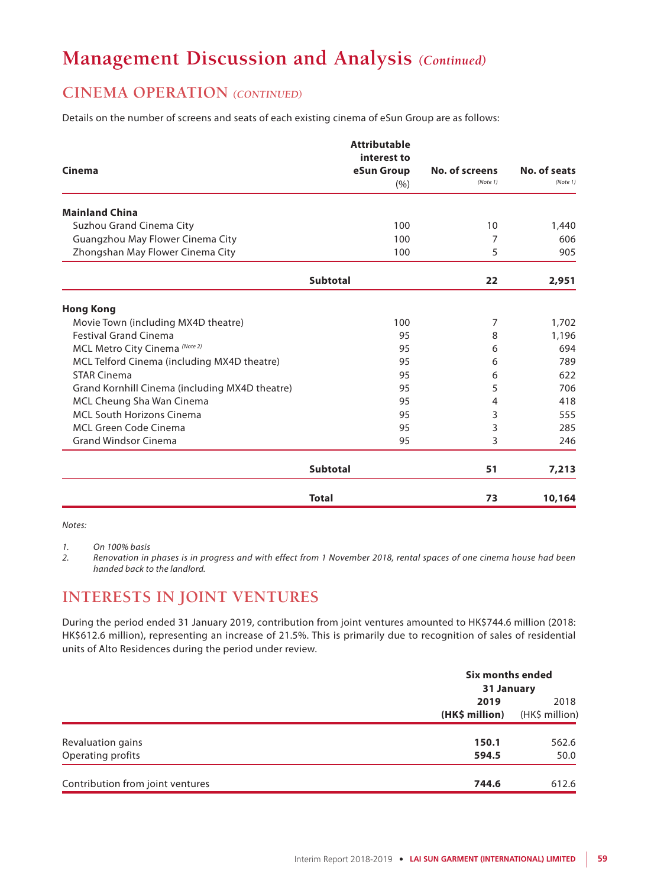# Management Discussion and Analysis *(Continued)*

## CINEMA OPERATION *(CONTINUED)*

Details on the number of screens and seats of each existing cinema of eSun Group are as follows:

| Cinema | Attributable interest to eSun Group (%) | No. of screens *(Note 1)* | No. of seats *(Note 1)* |
|---|---|---|---|
| **Mainland China** | | | |
| Suzhou Grand Cinema City | 100 | 10 | 1,440 |
| Guangzhou May Flower Cinema City | 100 | 7 | 606 |
| Zhongshan May Flower Cinema City | 100 | 5 | 905 |
| **Subtotal** | | **22** | **2,951** |
| **Hong Kong** | | | |
| Movie Town (including MX4D theatre) | 100 | 7 | 1,702 |
| Festival Grand Cinema | 95 | 8 | 1,196 |
| MCL Metro City Cinema *(Note 2)* | 95 | 6 | 694 |
| MCL Telford Cinema (including MX4D theatre) | 95 | 6 | 789 |
| STAR Cinema | 95 | 6 | 622 |
| Grand Kornhill Cinema (including MX4D theatre) | 95 | 5 | 706 |
| MCL Cheung Sha Wan Cinema | 95 | 4 | 418 |
| MCL South Horizons Cinema | 95 | 3 | 555 |
| MCL Green Code Cinema | 95 | 3 | 285 |
| Grand Windsor Cinema | 95 | 3 | 246 |
| **Subtotal** | | **51** | **7,213** |
| **Total** | | **73** | **10,164** |

*Notes:*

1. *On 100% basis*
2. *Renovation in phases is in progress and with effect from 1 November 2018, rental spaces of one cinema house had been handed back to the landlord.*

## INTERESTS IN JOINT VENTURES

During the period ended 31 January 2019, contribution from joint ventures amounted to HK$744.6 million (2018: HK$612.6 million), representing an increase of 21.5%. This is primarily due to recognition of sales of residential units of Alto Residences during the period under review.

| | **Six months ended 31 January** | |
|---|---|---|
| | **2019 (HK$ million)** | 2018 (HK$ million) |
| Revaluation gains | **150.1** | 562.6 |
| Operating profits | **594.5** | 50.0 |
| Contribution from joint ventures | **744.6** | 612.6 |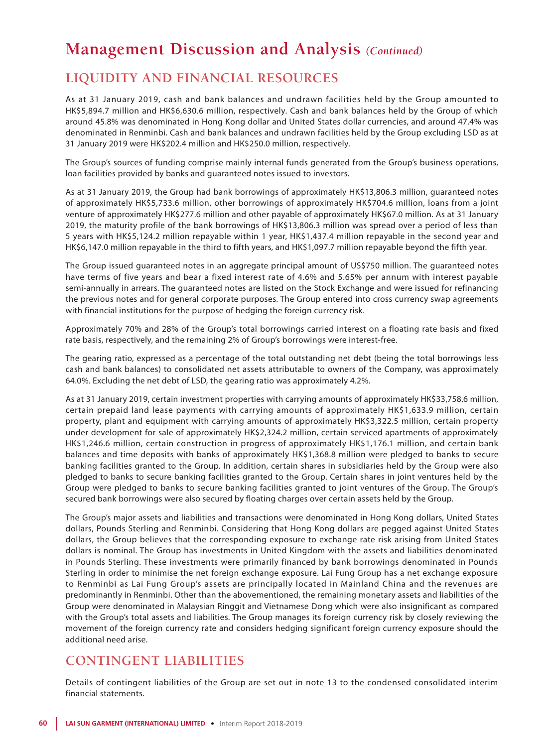# Management Discussion and Analysis *(Continued)*

## LIQUIDITY AND FINANCIAL RESOURCES

As at 31 January 2019, cash and bank balances and undrawn facilities held by the Group amounted to HK$5,894.7 million and HK$6,630.6 million, respectively. Cash and bank balances held by the Group of which around 45.8% was denominated in Hong Kong dollar and United States dollar currencies, and around 47.4% was denominated in Renminbi. Cash and bank balances and undrawn facilities held by the Group excluding LSD as at 31 January 2019 were HK$202.4 million and HK$250.0 million, respectively.

The Group's sources of funding comprise mainly internal funds generated from the Group's business operations, loan facilities provided by banks and guaranteed notes issued to investors.

As at 31 January 2019, the Group had bank borrowings of approximately HK$13,806.3 million, guaranteed notes of approximately HK$5,733.6 million, other borrowings of approximately HK$704.6 million, loans from a joint venture of approximately HK$277.6 million and other payable of approximately HK$67.0 million. As at 31 January 2019, the maturity profile of the bank borrowings of HK$13,806.3 million was spread over a period of less than 5 years with HK$5,124.2 million repayable within 1 year, HK$1,437.4 million repayable in the second year and HK$6,147.0 million repayable in the third to fifth years, and HK$1,097.7 million repayable beyond the fifth year.

The Group issued guaranteed notes in an aggregate principal amount of US$750 million. The guaranteed notes have terms of five years and bear a fixed interest rate of 4.6% and 5.65% per annum with interest payable semi-annually in arrears. The guaranteed notes are listed on the Stock Exchange and were issued for refinancing the previous notes and for general corporate purposes. The Group entered into cross currency swap agreements with financial institutions for the purpose of hedging the foreign currency risk.

Approximately 70% and 28% of the Group's total borrowings carried interest on a floating rate basis and fixed rate basis, respectively, and the remaining 2% of Group's borrowings were interest-free.

The gearing ratio, expressed as a percentage of the total outstanding net debt (being the total borrowings less cash and bank balances) to consolidated net assets attributable to owners of the Company, was approximately 64.0%. Excluding the net debt of LSD, the gearing ratio was approximately 4.2%.

As at 31 January 2019, certain investment properties with carrying amounts of approximately HK$33,758.6 million, certain prepaid land lease payments with carrying amounts of approximately HK$1,633.9 million, certain property, plant and equipment with carrying amounts of approximately HK$3,322.5 million, certain property under development for sale of approximately HK$2,324.2 million, certain serviced apartments of approximately HK$1,246.6 million, certain construction in progress of approximately HK$1,176.1 million, and certain bank balances and time deposits with banks of approximately HK$1,368.8 million were pledged to banks to secure banking facilities granted to the Group. In addition, certain shares in subsidiaries held by the Group were also pledged to banks to secure banking facilities granted to the Group. Certain shares in joint ventures held by the Group were pledged to banks to secure banking facilities granted to joint ventures of the Group. The Group's secured bank borrowings were also secured by floating charges over certain assets held by the Group.

The Group's major assets and liabilities and transactions were denominated in Hong Kong dollars, United States dollars, Pounds Sterling and Renminbi. Considering that Hong Kong dollars are pegged against United States dollars, the Group believes that the corresponding exposure to exchange rate risk arising from United States dollars is nominal. The Group has investments in United Kingdom with the assets and liabilities denominated in Pounds Sterling. These investments were primarily financed by bank borrowings denominated in Pounds Sterling in order to minimise the net foreign exchange exposure. Lai Fung Group has a net exchange exposure to Renminbi as Lai Fung Group's assets are principally located in Mainland China and the revenues are predominantly in Renminbi. Other than the abovementioned, the remaining monetary assets and liabilities of the Group were denominated in Malaysian Ringgit and Vietnamese Dong which were also insignificant as compared with the Group's total assets and liabilities. The Group manages its foreign currency risk by closely reviewing the movement of the foreign currency rate and considers hedging significant foreign currency exposure should the additional need arise.

## CONTINGENT LIABILITIES

Details of contingent liabilities of the Group are set out in note 13 to the condensed consolidated interim financial statements.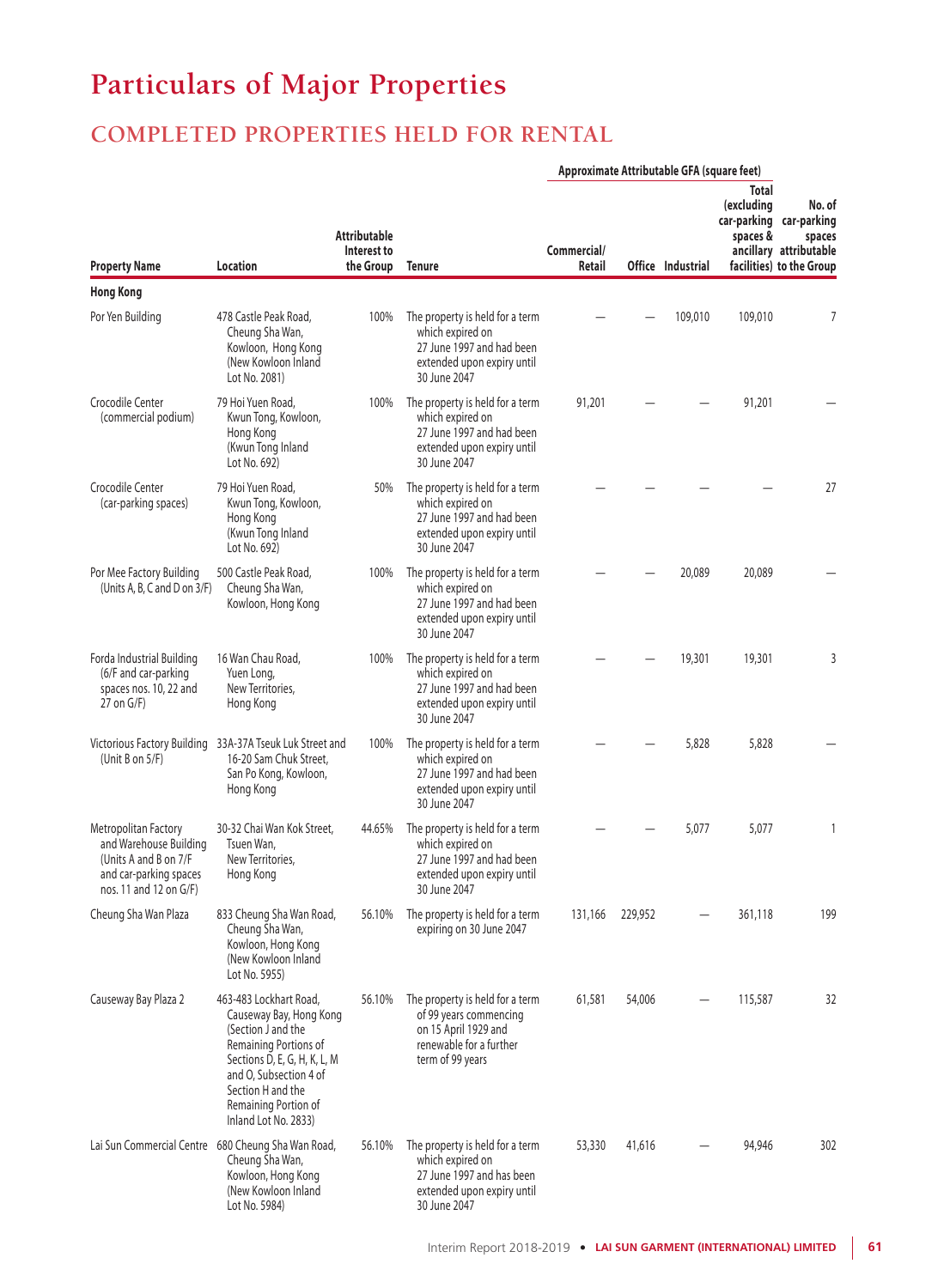# Particulars of Major Properties

## COMPLETED PROPERTIES HELD FOR RENTAL

| Property Name | Location | Attributable Interest to the Group | Tenure | Approximate Attributable GFA (square feet) Commercial/ Retail | Office | Industrial | Total (excluding car-parking spaces & ancillary facilities) | No. of car-parking spaces attributable to the Group |
|---|---|---|---|---|---|---|---|---|
| **Hong Kong** | | | | | | | | |
| Por Yen Building | 478 Castle Peak Road, Cheung Sha Wan, Kowloon, Hong Kong (New Kowloon Inland Lot No. 2081) | 100% | The property is held for a term which expired on 27 June 1997 and had been extended upon expiry until 30 June 2047 | — | — | 109,010 | 109,010 | 7 |
| Crocodile Center (commercial podium) | 79 Hoi Yuen Road, Kwun Tong, Kowloon, Hong Kong (Kwun Tong Inland Lot No. 692) | 100% | The property is held for a term which expired on 27 June 1997 and had been extended upon expiry until 30 June 2047 | 91,201 | — | — | 91,201 | — |
| Crocodile Center (car-parking spaces) | 79 Hoi Yuen Road, Kwun Tong, Kowloon, Hong Kong (Kwun Tong Inland Lot No. 692) | 50% | The property is held for a term which expired on 27 June 1997 and had been extended upon expiry until 30 June 2047 | — | — | — | — | 27 |
| Por Mee Factory Building (Units A, B, C and D on 3/F) | 500 Castle Peak Road, Cheung Sha Wan, Kowloon, Hong Kong | 100% | The property is held for a term which expired on 27 June 1997 and had been extended upon expiry until 30 June 2047 | — | — | 20,089 | 20,089 | — |
| Forda Industrial Building (6/F and car-parking spaces nos. 10, 22 and 27 on G/F) | 16 Wan Chau Road, Yuen Long, New Territories, Hong Kong | 100% | The property is held for a term which expired on 27 June 1997 and had been extended upon expiry until 30 June 2047 | — | — | 19,301 | 19,301 | 3 |
| Victorious Factory Building (Unit B on 5/F) | 33A-37A Tseuk Luk Street and 16-20 Sam Chuk Street, San Po Kong, Kowloon, Hong Kong | 100% | The property is held for a term which expired on 27 June 1997 and had been extended upon expiry until 30 June 2047 | — | — | 5,828 | 5,828 | — |
| Metropolitan Factory and Warehouse Building (Units A and B on 7/F and car-parking spaces nos. 11 and 12 on G/F) | 30-32 Chai Wan Kok Street, Tsuen Wan, New Territories, Hong Kong | 44.65% | The property is held for a term which expired on 27 June 1997 and had been extended upon expiry until 30 June 2047 | — | — | 5,077 | 5,077 | 1 |
| Cheung Sha Wan Plaza | 833 Cheung Sha Wan Road, Cheung Sha Wan, Kowloon, Hong Kong (New Kowloon Inland Lot No. 5955) | 56.10% | The property is held for a term expiring on 30 June 2047 | 131,166 | 229,952 | — | 361,118 | 199 |
| Causeway Bay Plaza 2 | 463-483 Lockhart Road, Causeway Bay, Hong Kong (Section J and the Remaining Portions of Sections D, E, G, H, K, L, M and O, Subsection 4 of Section H and the Remaining Portion of Inland Lot No. 2833) | 56.10% | The property is held for a term of 99 years commencing on 15 April 1929 and renewable for a further term of 99 years | 61,581 | 54,006 | — | 115,587 | 32 |
| Lai Sun Commercial Centre | 680 Cheung Sha Wan Road, Cheung Sha Wan, Kowloon, Hong Kong (New Kowloon Inland Lot No. 5984) | 56.10% | The property is held for a term which expired on 27 June 1997 and has been extended upon expiry until 30 June 2047 | 53,330 | 41,616 | — | 94,946 | 302 |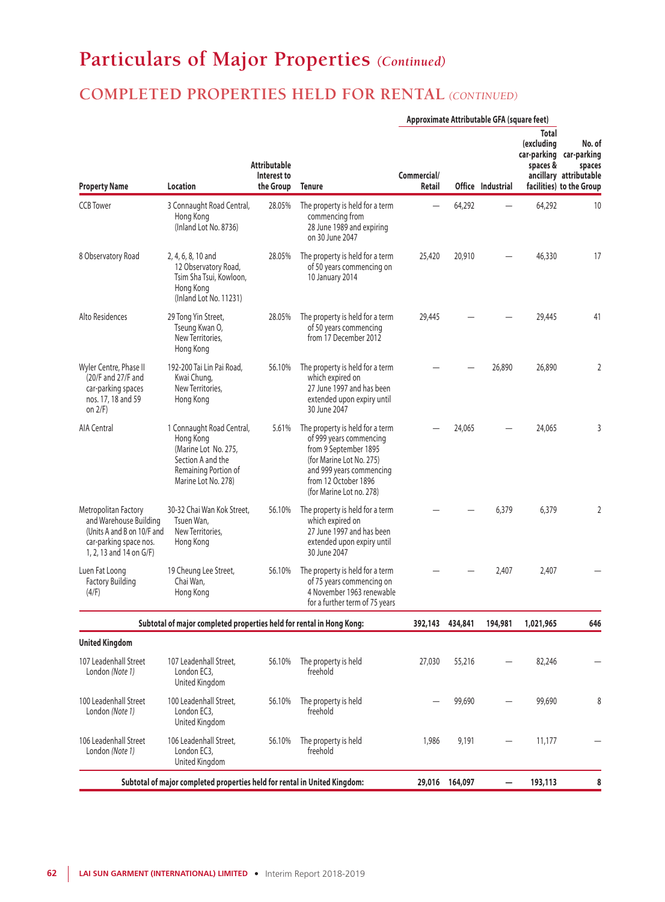# Particulars of Major Properties *(Continued)*

## COMPLETED PROPERTIES HELD FOR RENTAL *(CONTINUED)*

| Property Name | Location | Attributable Interest to the Group | Tenure | Approximate Attributable GFA (square feet) Commercial/ Retail | Office | Industrial | Total (excluding car-parking spaces & ancillary facilities) | No. of car-parking spaces attributable to the Group |
|---|---|---|---|---|---|---|---|---|
| CCB Tower | 3 Connaught Road Central, Hong Kong (Inland Lot No. 8736) | 28.05% | The property is held for a term commencing from 28 June 1989 and expiring on 30 June 2047 | — | 64,292 | — | 64,292 | 10 |
| 8 Observatory Road | 2, 4, 6, 8, 10 and 12 Observatory Road, Tsim Sha Tsui, Kowloon, Hong Kong (Inland Lot No. 11231) | 28.05% | The property is held for a term of 50 years commencing on 10 January 2014 | 25,420 | 20,910 | — | 46,330 | 17 |
| Alto Residences | 29 Tong Yin Street, Tseung Kwan O, New Territories, Hong Kong | 28.05% | The property is held for a term of 50 years commencing from 17 December 2012 | 29,445 | — | — | 29,445 | 41 |
| Wyler Centre, Phase II (20/F and 27/F and car-parking spaces nos. 17, 18 and 59 on 2/F) | 192-200 Tai Lin Pai Road, Kwai Chung, New Territories, Hong Kong | 56.10% | The property is held for a term which expired on 27 June 1997 and has been extended upon expiry until 30 June 2047 | — | — | 26,890 | 26,890 | 2 |
| AIA Central | 1 Connaught Road Central, Hong Kong (Marine Lot No. 275, Section A and the Remaining Portion of Marine Lot No. 278) | 5.61% | The property is held for a term of 999 years commencing from 9 September 1895 (for Marine Lot No. 275) and 999 years commencing from 12 October 1896 (for Marine Lot no. 278) | — | 24,065 | — | 24,065 | 3 |
| Metropolitan Factory and Warehouse Building (Units A and B on 10/F and car-parking space nos. 1, 2, 13 and 14 on G/F) | 30-32 Chai Wan Kok Street, Tsuen Wan, New Territories, Hong Kong | 56.10% | The property is held for a term which expired on 27 June 1997 and has been extended upon expiry until 30 June 2047 | — | — | 6,379 | 6,379 | 2 |
| Luen Fat Loong Factory Building (4/F) | 19 Cheung Lee Street, Chai Wan, Hong Kong | 56.10% | The property is held for a term of 75 years commencing on 4 November 1963 renewable for a further term of 75 years | — | — | 2,407 | 2,407 | — |
| **Subtotal of major completed properties held for rental in Hong Kong:** | | | | **392,143** | **434,841** | **194,981** | **1,021,965** | **646** |
| **United Kingdom** | | | | | | | | |
| 107 Leadenhall Street London *(Note 1)* | 107 Leadenhall Street, London EC3, United Kingdom | 56.10% | The property is held freehold | 27,030 | 55,216 | — | 82,246 | — |
| 100 Leadenhall Street London *(Note 1)* | 100 Leadenhall Street, London EC3, United Kingdom | 56.10% | The property is held freehold | — | 99,690 | — | 99,690 | 8 |
| 106 Leadenhall Street London *(Note 1)* | 106 Leadenhall Street, London EC3, United Kingdom | 56.10% | The property is held freehold | 1,986 | 9,191 | — | 11,177 | — |
| **Subtotal of major completed properties held for rental in United Kingdom:** | | | | **29,016** | **164,097** | **—** | **193,113** | **8** |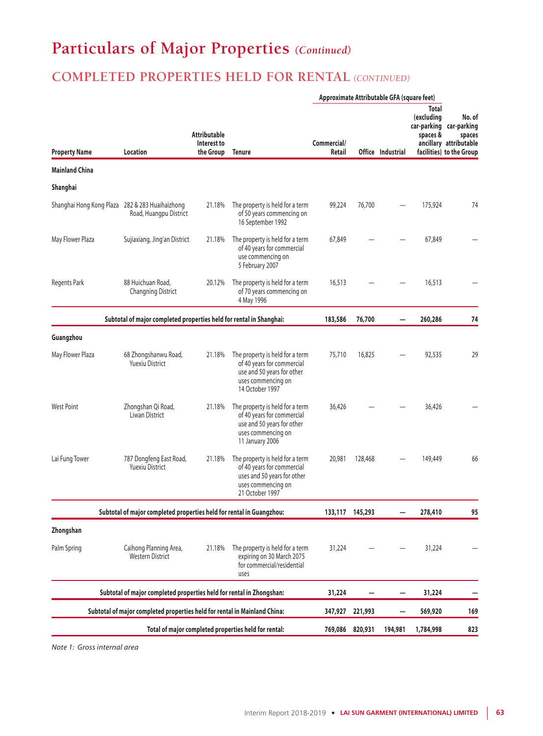# Particulars of Major Properties *(Continued)*

## COMPLETED PROPERTIES HELD FOR RENTAL *(CONTINUED)*

| Property Name | Location | Attributable Interest to the Group | Tenure | Approximate Attributable GFA (square feet) Commercial/ Retail | Office | Industrial | Total (excluding car-parking spaces & ancillary facilities) | No. of car-parking spaces attributable to the Group |
|---|---|---|---|---|---|---|---|---|
| **Mainland China** | | | | | | | | |
| **Shanghai** | | | | | | | | |
| Shanghai Hong Kong Plaza | 282 & 283 Huaihaizhong Road, Huangpu District | 21.18% | The property is held for a term of 50 years commencing on 16 September 1992 | 99,224 | 76,700 | — | 175,924 | 74 |
| May Flower Plaza | Sujiaxiang, Jing'an District | 21.18% | The property is held for a term of 40 years for commercial use commencing on 5 February 2007 | 67,849 | — | — | 67,849 | — |
| Regents Park | 88 Huichuan Road, Changning District | 20.12% | The property is held for a term of 70 years commencing on 4 May 1996 | 16,513 | — | — | 16,513 | — |
| **Subtotal of major completed properties held for rental in Shanghai:** | | | | **183,586** | **76,700** | **—** | **260,286** | **74** |
| **Guangzhou** | | | | | | | | |
| May Flower Plaza | 68 Zhongshanwu Road, Yuexiu District | 21.18% | The property is held for a term of 40 years for commercial use and 50 years for other uses commencing on 14 October 1997 | 75,710 | 16,825 | — | 92,535 | 29 |
| West Point | Zhongshan Qi Road, Liwan District | 21.18% | The property is held for a term of 40 years for commercial use and 50 years for other uses commencing on 11 January 2006 | 36,426 | — | — | 36,426 | — |
| Lai Fung Tower | 787 Dongfeng East Road, Yuexiu District | 21.18% | The property is held for a term of 40 years for commercial uses and 50 years for other uses commencing on 21 October 1997 | 20,981 | 128,468 | — | 149,449 | 66 |
| **Subtotal of major completed properties held for rental in Guangzhou:** | | | | **133,117** | **145,293** | **—** | **278,410** | **95** |
| **Zhongshan** | | | | | | | | |
| Palm Spring | Caihong Planning Area, Western District | 21.18% | The property is held for a term expiring on 30 March 2075 for commercial/residential uses | 31,224 | — | — | 31,224 | — |
| **Subtotal of major completed properties held for rental in Zhongshan:** | | | | **31,224** | **—** | **—** | **31,224** | **—** |
| **Subtotal of major completed properties held for rental in Mainland China:** | | | | **347,927** | **221,993** | **—** | **569,920** | **169** |
| **Total of major completed properties held for rental:** | | | | **769,086** | **820,931** | **194,981** | **1,784,998** | **823** |

*Note 1: Gross internal area*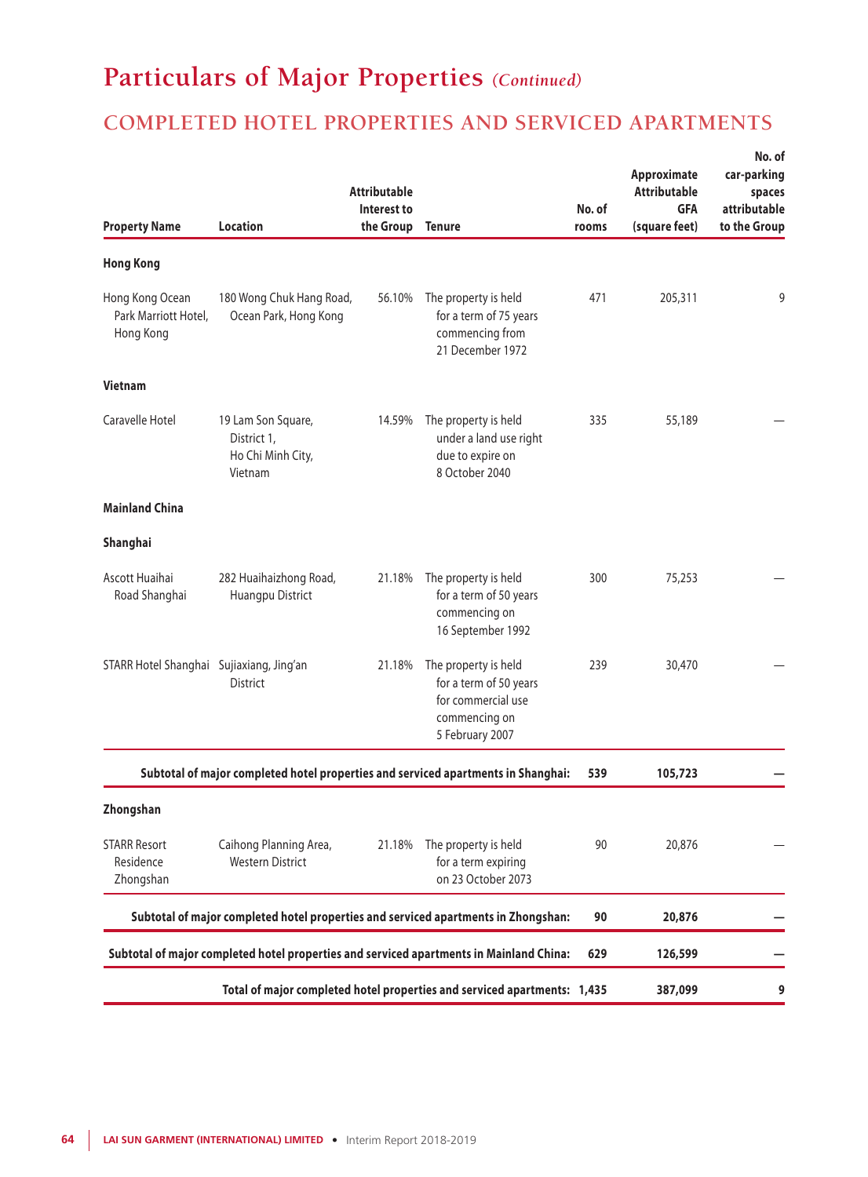# Particulars of Major Properties *(Continued)*

## COMPLETED HOTEL PROPERTIES AND SERVICED APARTMENTS

| Property Name | Location | Attributable Interest to the Group | Tenure | No. of rooms | Approximate Attributable GFA (square feet) | No. of car-parking spaces attributable to the Group |
|---|---|---|---|---|---|---|
| **Hong Kong** | | | | | | |
| Hong Kong Ocean Park Marriott Hotel, Hong Kong | 180 Wong Chuk Hang Road, Ocean Park, Hong Kong | 56.10% | The property is held for a term of 75 years commencing from 21 December 1972 | 471 | 205,311 | 9 |
| **Vietnam** | | | | | | |
| Caravelle Hotel | 19 Lam Son Square, District 1, Ho Chi Minh City, Vietnam | 14.59% | The property is held under a land use right due to expire on 8 October 2040 | 335 | 55,189 | — |
| **Mainland China** | | | | | | |
| **Shanghai** | | | | | | |
| Ascott Huaihai Road Shanghai | 282 Huaihaizhong Road, Huangpu District | 21.18% | The property is held for a term of 50 years commencing on 16 September 1992 | 300 | 75,253 | — |
| STARR Hotel Shanghai | Sujiaxiang, Jing'an District | 21.18% | The property is held for a term of 50 years for commercial use commencing on 5 February 2007 | 239 | 30,470 | — |
| **Subtotal of major completed hotel properties and serviced apartments in Shanghai:** | | | | **539** | **105,723** | **—** |
| **Zhongshan** | | | | | | |
| STARR Resort Residence Zhongshan | Caihong Planning Area, Western District | 21.18% | The property is held for a term expiring on 23 October 2073 | 90 | 20,876 | — |
| **Subtotal of major completed hotel properties and serviced apartments in Zhongshan:** | | | | **90** | **20,876** | **—** |
| **Subtotal of major completed hotel properties and serviced apartments in Mainland China:** | | | | **629** | **126,599** | **—** |
| **Total of major completed hotel properties and serviced apartments:** | | | | **1,435** | **387,099** | **9** |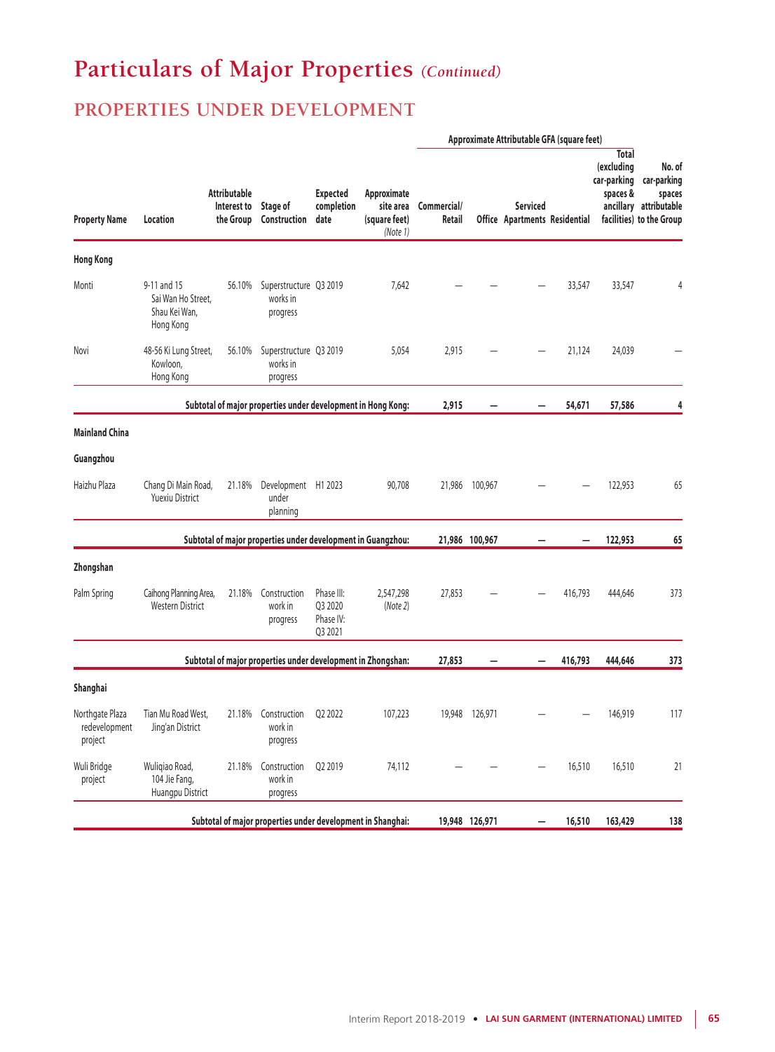# Particulars of Major Properties *(Continued)*

## PROPERTIES UNDER DEVELOPMENT

| Property Name | Location | Attributable Interest to the Group | Stage of Construction | Expected completion date | Approximate site area (square feet) *(Note 1)* | Approximate Attributable GFA (square feet) Commercial/ Retail | Office | Serviced Apartments | Residential | Total (excluding car-parking spaces & ancillary facilities) | No. of car-parking spaces attributable to the Group |
|---|---|---|---|---|---|---|---|---|---|---|---|
| **Hong Kong** | | | | | | | | | | | |
| Monti | 9-11 and 15 Sai Wan Ho Street, Shau Kei Wan, Hong Kong | 56.10% | Superstructure works in progress | Q3 2019 | 7,642 | — | — | — | 33,547 | 33,547 | 4 |
| Novi | 48-56 Ki Lung Street, Kowloon, Hong Kong | 56.10% | Superstructure works in progress | Q3 2019 | 5,054 | 2,915 | — | — | 21,124 | 24,039 | — |
| **Subtotal of major properties under development in Hong Kong:** | | | | | | **2,915** | **—** | **—** | **54,671** | **57,586** | **4** |
| **Mainland China** | | | | | | | | | | | |
| **Guangzhou** | | | | | | | | | | | |
| Haizhu Plaza | Chang Di Main Road, Yuexiu District | 21.18% | Development under planning | H1 2023 | 90,708 | 21,986 | 100,967 | — | — | 122,953 | 65 |
| **Subtotal of major properties under development in Guangzhou:** | | | | | | **21,986** | **100,967** | **—** | **—** | **122,953** | **65** |
| **Zhongshan** | | | | | | | | | | | |
| Palm Spring | Caihong Planning Area, Western District | 21.18% | Construction work in progress | Phase III: Q3 2020 Phase IV: Q3 2021 | 2,547,298 *(Note 2)* | 27,853 | — | — | 416,793 | 444,646 | 373 |
| **Subtotal of major properties under development in Zhongshan:** | | | | | | **27,853** | **—** | **—** | **416,793** | **444,646** | **373** |
| **Shanghai** | | | | | | | | | | | |
| Northgate Plaza redevelopment project | Tian Mu Road West, Jing'an District | 21.18% | Construction work in progress | Q2 2022 | 107,223 | 19,948 | 126,971 | — | — | 146,919 | 117 |
| Wuli Bridge project | Wuliqiao Road, 104 Jie Fang, Huangpu District | 21.18% | Construction work in progress | Q2 2019 | 74,112 | — | — | — | 16,510 | 16,510 | 21 |
| **Subtotal of major properties under development in Shanghai:** | | | | | | **19,948** | **126,971** | **—** | **16,510** | **163,429** | **138** |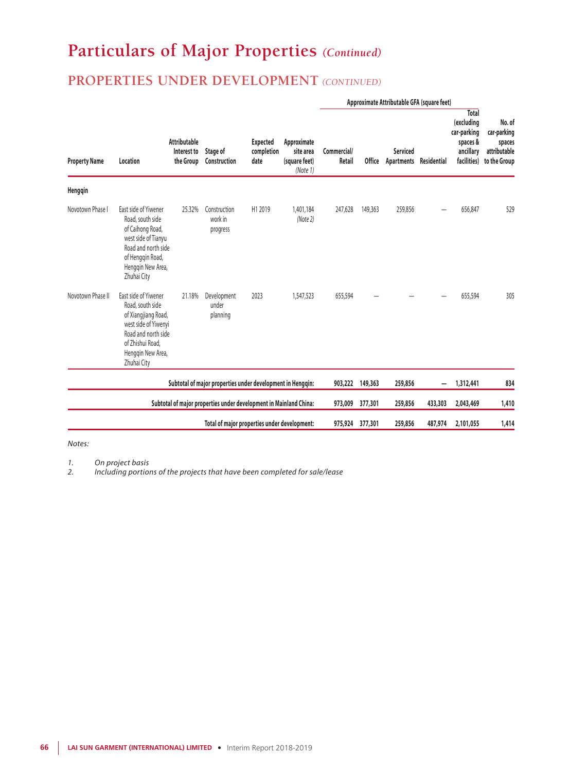# Particulars of Major Properties *(Continued)*

## PROPERTIES UNDER DEVELOPMENT *(CONTINUED)*

| Property Name | Location | Attributable Interest to the Group | Stage of Construction | Expected completion date | Approximate site area (square feet) *(Note 1)* | Approximate Attributable GFA (square feet) Commercial/ Retail | Office | Serviced Apartments | Residential | Total (excluding car-parking spaces & ancillary facilities) | No. of car-parking spaces attributable to the Group |
|---|---|---|---|---|---|---|---|---|---|---|---|
| **Hengqin** | | | | | | | | | | | |
| Novotown Phase I | East side of Yiwener Road, south side of Caihong Road, west side of Tianyu Road and north side of Hengqin Road, Hengqin New Area, Zhuhai City | 25.32% | Construction work in progress | H1 2019 | 1,401,184 *(Note 2)* | 247,628 | 149,363 | 259,856 | — | 656,847 | 529 |
| Novotown Phase II | East side of Yiwener Road, south side of Xiangjiang Road, west side of Yiwenyi Road and north side of Zhishui Road, Hengqin New Area, Zhuhai City | 21.18% | Development under planning | 2023 | 1,547,523 | 655,594 | — | — | — | 655,594 | 305 |
| | | | | | **Subtotal of major properties under development in Hengqin:** | **903,222** | **149,363** | **259,856** | **—** | **1,312,441** | **834** |
| | | | | | **Subtotal of major properties under development in Mainland China:** | **973,009** | **377,301** | **259,856** | **433,303** | **2,043,469** | **1,410** |
| | | | | | **Total of major properties under development:** | **975,924** | **377,301** | **259,856** | **487,974** | **2,101,055** | **1,414** |

*Notes:*

1. *On project basis*
2. *Including portions of the projects that have been completed for sale/lease*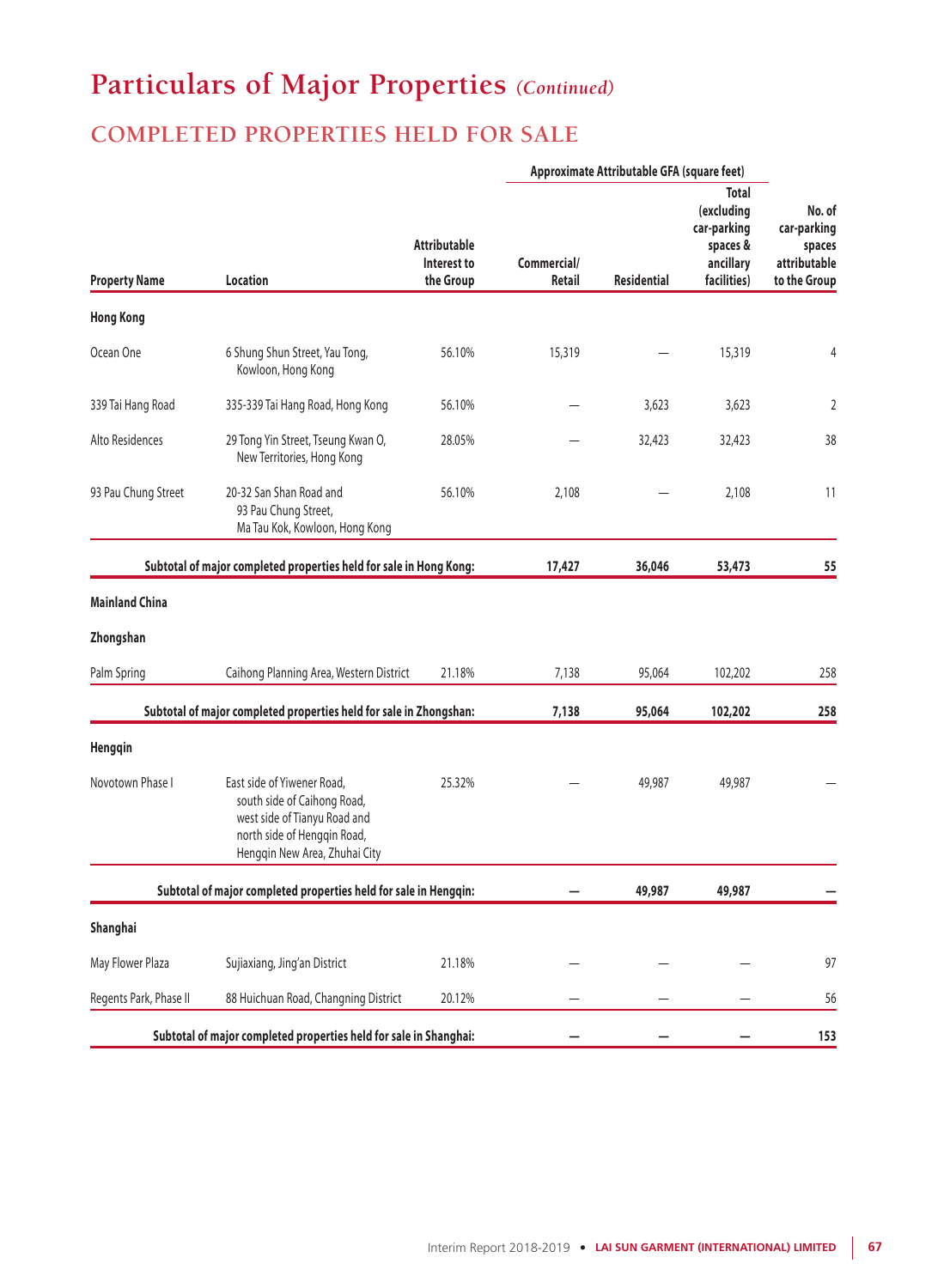# Particulars of Major Properties *(Continued)*

## COMPLETED PROPERTIES HELD FOR SALE

| Property Name | Location | Attributable Interest to the Group | Approximate Attributable GFA (square feet) Commercial/ Retail | Residential | Total (excluding car-parking spaces & ancillary facilities) | No. of car-parking spaces attributable to the Group |
|---|---|---|---|---|---|---|
| **Hong Kong** | | | | | | |
| Ocean One | 6 Shung Shun Street, Yau Tong, Kowloon, Hong Kong | 56.10% | 15,319 | — | 15,319 | 4 |
| 339 Tai Hang Road | 335-339 Tai Hang Road, Hong Kong | 56.10% | — | 3,623 | 3,623 | 2 |
| Alto Residences | 29 Tong Yin Street, Tseung Kwan O, New Territories, Hong Kong | 28.05% | — | 32,423 | 32,423 | 38 |
| 93 Pau Chung Street | 20-32 San Shan Road and 93 Pau Chung Street, Ma Tau Kok, Kowloon, Hong Kong | 56.10% | 2,108 | — | 2,108 | 11 |
| **Subtotal of major completed properties held for sale in Hong Kong:** | | | **17,427** | **36,046** | **53,473** | **55** |
| **Mainland China** | | | | | | |
| **Zhongshan** | | | | | | |
| Palm Spring | Caihong Planning Area, Western District | 21.18% | 7,138 | 95,064 | 102,202 | 258 |
| **Subtotal of major completed properties held for sale in Zhongshan:** | | | **7,138** | **95,064** | **102,202** | **258** |
| **Hengqin** | | | | | | |
| Novotown Phase I | East side of Yiwener Road, south side of Caihong Road, west side of Tianyu Road and north side of Hengqin Road, Hengqin New Area, Zhuhai City | 25.32% | — | 49,987 | 49,987 | — |
| **Subtotal of major completed properties held for sale in Hengqin:** | | | **—** | **49,987** | **49,987** | **—** |
| **Shanghai** | | | | | | |
| May Flower Plaza | Sujiaxiang, Jing'an District | 21.18% | — | — | — | 97 |
| Regents Park, Phase II | 88 Huichuan Road, Changning District | 20.12% | — | — | — | 56 |
| **Subtotal of major completed properties held for sale in Shanghai:** | | | **—** | **—** | **—** | **153** |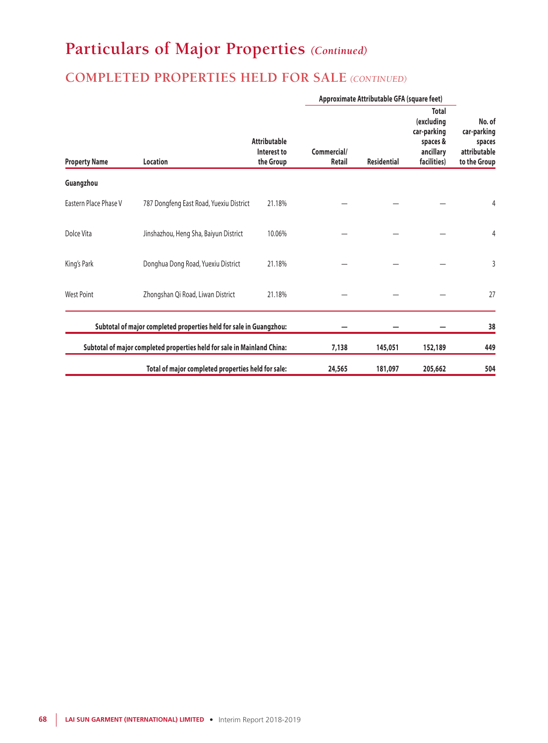# Particulars of Major Properties *(Continued)*

## COMPLETED PROPERTIES HELD FOR SALE *(CONTINUED)*

| Property Name | Location | Attributable Interest to the Group | Approximate Attributable GFA (square feet) | | | No. of car-parking spaces attributable to the Group |
|---|---|---|---|---|---|---|
| | | | Commercial/ Retail | Residential | Total (excluding car-parking spaces & ancillary facilities) | |
| **Guangzhou** | | | | | | |
| Eastern Place Phase V | 787 Dongfeng East Road, Yuexiu District | 21.18% | — | — | — | 4 |
| Dolce Vita | Jinshazhou, Heng Sha, Baiyun District | 10.06% | — | — | — | 4 |
| King's Park | Donghua Dong Road, Yuexiu District | 21.18% | — | — | — | 3 |
| West Point | Zhongshan Qi Road, Liwan District | 21.18% | — | — | — | 27 |
| **Subtotal of major completed properties held for sale in Guangzhou:** | | | **—** | **—** | **—** | **38** |
| **Subtotal of major completed properties held for sale in Mainland China:** | | | **7,138** | **145,051** | **152,189** | **449** |
| **Total of major completed properties held for sale:** | | | **24,565** | **181,097** | **205,662** | **504** |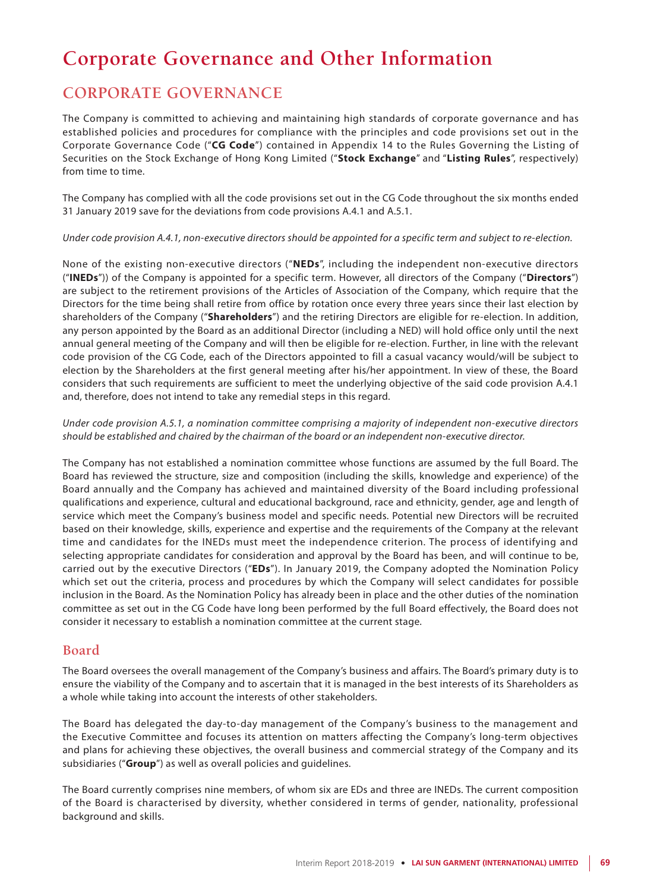# Corporate Governance and Other Information

## CORPORATE GOVERNANCE

The Company is committed to achieving and maintaining high standards of corporate governance and has established policies and procedures for compliance with the principles and code provisions set out in the Corporate Governance Code ("**CG Code**") contained in Appendix 14 to the Rules Governing the Listing of Securities on the Stock Exchange of Hong Kong Limited ("**Stock Exchange**" and "**Listing Rules**", respectively) from time to time.

The Company has complied with all the code provisions set out in the CG Code throughout the six months ended 31 January 2019 save for the deviations from code provisions A.4.1 and A.5.1.

*Under code provision A.4.1, non-executive directors should be appointed for a specific term and subject to re-election.*

None of the existing non-executive directors ("**NEDs**", including the independent non-executive directors ("**INEDs**")) of the Company is appointed for a specific term. However, all directors of the Company ("**Directors**") are subject to the retirement provisions of the Articles of Association of the Company, which require that the Directors for the time being shall retire from office by rotation once every three years since their last election by shareholders of the Company ("**Shareholders**") and the retiring Directors are eligible for re-election. In addition, any person appointed by the Board as an additional Director (including a NED) will hold office only until the next annual general meeting of the Company and will then be eligible for re-election. Further, in line with the relevant code provision of the CG Code, each of the Directors appointed to fill a casual vacancy would/will be subject to election by the Shareholders at the first general meeting after his/her appointment. In view of these, the Board considers that such requirements are sufficient to meet the underlying objective of the said code provision A.4.1 and, therefore, does not intend to take any remedial steps in this regard.

*Under code provision A.5.1, a nomination committee comprising a majority of independent non-executive directors should be established and chaired by the chairman of the board or an independent non-executive director.*

The Company has not established a nomination committee whose functions are assumed by the full Board. The Board has reviewed the structure, size and composition (including the skills, knowledge and experience) of the Board annually and the Company has achieved and maintained diversity of the Board including professional qualifications and experience, cultural and educational background, race and ethnicity, gender, age and length of service which meet the Company's business model and specific needs. Potential new Directors will be recruited based on their knowledge, skills, experience and expertise and the requirements of the Company at the relevant time and candidates for the INEDs must meet the independence criterion. The process of identifying and selecting appropriate candidates for consideration and approval by the Board has been, and will continue to be, carried out by the executive Directors ("**EDs**"). In January 2019, the Company adopted the Nomination Policy which set out the criteria, process and procedures by which the Company will select candidates for possible inclusion in the Board. As the Nomination Policy has already been in place and the other duties of the nomination committee as set out in the CG Code have long been performed by the full Board effectively, the Board does not consider it necessary to establish a nomination committee at the current stage.

### Board

The Board oversees the overall management of the Company's business and affairs. The Board's primary duty is to ensure the viability of the Company and to ascertain that it is managed in the best interests of its Shareholders as a whole while taking into account the interests of other stakeholders.

The Board has delegated the day-to-day management of the Company's business to the management and the Executive Committee and focuses its attention on matters affecting the Company's long-term objectives and plans for achieving these objectives, the overall business and commercial strategy of the Company and its subsidiaries ("**Group**") as well as overall policies and guidelines.

The Board currently comprises nine members, of whom six are EDs and three are INEDs. The current composition of the Board is characterised by diversity, whether considered in terms of gender, nationality, professional background and skills.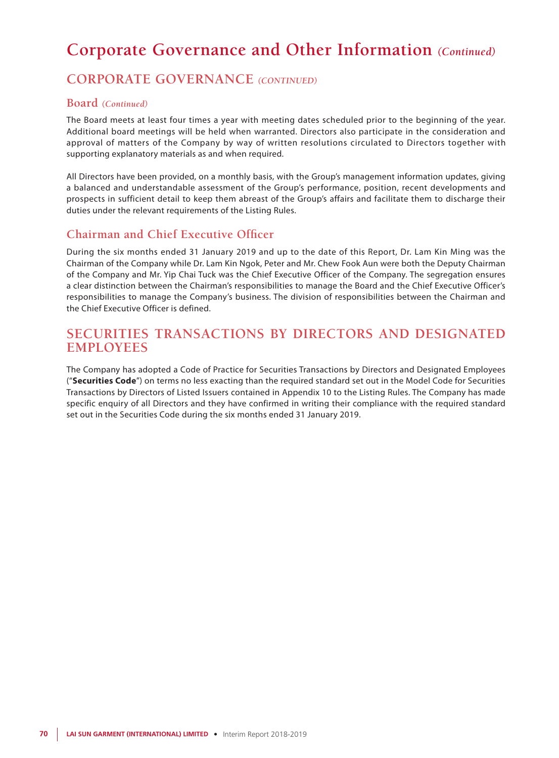# Corporate Governance and Other Information *(Continued)*

## CORPORATE GOVERNANCE *(CONTINUED)*

### Board *(Continued)*

The Board meets at least four times a year with meeting dates scheduled prior to the beginning of the year. Additional board meetings will be held when warranted. Directors also participate in the consideration and approval of matters of the Company by way of written resolutions circulated to Directors together with supporting explanatory materials as and when required.

All Directors have been provided, on a monthly basis, with the Group's management information updates, giving a balanced and understandable assessment of the Group's performance, position, recent developments and prospects in sufficient detail to keep them abreast of the Group's affairs and facilitate them to discharge their duties under the relevant requirements of the Listing Rules.

### Chairman and Chief Executive Officer

During the six months ended 31 January 2019 and up to the date of this Report, Dr. Lam Kin Ming was the Chairman of the Company while Dr. Lam Kin Ngok, Peter and Mr. Chew Fook Aun were both the Deputy Chairman of the Company and Mr. Yip Chai Tuck was the Chief Executive Officer of the Company. The segregation ensures a clear distinction between the Chairman's responsibilities to manage the Board and the Chief Executive Officer's responsibilities to manage the Company's business. The division of responsibilities between the Chairman and the Chief Executive Officer is defined.

## SECURITIES TRANSACTIONS BY DIRECTORS AND DESIGNATED EMPLOYEES

The Company has adopted a Code of Practice for Securities Transactions by Directors and Designated Employees ("**Securities Code**") on terms no less exacting than the required standard set out in the Model Code for Securities Transactions by Directors of Listed Issuers contained in Appendix 10 to the Listing Rules. The Company has made specific enquiry of all Directors and they have confirmed in writing their compliance with the required standard set out in the Securities Code during the six months ended 31 January 2019.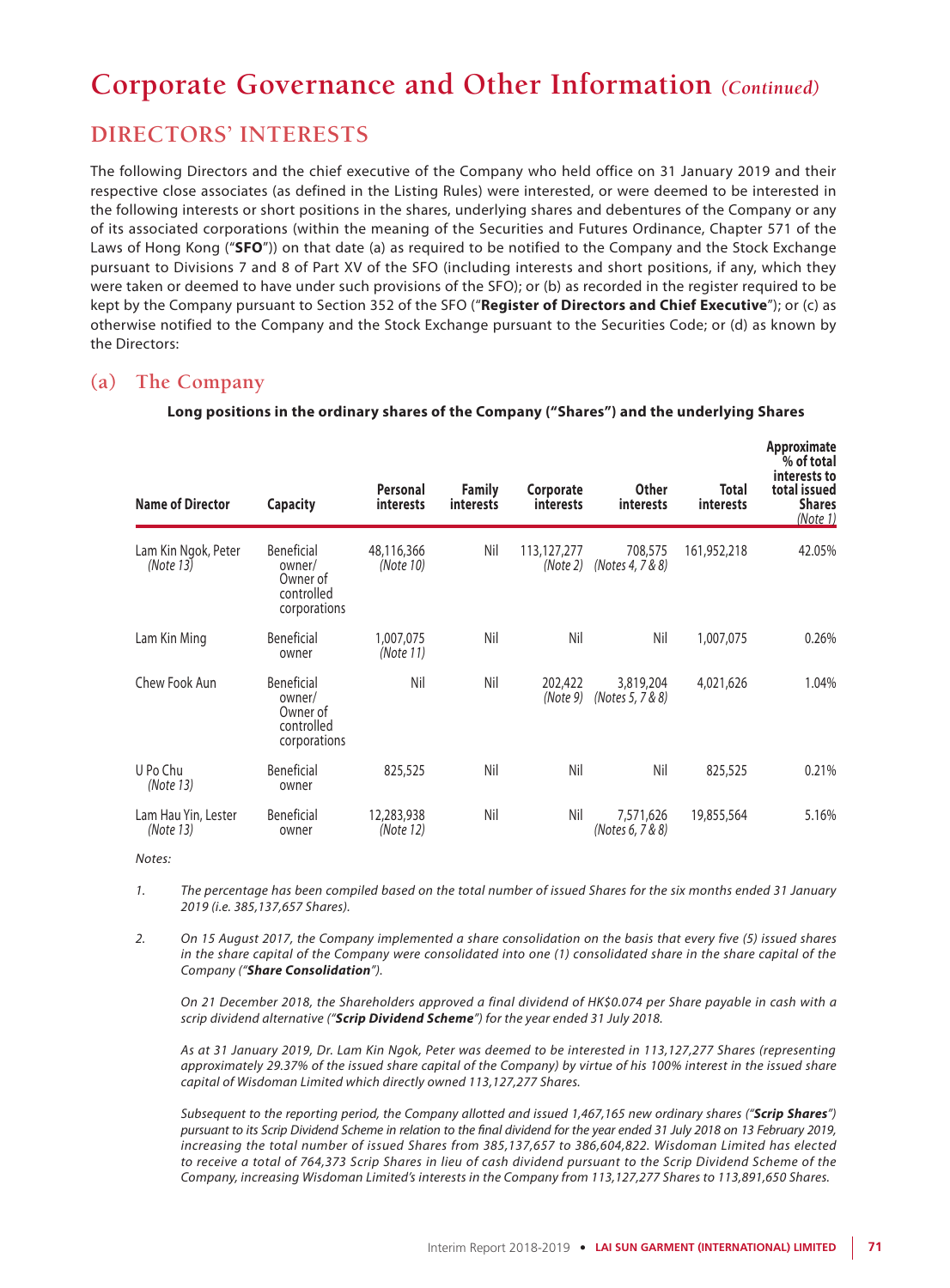# Corporate Governance and Other Information *(Continued)*

## DIRECTORS' INTERESTS

The following Directors and the chief executive of the Company who held office on 31 January 2019 and their respective close associates (as defined in the Listing Rules) were interested, or were deemed to be interested in the following interests or short positions in the shares, underlying shares and debentures of the Company or any of its associated corporations (within the meaning of the Securities and Futures Ordinance, Chapter 571 of the Laws of Hong Kong ("**SFO**")) on that date (a) as required to be notified to the Company and the Stock Exchange pursuant to Divisions 7 and 8 of Part XV of the SFO (including interests and short positions, if any, which they were taken or deemed to have under such provisions of the SFO); or (b) as recorded in the register required to be kept by the Company pursuant to Section 352 of the SFO ("**Register of Directors and Chief Executive**"); or (c) as otherwise notified to the Company and the Stock Exchange pursuant to the Securities Code; or (d) as known by the Directors:

### (a) The Company

**Long positions in the ordinary shares of the Company ("Shares") and the underlying Shares**

| Name of Director | Capacity | Personal interests | Family interests | Corporate interests | Other interests | Total interests | Approximate % of total interests to total issued Shares *(Note 1)* |
|---|---|---|---|---|---|---|---|
| Lam Kin Ngok, Peter *(Note 13)* | Beneficial owner/ Owner of controlled corporations | 48,116,366 *(Note 10)* | Nil | 113,127,277 *(Note 2)* | 708,575 *(Notes 4, 7 & 8)* | 161,952,218 | 42.05% |
| Lam Kin Ming | Beneficial owner | 1,007,075 *(Note 11)* | Nil | Nil | Nil | 1,007,075 | 0.26% |
| Chew Fook Aun | Beneficial owner/ Owner of controlled corporations | Nil | Nil | 202,422 *(Note 9)* | 3,819,204 *(Notes 5, 7 & 8)* | 4,021,626 | 1.04% |
| U Po Chu *(Note 13)* | Beneficial owner | 825,525 | Nil | Nil | Nil | 825,525 | 0.21% |
| Lam Hau Yin, Lester *(Note 13)* | Beneficial owner | 12,283,938 *(Note 12)* | Nil | Nil | 7,571,626 *(Notes 6, 7 & 8)* | 19,855,564 | 5.16% |

*Notes:*

1. *The percentage has been compiled based on the total number of issued Shares for the six months ended 31 January 2019 (i.e. 385,137,657 Shares).*

2. *On 15 August 2017, the Company implemented a share consolidation on the basis that every five (5) issued shares in the share capital of the Company were consolidated into one (1) consolidated share in the share capital of the Company ("**Share Consolidation**").*

   *On 21 December 2018, the Shareholders approved a final dividend of HK$0.074 per Share payable in cash with a scrip dividend alternative ("**Scrip Dividend Scheme**") for the year ended 31 July 2018.*

   *As at 31 January 2019, Dr. Lam Kin Ngok, Peter was deemed to be interested in 113,127,277 Shares (representing approximately 29.37% of the issued share capital of the Company) by virtue of his 100% interest in the issued share capital of Wisdoman Limited which directly owned 113,127,277 Shares.*

   *Subsequent to the reporting period, the Company allotted and issued 1,467,165 new ordinary shares ("**Scrip Shares**") pursuant to its Scrip Dividend Scheme in relation to the final dividend for the year ended 31 July 2018 on 13 February 2019, increasing the total number of issued Shares from 385,137,657 to 386,604,822. Wisdoman Limited has elected to receive a total of 764,373 Scrip Shares in lieu of cash dividend pursuant to the Scrip Dividend Scheme of the Company, increasing Wisdoman Limited's interests in the Company from 113,127,277 Shares to 113,891,650 Shares.*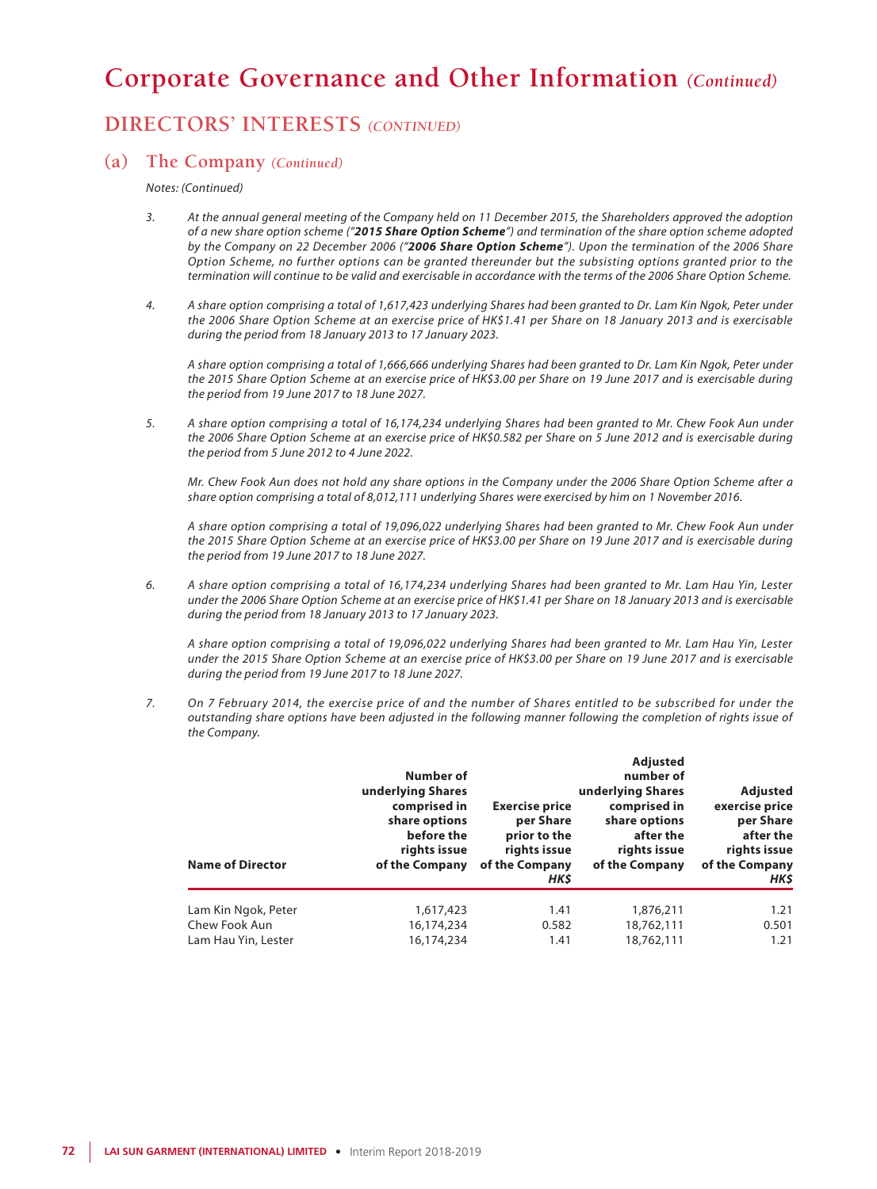# Corporate Governance and Other Information *(Continued)*

## DIRECTORS' INTERESTS *(CONTINUED)*

### (a) The Company *(Continued)*

*Notes: (Continued)*

3. *At the annual general meeting of the Company held on 11 December 2015, the Shareholders approved the adoption of a new share option scheme ("**2015 Share Option Scheme**") and termination of the share option scheme adopted by the Company on 22 December 2006 ("**2006 Share Option Scheme**"). Upon the termination of the 2006 Share Option Scheme, no further options can be granted thereunder but the subsisting options granted prior to the termination will continue to be valid and exercisable in accordance with the terms of the 2006 Share Option Scheme.*

4. *A share option comprising a total of 1,617,423 underlying Shares had been granted to Dr. Lam Kin Ngok, Peter under the 2006 Share Option Scheme at an exercise price of HK$1.41 per Share on 18 January 2013 and is exercisable during the period from 18 January 2013 to 17 January 2023.*

   *A share option comprising a total of 1,666,666 underlying Shares had been granted to Dr. Lam Kin Ngok, Peter under the 2015 Share Option Scheme at an exercise price of HK$3.00 per Share on 19 June 2017 and is exercisable during the period from 19 June 2017 to 18 June 2027.*

5. *A share option comprising a total of 16,174,234 underlying Shares had been granted to Mr. Chew Fook Aun under the 2006 Share Option Scheme at an exercise price of HK$0.582 per Share on 5 June 2012 and is exercisable during the period from 5 June 2012 to 4 June 2022.*

   *Mr. Chew Fook Aun does not hold any share options in the Company under the 2006 Share Option Scheme after a share option comprising a total of 8,012,111 underlying Shares were exercised by him on 1 November 2016.*

   *A share option comprising a total of 19,096,022 underlying Shares had been granted to Mr. Chew Fook Aun under the 2015 Share Option Scheme at an exercise price of HK$3.00 per Share on 19 June 2017 and is exercisable during the period from 19 June 2017 to 18 June 2027.*

6. *A share option comprising a total of 16,174,234 underlying Shares had been granted to Mr. Lam Hau Yin, Lester under the 2006 Share Option Scheme at an exercise price of HK$1.41 per Share on 18 January 2013 and is exercisable during the period from 18 January 2013 to 17 January 2023.*

   *A share option comprising a total of 19,096,022 underlying Shares had been granted to Mr. Lam Hau Yin, Lester under the 2015 Share Option Scheme at an exercise price of HK$3.00 per Share on 19 June 2017 and is exercisable during the period from 19 June 2017 to 18 June 2027.*

7. *On 7 February 2014, the exercise price of and the number of Shares entitled to be subscribed for under the outstanding share options have been adjusted in the following manner following the completion of rights issue of the Company.*

| Name of Director | Number of underlying Shares comprised in share options before the rights issue of the Company | Exercise price per Share prior to the rights issue of the Company *HK$* | Adjusted number of underlying Shares comprised in share options after the rights issue of the Company | Adjusted exercise price per Share after the rights issue of the Company *HK$* |
|---|---|---|---|---|
| Lam Kin Ngok, Peter | 1,617,423 | 1.41 | 1,876,211 | 1.21 |
| Chew Fook Aun | 16,174,234 | 0.582 | 18,762,111 | 0.501 |
| Lam Hau Yin, Lester | 16,174,234 | 1.41 | 18,762,111 | 1.21 |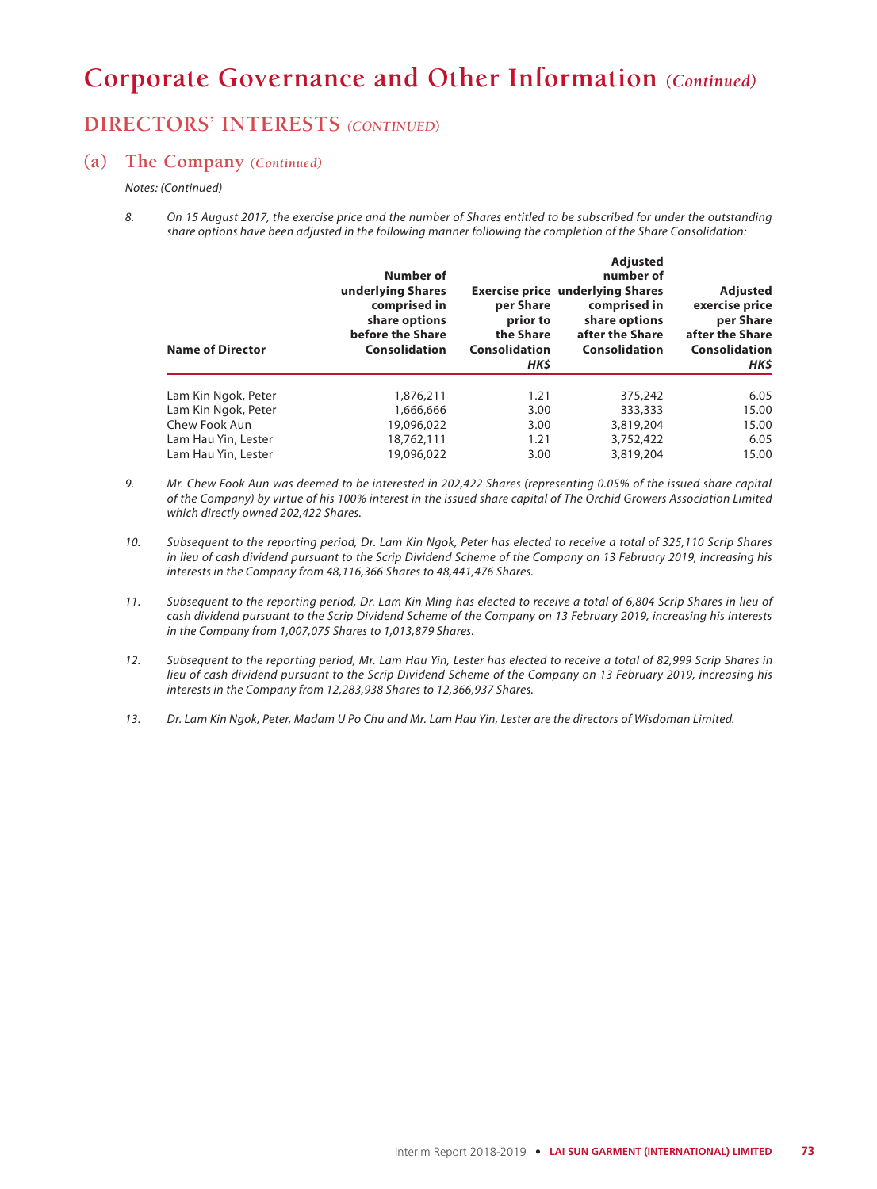# Corporate Governance and Other Information *(Continued)*

## DIRECTORS' INTERESTS *(CONTINUED)*

### (a) The Company *(Continued)*

*Notes: (Continued)*

8. *On 15 August 2017, the exercise price and the number of Shares entitled to be subscribed for under the outstanding share options have been adjusted in the following manner following the completion of the Share Consolidation:*

| Name of Director | Number of underlying Shares comprised in share options before the Share Consolidation | Exercise price per Share prior to the Share Consolidation *HK$* | Adjusted number of underlying Shares comprised in share options after the Share Consolidation | Adjusted exercise price per Share after the Share Consolidation *HK$* |
|---|---|---|---|---|
| Lam Kin Ngok, Peter | 1,876,211 | 1.21 | 375,242 | 6.05 |
| Lam Kin Ngok, Peter | 1,666,666 | 3.00 | 333,333 | 15.00 |
| Chew Fook Aun | 19,096,022 | 3.00 | 3,819,204 | 15.00 |
| Lam Hau Yin, Lester | 18,762,111 | 1.21 | 3,752,422 | 6.05 |
| Lam Hau Yin, Lester | 19,096,022 | 3.00 | 3,819,204 | 15.00 |

9. *Mr. Chew Fook Aun was deemed to be interested in 202,422 Shares (representing 0.05% of the issued share capital of the Company) by virtue of his 100% interest in the issued share capital of The Orchid Growers Association Limited which directly owned 202,422 Shares.*

10. *Subsequent to the reporting period, Dr. Lam Kin Ngok, Peter has elected to receive a total of 325,110 Scrip Shares in lieu of cash dividend pursuant to the Scrip Dividend Scheme of the Company on 13 February 2019, increasing his interests in the Company from 48,116,366 Shares to 48,441,476 Shares.*

11. *Subsequent to the reporting period, Dr. Lam Kin Ming has elected to receive a total of 6,804 Scrip Shares in lieu of cash dividend pursuant to the Scrip Dividend Scheme of the Company on 13 February 2019, increasing his interests in the Company from 1,007,075 Shares to 1,013,879 Shares.*

12. *Subsequent to the reporting period, Mr. Lam Hau Yin, Lester has elected to receive a total of 82,999 Scrip Shares in lieu of cash dividend pursuant to the Scrip Dividend Scheme of the Company on 13 February 2019, increasing his interests in the Company from 12,283,938 Shares to 12,366,937 Shares.*

13. *Dr. Lam Kin Ngok, Peter, Madam U Po Chu and Mr. Lam Hau Yin, Lester are the directors of Wisdoman Limited.*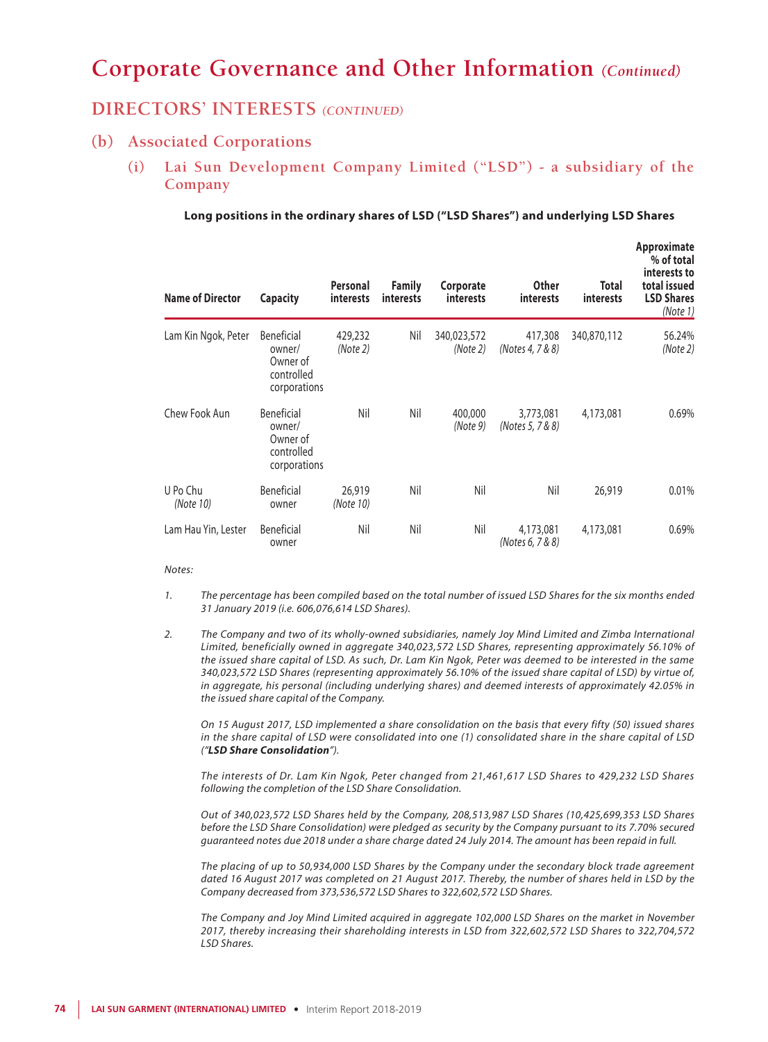# Corporate Governance and Other Information *(Continued)*

## DIRECTORS' INTERESTS *(CONTINUED)*

### (b) Associated Corporations

#### (i) Lai Sun Development Company Limited ("LSD") - a subsidiary of the Company

**Long positions in the ordinary shares of LSD ("LSD Shares") and underlying LSD Shares**

| Name of Director | Capacity | Personal interests | Family interests | Corporate interests | Other interests | Total interests | Approximate % of total interests to total issued LSD Shares *(Note 1)* |
|---|---|---|---|---|---|---|---|
| Lam Kin Ngok, Peter | Beneficial owner/ Owner of controlled corporations | 429,232 *(Note 2)* | Nil | 340,023,572 *(Note 2)* | 417,308 *(Notes 4, 7 & 8)* | 340,870,112 | 56.24% *(Note 2)* |
| Chew Fook Aun | Beneficial owner/ Owner of controlled corporations | Nil | Nil | 400,000 *(Note 9)* | 3,773,081 *(Notes 5, 7 & 8)* | 4,173,081 | 0.69% |
| U Po Chu *(Note 10)* | Beneficial owner | 26,919 *(Note 10)* | Nil | Nil | Nil | 26,919 | 0.01% |
| Lam Hau Yin, Lester | Beneficial owner | Nil | Nil | Nil | 4,173,081 *(Notes 6, 7 & 8)* | 4,173,081 | 0.69% |

*Notes:*

1. *The percentage has been compiled based on the total number of issued LSD Shares for the six months ended 31 January 2019 (i.e. 606,076,614 LSD Shares).*

2. *The Company and two of its wholly-owned subsidiaries, namely Joy Mind Limited and Zimba International Limited, beneficially owned in aggregate 340,023,572 LSD Shares, representing approximately 56.10% of the issued share capital of LSD. As such, Dr. Lam Kin Ngok, Peter was deemed to be interested in the same 340,023,572 LSD Shares (representing approximately 56.10% of the issued share capital of LSD) by virtue of, in aggregate, his personal (including underlying shares) and deemed interests of approximately 42.05% in the issued share capital of the Company.*

   *On 15 August 2017, LSD implemented a share consolidation on the basis that every fifty (50) issued shares in the share capital of LSD were consolidated into one (1) consolidated share in the share capital of LSD ("**LSD Share Consolidation**").*

   *The interests of Dr. Lam Kin Ngok, Peter changed from 21,461,617 LSD Shares to 429,232 LSD Shares following the completion of the LSD Share Consolidation.*

   *Out of 340,023,572 LSD Shares held by the Company, 208,513,987 LSD Shares (10,425,699,353 LSD Shares before the LSD Share Consolidation) were pledged as security by the Company pursuant to its 7.70% secured guaranteed notes due 2018 under a share charge dated 24 July 2014. The amount has been repaid in full.*

   *The placing of up to 50,934,000 LSD Shares by the Company under the secondary block trade agreement dated 16 August 2017 was completed on 21 August 2017. Thereby, the number of shares held in LSD by the Company decreased from 373,536,572 LSD Shares to 322,602,572 LSD Shares.*

   *The Company and Joy Mind Limited acquired in aggregate 102,000 LSD Shares on the market in November 2017, thereby increasing their shareholding interests in LSD from 322,602,572 LSD Shares to 322,704,572 LSD Shares.*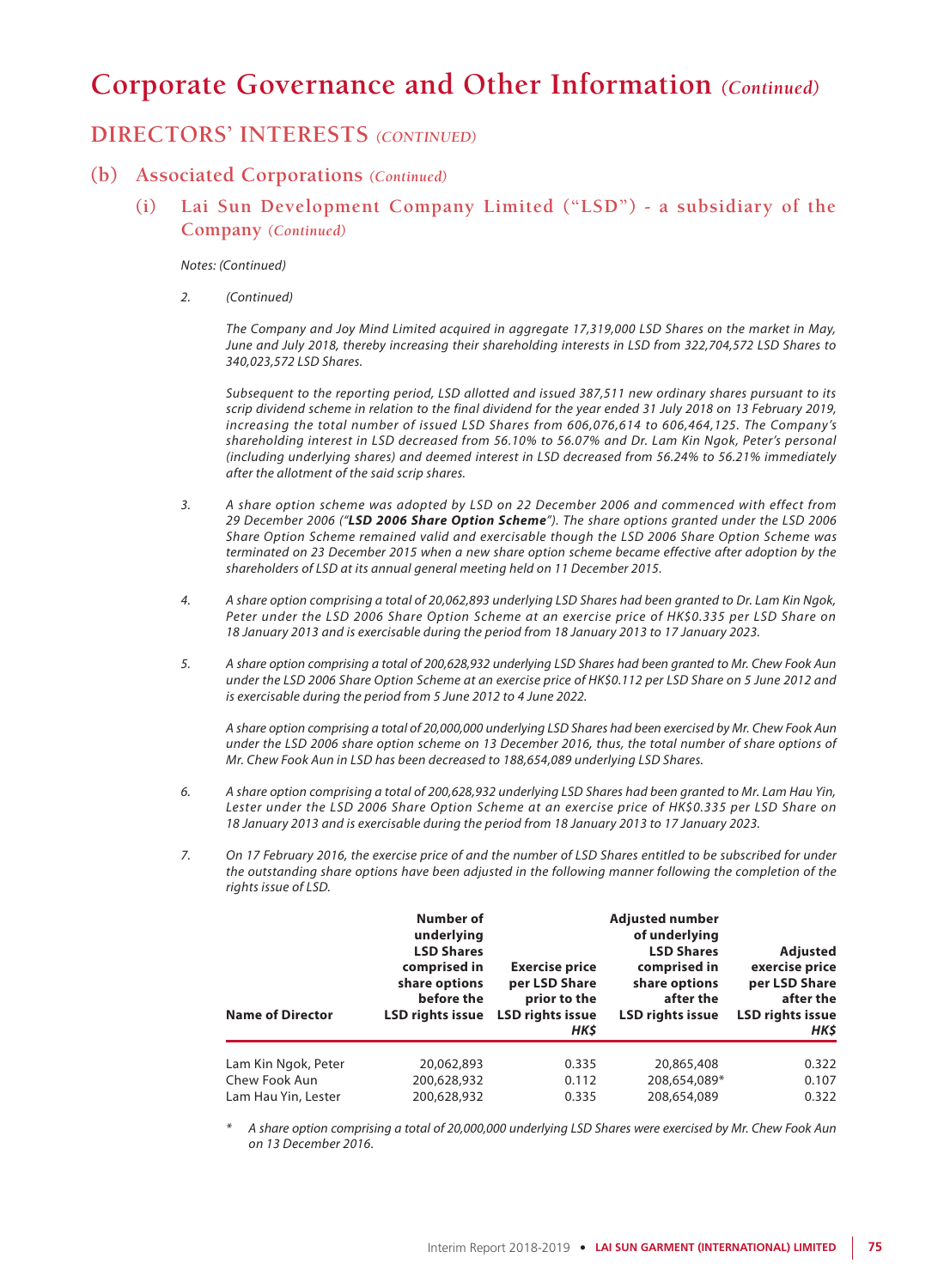# Corporate Governance and Other Information *(Continued)*

## DIRECTORS' INTERESTS *(CONTINUED)*

### (b) Associated Corporations *(Continued)*

#### (i) Lai Sun Development Company Limited ("LSD") - a subsidiary of the Company *(Continued)*

*Notes: (Continued)*

2. *(Continued)*

   *The Company and Joy Mind Limited acquired in aggregate 17,319,000 LSD Shares on the market in May, June and July 2018, thereby increasing their shareholding interests in LSD from 322,704,572 LSD Shares to 340,023,572 LSD Shares.*

   *Subsequent to the reporting period, LSD allotted and issued 387,511 new ordinary shares pursuant to its scrip dividend scheme in relation to the final dividend for the year ended 31 July 2018 on 13 February 2019, increasing the total number of issued LSD Shares from 606,076,614 to 606,464,125. The Company's shareholding interest in LSD decreased from 56.10% to 56.07% and Dr. Lam Kin Ngok, Peter's personal (including underlying shares) and deemed interest in LSD decreased from 56.24% to 56.21% immediately after the allotment of the said scrip shares.*

3. *A share option scheme was adopted by LSD on 22 December 2006 and commenced with effect from 29 December 2006 ("**LSD 2006 Share Option Scheme**"). The share options granted under the LSD 2006 Share Option Scheme remained valid and exercisable though the LSD 2006 Share Option Scheme was terminated on 23 December 2015 when a new share option scheme became effective after adoption by the shareholders of LSD at its annual general meeting held on 11 December 2015.*

4. *A share option comprising a total of 20,062,893 underlying LSD Shares had been granted to Dr. Lam Kin Ngok, Peter under the LSD 2006 Share Option Scheme at an exercise price of HK$0.335 per LSD Share on 18 January 2013 and is exercisable during the period from 18 January 2013 to 17 January 2023.*

5. *A share option comprising a total of 200,628,932 underlying LSD Shares had been granted to Mr. Chew Fook Aun under the LSD 2006 Share Option Scheme at an exercise price of HK$0.112 per LSD Share on 5 June 2012 and is exercisable during the period from 5 June 2012 to 4 June 2022.*

   *A share option comprising a total of 20,000,000 underlying LSD Shares had been exercised by Mr. Chew Fook Aun under the LSD 2006 share option scheme on 13 December 2016, thus, the total number of share options of Mr. Chew Fook Aun in LSD has been decreased to 188,654,089 underlying LSD Shares.*

6. *A share option comprising a total of 200,628,932 underlying LSD Shares had been granted to Mr. Lam Hau Yin, Lester under the LSD 2006 Share Option Scheme at an exercise price of HK$0.335 per LSD Share on 18 January 2013 and is exercisable during the period from 18 January 2013 to 17 January 2023.*

7. *On 17 February 2016, the exercise price of and the number of LSD Shares entitled to be subscribed for under the outstanding share options have been adjusted in the following manner following the completion of the rights issue of LSD.*

| Name of Director | Number of underlying LSD Shares comprised in share options before the LSD rights issue | Exercise price per LSD Share prior to the LSD rights issue *HK$* | Adjusted number of underlying LSD Shares comprised in share options after the LSD rights issue | Adjusted exercise price per LSD Share after the LSD rights issue *HK$* |
|---|---|---|---|---|
| Lam Kin Ngok, Peter | 20,062,893 | 0.335 | 20,865,408 | 0.322 |
| Chew Fook Aun | 200,628,932 | 0.112 | 208,654,089* | 0.107 |
| Lam Hau Yin, Lester | 200,628,932 | 0.335 | 208,654,089 | 0.322 |

\* *A share option comprising a total of 20,000,000 underlying LSD Shares were exercised by Mr. Chew Fook Aun on 13 December 2016.*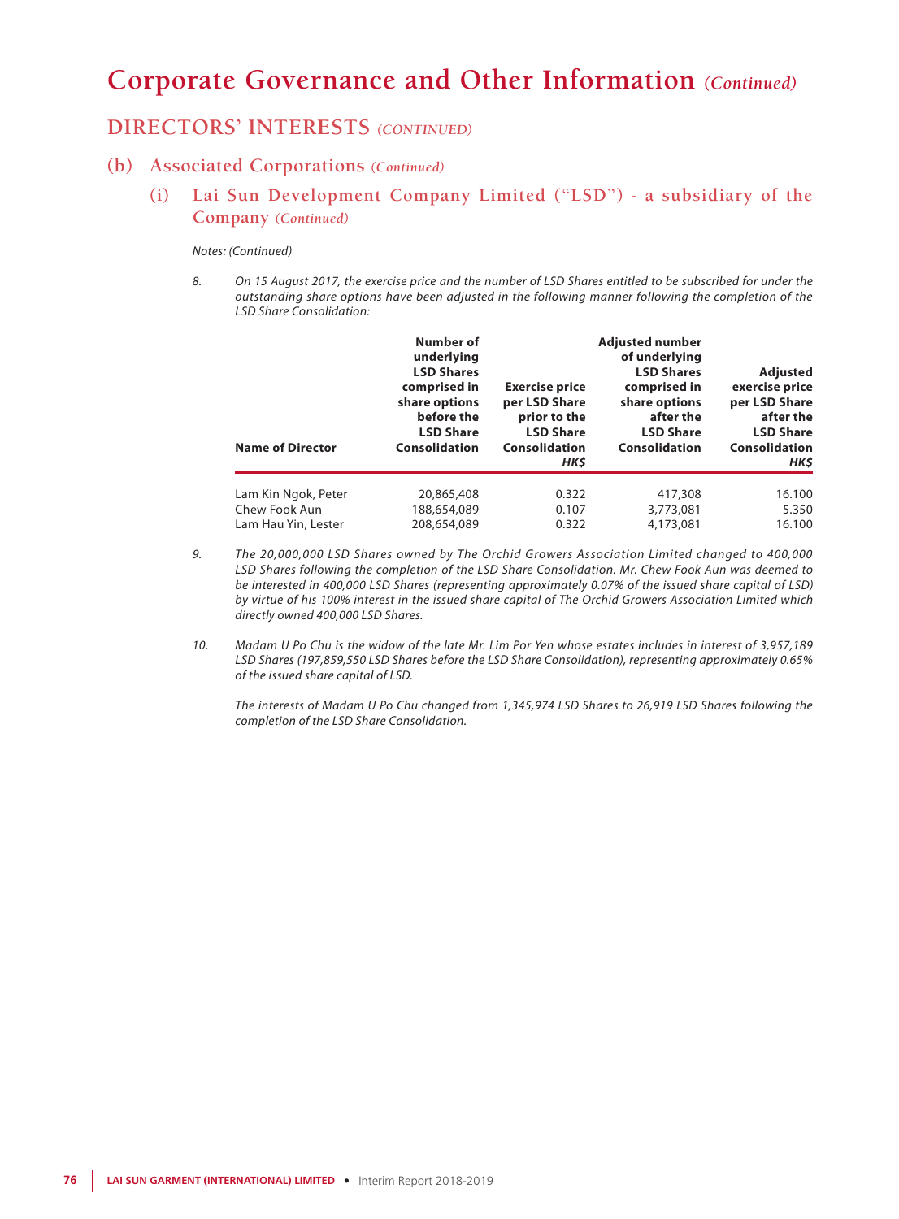# Corporate Governance and Other Information *(Continued)*

## DIRECTORS' INTERESTS *(CONTINUED)*

### (b) Associated Corporations *(Continued)*

#### (i) Lai Sun Development Company Limited ("LSD") - a subsidiary of the Company *(Continued)*

*Notes: (Continued)*

8. *On 15 August 2017, the exercise price and the number of LSD Shares entitled to be subscribed for under the outstanding share options have been adjusted in the following manner following the completion of the LSD Share Consolidation:*

| Name of Director | Number of underlying LSD Shares comprised in share options before the LSD Share Consolidation | Exercise price per LSD Share prior to the LSD Share Consolidation *HK$* | Adjusted number of underlying LSD Shares comprised in share options after the LSD Share Consolidation | Adjusted exercise price per LSD Share after the LSD Share Consolidation *HK$* |
|---|---|---|---|---|
| Lam Kin Ngok, Peter | 20,865,408 | 0.322 | 417,308 | 16.100 |
| Chew Fook Aun | 188,654,089 | 0.107 | 3,773,081 | 5.350 |
| Lam Hau Yin, Lester | 208,654,089 | 0.322 | 4,173,081 | 16.100 |

9. *The 20,000,000 LSD Shares owned by The Orchid Growers Association Limited changed to 400,000 LSD Shares following the completion of the LSD Share Consolidation. Mr. Chew Fook Aun was deemed to be interested in 400,000 LSD Shares (representing approximately 0.07% of the issued share capital of LSD) by virtue of his 100% interest in the issued share capital of The Orchid Growers Association Limited which directly owned 400,000 LSD Shares.*

10. *Madam U Po Chu is the widow of the late Mr. Lim Por Yen whose estates includes in interest of 3,957,189 LSD Shares (197,859,550 LSD Shares before the LSD Share Consolidation), representing approximately 0.65% of the issued share capital of LSD.*

    *The interests of Madam U Po Chu changed from 1,345,974 LSD Shares to 26,919 LSD Shares following the completion of the LSD Share Consolidation.*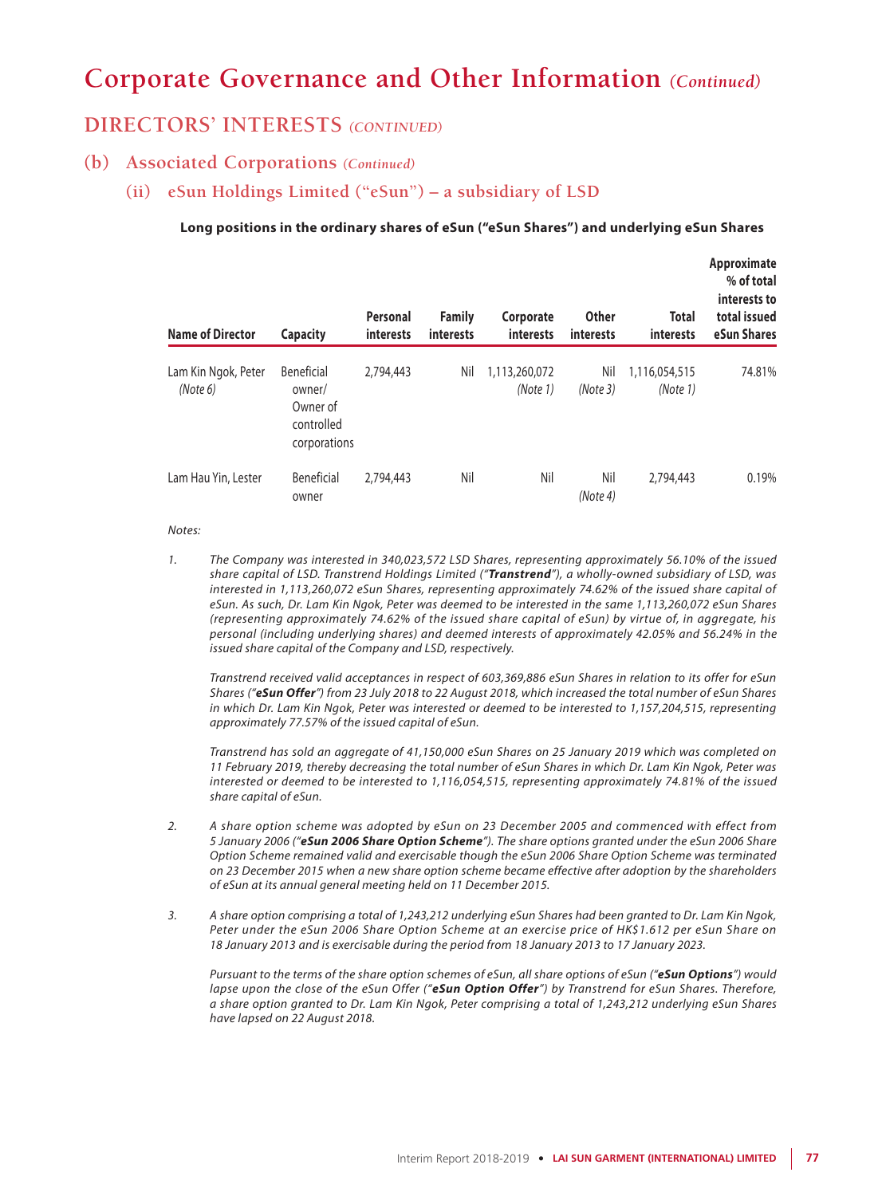# Corporate Governance and Other Information *(Continued)*

## DIRECTORS' INTERESTS *(CONTINUED)*

### (b) Associated Corporations *(Continued)*

#### (ii) eSun Holdings Limited ("eSun") – a subsidiary of LSD

**Long positions in the ordinary shares of eSun ("eSun Shares") and underlying eSun Shares**

| Name of Director | Capacity | Personal interests | Family interests | Corporate interests | Other interests | Total interests | Approximate % of total interests to total issued eSun Shares |
|---|---|---|---|---|---|---|---|
| Lam Kin Ngok, Peter *(Note 6)* | Beneficial owner/ Owner of controlled corporations | 2,794,443 | Nil | 1,113,260,072 *(Note 1)* | Nil *(Note 3)* | 1,116,054,515 *(Note 1)* | 74.81% |
| Lam Hau Yin, Lester | Beneficial owner | 2,794,443 | Nil | Nil | Nil *(Note 4)* | 2,794,443 | 0.19% |

*Notes:*

1. *The Company was interested in 340,023,572 LSD Shares, representing approximately 56.10% of the issued share capital of LSD. Transtrend Holdings Limited ("**Transtrend**"), a wholly-owned subsidiary of LSD, was interested in 1,113,260,072 eSun Shares, representing approximately 74.62% of the issued share capital of eSun. As such, Dr. Lam Kin Ngok, Peter was deemed to be interested in the same 1,113,260,072 eSun Shares (representing approximately 74.62% of the issued share capital of eSun) by virtue of, in aggregate, his personal (including underlying shares) and deemed interests of approximately 42.05% and 56.24% in the issued share capital of the Company and LSD, respectively.*

   *Transtrend received valid acceptances in respect of 603,369,886 eSun Shares in relation to its offer for eSun Shares ("**eSun Offer**") from 23 July 2018 to 22 August 2018, which increased the total number of eSun Shares in which Dr. Lam Kin Ngok, Peter was interested or deemed to be interested to 1,157,204,515, representing approximately 77.57% of the issued capital of eSun.*

   *Transtrend has sold an aggregate of 41,150,000 eSun Shares on 25 January 2019 which was completed on 11 February 2019, thereby decreasing the total number of eSun Shares in which Dr. Lam Kin Ngok, Peter was interested or deemed to be interested to 1,116,054,515, representing approximately 74.81% of the issued share capital of eSun.*

2. *A share option scheme was adopted by eSun on 23 December 2005 and commenced with effect from 5 January 2006 ("**eSun 2006 Share Option Scheme**"). The share options granted under the eSun 2006 Share Option Scheme remained valid and exercisable though the eSun 2006 Share Option Scheme was terminated on 23 December 2015 when a new share option scheme became effective after adoption by the shareholders of eSun at its annual general meeting held on 11 December 2015.*

3. *A share option comprising a total of 1,243,212 underlying eSun Shares had been granted to Dr. Lam Kin Ngok, Peter under the eSun 2006 Share Option Scheme at an exercise price of HK$1.612 per eSun Share on 18 January 2013 and is exercisable during the period from 18 January 2013 to 17 January 2023.*

   *Pursuant to the terms of the share option schemes of eSun, all share options of eSun ("**eSun Options**") would lapse upon the close of the eSun Offer ("**eSun Option Offer**") by Transtrend for eSun Shares. Therefore, a share option granted to Dr. Lam Kin Ngok, Peter comprising a total of 1,243,212 underlying eSun Shares have lapsed on 22 August 2018.*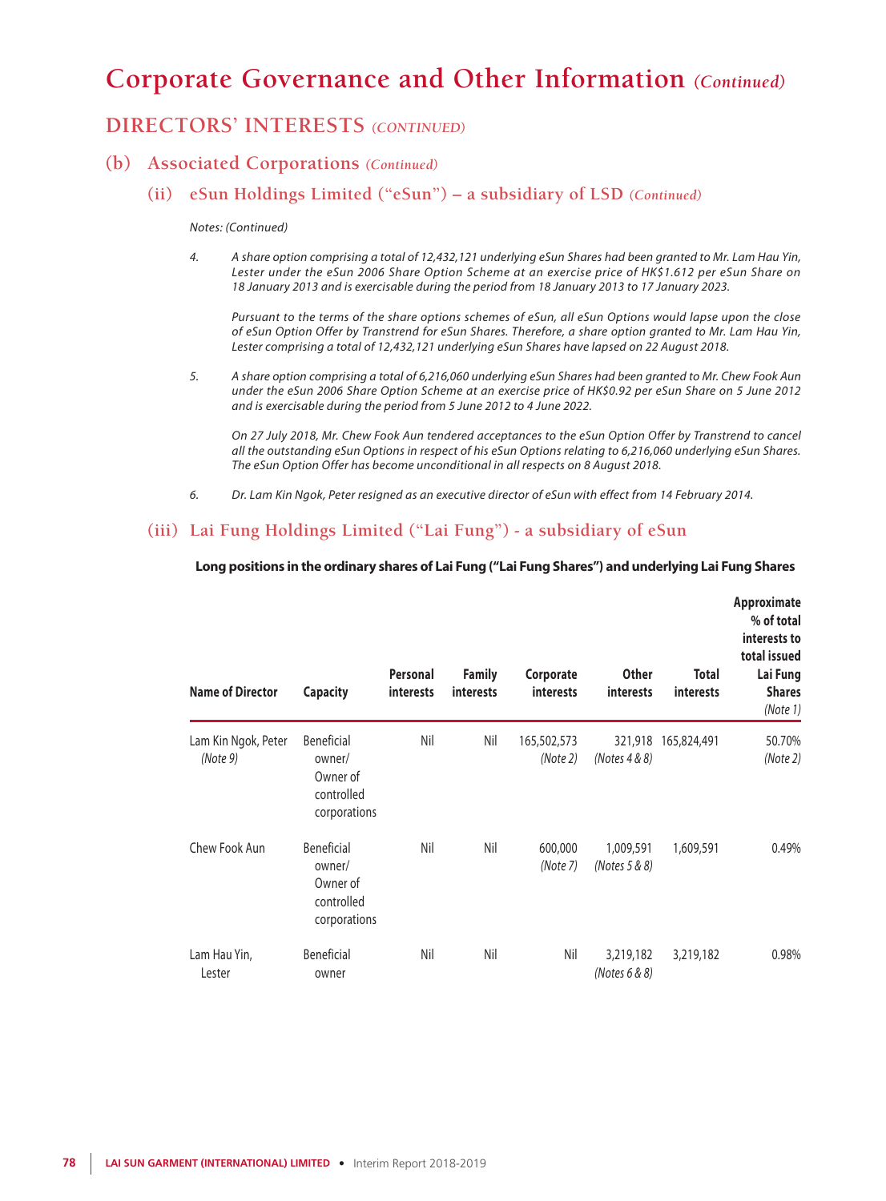# Corporate Governance and Other Information *(Continued)*

## DIRECTORS' INTERESTS *(CONTINUED)*

### (b) Associated Corporations *(Continued)*

#### (ii) eSun Holdings Limited ("eSun") – a subsidiary of LSD *(Continued)*

*Notes: (Continued)*

4. *A share option comprising a total of 12,432,121 underlying eSun Shares had been granted to Mr. Lam Hau Yin, Lester under the eSun 2006 Share Option Scheme at an exercise price of HK$1.612 per eSun Share on 18 January 2013 and is exercisable during the period from 18 January 2013 to 17 January 2023.*

   *Pursuant to the terms of the share options schemes of eSun, all eSun Options would lapse upon the close of eSun Option Offer by Transtrend for eSun Shares. Therefore, a share option granted to Mr. Lam Hau Yin, Lester comprising a total of 12,432,121 underlying eSun Shares have lapsed on 22 August 2018.*

5. *A share option comprising a total of 6,216,060 underlying eSun Shares had been granted to Mr. Chew Fook Aun under the eSun 2006 Share Option Scheme at an exercise price of HK$0.92 per eSun Share on 5 June 2012 and is exercisable during the period from 5 June 2012 to 4 June 2022.*

   *On 27 July 2018, Mr. Chew Fook Aun tendered acceptances to the eSun Option Offer by Transtrend to cancel all the outstanding eSun Options in respect of his eSun Options relating to 6,216,060 underlying eSun Shares. The eSun Option Offer has become unconditional in all respects on 8 August 2018.*

6. *Dr. Lam Kin Ngok, Peter resigned as an executive director of eSun with effect from 14 February 2014.*

#### (iii) Lai Fung Holdings Limited ("Lai Fung") - a subsidiary of eSun

**Long positions in the ordinary shares of Lai Fung ("Lai Fung Shares") and underlying Lai Fung Shares**

| Name of Director | Capacity | Personal interests | Family interests | Corporate interests | Other interests | Total interests | Approximate % of total interests to total issued Lai Fung Shares *(Note 1)* |
|---|---|---|---|---|---|---|---|
| Lam Kin Ngok, Peter *(Note 9)* | Beneficial owner/ Owner of controlled corporations | Nil | Nil | 165,502,573 *(Note 2)* | 321,918 *(Notes 4 & 8)* | 165,824,491 | 50.70% *(Note 2)* |
| Chew Fook Aun | Beneficial owner/ Owner of controlled corporations | Nil | Nil | 600,000 *(Note 7)* | 1,009,591 *(Notes 5 & 8)* | 1,609,591 | 0.49% |
| Lam Hau Yin, Lester | Beneficial owner | Nil | Nil | Nil | 3,219,182 *(Notes 6 & 8)* | 3,219,182 | 0.98% |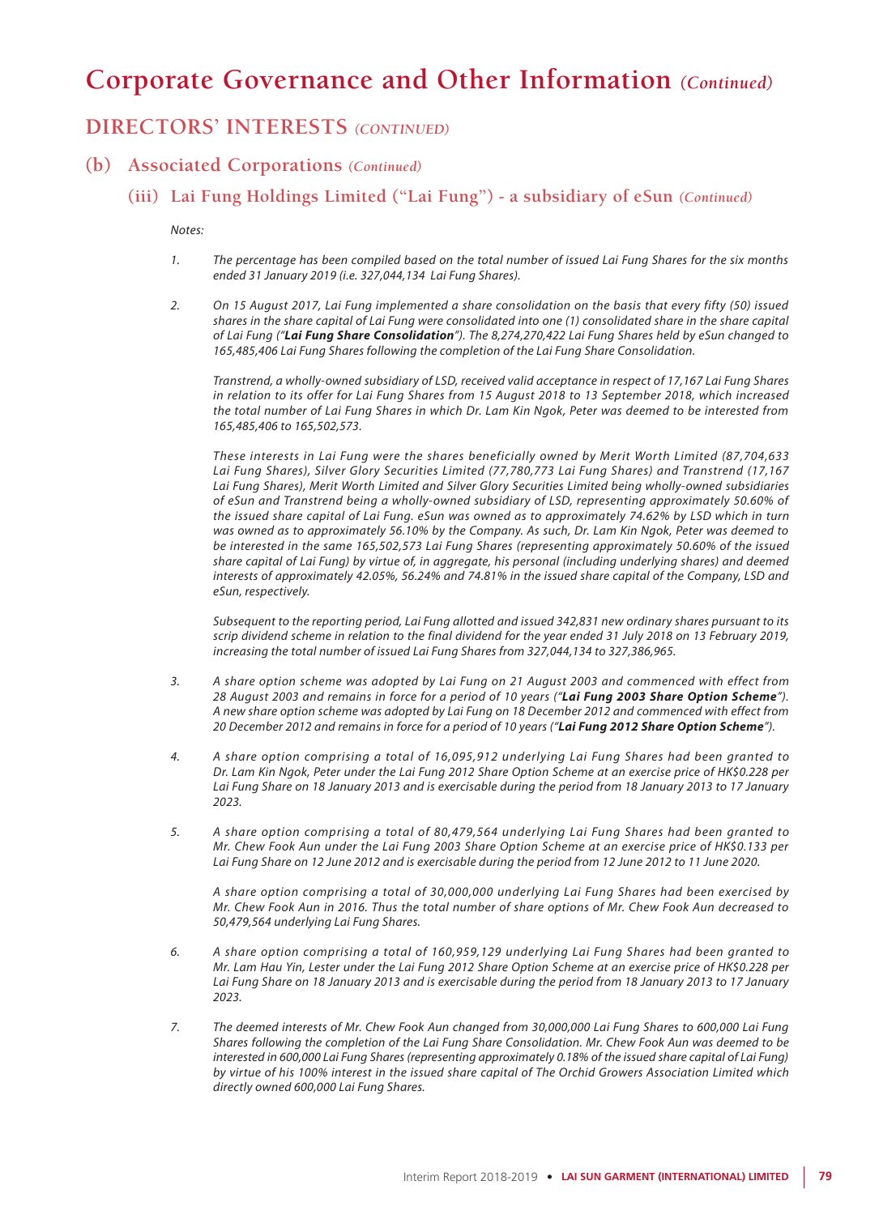# Corporate Governance and Other Information *(Continued)*

## DIRECTORS' INTERESTS *(CONTINUED)*

### (b) Associated Corporations *(Continued)*

#### (iii) Lai Fung Holdings Limited ("Lai Fung") - a subsidiary of eSun *(Continued)*

*Notes:*

1. *The percentage has been compiled based on the total number of issued Lai Fung Shares for the six months ended 31 January 2019 (i.e. 327,044,134 Lai Fung Shares).*

2. *On 15 August 2017, Lai Fung implemented a share consolidation on the basis that every fifty (50) issued shares in the share capital of Lai Fung were consolidated into one (1) consolidated share in the share capital of Lai Fung ("**Lai Fung Share Consolidation**"). The 8,274,270,422 Lai Fung Shares held by eSun changed to 165,485,406 Lai Fung Shares following the completion of the Lai Fung Share Consolidation.*

   *Transtrend, a wholly-owned subsidiary of LSD, received valid acceptance in respect of 17,167 Lai Fung Shares in relation to its offer for Lai Fung Shares from 15 August 2018 to 13 September 2018, which increased the total number of Lai Fung Shares in which Dr. Lam Kin Ngok, Peter was deemed to be interested from 165,485,406 to 165,502,573.*

   *These interests in Lai Fung were the shares beneficially owned by Merit Worth Limited (87,704,633 Lai Fung Shares), Silver Glory Securities Limited (77,780,773 Lai Fung Shares) and Transtrend (17,167 Lai Fung Shares), Merit Worth Limited and Silver Glory Securities Limited being wholly-owned subsidiaries of eSun and Transtrend being a wholly-owned subsidiary of LSD, representing approximately 50.60% of the issued share capital of Lai Fung. eSun was owned as to approximately 74.62% by LSD which in turn was owned as to approximately 56.10% by the Company. As such, Dr. Lam Kin Ngok, Peter was deemed to be interested in the same 165,502,573 Lai Fung Shares (representing approximately 50.60% of the issued share capital of Lai Fung) by virtue of, in aggregate, his personal (including underlying shares) and deemed interests of approximately 42.05%, 56.24% and 74.81% in the issued share capital of the Company, LSD and eSun, respectively.*

   *Subsequent to the reporting period, Lai Fung allotted and issued 342,831 new ordinary shares pursuant to its scrip dividend scheme in relation to the final dividend for the year ended 31 July 2018 on 13 February 2019, increasing the total number of issued Lai Fung Shares from 327,044,134 to 327,386,965.*

3. *A share option scheme was adopted by Lai Fung on 21 August 2003 and commenced with effect from 28 August 2003 and remains in force for a period of 10 years ("**Lai Fung 2003 Share Option Scheme**"). A new share option scheme was adopted by Lai Fung on 18 December 2012 and commenced with effect from 20 December 2012 and remains in force for a period of 10 years ("**Lai Fung 2012 Share Option Scheme**").*

4. *A share option comprising a total of 16,095,912 underlying Lai Fung Shares had been granted to Dr. Lam Kin Ngok, Peter under the Lai Fung 2012 Share Option Scheme at an exercise price of HK$0.228 per Lai Fung Share on 18 January 2013 and is exercisable during the period from 18 January 2013 to 17 January 2023.*

5. *A share option comprising a total of 80,479,564 underlying Lai Fung Shares had been granted to Mr. Chew Fook Aun under the Lai Fung 2003 Share Option Scheme at an exercise price of HK$0.133 per Lai Fung Share on 12 June 2012 and is exercisable during the period from 12 June 2012 to 11 June 2020.*

   *A share option comprising a total of 30,000,000 underlying Lai Fung Shares had been exercised by Mr. Chew Fook Aun in 2016. Thus the total number of share options of Mr. Chew Fook Aun decreased to 50,479,564 underlying Lai Fung Shares.*

6. *A share option comprising a total of 160,959,129 underlying Lai Fung Shares had been granted to Mr. Lam Hau Yin, Lester under the Lai Fung 2012 Share Option Scheme at an exercise price of HK$0.228 per Lai Fung Share on 18 January 2013 and is exercisable during the period from 18 January 2013 to 17 January 2023.*

7. *The deemed interests of Mr. Chew Fook Aun changed from 30,000,000 Lai Fung Shares to 600,000 Lai Fung Shares following the completion of the Lai Fung Share Consolidation. Mr. Chew Fook Aun was deemed to be interested in 600,000 Lai Fung Shares (representing approximately 0.18% of the issued share capital of Lai Fung) by virtue of his 100% interest in the issued share capital of The Orchid Growers Association Limited which directly owned 600,000 Lai Fung Shares.*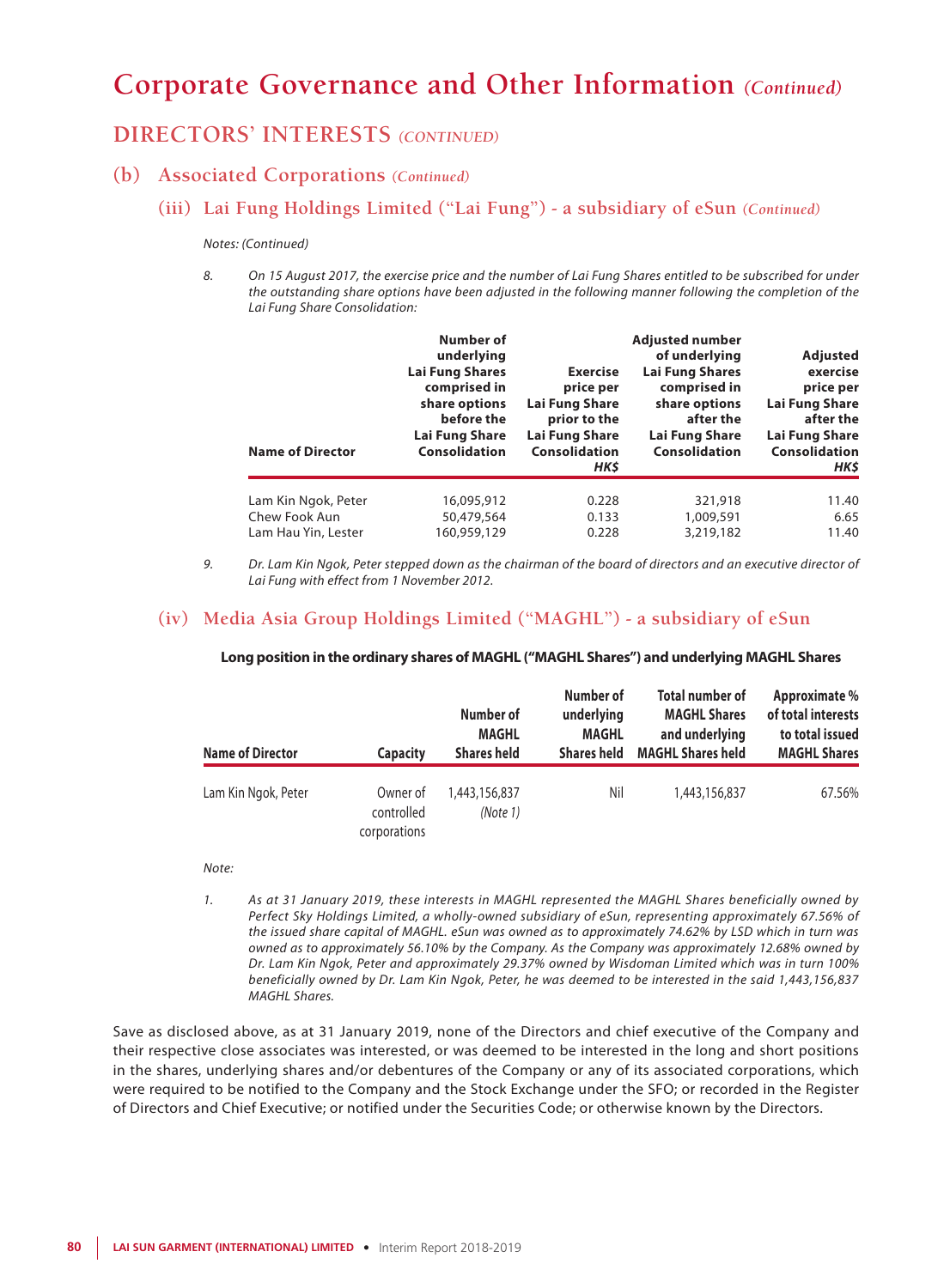# Corporate Governance and Other Information *(Continued)*

## DIRECTORS' INTERESTS *(CONTINUED)*

### (b) Associated Corporations *(Continued)*

#### (iii) Lai Fung Holdings Limited ("Lai Fung") - a subsidiary of eSun *(Continued)*

*Notes: (Continued)*

8. *On 15 August 2017, the exercise price and the number of Lai Fung Shares entitled to be subscribed for under the outstanding share options have been adjusted in the following manner following the completion of the Lai Fung Share Consolidation:*

| Name of Director | Number of underlying Lai Fung Shares comprised in share options before the Lai Fung Share Consolidation | Exercise price per Lai Fung Share prior to the Lai Fung Share Consolidation HK$ | Adjusted number of underlying Lai Fung Shares comprised in share options after the Lai Fung Share Consolidation | Adjusted exercise price per Lai Fung Share after the Lai Fung Share Consolidation HK$ |
|---|---|---|---|---|
| Lam Kin Ngok, Peter | 16,095,912 | 0.228 | 321,918 | 11.40 |
| Chew Fook Aun | 50,479,564 | 0.133 | 1,009,591 | 6.65 |
| Lam Hau Yin, Lester | 160,959,129 | 0.228 | 3,219,182 | 11.40 |

9. *Dr. Lam Kin Ngok, Peter stepped down as the chairman of the board of directors and an executive director of Lai Fung with effect from 1 November 2012.*

#### (iv) Media Asia Group Holdings Limited ("MAGHL") - a subsidiary of eSun

**Long position in the ordinary shares of MAGHL ("MAGHL Shares") and underlying MAGHL Shares**

| Name of Director | Capacity | Number of MAGHL Shares held | Number of underlying MAGHL Shares held | Total number of MAGHL Shares and underlying MAGHL Shares held | Approximate % of total interests to total issued MAGHL Shares |
|---|---|---|---|---|---|
| Lam Kin Ngok, Peter | Owner of controlled corporations | 1,443,156,837 *(Note 1)* | Nil | 1,443,156,837 | 67.56% |

*Note:*

1. *As at 31 January 2019, these interests in MAGHL represented the MAGHL Shares beneficially owned by Perfect Sky Holdings Limited, a wholly-owned subsidiary of eSun, representing approximately 67.56% of the issued share capital of MAGHL. eSun was owned as to approximately 74.62% by LSD which in turn was owned as to approximately 56.10% by the Company. As the Company was approximately 12.68% owned by Dr. Lam Kin Ngok, Peter and approximately 29.37% owned by Wisdoman Limited which was in turn 100% beneficially owned by Dr. Lam Kin Ngok, Peter, he was deemed to be interested in the said 1,443,156,837 MAGHL Shares.*

Save as disclosed above, as at 31 January 2019, none of the Directors and chief executive of the Company and their respective close associates was interested, or was deemed to be interested in the long and short positions in the shares, underlying shares and/or debentures of the Company or any of its associated corporations, which were required to be notified to the Company and the Stock Exchange under the SFO; or recorded in the Register of Directors and Chief Executive; or notified under the Securities Code; or otherwise known by the Directors.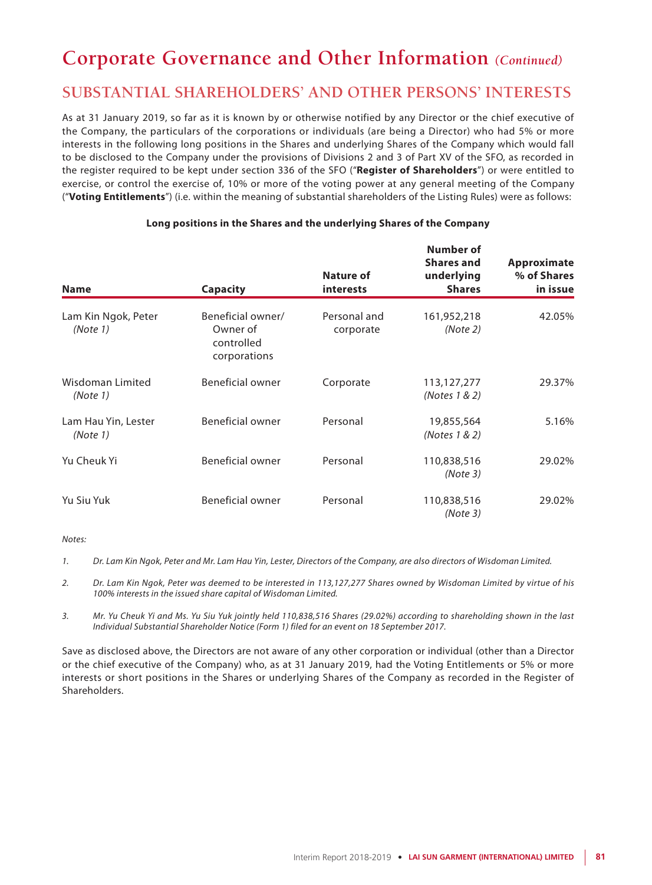# Corporate Governance and Other Information *(Continued)*

## SUBSTANTIAL SHAREHOLDERS' AND OTHER PERSONS' INTERESTS

As at 31 January 2019, so far as it is known by or otherwise notified by any Director or the chief executive of the Company, the particulars of the corporations or individuals (are being a Director) who had 5% or more interests in the following long positions in the Shares and underlying Shares of the Company which would fall to be disclosed to the Company under the provisions of Divisions 2 and 3 of Part XV of the SFO, as recorded in the register required to be kept under section 336 of the SFO ("**Register of Shareholders**") or were entitled to exercise, or control the exercise of, 10% or more of the voting power at any general meeting of the Company ("**Voting Entitlements**") (i.e. within the meaning of substantial shareholders of the Listing Rules) were as follows:

**Long positions in the Shares and the underlying Shares of the Company**

| Name | Capacity | Nature of interests | Number of Shares and underlying Shares | Approximate % of Shares in issue |
|---|---|---|---|---|
| Lam Kin Ngok, Peter *(Note 1)* | Beneficial owner/ Owner of controlled corporations | Personal and corporate | 161,952,218 *(Note 2)* | 42.05% |
| Wisdoman Limited *(Note 1)* | Beneficial owner | Corporate | 113,127,277 *(Notes 1 & 2)* | 29.37% |
| Lam Hau Yin, Lester *(Note 1)* | Beneficial owner | Personal | 19,855,564 *(Notes 1 & 2)* | 5.16% |
| Yu Cheuk Yi | Beneficial owner | Personal | 110,838,516 *(Note 3)* | 29.02% |
| Yu Siu Yuk | Beneficial owner | Personal | 110,838,516 *(Note 3)* | 29.02% |

*Notes:*

1. *Dr. Lam Kin Ngok, Peter and Mr. Lam Hau Yin, Lester, Directors of the Company, are also directors of Wisdoman Limited.*
2. *Dr. Lam Kin Ngok, Peter was deemed to be interested in 113,127,277 Shares owned by Wisdoman Limited by virtue of his 100% interests in the issued share capital of Wisdoman Limited.*
3. *Mr. Yu Cheuk Yi and Ms. Yu Siu Yuk jointly held 110,838,516 Shares (29.02%) according to shareholding shown in the last Individual Substantial Shareholder Notice (Form 1) filed for an event on 18 September 2017.*

Save as disclosed above, the Directors are not aware of any other corporation or individual (other than a Director or the chief executive of the Company) who, as at 31 January 2019, had the Voting Entitlements or 5% or more interests or short positions in the Shares or underlying Shares of the Company as recorded in the Register of Shareholders.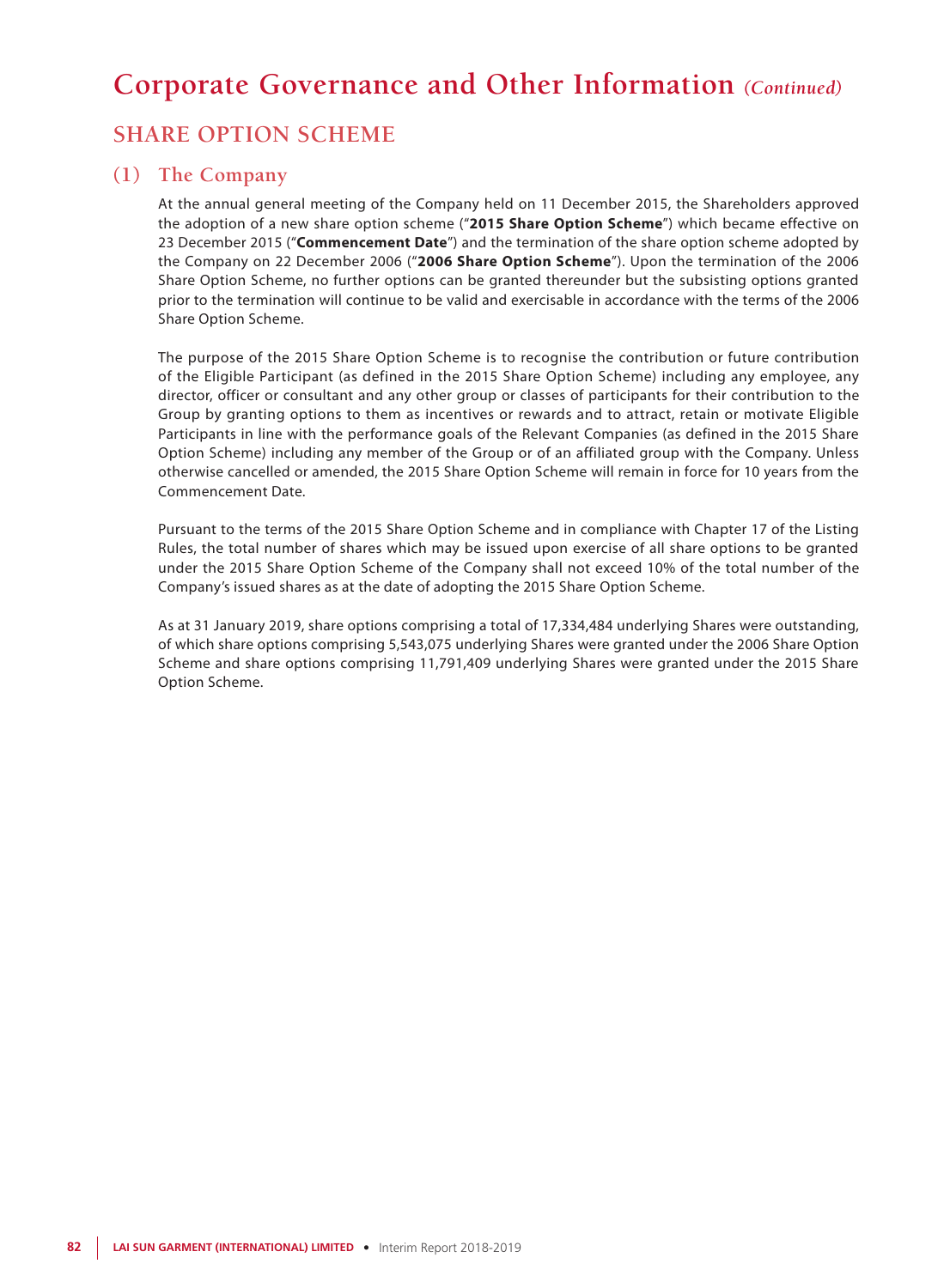# Corporate Governance and Other Information *(Continued)*

## SHARE OPTION SCHEME

### (1) The Company

At the annual general meeting of the Company held on 11 December 2015, the Shareholders approved the adoption of a new share option scheme ("**2015 Share Option Scheme**") which became effective on 23 December 2015 ("**Commencement Date**") and the termination of the share option scheme adopted by the Company on 22 December 2006 ("**2006 Share Option Scheme**"). Upon the termination of the 2006 Share Option Scheme, no further options can be granted thereunder but the subsisting options granted prior to the termination will continue to be valid and exercisable in accordance with the terms of the 2006 Share Option Scheme.

The purpose of the 2015 Share Option Scheme is to recognise the contribution or future contribution of the Eligible Participant (as defined in the 2015 Share Option Scheme) including any employee, any director, officer or consultant and any other group or classes of participants for their contribution to the Group by granting options to them as incentives or rewards and to attract, retain or motivate Eligible Participants in line with the performance goals of the Relevant Companies (as defined in the 2015 Share Option Scheme) including any member of the Group or of an affiliated group with the Company. Unless otherwise cancelled or amended, the 2015 Share Option Scheme will remain in force for 10 years from the Commencement Date.

Pursuant to the terms of the 2015 Share Option Scheme and in compliance with Chapter 17 of the Listing Rules, the total number of shares which may be issued upon exercise of all share options to be granted under the 2015 Share Option Scheme of the Company shall not exceed 10% of the total number of the Company's issued shares as at the date of adopting the 2015 Share Option Scheme.

As at 31 January 2019, share options comprising a total of 17,334,484 underlying Shares were outstanding, of which share options comprising 5,543,075 underlying Shares were granted under the 2006 Share Option Scheme and share options comprising 11,791,409 underlying Shares were granted under the 2015 Share Option Scheme.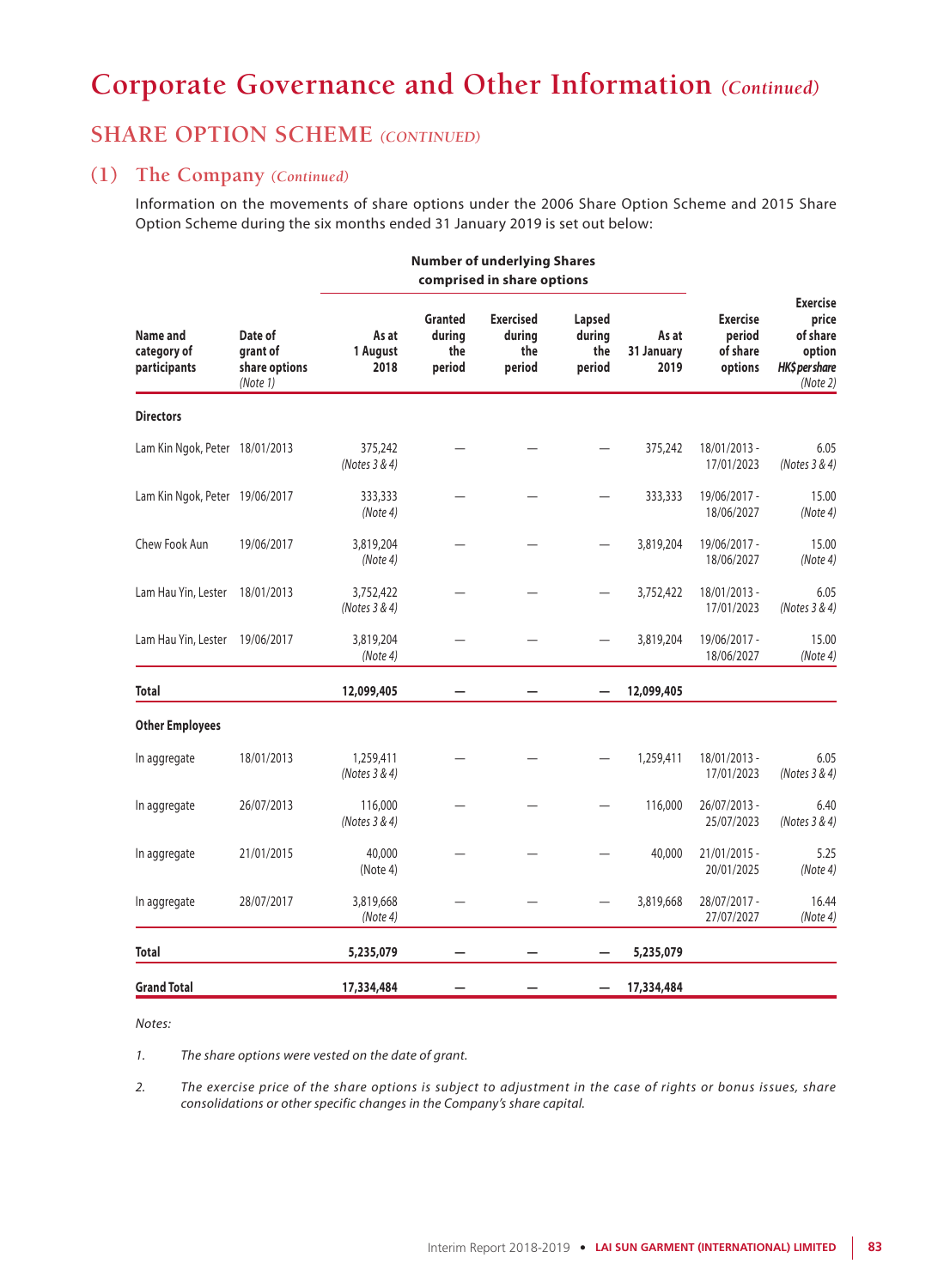# Corporate Governance and Other Information *(Continued)*

## SHARE OPTION SCHEME *(CONTINUED)*

### (1) The Company *(Continued)*

Information on the movements of share options under the 2006 Share Option Scheme and 2015 Share Option Scheme during the six months ended 31 January 2019 is set out below:

| Name and category of participants | Date of grant of share options *(Note 1)* | Number of underlying Shares comprised in share options | | | | | Exercise period of share options | Exercise price of share option *HK$ per share* *(Note 2)* |
|---|---|---|---|---|---|---|---|---|
| | | As at 1 August 2018 | Granted during the period | Exercised during the period | Lapsed during the period | As at 31 January 2019 | | |
| **Directors** | | | | | | | | |
| Lam Kin Ngok, Peter | 18/01/2013 | 375,242 *(Notes 3 & 4)* | — | — | — | 375,242 | 18/01/2013 - 17/01/2023 | 6.05 *(Notes 3 & 4)* |
| Lam Kin Ngok, Peter | 19/06/2017 | 333,333 *(Note 4)* | — | — | — | 333,333 | 19/06/2017 - 18/06/2027 | 15.00 *(Note 4)* |
| Chew Fook Aun | 19/06/2017 | 3,819,204 *(Note 4)* | — | — | — | 3,819,204 | 19/06/2017 - 18/06/2027 | 15.00 *(Note 4)* |
| Lam Hau Yin, Lester | 18/01/2013 | 3,752,422 *(Notes 3 & 4)* | — | — | — | 3,752,422 | 18/01/2013 - 17/01/2023 | 6.05 *(Notes 3 & 4)* |
| Lam Hau Yin, Lester | 19/06/2017 | 3,819,204 *(Note 4)* | — | — | — | 3,819,204 | 19/06/2017 - 18/06/2027 | 15.00 *(Note 4)* |
| **Total** | | **12,099,405** | **—** | **—** | **—** | **12,099,405** | | |
| **Other Employees** | | | | | | | | |
| In aggregate | 18/01/2013 | 1,259,411 *(Notes 3 & 4)* | — | — | — | 1,259,411 | 18/01/2013 - 17/01/2023 | 6.05 *(Notes 3 & 4)* |
| In aggregate | 26/07/2013 | 116,000 *(Notes 3 & 4)* | — | — | — | 116,000 | 26/07/2013 - 25/07/2023 | 6.40 *(Notes 3 & 4)* |
| In aggregate | 21/01/2015 | 40,000 (Note 4) | — | — | — | 40,000 | 21/01/2015 - 20/01/2025 | 5.25 *(Note 4)* |
| In aggregate | 28/07/2017 | 3,819,668 *(Note 4)* | — | — | — | 3,819,668 | 28/07/2017 - 27/07/2027 | 16.44 *(Note 4)* |
| **Total** | | **5,235,079** | **—** | **—** | **—** | **5,235,079** | | |
| **Grand Total** | | **17,334,484** | **—** | **—** | **—** | **17,334,484** | | |

*Notes:*

1. *The share options were vested on the date of grant.*

2. *The exercise price of the share options is subject to adjustment in the case of rights or bonus issues, share consolidations or other specific changes in the Company's share capital.*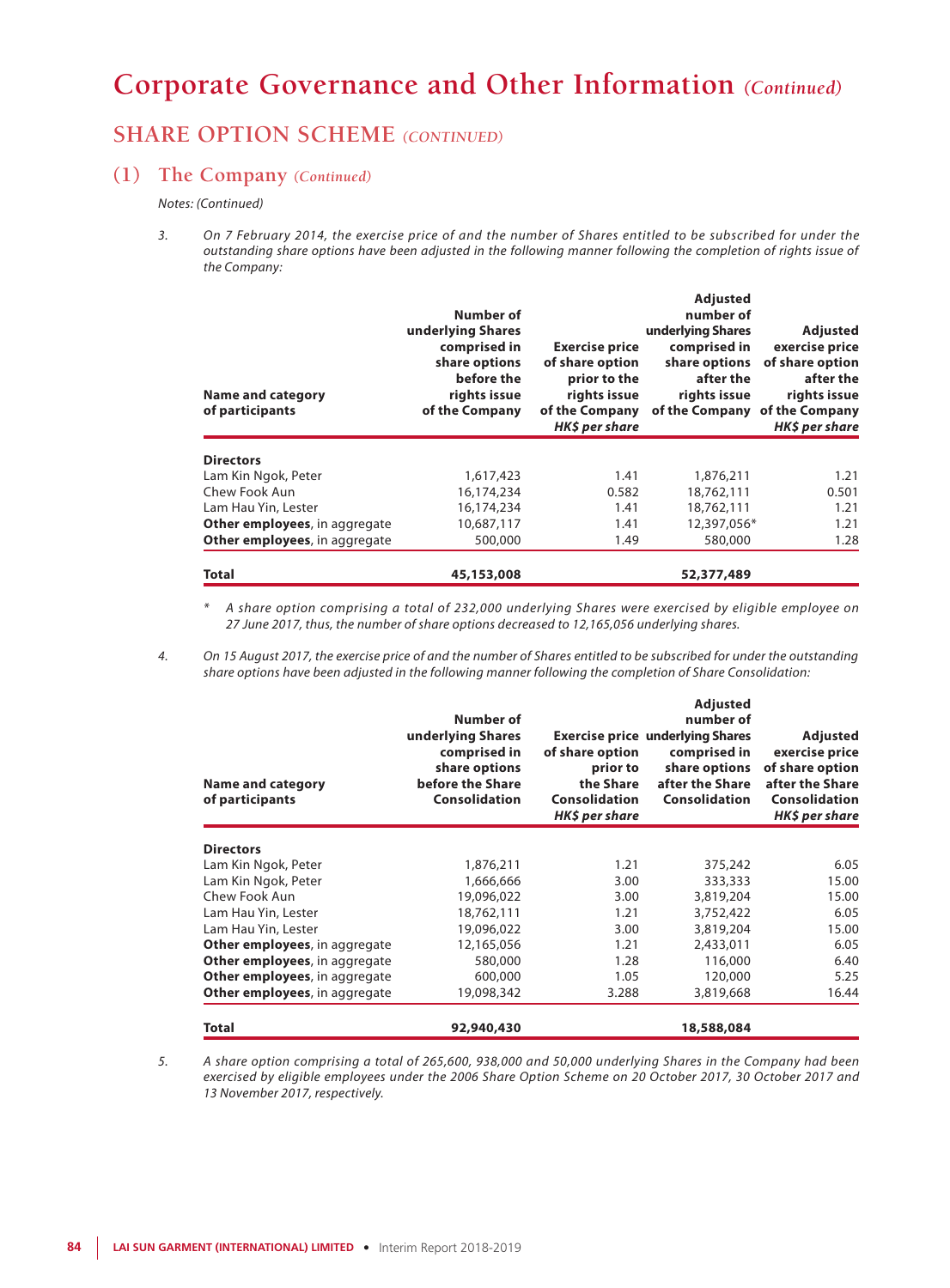# Corporate Governance and Other Information *(Continued)*

## SHARE OPTION SCHEME *(CONTINUED)*

### (1) The Company *(Continued)*

*Notes: (Continued)*

3. *On 7 February 2014, the exercise price of and the number of Shares entitled to be subscribed for under the outstanding share options have been adjusted in the following manner following the completion of rights issue of the Company:*

| Name and category of participants | Number of underlying Shares comprised in share options before the rights issue of the Company | Exercise price of share option prior to the rights issue of the Company *HK$ per share* | Adjusted number of underlying Shares comprised in share options after the rights issue of the Company | Adjusted exercise price of share option after the rights issue of the Company *HK$ per share* |
|---|---|---|---|---|
| **Directors** | | | | |
| Lam Kin Ngok, Peter | 1,617,423 | 1.41 | 1,876,211 | 1.21 |
| Chew Fook Aun | 16,174,234 | 0.582 | 18,762,111 | 0.501 |
| Lam Hau Yin, Lester | 16,174,234 | 1.41 | 18,762,111 | 1.21 |
| **Other employees**, in aggregate | 10,687,117 | 1.41 | 12,397,056* | 1.21 |
| **Other employees**, in aggregate | 500,000 | 1.49 | 580,000 | 1.28 |
| **Total** | **45,153,008** | | **52,377,489** | |

\* *A share option comprising a total of 232,000 underlying Shares were exercised by eligible employee on 27 June 2017, thus, the number of share options decreased to 12,165,056 underlying shares.*

4. *On 15 August 2017, the exercise price of and the number of Shares entitled to be subscribed for under the outstanding share options have been adjusted in the following manner following the completion of Share Consolidation:*

| Name and category of participants | Number of underlying Shares comprised in share options before the Share Consolidation | Exercise price of share option prior to the Share Consolidation *HK$ per share* | Adjusted number of underlying Shares comprised in share options after the Share Consolidation | Adjusted exercise price of share option after the Share Consolidation *HK$ per share* |
|---|---|---|---|---|
| **Directors** | | | | |
| Lam Kin Ngok, Peter | 1,876,211 | 1.21 | 375,242 | 6.05 |
| Lam Kin Ngok, Peter | 1,666,666 | 3.00 | 333,333 | 15.00 |
| Chew Fook Aun | 19,096,022 | 3.00 | 3,819,204 | 15.00 |
| Lam Hau Yin, Lester | 18,762,111 | 1.21 | 3,752,422 | 6.05 |
| Lam Hau Yin, Lester | 19,096,022 | 3.00 | 3,819,204 | 15.00 |
| **Other employees**, in aggregate | 12,165,056 | 1.21 | 2,433,011 | 6.05 |
| **Other employees**, in aggregate | 580,000 | 1.28 | 116,000 | 6.40 |
| **Other employees**, in aggregate | 600,000 | 1.05 | 120,000 | 5.25 |
| **Other employees**, in aggregate | 19,098,342 | 3.288 | 3,819,668 | 16.44 |
| **Total** | **92,940,430** | | **18,588,084** | |

5. *A share option comprising a total of 265,600, 938,000 and 50,000 underlying Shares in the Company had been exercised by eligible employees under the 2006 Share Option Scheme on 20 October 2017, 30 October 2017 and 13 November 2017, respectively.*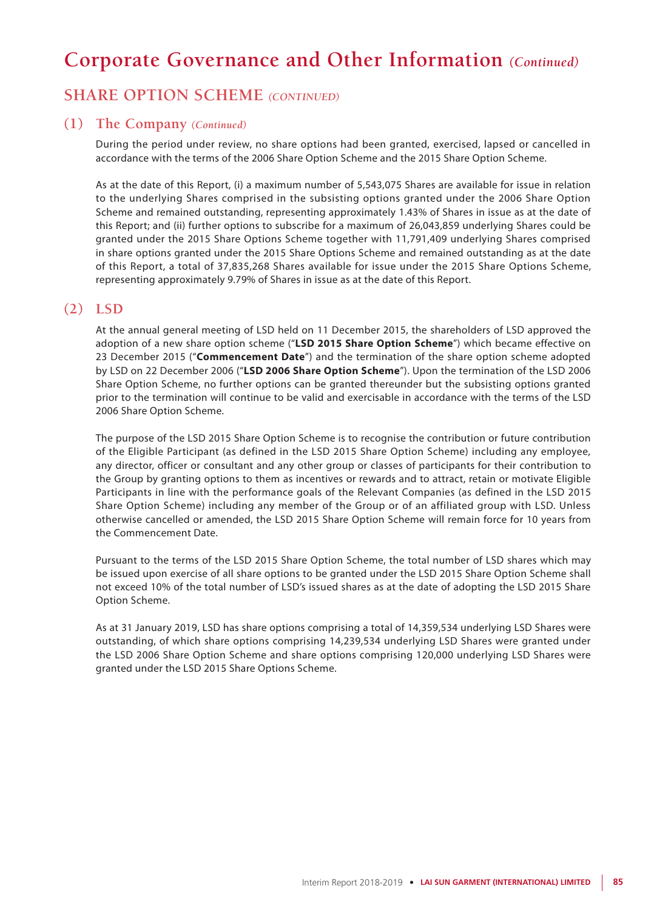# Corporate Governance and Other Information *(Continued)*

## SHARE OPTION SCHEME *(CONTINUED)*

### (1) The Company *(Continued)*

During the period under review, no share options had been granted, exercised, lapsed or cancelled in accordance with the terms of the 2006 Share Option Scheme and the 2015 Share Option Scheme.

As at the date of this Report, (i) a maximum number of 5,543,075 Shares are available for issue in relation to the underlying Shares comprised in the subsisting options granted under the 2006 Share Option Scheme and remained outstanding, representing approximately 1.43% of Shares in issue as at the date of this Report; and (ii) further options to subscribe for a maximum of 26,043,859 underlying Shares could be granted under the 2015 Share Options Scheme together with 11,791,409 underlying Shares comprised in share options granted under the 2015 Share Options Scheme and remained outstanding as at the date of this Report, a total of 37,835,268 Shares available for issue under the 2015 Share Options Scheme, representing approximately 9.79% of Shares in issue as at the date of this Report.

### (2) LSD

At the annual general meeting of LSD held on 11 December 2015, the shareholders of LSD approved the adoption of a new share option scheme ("**LSD 2015 Share Option Scheme**") which became effective on 23 December 2015 ("**Commencement Date**") and the termination of the share option scheme adopted by LSD on 22 December 2006 ("**LSD 2006 Share Option Scheme**"). Upon the termination of the LSD 2006 Share Option Scheme, no further options can be granted thereunder but the subsisting options granted prior to the termination will continue to be valid and exercisable in accordance with the terms of the LSD 2006 Share Option Scheme.

The purpose of the LSD 2015 Share Option Scheme is to recognise the contribution or future contribution of the Eligible Participant (as defined in the LSD 2015 Share Option Scheme) including any employee, any director, officer or consultant and any other group or classes of participants for their contribution to the Group by granting options to them as incentives or rewards and to attract, retain or motivate Eligible Participants in line with the performance goals of the Relevant Companies (as defined in the LSD 2015 Share Option Scheme) including any member of the Group or of an affiliated group with LSD. Unless otherwise cancelled or amended, the LSD 2015 Share Option Scheme will remain force for 10 years from the Commencement Date.

Pursuant to the terms of the LSD 2015 Share Option Scheme, the total number of LSD shares which may be issued upon exercise of all share options to be granted under the LSD 2015 Share Option Scheme shall not exceed 10% of the total number of LSD's issued shares as at the date of adopting the LSD 2015 Share Option Scheme.

As at 31 January 2019, LSD has share options comprising a total of 14,359,534 underlying LSD Shares were outstanding, of which share options comprising 14,239,534 underlying LSD Shares were granted under the LSD 2006 Share Option Scheme and share options comprising 120,000 underlying LSD Shares were granted under the LSD 2015 Share Options Scheme.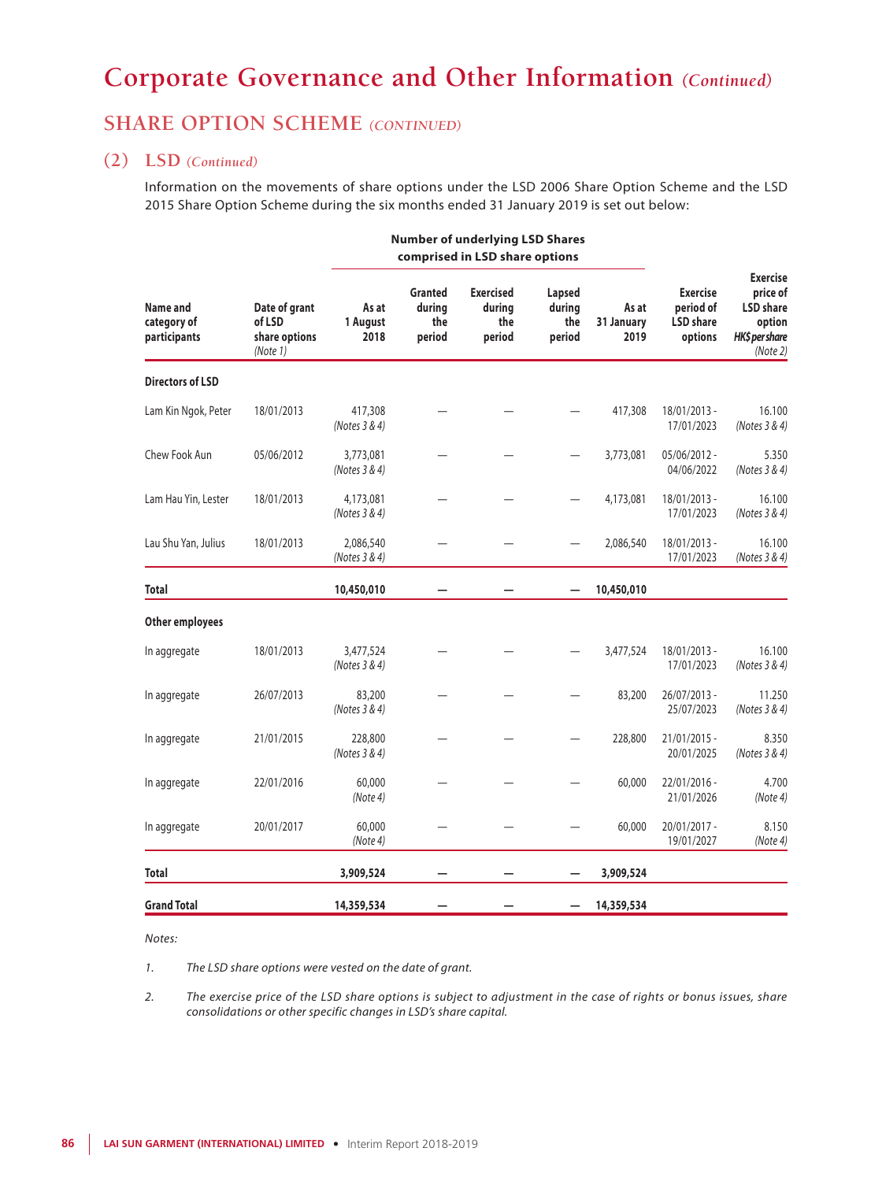# Corporate Governance and Other Information *(Continued)*

## SHARE OPTION SCHEME *(CONTINUED)*

### (2) LSD *(Continued)*

Information on the movements of share options under the LSD 2006 Share Option Scheme and the LSD 2015 Share Option Scheme during the six months ended 31 January 2019 is set out below:

| Name and category of participants | Date of grant of LSD share options *(Note 1)* | Number of underlying LSD Shares comprised in LSD share options | | | | | Exercise period of LSD share options | Exercise price of LSD share option *HK$ per share* *(Note 2)* |
|---|---|---|---|---|---|---|---|---|
| | | As at 1 August 2018 | Granted during the period | Exercised during the period | Lapsed during the period | As at 31 January 2019 | | |
| **Directors of LSD** | | | | | | | | |
| Lam Kin Ngok, Peter | 18/01/2013 | 417,308 *(Notes 3 & 4)* | — | — | — | 417,308 | 18/01/2013 - 17/01/2023 | 16.100 *(Notes 3 & 4)* |
| Chew Fook Aun | 05/06/2012 | 3,773,081 *(Notes 3 & 4)* | — | — | — | 3,773,081 | 05/06/2012 - 04/06/2022 | 5.350 *(Notes 3 & 4)* |
| Lam Hau Yin, Lester | 18/01/2013 | 4,173,081 *(Notes 3 & 4)* | — | — | — | 4,173,081 | 18/01/2013 - 17/01/2023 | 16.100 *(Notes 3 & 4)* |
| Lau Shu Yan, Julius | 18/01/2013 | 2,086,540 *(Notes 3 & 4)* | — | — | — | 2,086,540 | 18/01/2013 - 17/01/2023 | 16.100 *(Notes 3 & 4)* |
| **Total** | | **10,450,010** | **—** | **—** | **—** | **10,450,010** | | |
| **Other employees** | | | | | | | | |
| In aggregate | 18/01/2013 | 3,477,524 *(Notes 3 & 4)* | — | — | — | 3,477,524 | 18/01/2013 - 17/01/2023 | 16.100 *(Notes 3 & 4)* |
| In aggregate | 26/07/2013 | 83,200 *(Notes 3 & 4)* | — | — | — | 83,200 | 26/07/2013 - 25/07/2023 | 11.250 *(Notes 3 & 4)* |
| In aggregate | 21/01/2015 | 228,800 *(Notes 3 & 4)* | — | — | — | 228,800 | 21/01/2015 - 20/01/2025 | 8.350 *(Notes 3 & 4)* |
| In aggregate | 22/01/2016 | 60,000 *(Note 4)* | — | — | — | 60,000 | 22/01/2016 - 21/01/2026 | 4.700 *(Note 4)* |
| In aggregate | 20/01/2017 | 60,000 *(Note 4)* | — | — | — | 60,000 | 20/01/2017 - 19/01/2027 | 8.150 *(Note 4)* |
| **Total** | | **3,909,524** | **—** | **—** | **—** | **3,909,524** | | |
| **Grand Total** | | **14,359,534** | **—** | **—** | **—** | **14,359,534** | | |

*Notes:*

1. *The LSD share options were vested on the date of grant.*

2. *The exercise price of the LSD share options is subject to adjustment in the case of rights or bonus issues, share consolidations or other specific changes in LSD's share capital.*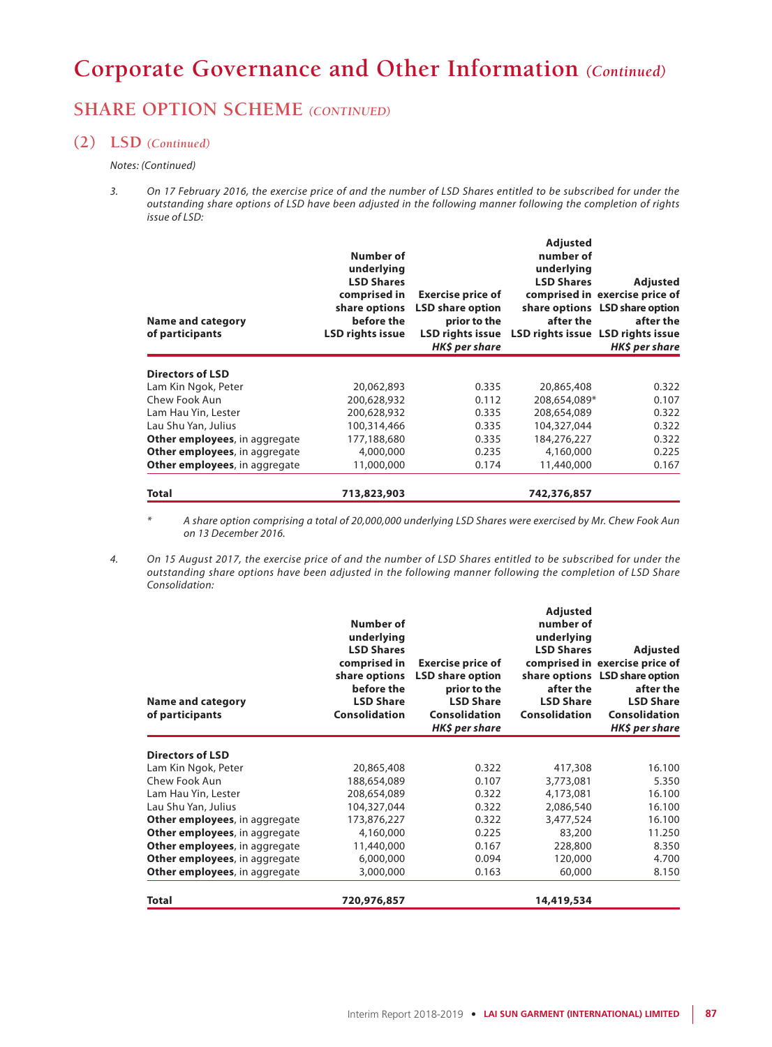# Corporate Governance and Other Information *(Continued)*

## SHARE OPTION SCHEME *(CONTINUED)*

### (2) LSD *(Continued)*

*Notes: (Continued)*

3. *On 17 February 2016, the exercise price of and the number of LSD Shares entitled to be subscribed for under the outstanding share options of LSD have been adjusted in the following manner following the completion of rights issue of LSD:*

| Name and category of participants | Number of underlying LSD Shares comprised in share options before the LSD rights issue | Exercise price of LSD share option prior to the LSD rights issue *HK$ per share* | Adjusted number of underlying LSD Shares comprised in share options after the LSD rights issue | Adjusted exercise price of LSD share option after the LSD rights issue *HK$ per share* |
|---|---|---|---|---|
| **Directors of LSD** | | | | |
| Lam Kin Ngok, Peter | 20,062,893 | 0.335 | 20,865,408 | 0.322 |
| Chew Fook Aun | 200,628,932 | 0.112 | 208,654,089* | 0.107 |
| Lam Hau Yin, Lester | 200,628,932 | 0.335 | 208,654,089 | 0.322 |
| Lau Shu Yan, Julius | 100,314,466 | 0.335 | 104,327,044 | 0.322 |
| **Other employees**, in aggregate | 177,188,680 | 0.335 | 184,276,227 | 0.322 |
| **Other employees**, in aggregate | 4,000,000 | 0.235 | 4,160,000 | 0.225 |
| **Other employees**, in aggregate | 11,000,000 | 0.174 | 11,440,000 | 0.167 |
| **Total** | **713,823,903** | | **742,376,857** | |

\* *A share option comprising a total of 20,000,000 underlying LSD Shares were exercised by Mr. Chew Fook Aun on 13 December 2016.*

4. *On 15 August 2017, the exercise price of and the number of LSD Shares entitled to be subscribed for under the outstanding share options have been adjusted in the following manner following the completion of LSD Share Consolidation:*

| Name and category of participants | Number of underlying LSD Shares comprised in share options before the LSD Share Consolidation | Exercise price of LSD share option prior to the LSD Share Consolidation *HK$ per share* | Adjusted number of underlying LSD Shares comprised in share options after the LSD Share Consolidation | Adjusted exercise price of LSD share option after the LSD Share Consolidation *HK$ per share* |
|---|---|---|---|---|
| **Directors of LSD** | | | | |
| Lam Kin Ngok, Peter | 20,865,408 | 0.322 | 417,308 | 16.100 |
| Chew Fook Aun | 188,654,089 | 0.107 | 3,773,081 | 5.350 |
| Lam Hau Yin, Lester | 208,654,089 | 0.322 | 4,173,081 | 16.100 |
| Lau Shu Yan, Julius | 104,327,044 | 0.322 | 2,086,540 | 16.100 |
| **Other employees**, in aggregate | 173,876,227 | 0.322 | 3,477,524 | 16.100 |
| **Other employees**, in aggregate | 4,160,000 | 0.225 | 83,200 | 11.250 |
| **Other employees**, in aggregate | 11,440,000 | 0.167 | 228,800 | 8.350 |
| **Other employees**, in aggregate | 6,000,000 | 0.094 | 120,000 | 4.700 |
| **Other employees**, in aggregate | 3,000,000 | 0.163 | 60,000 | 8.150 |
| **Total** | **720,976,857** | | **14,419,534** | |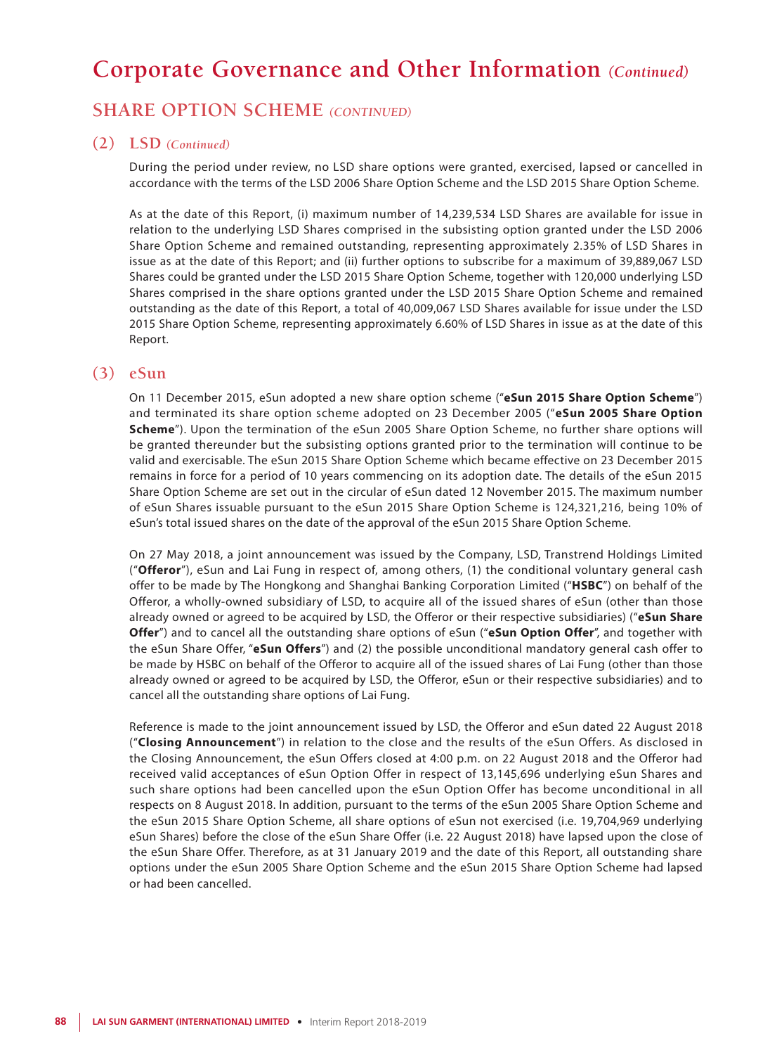# Corporate Governance and Other Information *(Continued)*

## SHARE OPTION SCHEME *(CONTINUED)*

### (2) LSD *(Continued)*

During the period under review, no LSD share options were granted, exercised, lapsed or cancelled in accordance with the terms of the LSD 2006 Share Option Scheme and the LSD 2015 Share Option Scheme.

As at the date of this Report, (i) maximum number of 14,239,534 LSD Shares are available for issue in relation to the underlying LSD Shares comprised in the subsisting option granted under the LSD 2006 Share Option Scheme and remained outstanding, representing approximately 2.35% of LSD Shares in issue as at the date of this Report; and (ii) further options to subscribe for a maximum of 39,889,067 LSD Shares could be granted under the LSD 2015 Share Option Scheme, together with 120,000 underlying LSD Shares comprised in the share options granted under the LSD 2015 Share Option Scheme and remained outstanding as the date of this Report, a total of 40,009,067 LSD Shares available for issue under the LSD 2015 Share Option Scheme, representing approximately 6.60% of LSD Shares in issue as at the date of this Report.

### (3) eSun

On 11 December 2015, eSun adopted a new share option scheme ("**eSun 2015 Share Option Scheme**") and terminated its share option scheme adopted on 23 December 2005 ("**eSun 2005 Share Option Scheme**"). Upon the termination of the eSun 2005 Share Option Scheme, no further share options will be granted thereunder but the subsisting options granted prior to the termination will continue to be valid and exercisable. The eSun 2015 Share Option Scheme which became effective on 23 December 2015 remains in force for a period of 10 years commencing on its adoption date. The details of the eSun 2015 Share Option Scheme are set out in the circular of eSun dated 12 November 2015. The maximum number of eSun Shares issuable pursuant to the eSun 2015 Share Option Scheme is 124,321,216, being 10% of eSun's total issued shares on the date of the approval of the eSun 2015 Share Option Scheme.

On 27 May 2018, a joint announcement was issued by the Company, LSD, Transtrend Holdings Limited ("**Offeror**"), eSun and Lai Fung in respect of, among others, (1) the conditional voluntary general cash offer to be made by The Hongkong and Shanghai Banking Corporation Limited ("**HSBC**") on behalf of the Offeror, a wholly-owned subsidiary of LSD, to acquire all of the issued shares of eSun (other than those already owned or agreed to be acquired by LSD, the Offeror or their respective subsidiaries) ("**eSun Share Offer**") and to cancel all the outstanding share options of eSun ("**eSun Option Offer**", and together with the eSun Share Offer, "**eSun Offers**") and (2) the possible unconditional mandatory general cash offer to be made by HSBC on behalf of the Offeror to acquire all of the issued shares of Lai Fung (other than those already owned or agreed to be acquired by LSD, the Offeror, eSun or their respective subsidiaries) and to cancel all the outstanding share options of Lai Fung.

Reference is made to the joint announcement issued by LSD, the Offeror and eSun dated 22 August 2018 ("**Closing Announcement**") in relation to the close and the results of the eSun Offers. As disclosed in the Closing Announcement, the eSun Offers closed at 4:00 p.m. on 22 August 2018 and the Offeror had received valid acceptances of eSun Option Offer in respect of 13,145,696 underlying eSun Shares and such share options had been cancelled upon the eSun Option Offer has become unconditional in all respects on 8 August 2018. In addition, pursuant to the terms of the eSun 2005 Share Option Scheme and the eSun 2015 Share Option Scheme, all share options of eSun not exercised (i.e. 19,704,969 underlying eSun Shares) before the close of the eSun Share Offer (i.e. 22 August 2018) have lapsed upon the close of the eSun Share Offer. Therefore, as at 31 January 2019 and the date of this Report, all outstanding share options under the eSun 2005 Share Option Scheme and the eSun 2015 Share Option Scheme had lapsed or had been cancelled.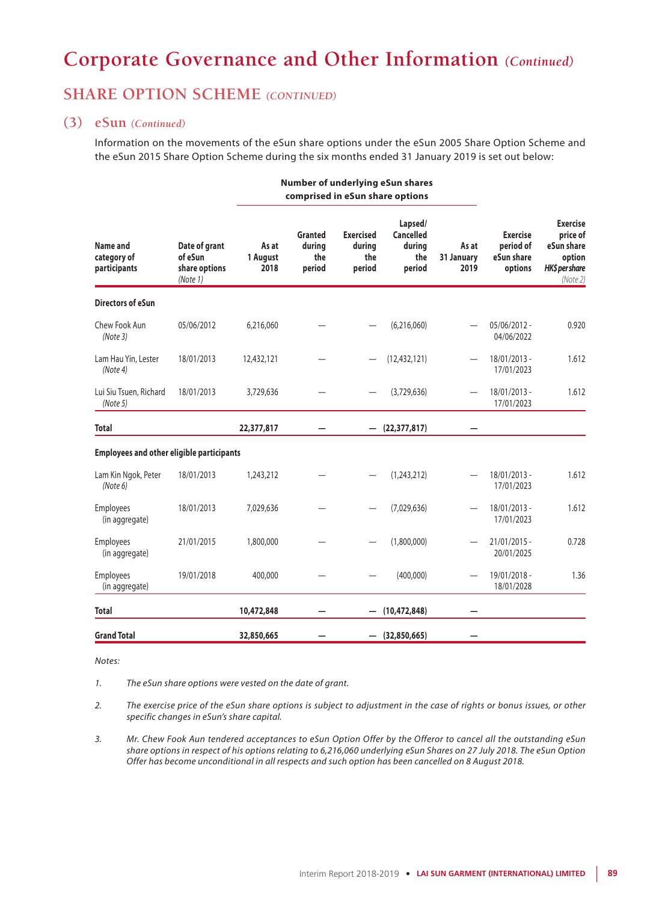# Corporate Governance and Other Information *(Continued)*

## SHARE OPTION SCHEME *(CONTINUED)*

### (3) eSun *(Continued)*

Information on the movements of the eSun share options under the eSun 2005 Share Option Scheme and the eSun 2015 Share Option Scheme during the six months ended 31 January 2019 is set out below:

| Name and category of participants | Date of grant of eSun share options *(Note 1)* | Number of underlying eSun shares comprised in eSun share options | | | | | Exercise period of eSun share options | Exercise price of eSun share option *HK$ per share* *(Note 2)* |
|---|---|---|---|---|---|---|---|---|
| | | As at 1 August 2018 | Granted during the period | Exercised during the period | Lapsed/ Cancelled during the period | As at 31 January 2019 | | |
| **Directors of eSun** | | | | | | | | |
| Chew Fook Aun *(Note 3)* | 05/06/2012 | 6,216,060 | — | — | (6,216,060) | — | 05/06/2012 - 04/06/2022 | 0.920 |
| Lam Hau Yin, Lester *(Note 4)* | 18/01/2013 | 12,432,121 | — | — | (12,432,121) | — | 18/01/2013 - 17/01/2023 | 1.612 |
| Lui Siu Tsuen, Richard *(Note 5)* | 18/01/2013 | 3,729,636 | — | — | (3,729,636) | — | 18/01/2013 - 17/01/2023 | 1.612 |
| **Total** | | **22,377,817** | **—** | **—** | **(22,377,817)** | **—** | | |
| **Employees and other eligible participants** | | | | | | | | |
| Lam Kin Ngok, Peter *(Note 6)* | 18/01/2013 | 1,243,212 | — | — | (1,243,212) | — | 18/01/2013 - 17/01/2023 | 1.612 |
| Employees (in aggregate) | 18/01/2013 | 7,029,636 | — | — | (7,029,636) | — | 18/01/2013 - 17/01/2023 | 1.612 |
| Employees (in aggregate) | 21/01/2015 | 1,800,000 | — | — | (1,800,000) | — | 21/01/2015 - 20/01/2025 | 0.728 |
| Employees (in aggregate) | 19/01/2018 | 400,000 | — | — | (400,000) | — | 19/01/2018 - 18/01/2028 | 1.36 |
| **Total** | | **10,472,848** | **—** | **—** | **(10,472,848)** | **—** | | |
| **Grand Total** | | **32,850,665** | **—** | **—** | **(32,850,665)** | **—** | | |

*Notes:*

1. *The eSun share options were vested on the date of grant.*
2. *The exercise price of the eSun share options is subject to adjustment in the case of rights or bonus issues, or other specific changes in eSun's share capital.*
3. *Mr. Chew Fook Aun tendered acceptances to eSun Option Offer by the Offeror to cancel all the outstanding eSun share options in respect of his options relating to 6,216,060 underlying eSun Shares on 27 July 2018. The eSun Option Offer has become unconditional in all respects and such option has been cancelled on 8 August 2018.*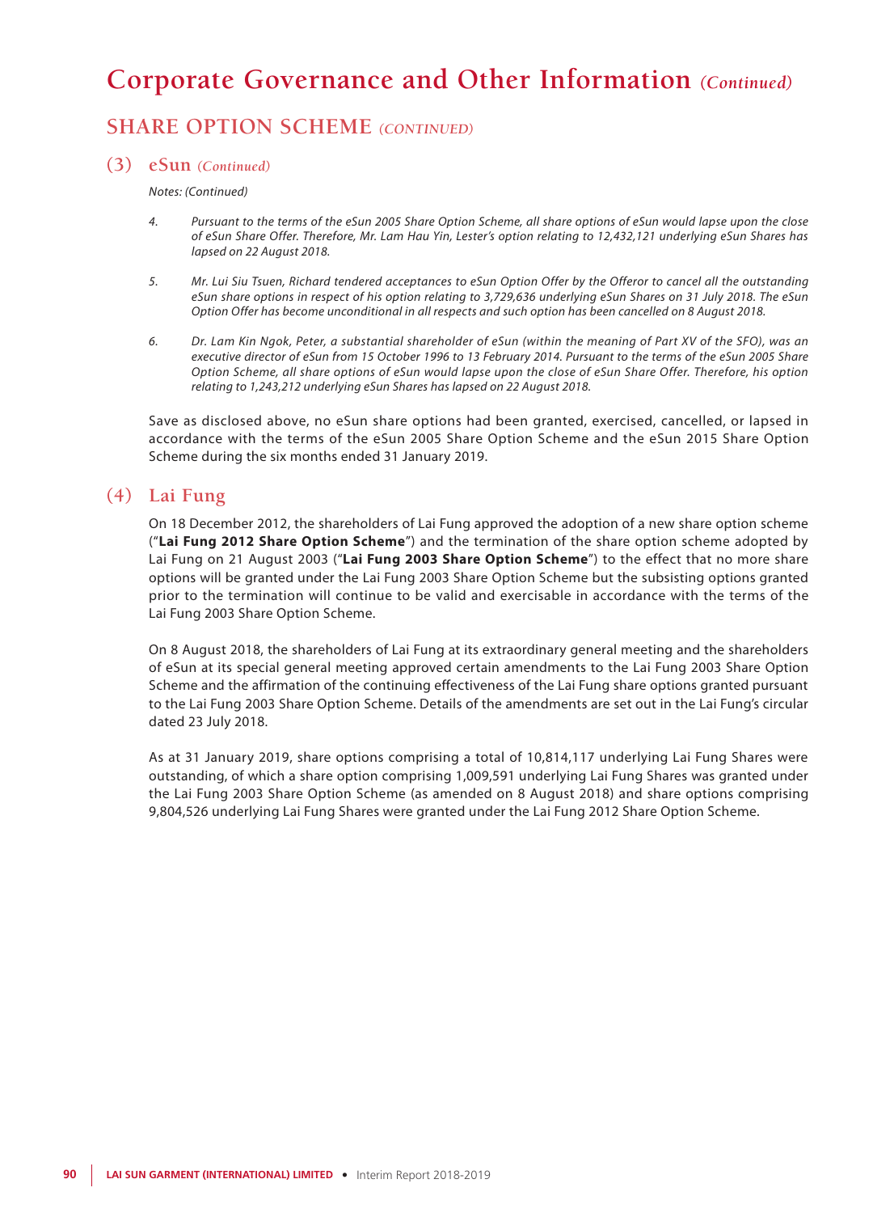# Corporate Governance and Other Information *(Continued)*

## SHARE OPTION SCHEME *(CONTINUED)*

### (3) eSun *(Continued)*

*Notes: (Continued)*

4. *Pursuant to the terms of the eSun 2005 Share Option Scheme, all share options of eSun would lapse upon the close of eSun Share Offer. Therefore, Mr. Lam Hau Yin, Lester's option relating to 12,432,121 underlying eSun Shares has lapsed on 22 August 2018.*

5. *Mr. Lui Siu Tsuen, Richard tendered acceptances to eSun Option Offer by the Offeror to cancel all the outstanding eSun share options in respect of his option relating to 3,729,636 underlying eSun Shares on 31 July 2018. The eSun Option Offer has become unconditional in all respects and such option has been cancelled on 8 August 2018.*

6. *Dr. Lam Kin Ngok, Peter, a substantial shareholder of eSun (within the meaning of Part XV of the SFO), was an executive director of eSun from 15 October 1996 to 13 February 2014. Pursuant to the terms of the eSun 2005 Share Option Scheme, all share options of eSun would lapse upon the close of eSun Share Offer. Therefore, his option relating to 1,243,212 underlying eSun Shares has lapsed on 22 August 2018.*

Save as disclosed above, no eSun share options had been granted, exercised, cancelled, or lapsed in accordance with the terms of the eSun 2005 Share Option Scheme and the eSun 2015 Share Option Scheme during the six months ended 31 January 2019.

### (4) Lai Fung

On 18 December 2012, the shareholders of Lai Fung approved the adoption of a new share option scheme ("**Lai Fung 2012 Share Option Scheme**") and the termination of the share option scheme adopted by Lai Fung on 21 August 2003 ("**Lai Fung 2003 Share Option Scheme**") to the effect that no more share options will be granted under the Lai Fung 2003 Share Option Scheme but the subsisting options granted prior to the termination will continue to be valid and exercisable in accordance with the terms of the Lai Fung 2003 Share Option Scheme.

On 8 August 2018, the shareholders of Lai Fung at its extraordinary general meeting and the shareholders of eSun at its special general meeting approved certain amendments to the Lai Fung 2003 Share Option Scheme and the affirmation of the continuing effectiveness of the Lai Fung share options granted pursuant to the Lai Fung 2003 Share Option Scheme. Details of the amendments are set out in the Lai Fung's circular dated 23 July 2018.

As at 31 January 2019, share options comprising a total of 10,814,117 underlying Lai Fung Shares were outstanding, of which a share option comprising 1,009,591 underlying Lai Fung Shares was granted under the Lai Fung 2003 Share Option Scheme (as amended on 8 August 2018) and share options comprising 9,804,526 underlying Lai Fung Shares were granted under the Lai Fung 2012 Share Option Scheme.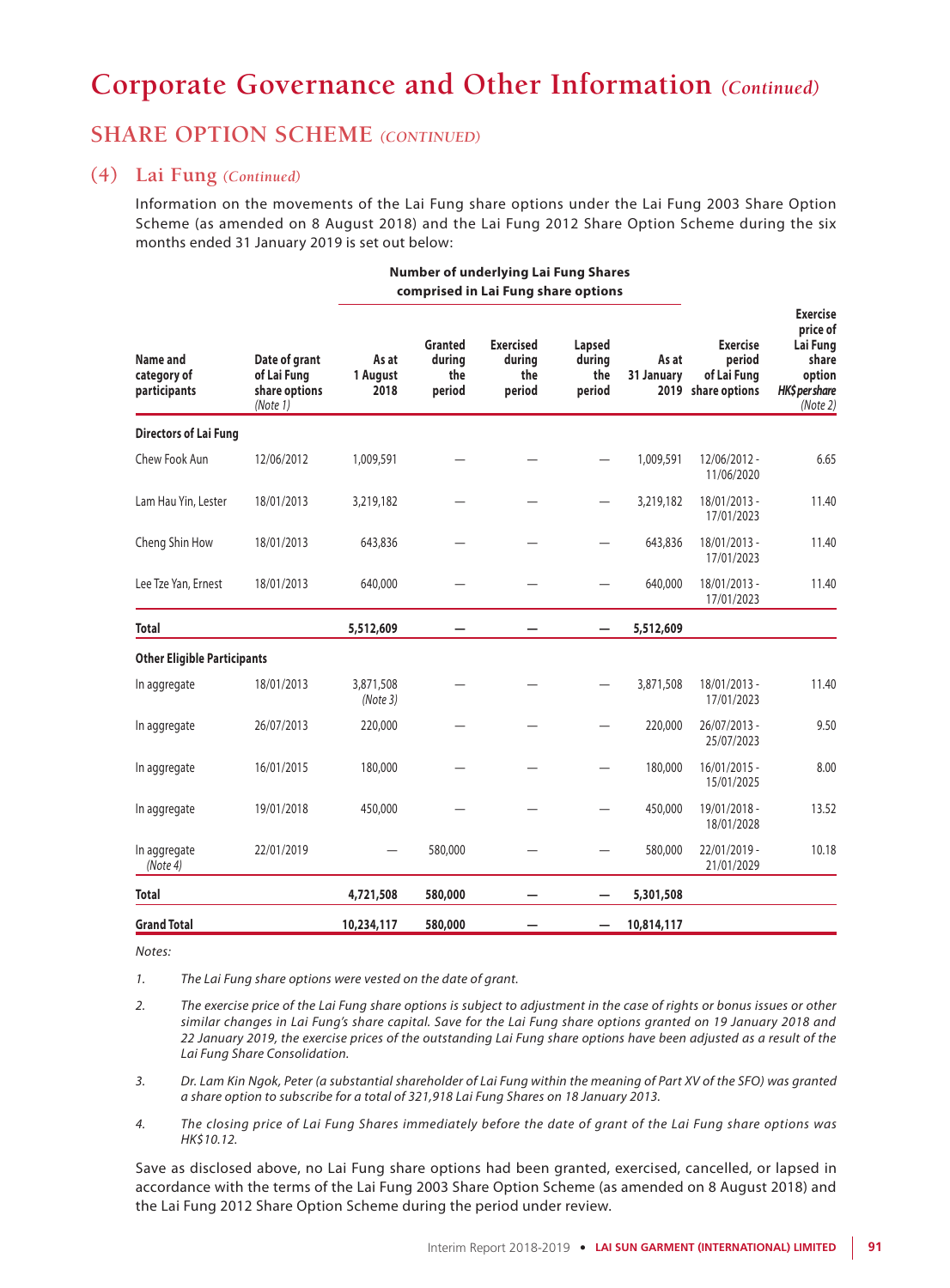# Corporate Governance and Other Information *(Continued)*

## SHARE OPTION SCHEME *(CONTINUED)*

### (4) Lai Fung *(Continued)*

Information on the movements of the Lai Fung share options under the Lai Fung 2003 Share Option Scheme (as amended on 8 August 2018) and the Lai Fung 2012 Share Option Scheme during the six months ended 31 January 2019 is set out below:

| Name and category of participants | Date of grant of Lai Fung share options *(Note 1)* | Number of underlying Lai Fung Shares comprised in Lai Fung share options | | | | | Exercise period of Lai Fung share options | Exercise price of Lai Fung share option *HK$ per share* *(Note 2)* |
|---|---|---|---|---|---|---|---|---|
| | | As at 1 August 2018 | Granted during the period | Exercised during the period | Lapsed during the period | As at 31 January 2019 | | |
| **Directors of Lai Fung** | | | | | | | | |
| Chew Fook Aun | 12/06/2012 | 1,009,591 | — | — | — | 1,009,591 | 12/06/2012 - 11/06/2020 | 6.65 |
| Lam Hau Yin, Lester | 18/01/2013 | 3,219,182 | — | — | — | 3,219,182 | 18/01/2013 - 17/01/2023 | 11.40 |
| Cheng Shin How | 18/01/2013 | 643,836 | — | — | — | 643,836 | 18/01/2013 - 17/01/2023 | 11.40 |
| Lee Tze Yan, Ernest | 18/01/2013 | 640,000 | — | — | — | 640,000 | 18/01/2013 - 17/01/2023 | 11.40 |
| **Total** | | **5,512,609** | **—** | **—** | **—** | **5,512,609** | | |
| **Other Eligible Participants** | | | | | | | | |
| In aggregate | 18/01/2013 | 3,871,508 *(Note 3)* | — | — | — | 3,871,508 | 18/01/2013 - 17/01/2023 | 11.40 |
| In aggregate | 26/07/2013 | 220,000 | — | — | — | 220,000 | 26/07/2013 - 25/07/2023 | 9.50 |
| In aggregate | 16/01/2015 | 180,000 | — | — | — | 180,000 | 16/01/2015 - 15/01/2025 | 8.00 |
| In aggregate | 19/01/2018 | 450,000 | — | — | — | 450,000 | 19/01/2018 - 18/01/2028 | 13.52 |
| In aggregate *(Note 4)* | 22/01/2019 | — | 580,000 | — | — | 580,000 | 22/01/2019 - 21/01/2029 | 10.18 |
| **Total** | | **4,721,508** | **580,000** | **—** | **—** | **5,301,508** | | |
| **Grand Total** | | **10,234,117** | **580,000** | **—** | **—** | **10,814,117** | | |

*Notes:*

1. *The Lai Fung share options were vested on the date of grant.*
2. *The exercise price of the Lai Fung share options is subject to adjustment in the case of rights or bonus issues or other similar changes in Lai Fung's share capital. Save for the Lai Fung share options granted on 19 January 2018 and 22 January 2019, the exercise prices of the outstanding Lai Fung share options have been adjusted as a result of the Lai Fung Share Consolidation.*
3. *Dr. Lam Kin Ngok, Peter (a substantial shareholder of Lai Fung within the meaning of Part XV of the SFO) was granted a share option to subscribe for a total of 321,918 Lai Fung Shares on 18 January 2013.*
4. *The closing price of Lai Fung Shares immediately before the date of grant of the Lai Fung share options was HK$10.12.*

Save as disclosed above, no Lai Fung share options had been granted, exercised, cancelled, or lapsed in accordance with the terms of the Lai Fung 2003 Share Option Scheme (as amended on 8 August 2018) and the Lai Fung 2012 Share Option Scheme during the period under review.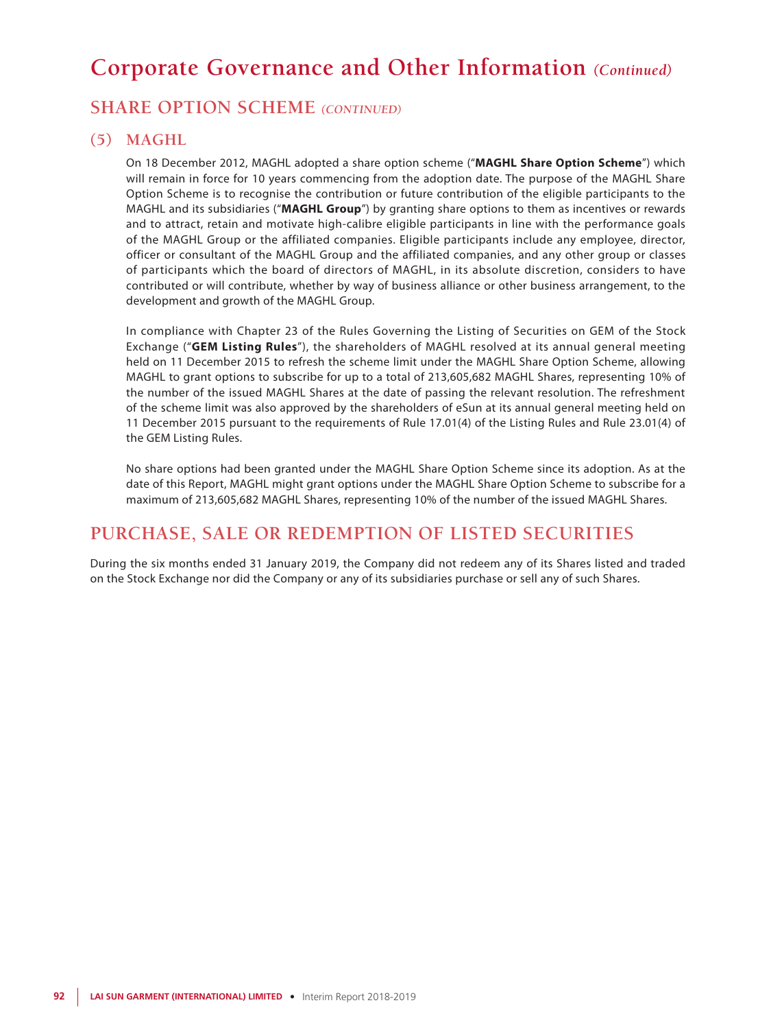# Corporate Governance and Other Information *(Continued)*

## SHARE OPTION SCHEME *(CONTINUED)*

### (5) MAGHL

On 18 December 2012, MAGHL adopted a share option scheme ("**MAGHL Share Option Scheme**") which will remain in force for 10 years commencing from the adoption date. The purpose of the MAGHL Share Option Scheme is to recognise the contribution or future contribution of the eligible participants to the MAGHL and its subsidiaries ("**MAGHL Group**") by granting share options to them as incentives or rewards and to attract, retain and motivate high-calibre eligible participants in line with the performance goals of the MAGHL Group or the affiliated companies. Eligible participants include any employee, director, officer or consultant of the MAGHL Group and the affiliated companies, and any other group or classes of participants which the board of directors of MAGHL, in its absolute discretion, considers to have contributed or will contribute, whether by way of business alliance or other business arrangement, to the development and growth of the MAGHL Group.

In compliance with Chapter 23 of the Rules Governing the Listing of Securities on GEM of the Stock Exchange ("**GEM Listing Rules**"), the shareholders of MAGHL resolved at its annual general meeting held on 11 December 2015 to refresh the scheme limit under the MAGHL Share Option Scheme, allowing MAGHL to grant options to subscribe for up to a total of 213,605,682 MAGHL Shares, representing 10% of the number of the issued MAGHL Shares at the date of passing the relevant resolution. The refreshment of the scheme limit was also approved by the shareholders of eSun at its annual general meeting held on 11 December 2015 pursuant to the requirements of Rule 17.01(4) of the Listing Rules and Rule 23.01(4) of the GEM Listing Rules.

No share options had been granted under the MAGHL Share Option Scheme since its adoption. As at the date of this Report, MAGHL might grant options under the MAGHL Share Option Scheme to subscribe for a maximum of 213,605,682 MAGHL Shares, representing 10% of the number of the issued MAGHL Shares.

## PURCHASE, SALE OR REDEMPTION OF LISTED SECURITIES

During the six months ended 31 January 2019, the Company did not redeem any of its Shares listed and traded on the Stock Exchange nor did the Company or any of its subsidiaries purchase or sell any of such Shares.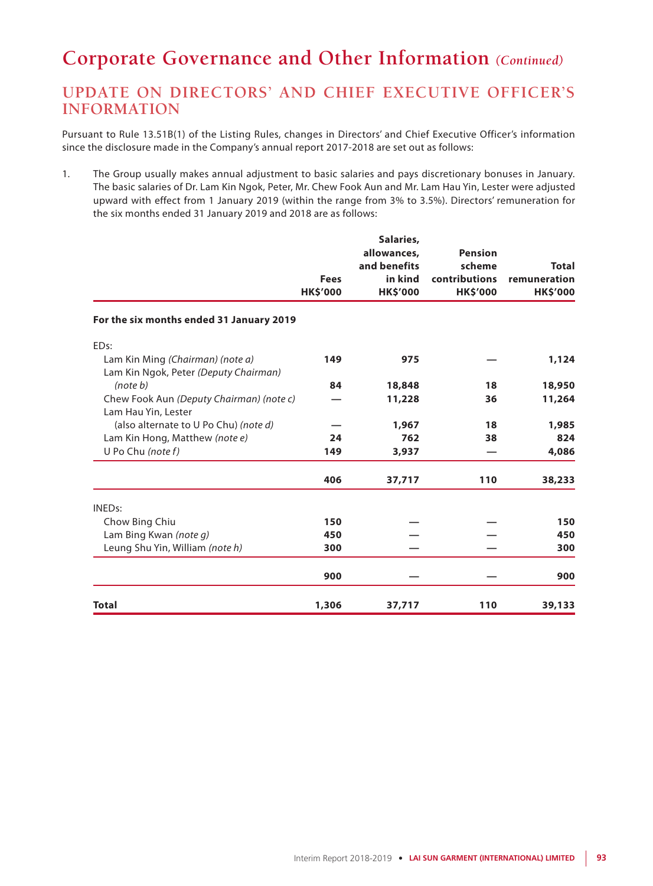# Corporate Governance and Other Information *(Continued)*

## UPDATE ON DIRECTORS' AND CHIEF EXECUTIVE OFFICER'S INFORMATION

Pursuant to Rule 13.51B(1) of the Listing Rules, changes in Directors' and Chief Executive Officer's information since the disclosure made in the Company's annual report 2017-2018 are set out as follows:

1. The Group usually makes annual adjustment to basic salaries and pays discretionary bonuses in January. The basic salaries of Dr. Lam Kin Ngok, Peter, Mr. Chew Fook Aun and Mr. Lam Hau Yin, Lester were adjusted upward with effect from 1 January 2019 (within the range from 3% to 3.5%). Directors' remuneration for the six months ended 31 January 2019 and 2018 are as follows:

| | Fees HK$'000 | Salaries, allowances, and benefits in kind HK$'000 | Pension scheme contributions HK$'000 | Total remuneration HK$'000 |
|---|---|---|---|---|
| **For the six months ended 31 January 2019** | | | | |
| EDs: | | | | |
| Lam Kin Ming *(Chairman) (note a)* | **149** | **975** | **—** | **1,124** |
| Lam Kin Ngok, Peter *(Deputy Chairman) (note b)* | **84** | **18,848** | **18** | **18,950** |
| Chew Fook Aun *(Deputy Chairman) (note c)* | **—** | **11,228** | **36** | **11,264** |
| Lam Hau Yin, Lester (also alternate to U Po Chu) *(note d)* | **—** | **1,967** | **18** | **1,985** |
| Lam Kin Hong, Matthew *(note e)* | **24** | **762** | **38** | **824** |
| U Po Chu *(note f)* | **149** | **3,937** | **—** | **4,086** |
| | **406** | **37,717** | **110** | **38,233** |
| INEDs: | | | | |
| Chow Bing Chiu | **150** | **—** | **—** | **150** |
| Lam Bing Kwan *(note g)* | **450** | **—** | **—** | **450** |
| Leung Shu Yin, William *(note h)* | **300** | **—** | **—** | **300** |
| | **900** | **—** | **—** | **900** |
| **Total** | **1,306** | **37,717** | **110** | **39,133** |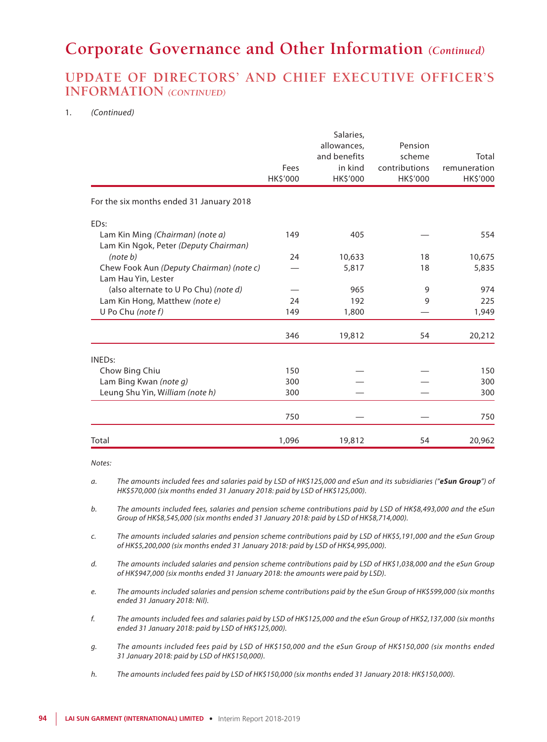# Corporate Governance and Other Information *(Continued)*

## UPDATE OF DIRECTORS' AND CHIEF EXECUTIVE OFFICER'S INFORMATION *(CONTINUED)*

1. *(Continued)*

| | Fees HK$'000 | Salaries, allowances, and benefits in kind HK$'000 | Pension scheme contributions HK$'000 | Total remuneration HK$'000 |
|---|---|---|---|---|
| For the six months ended 31 January 2018 | | | | |
| EDs: | | | | |
| Lam Kin Ming *(Chairman) (note a)* | 149 | 405 | — | 554 |
| Lam Kin Ngok, Peter *(Deputy Chairman) (note b)* | 24 | 10,633 | 18 | 10,675 |
| Chew Fook Aun *(Deputy Chairman) (note c)* | — | 5,817 | 18 | 5,835 |
| Lam Hau Yin, Lester (also alternate to U Po Chu) *(note d)* | — | 965 | 9 | 974 |
| Lam Kin Hong, Matthew *(note e)* | 24 | 192 | 9 | 225 |
| U Po Chu *(note f)* | 149 | 1,800 | — | 1,949 |
| | 346 | 19,812 | 54 | 20,212 |
| INEDs: | | | | |
| Chow Bing Chiu | 150 | — | — | 150 |
| Lam Bing Kwan *(note g)* | 300 | — | — | 300 |
| Leung Shu Yin, William *(note h)* | 300 | — | — | 300 |
| | 750 | — | — | 750 |
| Total | 1,096 | 19,812 | 54 | 20,962 |

*Notes:*

a. *The amounts included fees and salaries paid by LSD of HK$125,000 and eSun and its subsidiaries ("**eSun Group**") of HK$570,000 (six months ended 31 January 2018: paid by LSD of HK$125,000).*

b. *The amounts included fees, salaries and pension scheme contributions paid by LSD of HK$8,493,000 and the eSun Group of HK$8,545,000 (six months ended 31 January 2018: paid by LSD of HK$8,714,000).*

c. *The amounts included salaries and pension scheme contributions paid by LSD of HK$5,191,000 and the eSun Group of HK$5,200,000 (six months ended 31 January 2018: paid by LSD of HK$4,995,000).*

d. *The amounts included salaries and pension scheme contributions paid by LSD of HK$1,038,000 and the eSun Group of HK$947,000 (six months ended 31 January 2018: the amounts were paid by LSD).*

e. *The amounts included salaries and pension scheme contributions paid by the eSun Group of HK$599,000 (six months ended 31 January 2018: Nil).*

f. *The amounts included fees and salaries paid by LSD of HK$125,000 and the eSun Group of HK$2,137,000 (six months ended 31 January 2018: paid by LSD of HK$125,000).*

g. *The amounts included fees paid by LSD of HK$150,000 and the eSun Group of HK$150,000 (six months ended 31 January 2018: paid by LSD of HK$150,000).*

h. *The amounts included fees paid by LSD of HK$150,000 (six months ended 31 January 2018: HK$150,000).*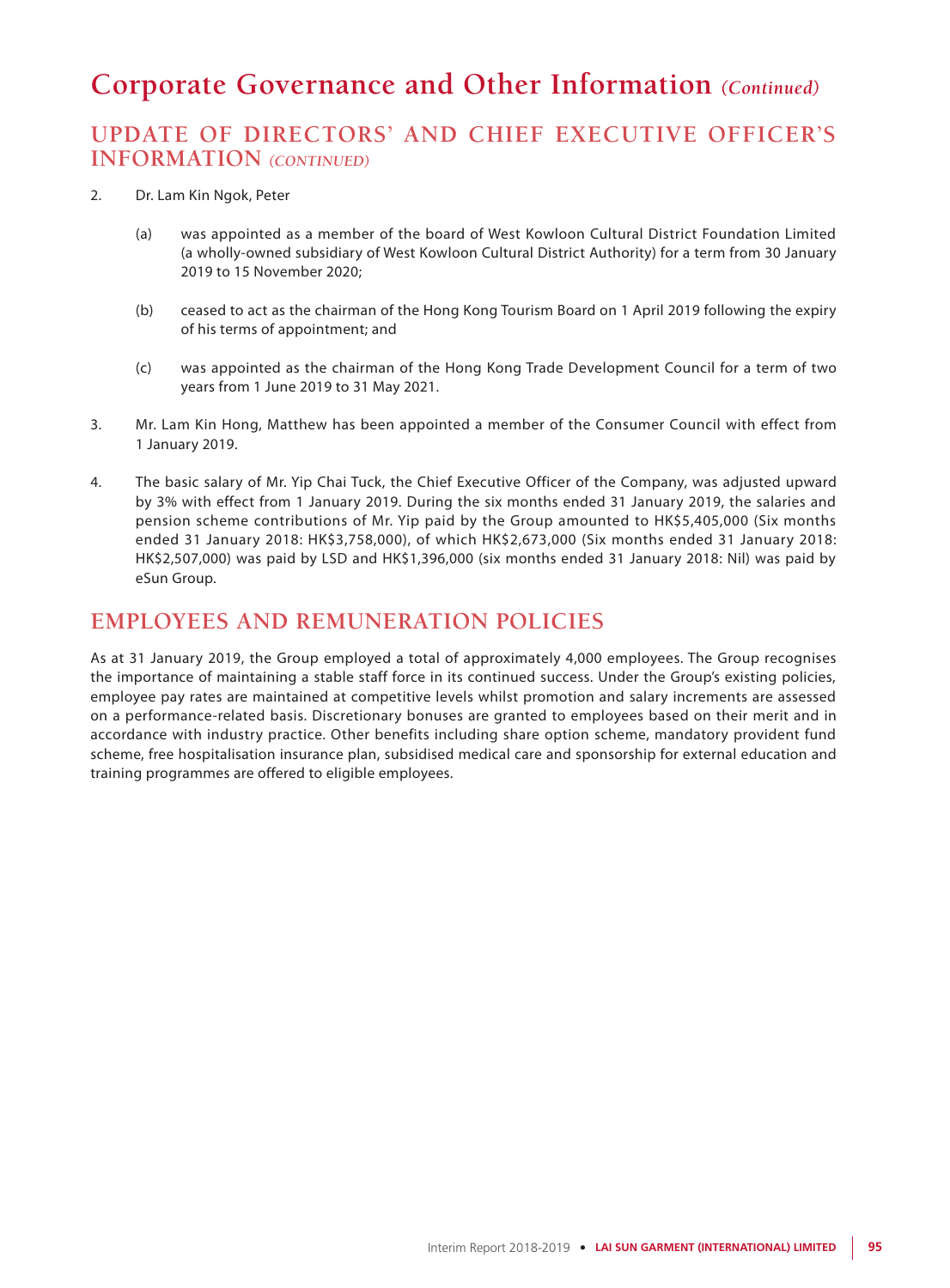# Corporate Governance and Other Information *(Continued)*

## UPDATE OF DIRECTORS' AND CHIEF EXECUTIVE OFFICER'S INFORMATION *(CONTINUED)*

2. Dr. Lam Kin Ngok, Peter

   (a) was appointed as a member of the board of West Kowloon Cultural District Foundation Limited (a wholly-owned subsidiary of West Kowloon Cultural District Authority) for a term from 30 January 2019 to 15 November 2020;

   (b) ceased to act as the chairman of the Hong Kong Tourism Board on 1 April 2019 following the expiry of his terms of appointment; and

   (c) was appointed as the chairman of the Hong Kong Trade Development Council for a term of two years from 1 June 2019 to 31 May 2021.

3. Mr. Lam Kin Hong, Matthew has been appointed a member of the Consumer Council with effect from 1 January 2019.

4. The basic salary of Mr. Yip Chai Tuck, the Chief Executive Officer of the Company, was adjusted upward by 3% with effect from 1 January 2019. During the six months ended 31 January 2019, the salaries and pension scheme contributions of Mr. Yip paid by the Group amounted to HK$5,405,000 (Six months ended 31 January 2018: HK$3,758,000), of which HK$2,673,000 (Six months ended 31 January 2018: HK$2,507,000) was paid by LSD and HK$1,396,000 (six months ended 31 January 2018: Nil) was paid by eSun Group.

## EMPLOYEES AND REMUNERATION POLICIES

As at 31 January 2019, the Group employed a total of approximately 4,000 employees. The Group recognises the importance of maintaining a stable staff force in its continued success. Under the Group's existing policies, employee pay rates are maintained at competitive levels whilst promotion and salary increments are assessed on a performance-related basis. Discretionary bonuses are granted to employees based on their merit and in accordance with industry practice. Other benefits including share option scheme, mandatory provident fund scheme, free hospitalisation insurance plan, subsidised medical care and sponsorship for external education and training programmes are offered to eligible employees.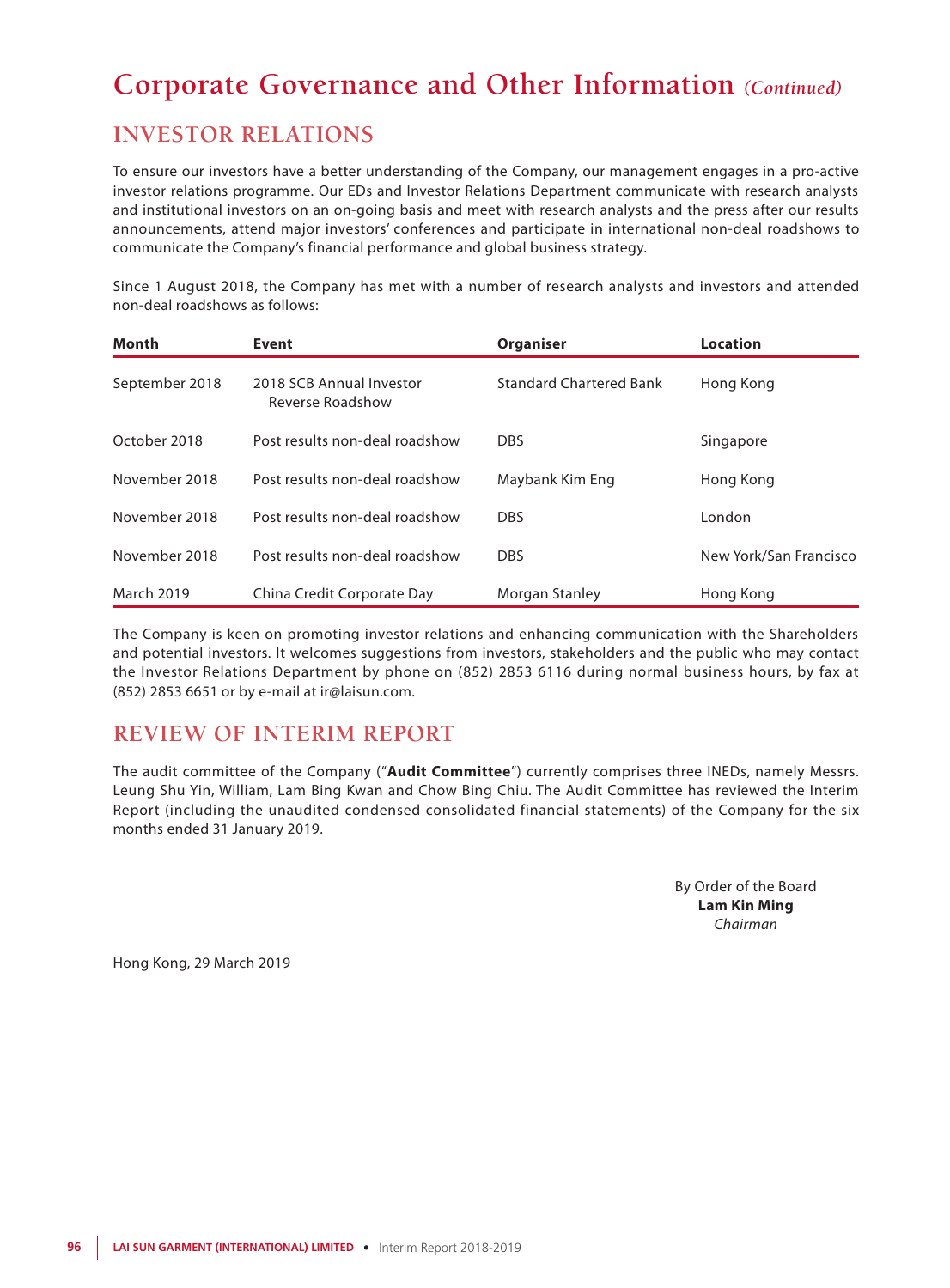# Corporate Governance and Other Information *(Continued)*

## INVESTOR RELATIONS

To ensure our investors have a better understanding of the Company, our management engages in a pro-active investor relations programme. Our EDs and Investor Relations Department communicate with research analysts and institutional investors on an on-going basis and meet with research analysts and the press after our results announcements, attend major investors' conferences and participate in international non-deal roadshows to communicate the Company's financial performance and global business strategy.

Since 1 August 2018, the Company has met with a number of research analysts and investors and attended non-deal roadshows as follows:

| Month | Event | Organiser | Location |
|---|---|---|---|
| September 2018 | 2018 SCB Annual Investor Reverse Roadshow | Standard Chartered Bank | Hong Kong |
| October 2018 | Post results non-deal roadshow | DBS | Singapore |
| November 2018 | Post results non-deal roadshow | Maybank Kim Eng | Hong Kong |
| November 2018 | Post results non-deal roadshow | DBS | London |
| November 2018 | Post results non-deal roadshow | DBS | New York/San Francisco |
| March 2019 | China Credit Corporate Day | Morgan Stanley | Hong Kong |

The Company is keen on promoting investor relations and enhancing communication with the Shareholders and potential investors. It welcomes suggestions from investors, stakeholders and the public who may contact the Investor Relations Department by phone on (852) 2853 6116 during normal business hours, by fax at (852) 2853 6651 or by e-mail at ir@laisun.com.

## REVIEW OF INTERIM REPORT

The audit committee of the Company ("**Audit Committee**") currently comprises three INEDs, namely Messrs. Leung Shu Yin, William, Lam Bing Kwan and Chow Bing Chiu. The Audit Committee has reviewed the Interim Report (including the unaudited condensed consolidated financial statements) of the Company for the six months ended 31 January 2019.

By Order of the Board
**Lam Kin Ming**
*Chairman*

Hong Kong, 29 March 2019